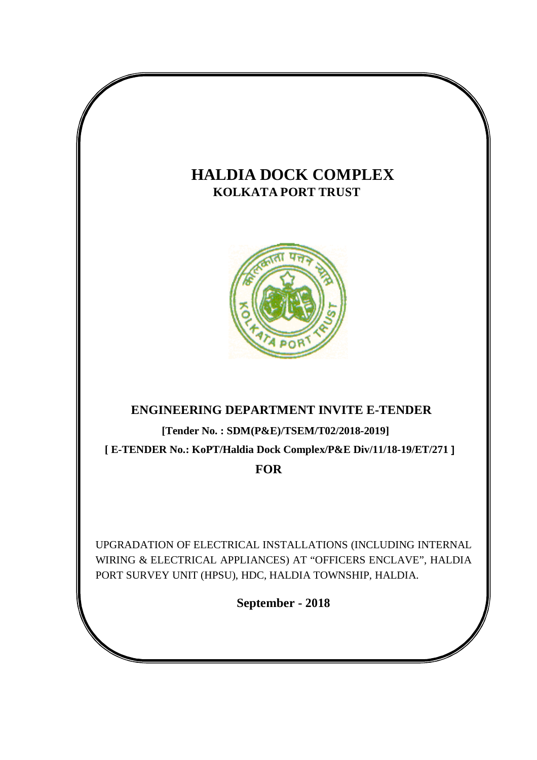# HALDIA DOCK COMPLEX

## KOLKATA PORT TRUST

## ENGINEERING DEPARTMENT INVITE E-TENDER

**[Tender No. : SDM(P&E)/TSEM/T02/2018-2019]**

**[ E-TENDER No.: KoPT/Haldia Dock Complex/P&E Div/11/18-19/ET/271 ]**

**FOR**

UPGRADATION OF ELECTRICAL INSTALLATIONS (INCLUDING INTERNAL WIRING & ELECTRICAL APPLIANCES) AT "OFFICERS ENCLAVE", HALDIA PORT SURVEY UNIT (HPSU), HDC, HALDIA TOWNSHIP, HALDIA.

**September - 2018**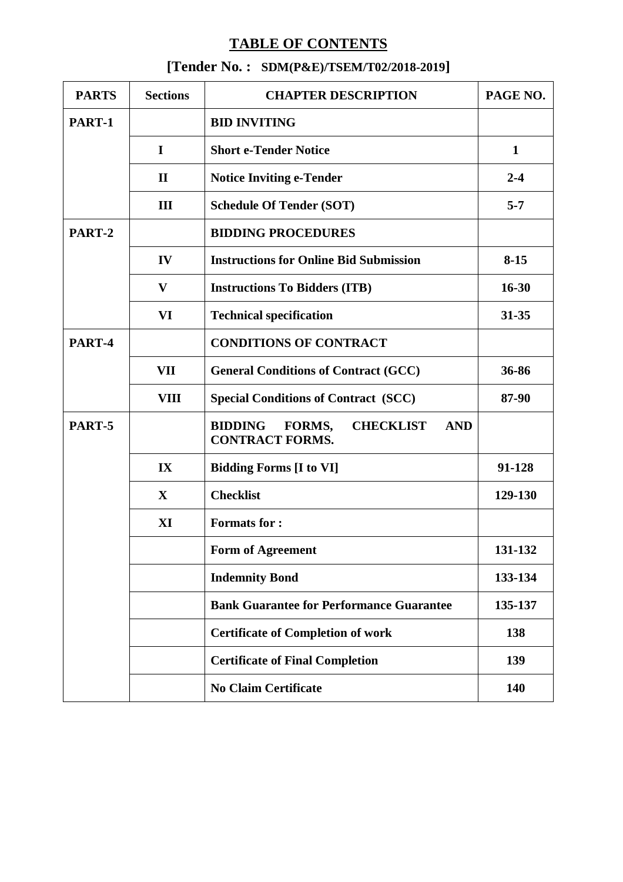# TABLE OF CONTENTS

## [Tender No. : SDM(P&E)/TSEM/T02/2018-2019]

| PARTS | Sections | CHAPTER DESCRIPTION | PAGE NO. |
|---|---|---|---|
| PART-1 | | BID INVITING | |
| | I | Short e-Tender Notice | 1 |
| | II | Notice Inviting e-Tender | 2-4 |
| | III | Schedule Of Tender (SOT) | 5-7 |
| PART-2 | | BIDDING PROCEDURES | |
| | IV | Instructions for Online Bid Submission | 8-15 |
| | V | Instructions To Bidders (ITB) | 16-30 |
| | VI | Technical specification | 31-35 |
| PART-4 | | CONDITIONS OF CONTRACT | |
| | VII | General Conditions of Contract (GCC) | 36-86 |
| | VIII | Special Conditions of Contract (SCC) | 87-90 |
| PART-5 | | BIDDING FORMS, CHECKLIST AND CONTRACT FORMS. | |
| | IX | Bidding Forms [I to VI] | 91-128 |
| | X | Checklist | 129-130 |
| | XI | Formats for : | |
| | | Form of Agreement | 131-132 |
| | | Indemnity Bond | 133-134 |
| | | Bank Guarantee for Performance Guarantee | 135-137 |
| | | Certificate of Completion of work | 138 |
| | | Certificate of Final Completion | 139 |
| | | No Claim Certificate | 140 |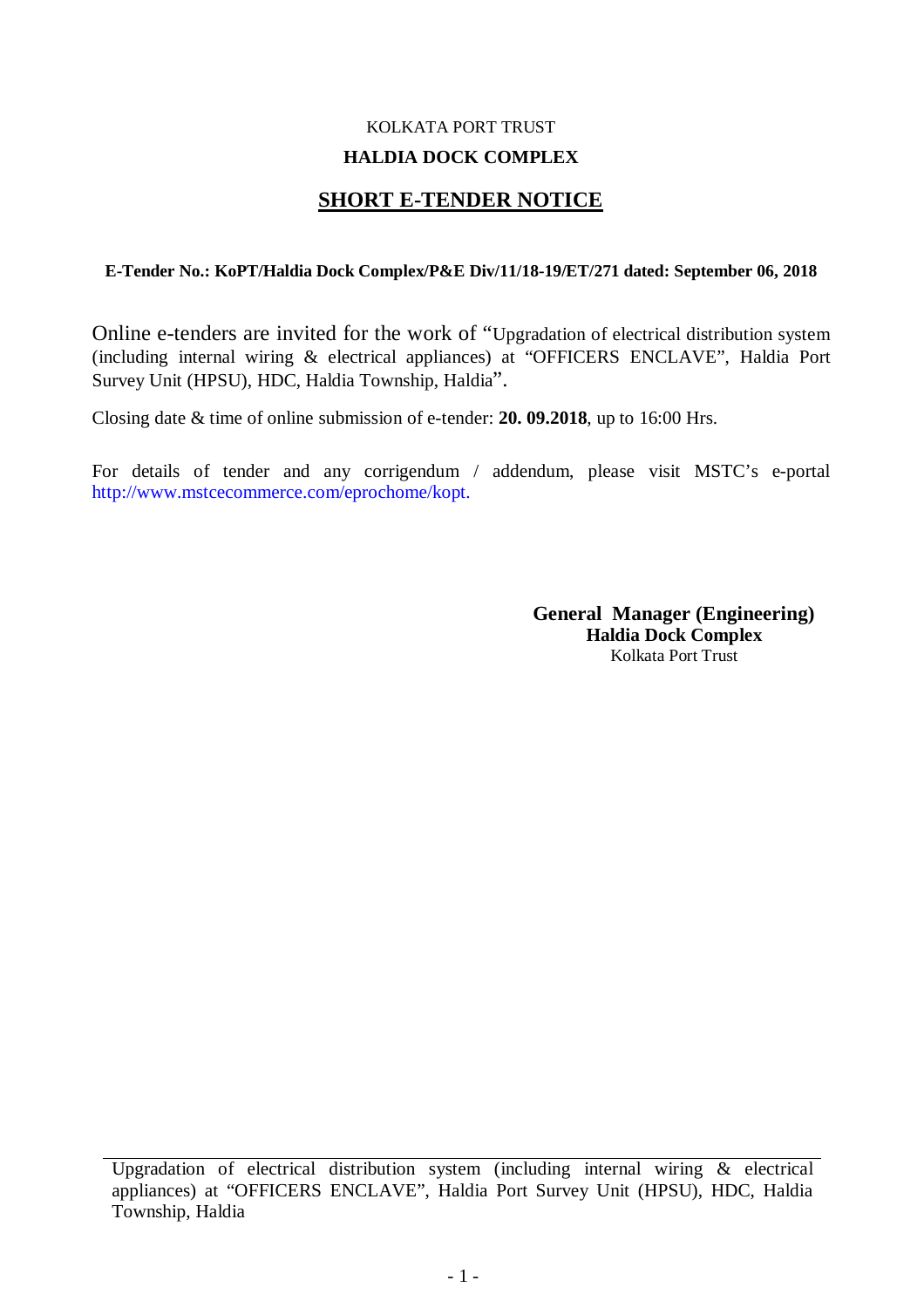KOLKATA PORT TRUST

**HALDIA DOCK COMPLEX**

# SHORT E-TENDER NOTICE

**E-Tender No.: KoPT/Haldia Dock Complex/P&E Div/11/18-19/ET/271 dated: September 06, 2018**

Online e-tenders are invited for the work of "Upgradation of electrical distribution system (including internal wiring & electrical appliances) at "OFFICERS ENCLAVE", Haldia Port Survey Unit (HPSU), HDC, Haldia Township, Haldia".

Closing date & time of online submission of e-tender: **20. 09.2018**, up to 16:00 Hrs.

For details of tender and any corrigendum / addendum, please visit MSTC's e-portal http://www.mstcecommerce.com/eprochome/kopt.

**General Manager (Engineering)**
**Haldia Dock Complex**
Kolkata Port Trust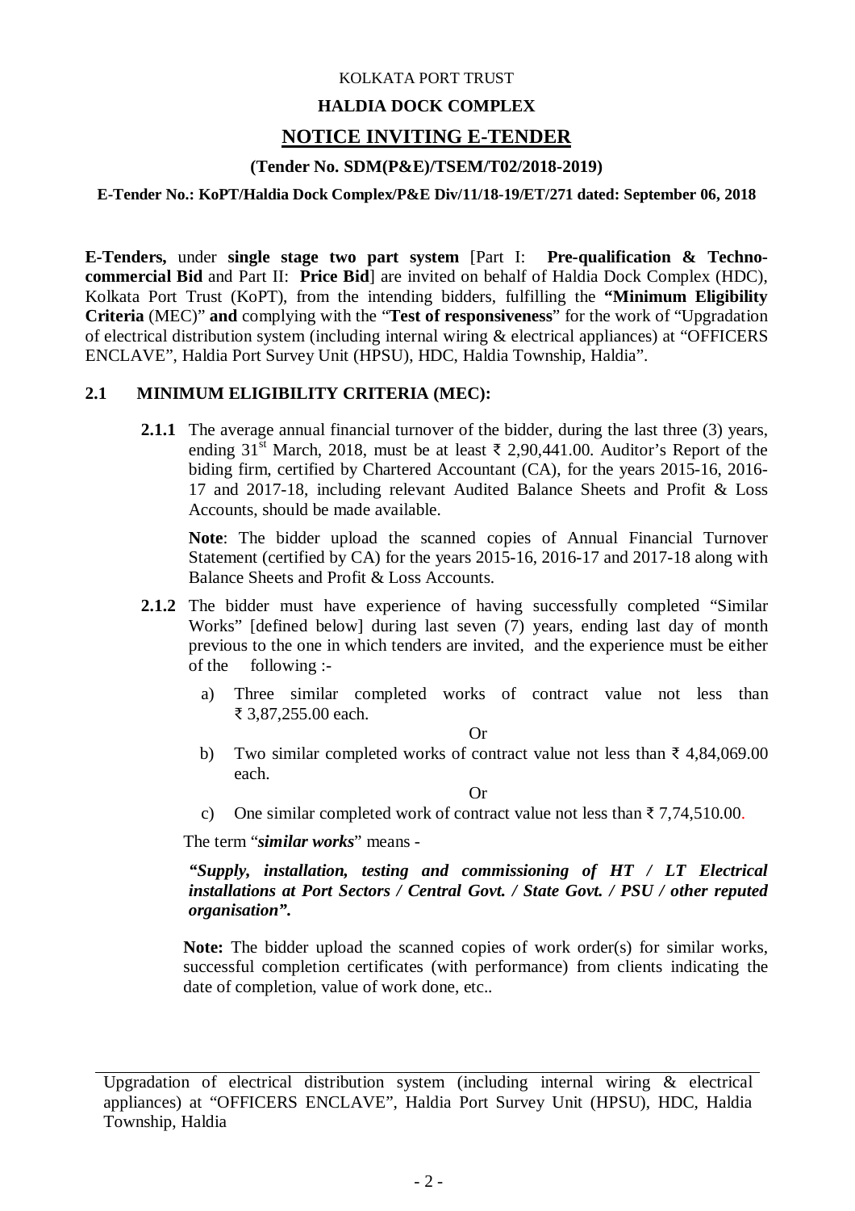KOLKATA PORT TRUST

**HALDIA DOCK COMPLEX**

# NOTICE INVITING E-TENDER

**(Tender No. SDM(P&E)/TSEM/T02/2018-2019)**

**E-Tender No.: KoPT/Haldia Dock Complex/P&E Div/11/18-19/ET/271 dated: September 06, 2018**

**E-Tenders,** under **single stage two part system** [Part I: **Pre-qualification & Techno-commercial Bid** and Part II: **Price Bid**] are invited on behalf of Haldia Dock Complex (HDC), Kolkata Port Trust (KoPT), from the intending bidders, fulfilling the **"Minimum Eligibility Criteria** (MEC)" **and** complying with the "**Test of responsiveness**" for the work of "Upgradation of electrical distribution system (including internal wiring & electrical appliances) at "OFFICERS ENCLAVE", Haldia Port Survey Unit (HPSU), HDC, Haldia Township, Haldia".

## 2.1 MINIMUM ELIGIBILITY CRITERIA (MEC):

**2.1.1** The average annual financial turnover of the bidder, during the last three (3) years, ending 31st March, 2018, must be at least ₹ 2,90,441.00. Auditor's Report of the biding firm, certified by Chartered Accountant (CA), for the years 2015-16, 2016-17 and 2017-18, including relevant Audited Balance Sheets and Profit & Loss Accounts, should be made available.

**Note**: The bidder upload the scanned copies of Annual Financial Turnover Statement (certified by CA) for the years 2015-16, 2016-17 and 2017-18 along with Balance Sheets and Profit & Loss Accounts.

**2.1.2** The bidder must have experience of having successfully completed "Similar Works" [defined below] during last seven (7) years, ending last day of month previous to the one in which tenders are invited, and the experience must be either of the following :-

a) Three similar completed works of contract value not less than ₹ 3,87,255.00 each.

Or

b) Two similar completed works of contract value not less than ₹ 4,84,069.00 each.

Or

c) One similar completed work of contract value not less than ₹ 7,74,510.00.

The term "***similar works***" means -

***"Supply, installation, testing and commissioning of HT / LT Electrical installations at Port Sectors / Central Govt. / State Govt. / PSU / other reputed organisation".***

**Note:** The bidder upload the scanned copies of work order(s) for similar works, successful completion certificates (with performance) from clients indicating the date of completion, value of work done, etc..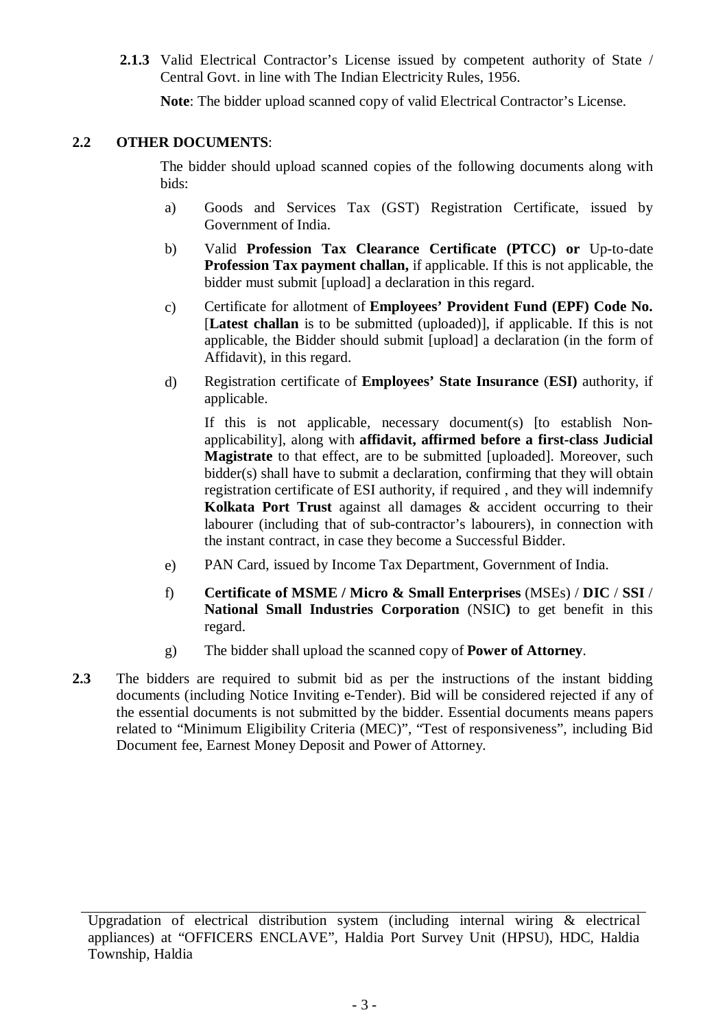**2.1.3** Valid Electrical Contractor's License issued by competent authority of State / Central Govt. in line with The Indian Electricity Rules, 1956.

**Note**: The bidder upload scanned copy of valid Electrical Contractor's License.

**2.2 OTHER DOCUMENTS**:

The bidder should upload scanned copies of the following documents along with bids:

a) Goods and Services Tax (GST) Registration Certificate, issued by Government of India.

b) Valid **Profession Tax Clearance Certificate (PTCC) or** Up-to-date **Profession Tax payment challan,** if applicable. If this is not applicable, the bidder must submit [upload] a declaration in this regard.

c) Certificate for allotment of **Employees' Provident Fund (EPF) Code No.** [**Latest challan** is to be submitted (uploaded)], if applicable. If this is not applicable, the Bidder should submit [upload] a declaration (in the form of Affidavit), in this regard.

d) Registration certificate of **Employees' State Insurance** (**ESI)** authority, if applicable.

If this is not applicable, necessary document(s) [to establish Non-applicability], along with **affidavit, affirmed before a first-class Judicial Magistrate** to that effect, are to be submitted [uploaded]. Moreover, such bidder(s) shall have to submit a declaration, confirming that they will obtain registration certificate of ESI authority, if required , and they will indemnify **Kolkata Port Trust** against all damages & accident occurring to their labourer (including that of sub-contractor's labourers), in connection with the instant contract, in case they become a Successful Bidder.

e) PAN Card, issued by Income Tax Department, Government of India.

f) **Certificate of MSME / Micro & Small Enterprises** (MSEs) / **DIC** / **SSI** / **National Small Industries Corporation** (NSIC**)** to get benefit in this regard.

g) The bidder shall upload the scanned copy of **Power of Attorney**.

**2.3** The bidders are required to submit bid as per the instructions of the instant bidding documents (including Notice Inviting e-Tender). Bid will be considered rejected if any of the essential documents is not submitted by the bidder. Essential documents means papers related to "Minimum Eligibility Criteria (MEC)", "Test of responsiveness", including Bid Document fee, Earnest Money Deposit and Power of Attorney.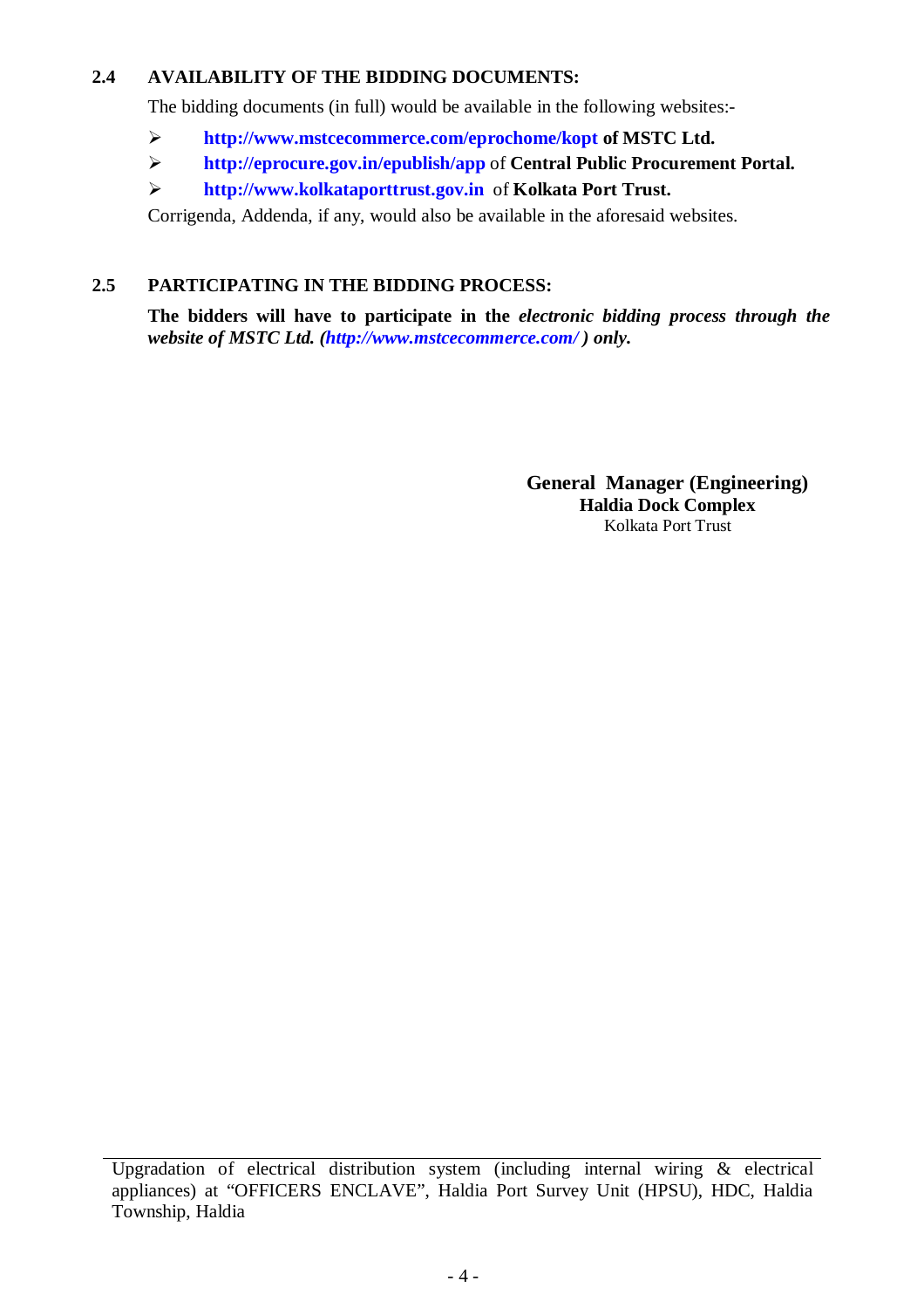### 2.4 AVAILABILITY OF THE BIDDING DOCUMENTS:

The bidding documents (in full) would be available in the following websites:-

- **http://www.mstcecommerce.com/eprochome/kopt of MSTC Ltd.**
- **http://eprocure.gov.in/epublish/app** of **Central Public Procurement Portal.**
- **http://www.kolkataporttrust.gov.in** of **Kolkata Port Trust.**

Corrigenda, Addenda, if any, would also be available in the aforesaid websites.

### 2.5 PARTICIPATING IN THE BIDDING PROCESS:

**The bidders will have to participate in the *electronic bidding process through the website of MSTC Ltd. (http://www.mstcecommerce.com/ ) only.***

**General Manager (Engineering)**
**Haldia Dock Complex**
Kolkata Port Trust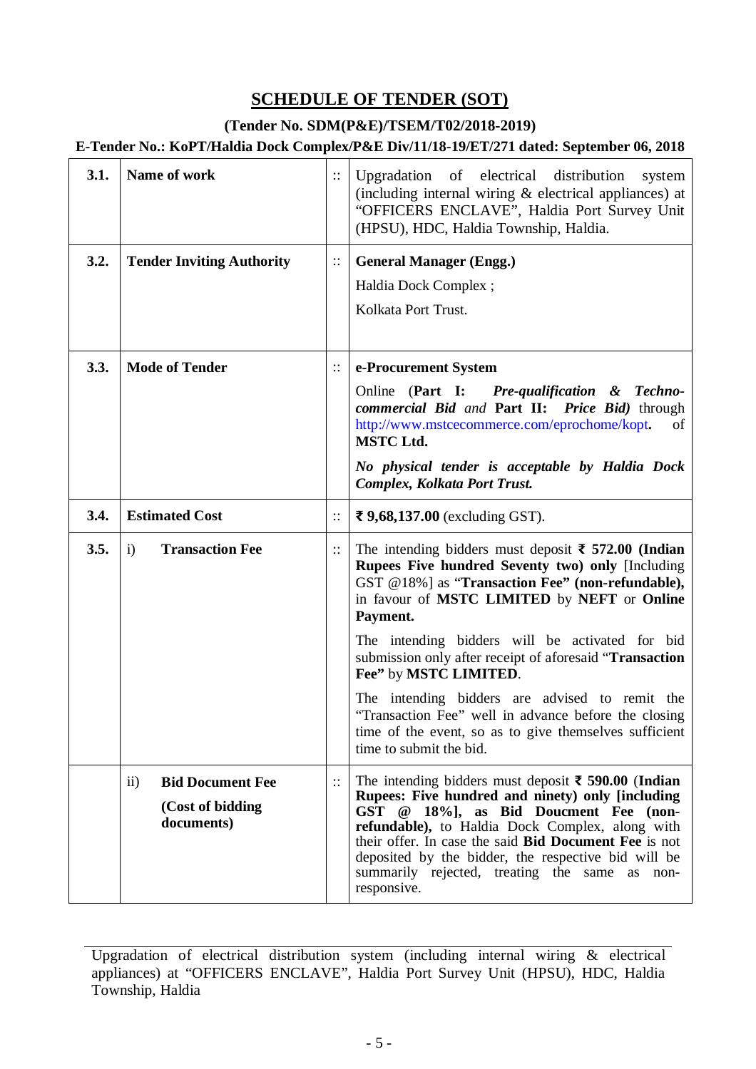## SCHEDULE OF TENDER (SOT)

**(Tender No. SDM(P&E)/TSEM/T02/2018-2019)**

**E-Tender No.: KoPT/Haldia Dock Complex/P&E Div/11/18-19/ET/271 dated: September 06, 2018**

| | | | |
|---|---|---|---|
| **3.1.** | **Name of work** | :: | Upgradation of electrical distribution system (including internal wiring & electrical appliances) at "OFFICERS ENCLAVE", Haldia Port Survey Unit (HPSU), HDC, Haldia Township, Haldia. |
| **3.2.** | **Tender Inviting Authority** | :: | **General Manager (Engg.)**<br>Haldia Dock Complex ;<br>Kolkata Port Trust. |
| **3.3.** | **Mode of Tender** | :: | **e-Procurement System**<br>Online (**Part I:** ***Pre-qualification & Techno-commercial Bid*** *and* **Part II:** ***Price Bid)*** through http://www.mstcecommerce.com/eprochome/kopt**.** of **MSTC Ltd.**<br>***No physical tender is acceptable by Haldia Dock Complex, Kolkata Port Trust.*** |
| **3.4.** | **Estimated Cost** | :: | **₹ 9,68,137.00** (excluding GST). |
| **3.5.** | i) **Transaction Fee** | :: | The intending bidders must deposit **₹ 572.00 (Indian Rupees Five hundred Seventy two) only** [Including GST @18%] as "**Transaction Fee" (non-refundable),** in favour of **MSTC LIMITED** by **NEFT** or **Online Payment.**<br>The intending bidders will be activated for bid submission only after receipt of aforesaid "**Transaction Fee"** by **MSTC LIMITED**.<br>The intending bidders are advised to remit the "Transaction Fee" well in advance before the closing time of the event, so as to give themselves sufficient time to submit the bid. |
| | ii) **Bid Document Fee** **(Cost of bidding documents)** | :: | The intending bidders must deposit **₹ 590.00** (**Indian Rupees: Five hundred and ninety) only [including GST @ 18%], as Bid Doucment Fee (non-refundable),** to Haldia Dock Complex, along with their offer. In case the said **Bid Document Fee** is not deposited by the bidder, the respective bid will be summarily rejected, treating the same as non-responsive. |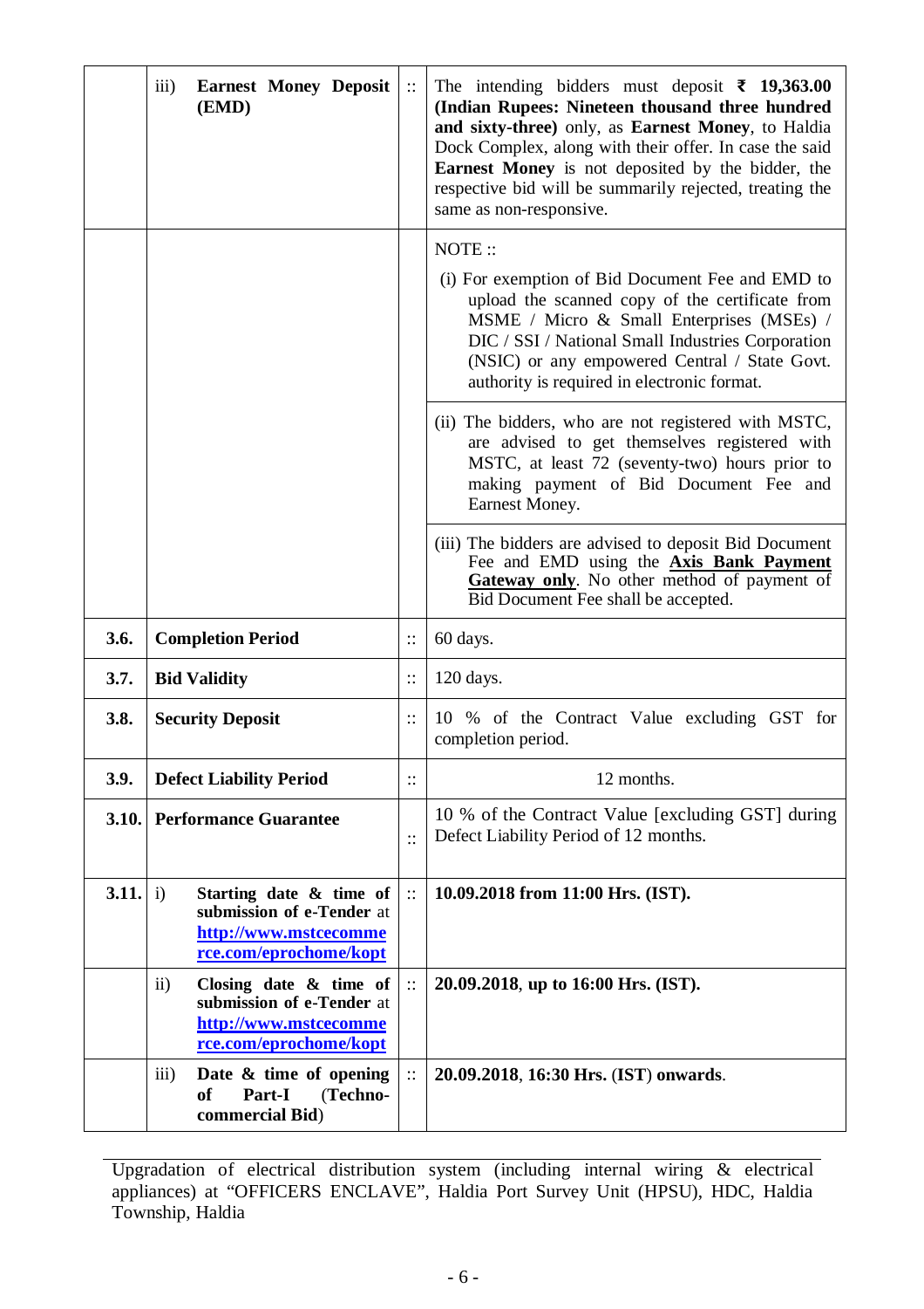| | | | |
|---|---|---|---|
| | iii) **Earnest Money Deposit (EMD)** | :: | The intending bidders must deposit **₹ 19,363.00 (Indian Rupees: Nineteen thousand three hundred and sixty-three)** only, as **Earnest Money**, to Haldia Dock Complex, along with their offer. In case the said **Earnest Money** is not deposited by the bidder, the respective bid will be summarily rejected, treating the same as non-responsive. |
| | | | NOTE ::<br>(i) For exemption of Bid Document Fee and EMD to upload the scanned copy of the certificate from MSME / Micro & Small Enterprises (MSEs) / DIC / SSI / National Small Industries Corporation (NSIC) or any empowered Central / State Govt. authority is required in electronic format. |
| | | | (ii) The bidders, who are not registered with MSTC, are advised to get themselves registered with MSTC, at least 72 (seventy-two) hours prior to making payment of Bid Document Fee and Earnest Money. |
| | | | (iii) The bidders are advised to deposit Bid Document Fee and EMD using the **Axis Bank Payment Gateway only**. No other method of payment of Bid Document Fee shall be accepted. |
| **3.6.** | **Completion Period** | :: | 60 days. |
| **3.7.** | **Bid Validity** | :: | 120 days. |
| **3.8.** | **Security Deposit** | :: | 10 % of the Contract Value excluding GST for completion period. |
| **3.9.** | **Defect Liability Period** | :: | 12 months. |
| **3.10.** | **Performance Guarantee** | :: | 10 % of the Contract Value [excluding GST] during Defect Liability Period of 12 months. |
| **3.11.** | i) **Starting date & time of submission of e-Tender** at **http://www.mstcecommerce.com/eprochome/kopt** | :: | **10.09.2018 from 11:00 Hrs. (IST).** |
| | ii) **Closing date & time of submission of e-Tender** at **http://www.mstcecommerce.com/eprochome/kopt** | :: | **20.09.2018**, **up to 16:00 Hrs. (IST).** |
| | iii) **Date & time of opening of Part-I (Techno-commercial Bid)** | :: | **20.09.2018**, **16:30 Hrs.** (**IST**) **onwards**. |

Upgradation of electrical distribution system (including internal wiring & electrical appliances) at "OFFICERS ENCLAVE", Haldia Port Survey Unit (HPSU), HDC, Haldia Township, Haldia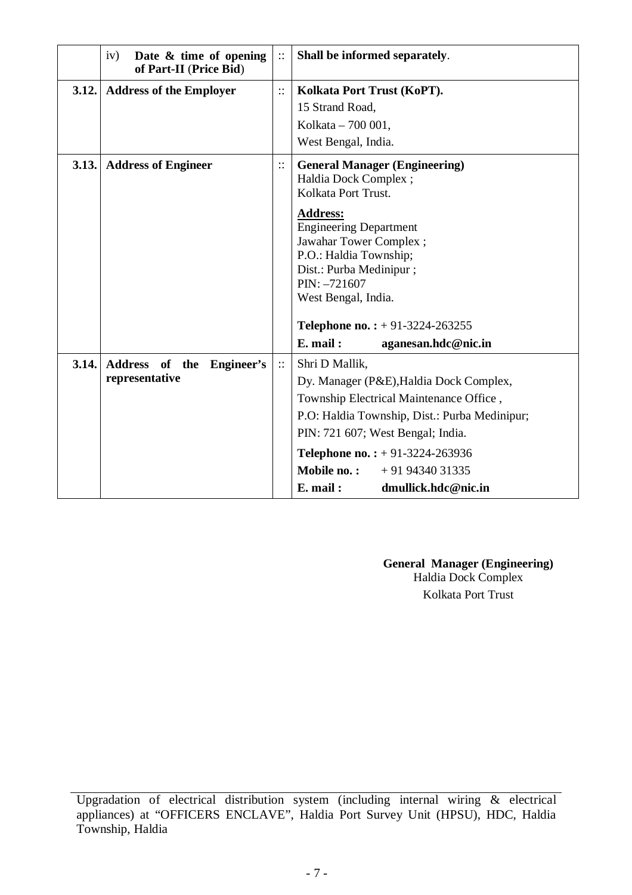|  |  |  |  |
|---|---|---|---|
|  | iv) **Date & time of opening of Part-II (Price Bid)** | :: | **Shall be informed separately**. |
| **3.12.** | **Address of the Employer** | :: | **Kolkata Port Trust (KoPT).**<br>15 Strand Road,<br>Kolkata – 700 001,<br>West Bengal, India. |
| **3.13.** | **Address of Engineer** | :: | **General Manager (Engineering)**<br>Haldia Dock Complex ;<br>Kolkata Port Trust.<br><br>**Address:**<br>Engineering Department<br>Jawahar Tower Complex ;<br>P.O.: Haldia Township;<br>Dist.: Purba Medinipur ;<br>PIN: –721607<br>West Bengal, India.<br><br>**Telephone no. :** + 91-3224-263255<br>**E. mail : aganesan.hdc@nic.in** |
| **3.14.** | **Address of the Engineer's representative** | :: | Shri D Mallik,<br>Dy. Manager (P&E),Haldia Dock Complex,<br>Township Electrical Maintenance Office ,<br>P.O: Haldia Township, Dist.: Purba Medinipur;<br>PIN: 721 607; West Bengal; India.<br>**Telephone no. :** + 91-3224-263936<br>**Mobile no. :** + 91 94340 31335<br>**E. mail : dmullick.hdc@nic.in** |

**General Manager (Engineering)**
Haldia Dock Complex
Kolkata Port Trust

Upgradation of electrical distribution system (including internal wiring & electrical appliances) at "OFFICERS ENCLAVE", Haldia Port Survey Unit (HPSU), HDC, Haldia Township, Haldia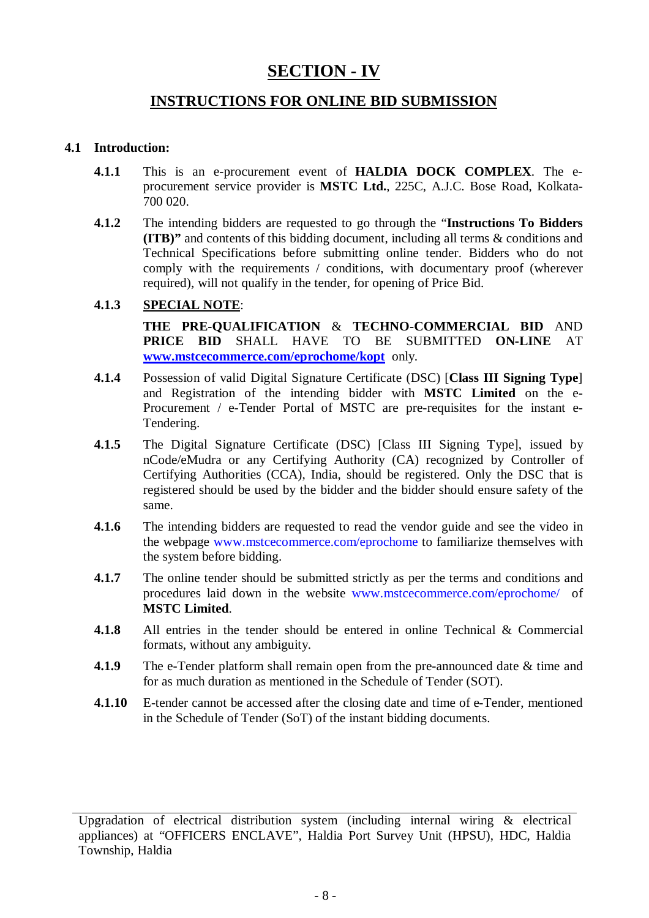# SECTION - IV

## INSTRUCTIONS FOR ONLINE BID SUBMISSION

### 4.1 Introduction:

**4.1.1** This is an e-procurement event of **HALDIA DOCK COMPLEX**. The e-procurement service provider is **MSTC Ltd.**, 225C, A.J.C. Bose Road, Kolkata-700 020.

**4.1.2** The intending bidders are requested to go through the "**Instructions To Bidders (ITB)"** and contents of this bidding document, including all terms & conditions and Technical Specifications before submitting online tender. Bidders who do not comply with the requirements / conditions, with documentary proof (wherever required), will not qualify in the tender, for opening of Price Bid.

**4.1.3** **SPECIAL NOTE**:

**THE PRE-QUALIFICATION** & **TECHNO-COMMERCIAL BID** AND **PRICE BID** SHALL HAVE TO BE SUBMITTED **ON-LINE** AT **www.mstcecommerce.com/eprochome/kopt** only.

**4.1.4** Possession of valid Digital Signature Certificate (DSC) [**Class III Signing Type**] and Registration of the intending bidder with **MSTC Limited** on the e-Procurement / e-Tender Portal of MSTC are pre-requisites for the instant e-Tendering.

**4.1.5** The Digital Signature Certificate (DSC) [Class III Signing Type], issued by nCode/eMudra or any Certifying Authority (CA) recognized by Controller of Certifying Authorities (CCA), India, should be registered. Only the DSC that is registered should be used by the bidder and the bidder should ensure safety of the same.

**4.1.6** The intending bidders are requested to read the vendor guide and see the video in the webpage www.mstcecommerce.com/eprochome to familiarize themselves with the system before bidding.

**4.1.7** The online tender should be submitted strictly as per the terms and conditions and procedures laid down in the website www.mstcecommerce.com/eprochome/ of **MSTC Limited**.

**4.1.8** All entries in the tender should be entered in online Technical & Commercial formats, without any ambiguity.

**4.1.9** The e-Tender platform shall remain open from the pre-announced date & time and for as much duration as mentioned in the Schedule of Tender (SOT).

**4.1.10** E-tender cannot be accessed after the closing date and time of e-Tender, mentioned in the Schedule of Tender (SoT) of the instant bidding documents.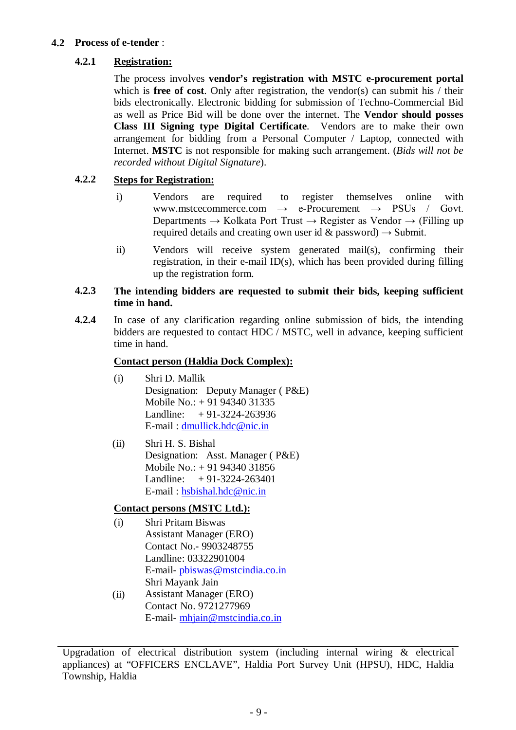## 4.2 Process of e-tender :

### 4.2.1 Registration:

The process involves **vendor's registration with MSTC e-procurement portal** which is **free of cost**. Only after registration, the vendor(s) can submit his / their bids electronically. Electronic bidding for submission of Techno-Commercial Bid as well as Price Bid will be done over the internet. The **Vendor should posses Class III Signing type Digital Certificate**. Vendors are to make their own arrangement for bidding from a Personal Computer / Laptop, connected with Internet. **MSTC** is not responsible for making such arrangement. (*Bids will not be recorded without Digital Signature*).

### 4.2.2 Steps for Registration:

i) Vendors are required to register themselves online with www.mstcecommerce.com → e-Procurement → PSUs / Govt. Departments → Kolkata Port Trust → Register as Vendor → (Filling up required details and creating own user id & password) → Submit.

ii) Vendors will receive system generated mail(s), confirming their registration, in their e-mail ID(s), which has been provided during filling up the registration form.

**4.2.3 The intending bidders are requested to submit their bids, keeping sufficient time in hand.**

**4.2.4** In case of any clarification regarding online submission of bids, the intending bidders are requested to contact HDC / MSTC, well in advance, keeping sufficient time in hand.

**Contact person (Haldia Dock Complex):**

(i) Shri D. Mallik
Designation: Deputy Manager ( P&E)
Mobile No.: + 91 94340 31335
Landline: + 91-3224-263936
E-mail : dmullick.hdc@nic.in

(ii) Shri H. S. Bishal
Designation: Asst. Manager ( P&E)
Mobile No.: + 91 94340 31856
Landline: + 91-3224-263401
E-mail : hsbishal.hdc@nic.in

**Contact persons (MSTC Ltd.):**

(i) Shri Pritam Biswas
Assistant Manager (ERO)
Contact No.- 9903248755
Landline: 03322901004
E-mail- pbiswas@mstcindia.co.in

(ii) Shri Mayank Jain
Assistant Manager (ERO)
Contact No. 9721277969
E-mail- mhjain@mstcindia.co.in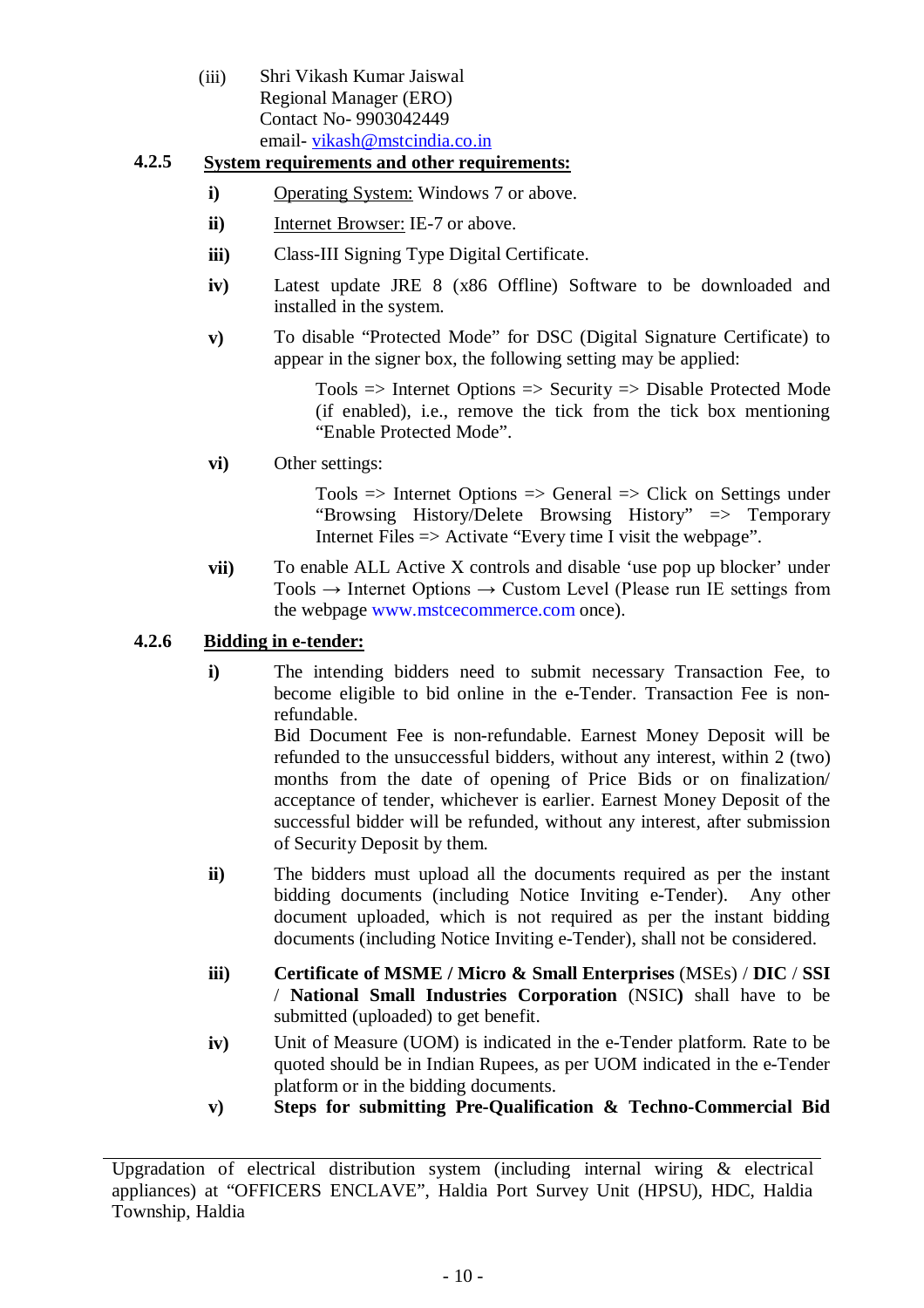(iii) Shri Vikash Kumar Jaiswal
Regional Manager (ERO)
Contact No- 9903042449
email- vikash@mstcindia.co.in

**4.2.5 System requirements and other requirements:**

**i)** Operating System: Windows 7 or above.

**ii)** Internet Browser: IE-7 or above.

**iii)** Class-III Signing Type Digital Certificate.

**iv)** Latest update JRE 8 (x86 Offline) Software to be downloaded and installed in the system.

**v)** To disable "Protected Mode" for DSC (Digital Signature Certificate) to appear in the signer box, the following setting may be applied:

Tools => Internet Options => Security => Disable Protected Mode (if enabled), i.e., remove the tick from the tick box mentioning "Enable Protected Mode".

**vi)** Other settings:

Tools => Internet Options => General => Click on Settings under "Browsing History/Delete Browsing History" => Temporary Internet Files => Activate "Every time I visit the webpage".

**vii)** To enable ALL Active X controls and disable 'use pop up blocker' under Tools → Internet Options → Custom Level (Please run IE settings from the webpage www.mstcecommerce.com once).

**4.2.6 Bidding in e-tender:**

**i)** The intending bidders need to submit necessary Transaction Fee, to become eligible to bid online in the e-Tender. Transaction Fee is non-refundable.
Bid Document Fee is non-refundable. Earnest Money Deposit will be refunded to the unsuccessful bidders, without any interest, within 2 (two) months from the date of opening of Price Bids or on finalization/ acceptance of tender, whichever is earlier. Earnest Money Deposit of the successful bidder will be refunded, without any interest, after submission of Security Deposit by them.

**ii)** The bidders must upload all the documents required as per the instant bidding documents (including Notice Inviting e-Tender). Any other document uploaded, which is not required as per the instant bidding documents (including Notice Inviting e-Tender), shall not be considered.

**iii)** **Certificate of MSME / Micro & Small Enterprises** (MSEs) / **DIC** / **SSI** / **National Small Industries Corporation** (NSIC**)** shall have to be submitted (uploaded) to get benefit.

**iv)** Unit of Measure (UOM) is indicated in the e-Tender platform. Rate to be quoted should be in Indian Rupees, as per UOM indicated in the e-Tender platform or in the bidding documents.

**v)** **Steps for submitting Pre-Qualification & Techno-Commercial Bid**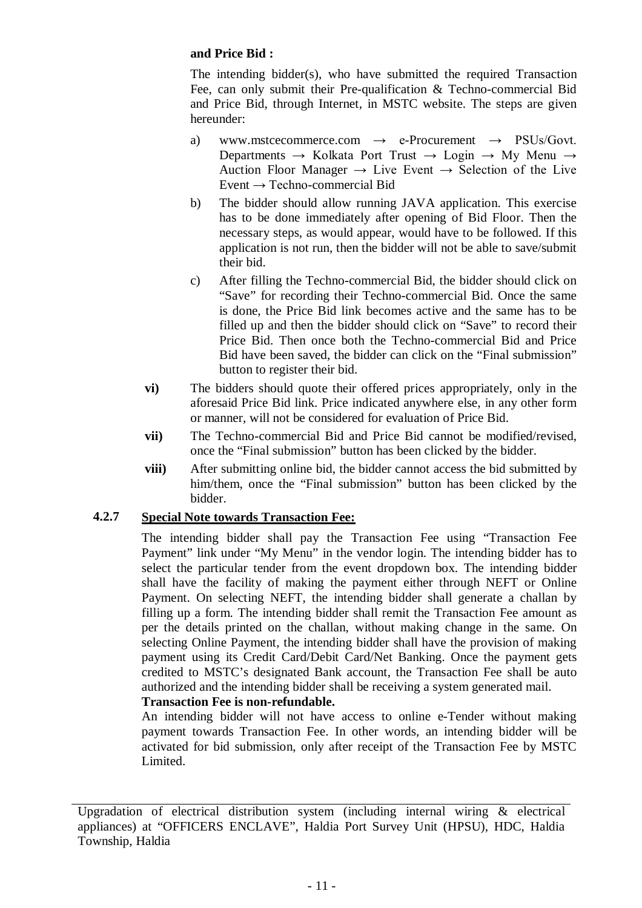**and Price Bid :**

The intending bidder(s), who have submitted the required Transaction Fee, can only submit their Pre-qualification & Techno-commercial Bid and Price Bid, through Internet, in MSTC website. The steps are given hereunder:

a) www.mstcecommerce.com → e-Procurement → PSUs/Govt. Departments → Kolkata Port Trust → Login → My Menu → Auction Floor Manager → Live Event → Selection of the Live Event → Techno-commercial Bid

b) The bidder should allow running JAVA application. This exercise has to be done immediately after opening of Bid Floor. Then the necessary steps, as would appear, would have to be followed. If this application is not run, then the bidder will not be able to save/submit their bid.

c) After filling the Techno-commercial Bid, the bidder should click on "Save" for recording their Techno-commercial Bid. Once the same is done, the Price Bid link becomes active and the same has to be filled up and then the bidder should click on "Save" to record their Price Bid. Then once both the Techno-commercial Bid and Price Bid have been saved, the bidder can click on the "Final submission" button to register their bid.

**vi)** The bidders should quote their offered prices appropriately, only in the aforesaid Price Bid link. Price indicated anywhere else, in any other form or manner, will not be considered for evaluation of Price Bid.

**vii)** The Techno-commercial Bid and Price Bid cannot be modified/revised, once the "Final submission" button has been clicked by the bidder.

**viii)** After submitting online bid, the bidder cannot access the bid submitted by him/them, once the "Final submission" button has been clicked by the bidder.

**4.2.7 <u>Special Note towards Transaction Fee:</u>**

The intending bidder shall pay the Transaction Fee using "Transaction Fee Payment" link under "My Menu" in the vendor login. The intending bidder has to select the particular tender from the event dropdown box. The intending bidder shall have the facility of making the payment either through NEFT or Online Payment. On selecting NEFT, the intending bidder shall generate a challan by filling up a form. The intending bidder shall remit the Transaction Fee amount as per the details printed on the challan, without making change in the same. On selecting Online Payment, the intending bidder shall have the provision of making payment using its Credit Card/Debit Card/Net Banking. Once the payment gets credited to MSTC's designated Bank account, the Transaction Fee shall be auto authorized and the intending bidder shall be receiving a system generated mail.

**Transaction Fee is non-refundable.**

An intending bidder will not have access to online e-Tender without making payment towards Transaction Fee. In other words, an intending bidder will be activated for bid submission, only after receipt of the Transaction Fee by MSTC Limited.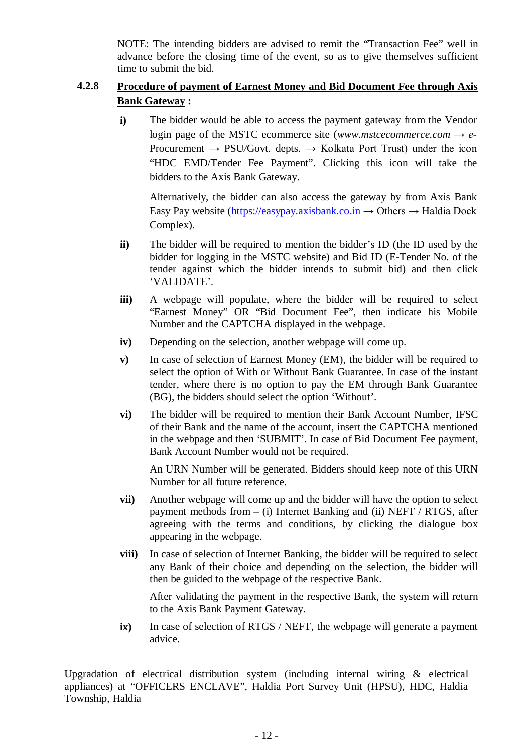NOTE: The intending bidders are advised to remit the "Transaction Fee" well in advance before the closing time of the event, so as to give themselves sufficient time to submit the bid.

#### 4.2.8 **Procedure of payment of Earnest Money and Bid Document Fee through Axis Bank Gateway :**

**i)** The bidder would be able to access the payment gateway from the Vendor login page of the MSTC ecommerce site (*www.mstcecommerce.com* → *e*-Procurement → PSU/Govt. depts. → Kolkata Port Trust) under the icon "HDC EMD/Tender Fee Payment". Clicking this icon will take the bidders to the Axis Bank Gateway.

Alternatively, the bidder can also access the gateway by from Axis Bank Easy Pay website (https://easypay.axisbank.co.in → Others → Haldia Dock Complex).

**ii)** The bidder will be required to mention the bidder's ID (the ID used by the bidder for logging in the MSTC website) and Bid ID (E-Tender No. of the tender against which the bidder intends to submit bid) and then click 'VALIDATE'.

**iii)** A webpage will populate, where the bidder will be required to select "Earnest Money" OR "Bid Document Fee", then indicate his Mobile Number and the CAPTCHA displayed in the webpage.

**iv)** Depending on the selection, another webpage will come up.

**v)** In case of selection of Earnest Money (EM), the bidder will be required to select the option of With or Without Bank Guarantee. In case of the instant tender, where there is no option to pay the EM through Bank Guarantee (BG), the bidders should select the option 'Without'.

**vi)** The bidder will be required to mention their Bank Account Number, IFSC of their Bank and the name of the account, insert the CAPTCHA mentioned in the webpage and then 'SUBMIT'. In case of Bid Document Fee payment, Bank Account Number would not be required.

An URN Number will be generated. Bidders should keep note of this URN Number for all future reference.

**vii)** Another webpage will come up and the bidder will have the option to select payment methods from – (i) Internet Banking and (ii) NEFT / RTGS, after agreeing with the terms and conditions, by clicking the dialogue box appearing in the webpage.

**viii)** In case of selection of Internet Banking, the bidder will be required to select any Bank of their choice and depending on the selection, the bidder will then be guided to the webpage of the respective Bank.

After validating the payment in the respective Bank, the system will return to the Axis Bank Payment Gateway.

**ix)** In case of selection of RTGS / NEFT, the webpage will generate a payment advice.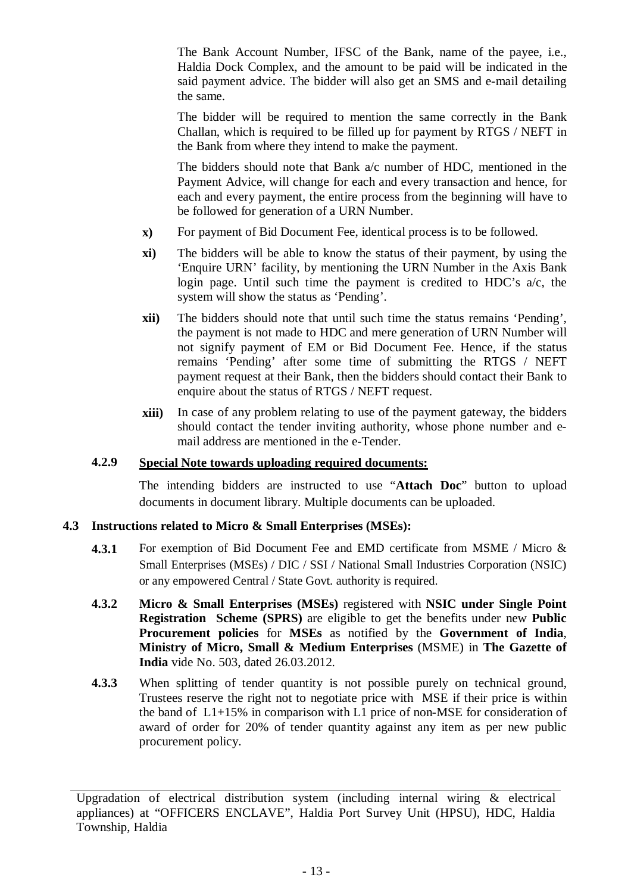The Bank Account Number, IFSC of the Bank, name of the payee, i.e., Haldia Dock Complex, and the amount to be paid will be indicated in the said payment advice. The bidder will also get an SMS and e-mail detailing the same.

The bidder will be required to mention the same correctly in the Bank Challan, which is required to be filled up for payment by RTGS / NEFT in the Bank from where they intend to make the payment.

The bidders should note that Bank a/c number of HDC, mentioned in the Payment Advice, will change for each and every transaction and hence, for each and every payment, the entire process from the beginning will have to be followed for generation of a URN Number.

- **x)** For payment of Bid Document Fee, identical process is to be followed.
- **xi)** The bidders will be able to know the status of their payment, by using the 'Enquire URN' facility, by mentioning the URN Number in the Axis Bank login page. Until such time the payment is credited to HDC's a/c, the system will show the status as 'Pending'.
- **xii)** The bidders should note that until such time the status remains 'Pending', the payment is not made to HDC and mere generation of URN Number will not signify payment of EM or Bid Document Fee. Hence, if the status remains 'Pending' after some time of submitting the RTGS / NEFT payment request at their Bank, then the bidders should contact their Bank to enquire about the status of RTGS / NEFT request.
- **xiii)** In case of any problem relating to use of the payment gateway, the bidders should contact the tender inviting authority, whose phone number and e-mail address are mentioned in the e-Tender.

### 4.2.9 Special Note towards uploading required documents:

The intending bidders are instructed to use "**Attach Doc**" button to upload documents in document library. Multiple documents can be uploaded.

## 4.3 Instructions related to Micro & Small Enterprises (MSEs):

**4.3.1** For exemption of Bid Document Fee and EMD certificate from MSME / Micro & Small Enterprises (MSEs) / DIC / SSI / National Small Industries Corporation (NSIC) or any empowered Central / State Govt. authority is required.

**4.3.2** **Micro & Small Enterprises (MSEs)** registered with **NSIC under Single Point Registration Scheme (SPRS)** are eligible to get the benefits under new **Public Procurement policies** for **MSEs** as notified by the **Government of India**, **Ministry of Micro, Small & Medium Enterprises** (MSME) in **The Gazette of India** vide No. 503, dated 26.03.2012.

**4.3.3** When splitting of tender quantity is not possible purely on technical ground, Trustees reserve the right not to negotiate price with MSE if their price is within the band of L1+15% in comparison with L1 price of non-MSE for consideration of award of order for 20% of tender quantity against any item as per new public procurement policy.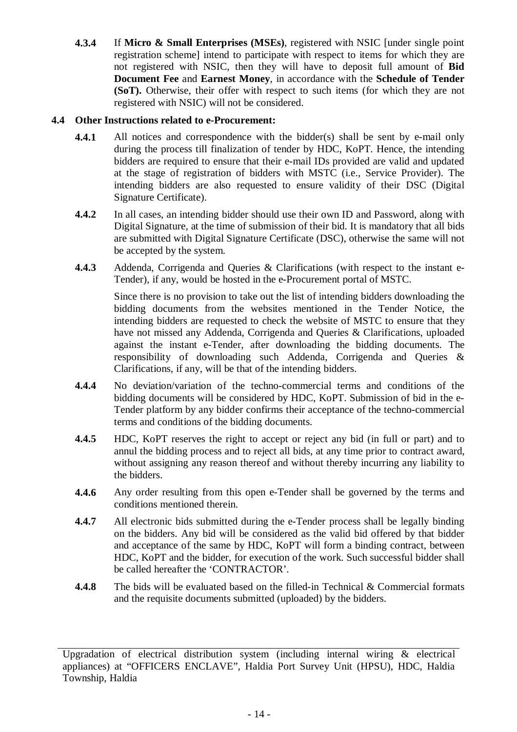**4.3.4** If **Micro & Small Enterprises (MSEs)**, registered with NSIC [under single point registration scheme] intend to participate with respect to items for which they are not registered with NSIC, then they will have to deposit full amount of **Bid Document Fee** and **Earnest Money**, in accordance with the **Schedule of Tender (SoT).** Otherwise, their offer with respect to such items (for which they are not registered with NSIC) will not be considered.

### 4.4 Other Instructions related to e-Procurement:

**4.4.1** All notices and correspondence with the bidder(s) shall be sent by e-mail only during the process till finalization of tender by HDC, KoPT. Hence, the intending bidders are required to ensure that their e-mail IDs provided are valid and updated at the stage of registration of bidders with MSTC (i.e., Service Provider). The intending bidders are also requested to ensure validity of their DSC (Digital Signature Certificate).

**4.4.2** In all cases, an intending bidder should use their own ID and Password, along with Digital Signature, at the time of submission of their bid. It is mandatory that all bids are submitted with Digital Signature Certificate (DSC), otherwise the same will not be accepted by the system.

**4.4.3** Addenda, Corrigenda and Queries & Clarifications (with respect to the instant e-Tender), if any, would be hosted in the e-Procurement portal of MSTC.

Since there is no provision to take out the list of intending bidders downloading the bidding documents from the websites mentioned in the Tender Notice, the intending bidders are requested to check the website of MSTC to ensure that they have not missed any Addenda, Corrigenda and Queries & Clarifications, uploaded against the instant e-Tender, after downloading the bidding documents. The responsibility of downloading such Addenda, Corrigenda and Queries & Clarifications, if any, will be that of the intending bidders.

**4.4.4** No deviation/variation of the techno-commercial terms and conditions of the bidding documents will be considered by HDC, KoPT. Submission of bid in the e-Tender platform by any bidder confirms their acceptance of the techno-commercial terms and conditions of the bidding documents.

**4.4.5** HDC, KoPT reserves the right to accept or reject any bid (in full or part) and to annul the bidding process and to reject all bids, at any time prior to contract award, without assigning any reason thereof and without thereby incurring any liability to the bidders.

**4.4.6** Any order resulting from this open e-Tender shall be governed by the terms and conditions mentioned therein.

**4.4.7** All electronic bids submitted during the e-Tender process shall be legally binding on the bidders. Any bid will be considered as the valid bid offered by that bidder and acceptance of the same by HDC, KoPT will form a binding contract, between HDC, KoPT and the bidder, for execution of the work. Such successful bidder shall be called hereafter the 'CONTRACTOR'.

**4.4.8** The bids will be evaluated based on the filled-in Technical & Commercial formats and the requisite documents submitted (uploaded) by the bidders.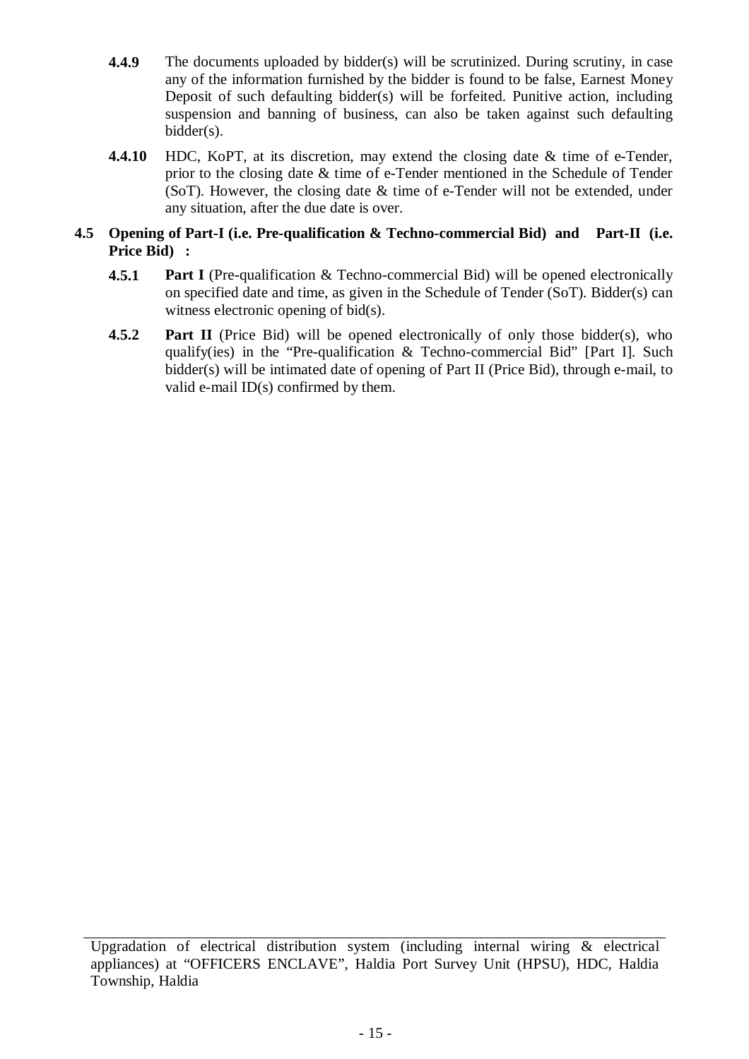**4.4.9** The documents uploaded by bidder(s) will be scrutinized. During scrutiny, in case any of the information furnished by the bidder is found to be false, Earnest Money Deposit of such defaulting bidder(s) will be forfeited. Punitive action, including suspension and banning of business, can also be taken against such defaulting bidder(s).

**4.4.10** HDC, KoPT, at its discretion, may extend the closing date & time of e-Tender, prior to the closing date & time of e-Tender mentioned in the Schedule of Tender (SoT). However, the closing date & time of e-Tender will not be extended, under any situation, after the due date is over.

**4.5 Opening of Part-I (i.e. Pre-qualification & Techno-commercial Bid) and Part-II (i.e. Price Bid) :**

**4.5.1** **Part I** (Pre-qualification & Techno-commercial Bid) will be opened electronically on specified date and time, as given in the Schedule of Tender (SoT). Bidder(s) can witness electronic opening of bid(s).

**4.5.2** **Part II** (Price Bid) will be opened electronically of only those bidder(s), who qualify(ies) in the "Pre-qualification & Techno-commercial Bid" [Part I]. Such bidder(s) will be intimated date of opening of Part II (Price Bid), through e-mail, to valid e-mail ID(s) confirmed by them.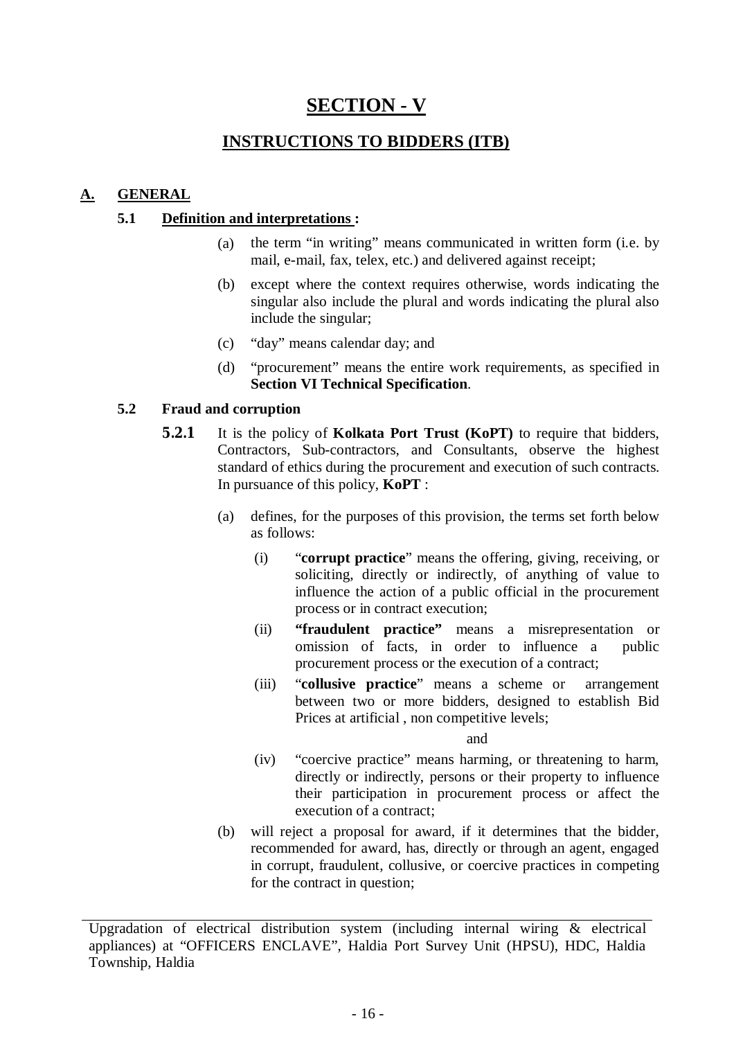# SECTION - V

## INSTRUCTIONS TO BIDDERS (ITB)

### A. GENERAL

#### 5.1 Definition and interpretations :

(a) the term "in writing" means communicated in written form (i.e. by mail, e-mail, fax, telex, etc.) and delivered against receipt;

(b) except where the context requires otherwise, words indicating the singular also include the plural and words indicating the plural also include the singular;

(c) "day" means calendar day; and

(d) "procurement" means the entire work requirements, as specified in **Section VI Technical Specification**.

#### 5.2 Fraud and corruption

**5.2.1** It is the policy of **Kolkata Port Trust (KoPT)** to require that bidders, Contractors, Sub-contractors, and Consultants, observe the highest standard of ethics during the procurement and execution of such contracts. In pursuance of this policy, **KoPT** :

(a) defines, for the purposes of this provision, the terms set forth below as follows:

(i) "**corrupt practice**" means the offering, giving, receiving, or soliciting, directly or indirectly, of anything of value to influence the action of a public official in the procurement process or in contract execution;

(ii) **"fraudulent practice"** means a misrepresentation or omission of facts, in order to influence a public procurement process or the execution of a contract;

(iii) "**collusive practice**" means a scheme or arrangement between two or more bidders, designed to establish Bid Prices at artificial , non competitive levels;

and

(iv) "coercive practice" means harming, or threatening to harm, directly or indirectly, persons or their property to influence their participation in procurement process or affect the execution of a contract;

(b) will reject a proposal for award, if it determines that the bidder, recommended for award, has, directly or through an agent, engaged in corrupt, fraudulent, collusive, or coercive practices in competing for the contract in question;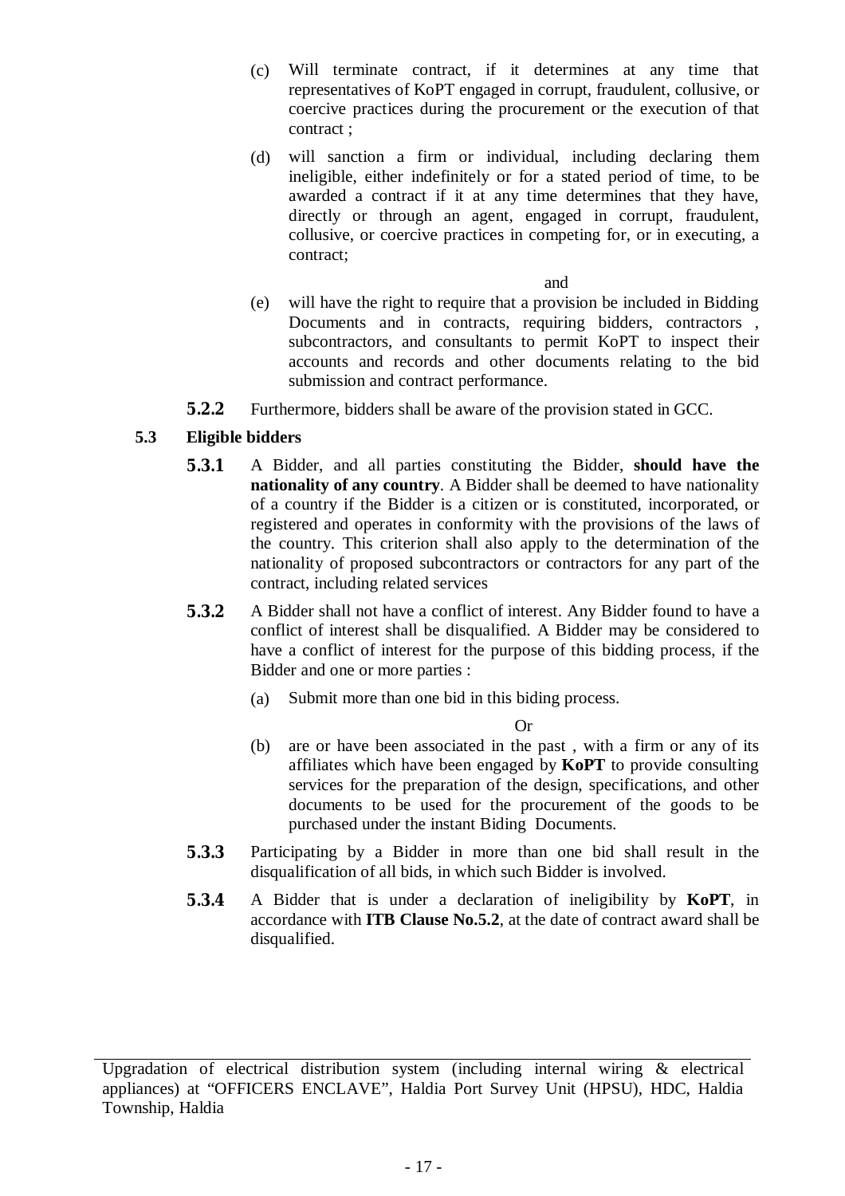(c) Will terminate contract, if it determines at any time that representatives of KoPT engaged in corrupt, fraudulent, collusive, or coercive practices during the procurement or the execution of that contract ;

(d) will sanction a firm or individual, including declaring them ineligible, either indefinitely or for a stated period of time, to be awarded a contract if it at any time determines that they have, directly or through an agent, engaged in corrupt, fraudulent, collusive, or coercive practices in competing for, or in executing, a contract;

and

(e) will have the right to require that a provision be included in Bidding Documents and in contracts, requiring bidders, contractors , subcontractors, and consultants to permit KoPT to inspect their accounts and records and other documents relating to the bid submission and contract performance.

**5.2.2** Furthermore, bidders shall be aware of the provision stated in GCC.

**5.3 Eligible bidders**

**5.3.1** A Bidder, and all parties constituting the Bidder, **should have the nationality of any country**. A Bidder shall be deemed to have nationality of a country if the Bidder is a citizen or is constituted, incorporated, or registered and operates in conformity with the provisions of the laws of the country. This criterion shall also apply to the determination of the nationality of proposed subcontractors or contractors for any part of the contract, including related services

**5.3.2** A Bidder shall not have a conflict of interest. Any Bidder found to have a conflict of interest shall be disqualified. A Bidder may be considered to have a conflict of interest for the purpose of this bidding process, if the Bidder and one or more parties :

(a) Submit more than one bid in this biding process.

Or

(b) are or have been associated in the past , with a firm or any of its affiliates which have been engaged by **KoPT** to provide consulting services for the preparation of the design, specifications, and other documents to be used for the procurement of the goods to be purchased under the instant Biding Documents.

**5.3.3** Participating by a Bidder in more than one bid shall result in the disqualification of all bids, in which such Bidder is involved.

**5.3.4** A Bidder that is under a declaration of ineligibility by **KoPT**, in accordance with **ITB Clause No.5.2**, at the date of contract award shall be disqualified.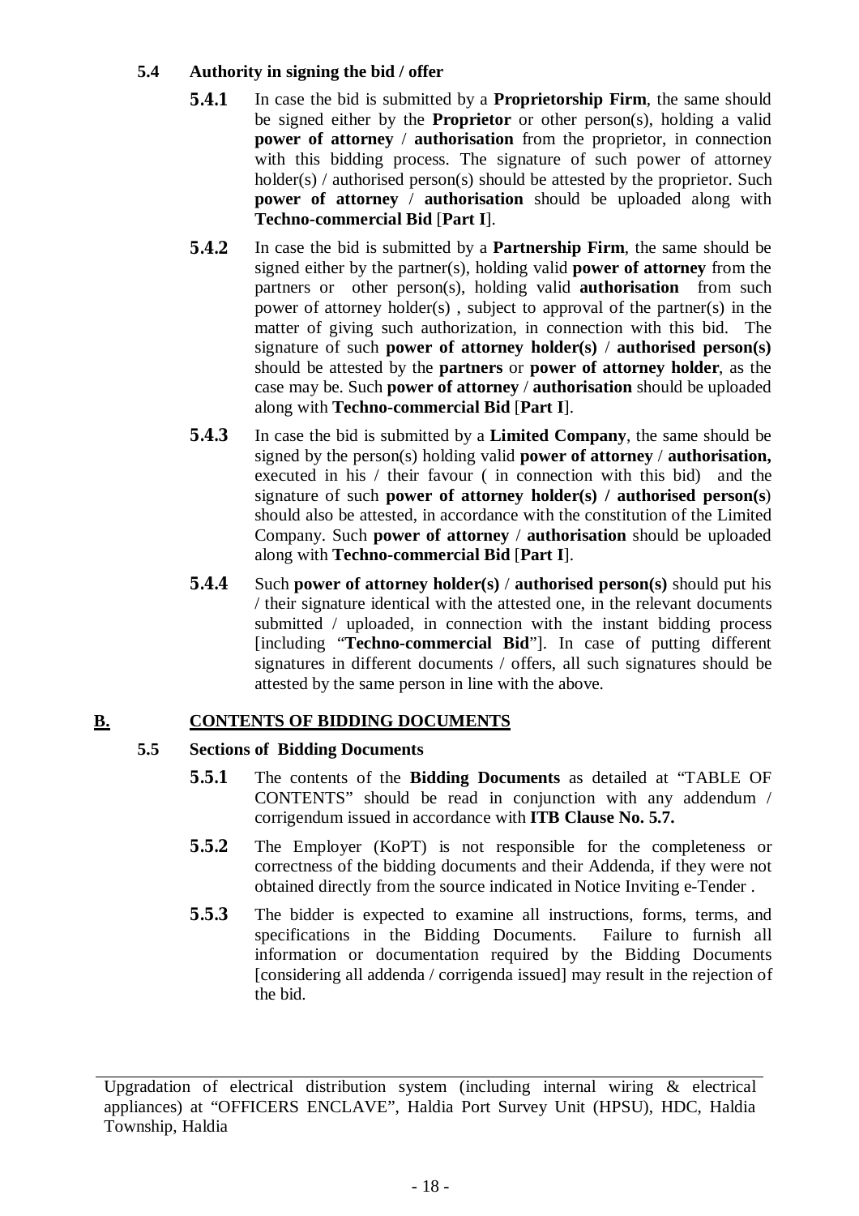### 5.4 Authority in signing the bid / offer

**5.4.1** In case the bid is submitted by a **Proprietorship Firm**, the same should be signed either by the **Proprietor** or other person(s), holding a valid **power of attorney** / **authorisation** from the proprietor, in connection with this bidding process. The signature of such power of attorney holder(s) / authorised person(s) should be attested by the proprietor. Such **power of attorney** / **authorisation** should be uploaded along with **Techno-commercial Bid** [**Part I**].

**5.4.2** In case the bid is submitted by a **Partnership Firm**, the same should be signed either by the partner(s), holding valid **power of attorney** from the partners or other person(s), holding valid **authorisation** from such power of attorney holder(s) , subject to approval of the partner(s) in the matter of giving such authorization, in connection with this bid. The signature of such **power of attorney holder(s)** / **authorised person(s)** should be attested by the **partners** or **power of attorney holder**, as the case may be. Such **power of attorney** / **authorisation** should be uploaded along with **Techno-commercial Bid** [**Part I**].

**5.4.3** In case the bid is submitted by a **Limited Company**, the same should be signed by the person(s) holding valid **power of attorney** / **authorisation,** executed in his / their favour ( in connection with this bid) and the signature of such **power of attorney holder(s) / authorised person(s**) should also be attested, in accordance with the constitution of the Limited Company. Such **power of attorney** / **authorisation** should be uploaded along with **Techno-commercial Bid** [**Part I**].

**5.4.4** Such **power of attorney holder(s)** / **authorised person(s)** should put his / their signature identical with the attested one, in the relevant documents submitted / uploaded, in connection with the instant bidding process [including "**Techno-commercial Bid**"]. In case of putting different signatures in different documents / offers, all such signatures should be attested by the same person in line with the above.

## B. CONTENTS OF BIDDING DOCUMENTS

### 5.5 Sections of Bidding Documents

**5.5.1** The contents of the **Bidding Documents** as detailed at "TABLE OF CONTENTS" should be read in conjunction with any addendum / corrigendum issued in accordance with **ITB Clause No. 5.7.**

**5.5.2** The Employer (KoPT) is not responsible for the completeness or correctness of the bidding documents and their Addenda, if they were not obtained directly from the source indicated in Notice Inviting e-Tender .

**5.5.3** The bidder is expected to examine all instructions, forms, terms, and specifications in the Bidding Documents. Failure to furnish all information or documentation required by the Bidding Documents [considering all addenda / corrigenda issued] may result in the rejection of the bid.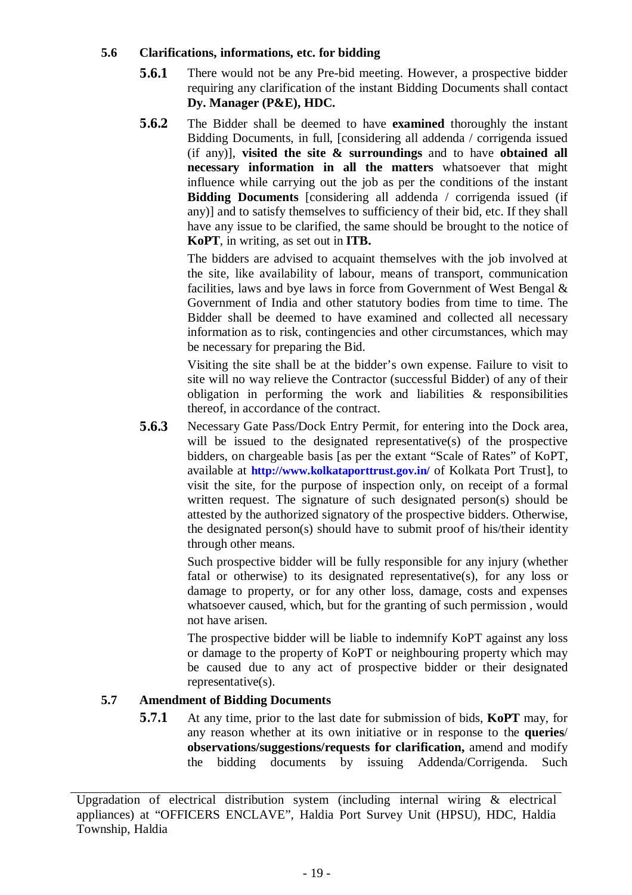### 5.6 Clarifications, informations, etc. for bidding

**5.6.1** There would not be any Pre-bid meeting. However, a prospective bidder requiring any clarification of the instant Bidding Documents shall contact **Dy. Manager (P&E), HDC.**

**5.6.2** The Bidder shall be deemed to have **examined** thoroughly the instant Bidding Documents, in full, [considering all addenda / corrigenda issued (if any)], **visited the site & surroundings** and to have **obtained all necessary information in all the matters** whatsoever that might influence while carrying out the job as per the conditions of the instant **Bidding Documents** [considering all addenda / corrigenda issued (if any)] and to satisfy themselves to sufficiency of their bid, etc. If they shall have any issue to be clarified, the same should be brought to the notice of **KoPT**, in writing, as set out in **ITB.**

The bidders are advised to acquaint themselves with the job involved at the site, like availability of labour, means of transport, communication facilities, laws and bye laws in force from Government of West Bengal & Government of India and other statutory bodies from time to time. The Bidder shall be deemed to have examined and collected all necessary information as to risk, contingencies and other circumstances, which may be necessary for preparing the Bid.

Visiting the site shall be at the bidder's own expense. Failure to visit to site will no way relieve the Contractor (successful Bidder) of any of their obligation in performing the work and liabilities & responsibilities thereof, in accordance of the contract.

**5.6.3** Necessary Gate Pass/Dock Entry Permit, for entering into the Dock area, will be issued to the designated representative(s) of the prospective bidders, on chargeable basis [as per the extant "Scale of Rates" of KoPT, available at **http://www.kolkataporttrust.gov.in/** of Kolkata Port Trust], to visit the site, for the purpose of inspection only, on receipt of a formal written request. The signature of such designated person(s) should be attested by the authorized signatory of the prospective bidders. Otherwise, the designated person(s) should have to submit proof of his/their identity through other means.

Such prospective bidder will be fully responsible for any injury (whether fatal or otherwise) to its designated representative(s), for any loss or damage to property, or for any other loss, damage, costs and expenses whatsoever caused, which, but for the granting of such permission , would not have arisen.

The prospective bidder will be liable to indemnify KoPT against any loss or damage to the property of KoPT or neighbouring property which may be caused due to any act of prospective bidder or their designated representative(s).

### 5.7 Amendment of Bidding Documents

**5.7.1** At any time, prior to the last date for submission of bids, **KoPT** may, for any reason whether at its own initiative or in response to the **queries/ observations/suggestions/requests for clarification,** amend and modify the bidding documents by issuing Addenda/Corrigenda. Such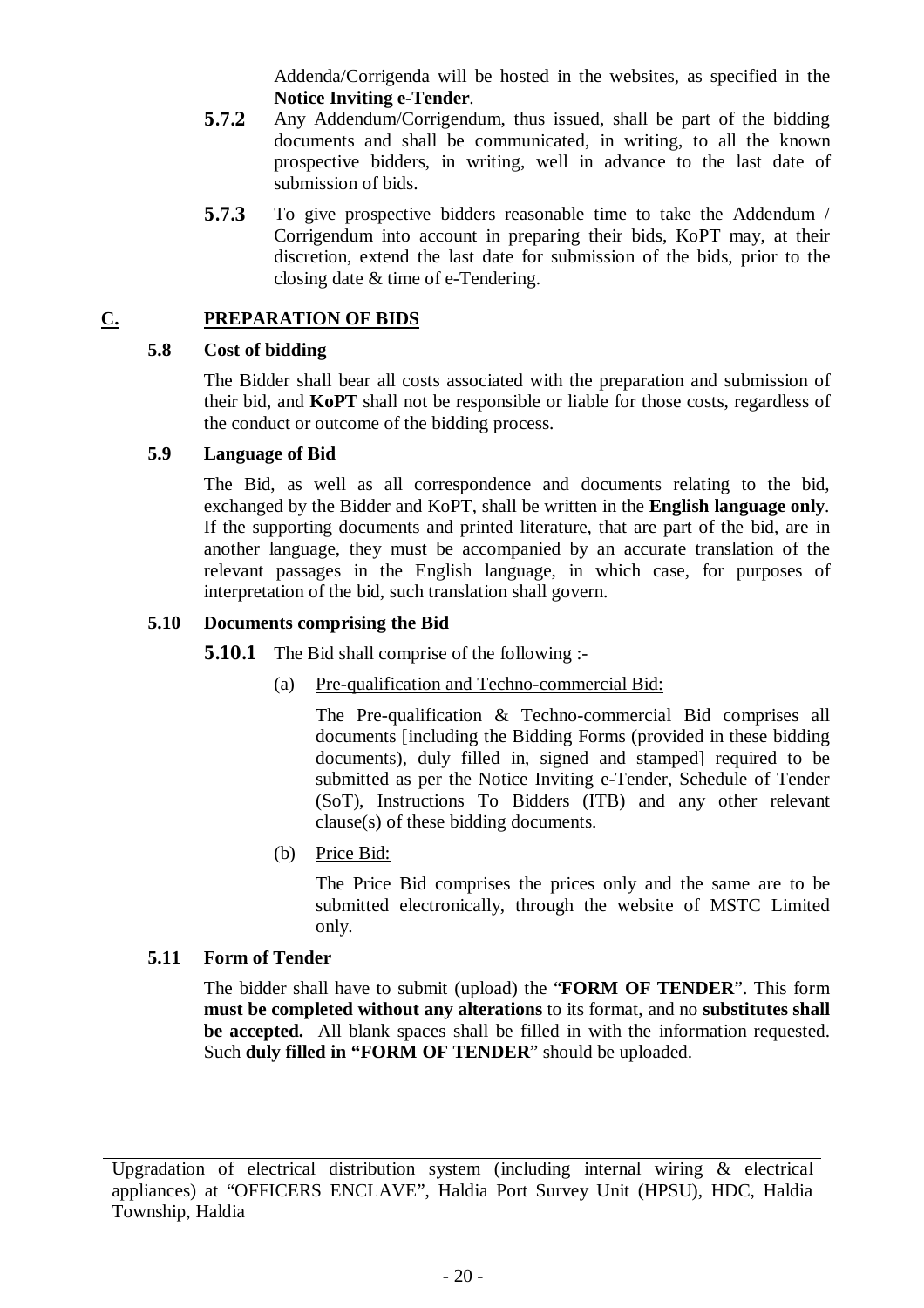Addenda/Corrigenda will be hosted in the websites, as specified in the **Notice Inviting e-Tender**.

**5.7.2** Any Addendum/Corrigendum, thus issued, shall be part of the bidding documents and shall be communicated, in writing, to all the known prospective bidders, in writing, well in advance to the last date of submission of bids.

**5.7.3** To give prospective bidders reasonable time to take the Addendum / Corrigendum into account in preparing their bids, KoPT may, at their discretion, extend the last date for submission of the bids, prior to the closing date & time of e-Tendering.

## C. PREPARATION OF BIDS

### 5.8 Cost of bidding

The Bidder shall bear all costs associated with the preparation and submission of their bid, and **KoPT** shall not be responsible or liable for those costs, regardless of the conduct or outcome of the bidding process.

### 5.9 Language of Bid

The Bid, as well as all correspondence and documents relating to the bid, exchanged by the Bidder and KoPT, shall be written in the **English language only**. If the supporting documents and printed literature, that are part of the bid, are in another language, they must be accompanied by an accurate translation of the relevant passages in the English language, in which case, for purposes of interpretation of the bid, such translation shall govern.

### 5.10 Documents comprising the Bid

**5.10.1** The Bid shall comprise of the following :-

(a) Pre-qualification and Techno-commercial Bid:

The Pre-qualification & Techno-commercial Bid comprises all documents [including the Bidding Forms (provided in these bidding documents), duly filled in, signed and stamped] required to be submitted as per the Notice Inviting e-Tender, Schedule of Tender (SoT), Instructions To Bidders (ITB) and any other relevant clause(s) of these bidding documents.

(b) Price Bid:

The Price Bid comprises the prices only and the same are to be submitted electronically, through the website of MSTC Limited only.

### 5.11 Form of Tender

The bidder shall have to submit (upload) the "**FORM OF TENDER**". This form **must be completed without any alterations** to its format, and no **substitutes shall be accepted.** All blank spaces shall be filled in with the information requested. Such **duly filled in "FORM OF TENDER**" should be uploaded.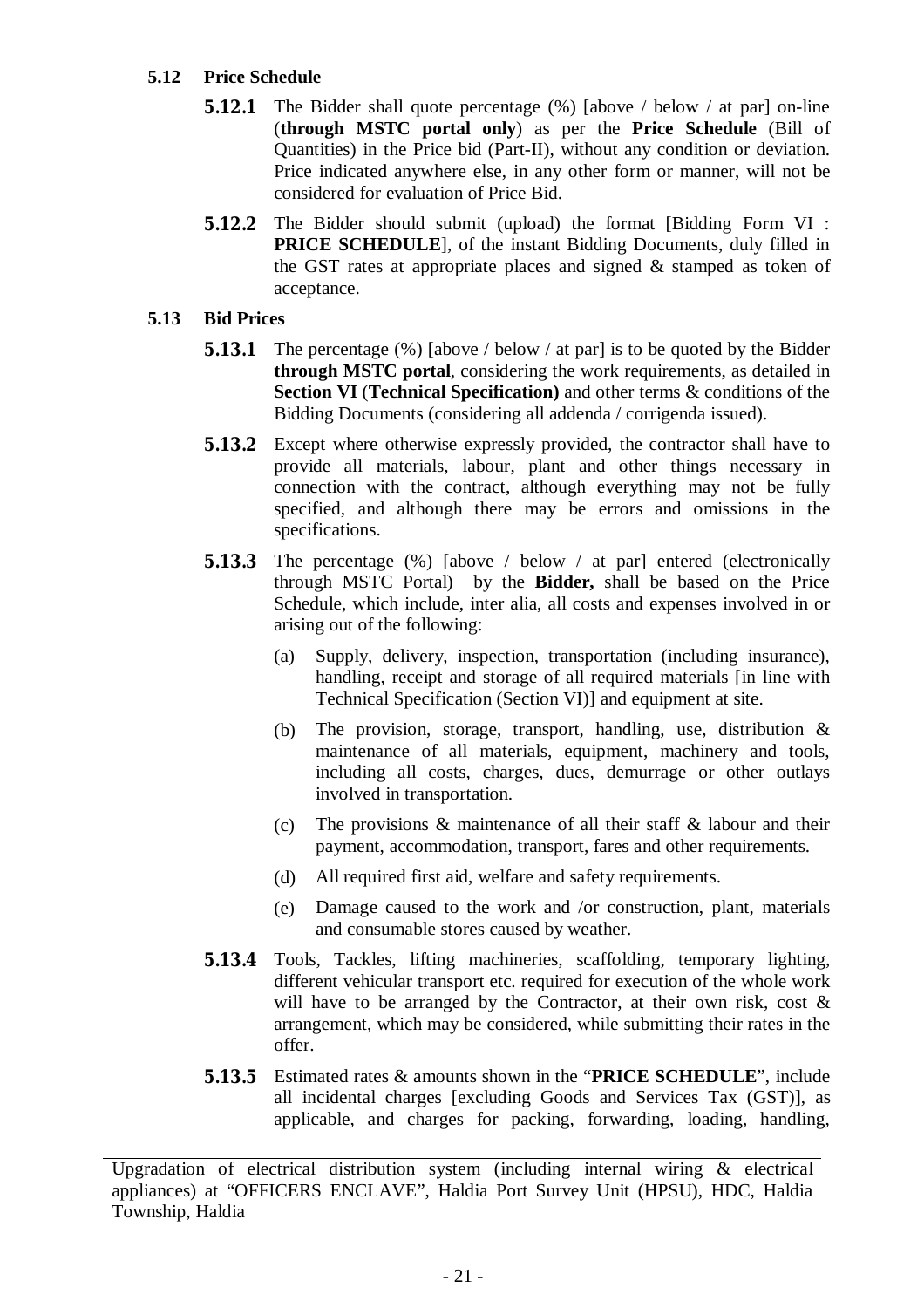### 5.12 Price Schedule

**5.12.1** The Bidder shall quote percentage (%) [above / below / at par] on-line (**through MSTC portal only**) as per the **Price Schedule** (Bill of Quantities) in the Price bid (Part-II), without any condition or deviation. Price indicated anywhere else, in any other form or manner, will not be considered for evaluation of Price Bid.

**5.12.2** The Bidder should submit (upload) the format [Bidding Form VI : **PRICE SCHEDULE**], of the instant Bidding Documents, duly filled in the GST rates at appropriate places and signed & stamped as token of acceptance.

### 5.13 Bid Prices

**5.13.1** The percentage (%) [above / below / at par] is to be quoted by the Bidder **through MSTC portal**, considering the work requirements, as detailed in **Section VI** (**Technical Specification)** and other terms & conditions of the Bidding Documents (considering all addenda / corrigenda issued).

**5.13.2** Except where otherwise expressly provided, the contractor shall have to provide all materials, labour, plant and other things necessary in connection with the contract, although everything may not be fully specified, and although there may be errors and omissions in the specifications.

**5.13.3** The percentage (%) [above / below / at par] entered (electronically through MSTC Portal) by the **Bidder,** shall be based on the Price Schedule, which include, inter alia, all costs and expenses involved in or arising out of the following:

(a) Supply, delivery, inspection, transportation (including insurance), handling, receipt and storage of all required materials [in line with Technical Specification (Section VI)] and equipment at site.

(b) The provision, storage, transport, handling, use, distribution & maintenance of all materials, equipment, machinery and tools, including all costs, charges, dues, demurrage or other outlays involved in transportation.

(c) The provisions & maintenance of all their staff & labour and their payment, accommodation, transport, fares and other requirements.

(d) All required first aid, welfare and safety requirements.

(e) Damage caused to the work and /or construction, plant, materials and consumable stores caused by weather.

**5.13.4** Tools, Tackles, lifting machineries, scaffolding, temporary lighting, different vehicular transport etc. required for execution of the whole work will have to be arranged by the Contractor, at their own risk, cost & arrangement, which may be considered, while submitting their rates in the offer.

**5.13.5** Estimated rates & amounts shown in the "**PRICE SCHEDULE**", include all incidental charges [excluding Goods and Services Tax (GST)], as applicable, and charges for packing, forwarding, loading, handling,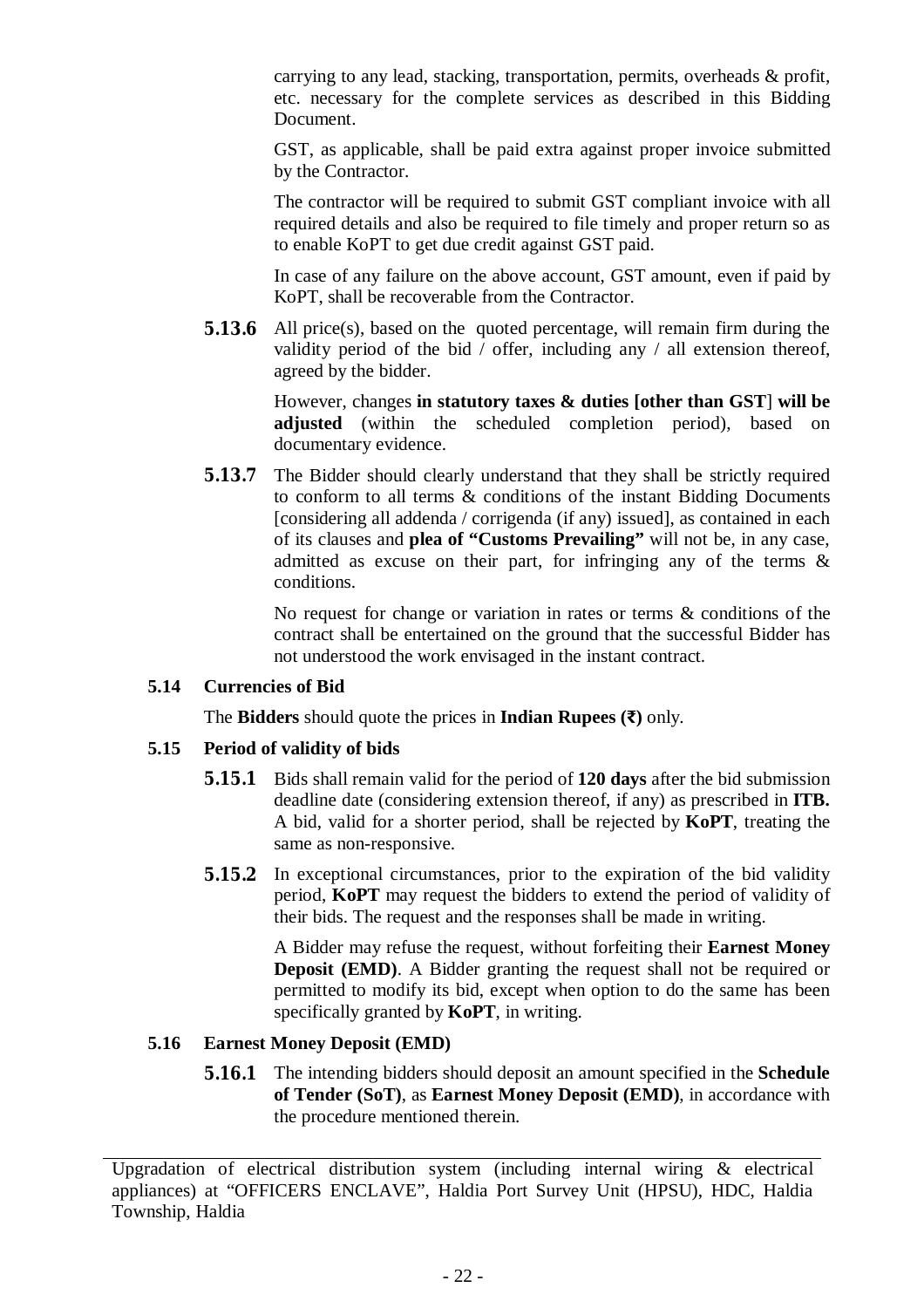carrying to any lead, stacking, transportation, permits, overheads & profit, etc. necessary for the complete services as described in this Bidding Document.

GST, as applicable, shall be paid extra against proper invoice submitted by the Contractor.

The contractor will be required to submit GST compliant invoice with all required details and also be required to file timely and proper return so as to enable KoPT to get due credit against GST paid.

In case of any failure on the above account, GST amount, even if paid by KoPT, shall be recoverable from the Contractor.

**5.13.6** All price(s), based on the quoted percentage, will remain firm during the validity period of the bid / offer, including any / all extension thereof, agreed by the bidder.

However, changes **in statutory taxes & duties [other than GST] will be adjusted** (within the scheduled completion period), based on documentary evidence.

**5.13.7** The Bidder should clearly understand that they shall be strictly required to conform to all terms & conditions of the instant Bidding Documents [considering all addenda / corrigenda (if any) issued], as contained in each of its clauses and **plea of "Customs Prevailing"** will not be, in any case, admitted as excuse on their part, for infringing any of the terms & conditions.

No request for change or variation in rates or terms & conditions of the contract shall be entertained on the ground that the successful Bidder has not understood the work envisaged in the instant contract.

### 5.14 Currencies of Bid

The **Bidders** should quote the prices in **Indian Rupees (₹)** only.

### 5.15 Period of validity of bids

**5.15.1** Bids shall remain valid for the period of **120 days** after the bid submission deadline date (considering extension thereof, if any) as prescribed in **ITB.** A bid, valid for a shorter period, shall be rejected by **KoPT**, treating the same as non-responsive.

**5.15.2** In exceptional circumstances, prior to the expiration of the bid validity period, **KoPT** may request the bidders to extend the period of validity of their bids. The request and the responses shall be made in writing.

A Bidder may refuse the request, without forfeiting their **Earnest Money Deposit (EMD)**. A Bidder granting the request shall not be required or permitted to modify its bid, except when option to do the same has been specifically granted by **KoPT**, in writing.

### 5.16 Earnest Money Deposit (EMD)

**5.16.1** The intending bidders should deposit an amount specified in the **Schedule of Tender (SoT)**, as **Earnest Money Deposit (EMD)**, in accordance with the procedure mentioned therein.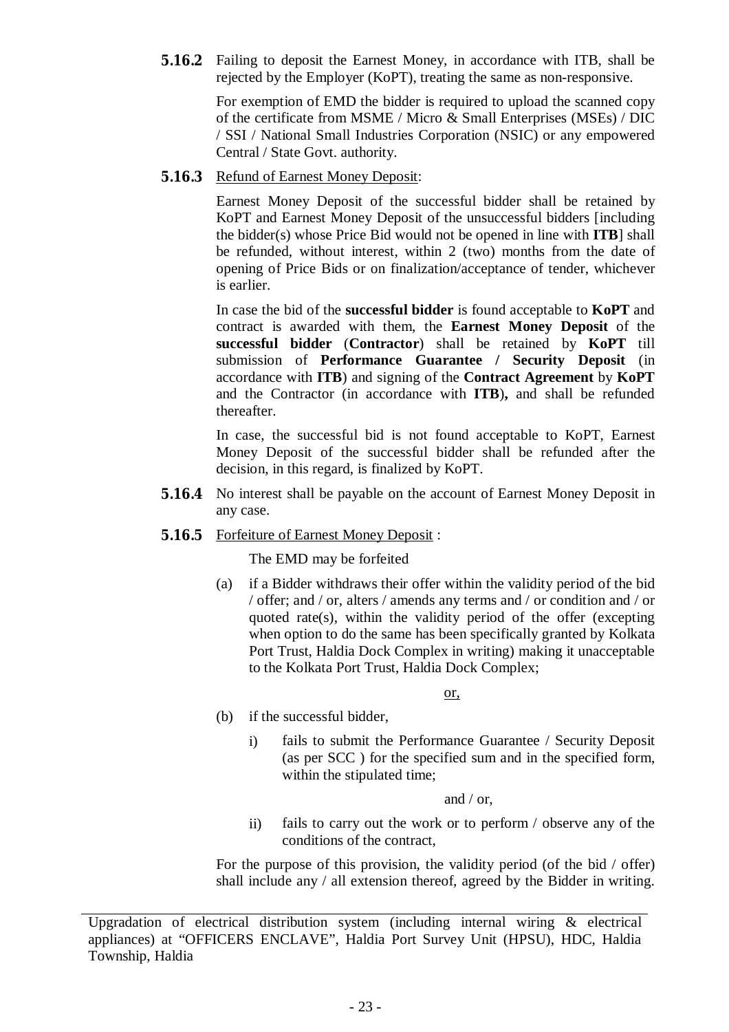**5.16.2** Failing to deposit the Earnest Money, in accordance with ITB, shall be rejected by the Employer (KoPT), treating the same as non-responsive.

For exemption of EMD the bidder is required to upload the scanned copy of the certificate from MSME / Micro & Small Enterprises (MSEs) / DIC / SSI / National Small Industries Corporation (NSIC) or any empowered Central / State Govt. authority.

**5.16.3** Refund of Earnest Money Deposit:

Earnest Money Deposit of the successful bidder shall be retained by KoPT and Earnest Money Deposit of the unsuccessful bidders [including the bidder(s) whose Price Bid would not be opened in line with **ITB**] shall be refunded, without interest, within 2 (two) months from the date of opening of Price Bids or on finalization/acceptance of tender, whichever is earlier.

In case the bid of the **successful bidder** is found acceptable to **KoPT** and contract is awarded with them, the **Earnest Money Deposit** of the **successful bidder** (**Contractor**) shall be retained by **KoPT** till submission of **Performance Guarantee / Security Deposit** (in accordance with **ITB**) and signing of the **Contract Agreement** by **KoPT** and the Contractor (in accordance with **ITB**)**,** and shall be refunded thereafter.

In case, the successful bid is not found acceptable to KoPT, Earnest Money Deposit of the successful bidder shall be refunded after the decision, in this regard, is finalized by KoPT.

**5.16.4** No interest shall be payable on the account of Earnest Money Deposit in any case.

**5.16.5** Forfeiture of Earnest Money Deposit :

The EMD may be forfeited

(a) if a Bidder withdraws their offer within the validity period of the bid / offer; and / or, alters / amends any terms and / or condition and / or quoted rate(s), within the validity period of the offer (excepting when option to do the same has been specifically granted by Kolkata Port Trust, Haldia Dock Complex in writing) making it unacceptable to the Kolkata Port Trust, Haldia Dock Complex;

or,

(b) if the successful bidder,

i) fails to submit the Performance Guarantee / Security Deposit (as per SCC ) for the specified sum and in the specified form, within the stipulated time;

and / or,

ii) fails to carry out the work or to perform / observe any of the conditions of the contract,

For the purpose of this provision, the validity period (of the bid / offer) shall include any / all extension thereof, agreed by the Bidder in writing.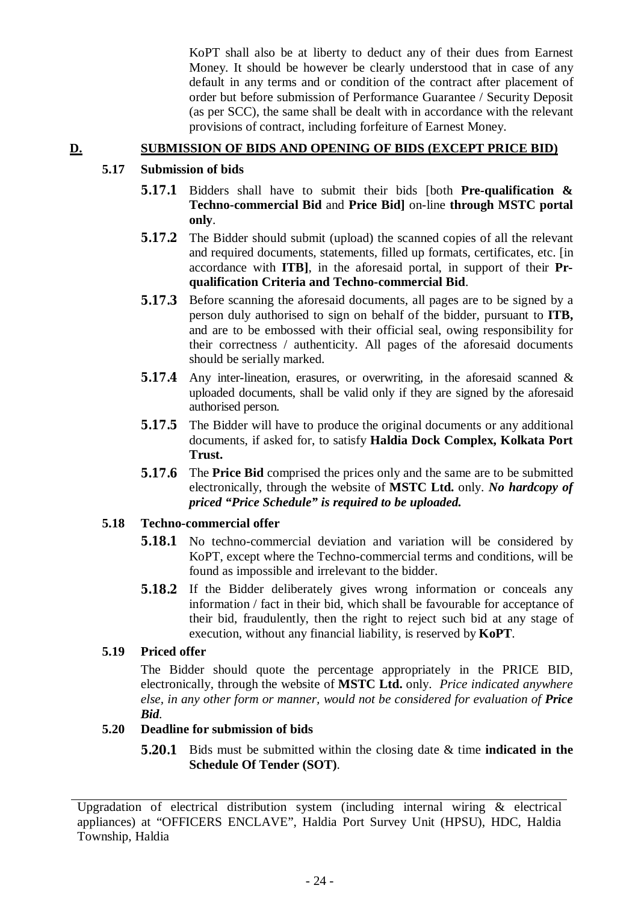KoPT shall also be at liberty to deduct any of their dues from Earnest Money. It should be however be clearly understood that in case of any default in any terms and or condition of the contract after placement of order but before submission of Performance Guarantee / Security Deposit (as per SCC), the same shall be dealt with in accordance with the relevant provisions of contract, including forfeiture of Earnest Money.

## D. SUBMISSION OF BIDS AND OPENING OF BIDS (EXCEPT PRICE BID)

### 5.17 Submission of bids

**5.17.1** Bidders shall have to submit their bids [both **Pre-qualification & Techno-commercial Bid** and **Price Bid]** on-line **through MSTC portal only**.

**5.17.2** The Bidder should submit (upload) the scanned copies of all the relevant and required documents, statements, filled up formats, certificates, etc. [in accordance with **ITB]**, in the aforesaid portal, in support of their **Pr-qualification Criteria and Techno-commercial Bid**.

**5.17.3** Before scanning the aforesaid documents, all pages are to be signed by a person duly authorised to sign on behalf of the bidder, pursuant to **ITB,** and are to be embossed with their official seal, owing responsibility for their correctness / authenticity. All pages of the aforesaid documents should be serially marked.

**5.17.4** Any inter-lineation, erasures, or overwriting, in the aforesaid scanned & uploaded documents, shall be valid only if they are signed by the aforesaid authorised person.

**5.17.5** The Bidder will have to produce the original documents or any additional documents, if asked for, to satisfy **Haldia Dock Complex, Kolkata Port Trust.**

**5.17.6** The **Price Bid** comprised the prices only and the same are to be submitted electronically, through the website of **MSTC Ltd.** only. ***No hardcopy of priced "Price Schedule" is required to be uploaded.***

### 5.18 Techno-commercial offer

**5.18.1** No techno-commercial deviation and variation will be considered by KoPT, except where the Techno-commercial terms and conditions, will be found as impossible and irrelevant to the bidder.

**5.18.2** If the Bidder deliberately gives wrong information or conceals any information / fact in their bid, which shall be favourable for acceptance of their bid, fraudulently, then the right to reject such bid at any stage of execution, without any financial liability, is reserved by **KoPT**.

### 5.19 Priced offer

The Bidder should quote the percentage appropriately in the PRICE BID, electronically, through the website of **MSTC Ltd.** only. *Price indicated anywhere else, in any other form or manner, would not be considered for evaluation of **Price Bid**.*

### 5.20 Deadline for submission of bids

**5.20.1** Bids must be submitted within the closing date & time **indicated in the Schedule Of Tender (SOT)**.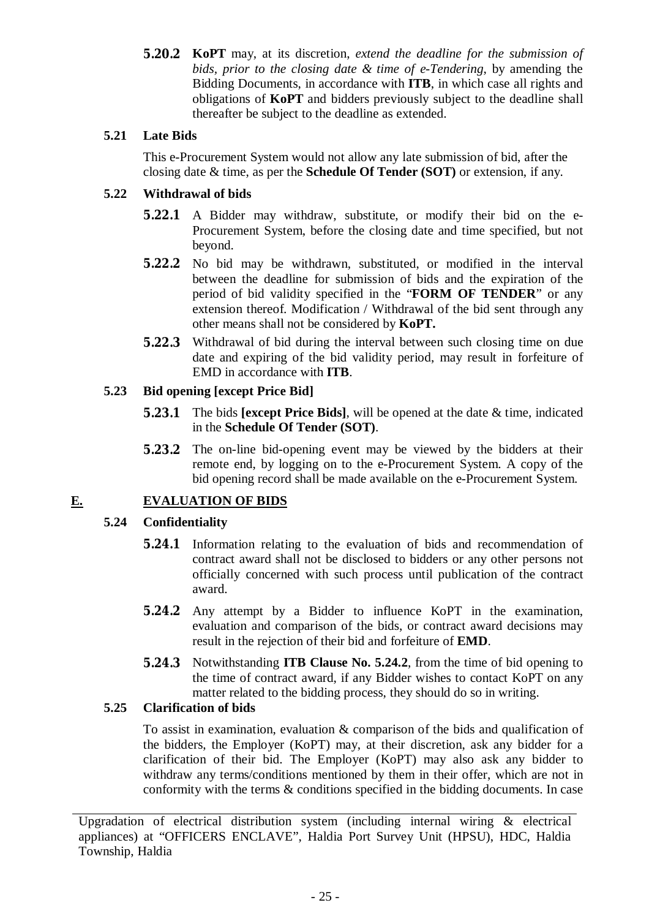**5.20.2** **KoPT** may, at its discretion, *extend the deadline for the submission of bids, prior to the closing date & time of e-Tendering*, by amending the Bidding Documents, in accordance with **ITB**, in which case all rights and obligations of **KoPT** and bidders previously subject to the deadline shall thereafter be subject to the deadline as extended.

### 5.21 Late Bids

This e-Procurement System would not allow any late submission of bid, after the closing date & time, as per the **Schedule Of Tender (SOT)** or extension, if any.

### 5.22 Withdrawal of bids

**5.22.1** A Bidder may withdraw, substitute, or modify their bid on the e-Procurement System, before the closing date and time specified, but not beyond.

**5.22.2** No bid may be withdrawn, substituted, or modified in the interval between the deadline for submission of bids and the expiration of the period of bid validity specified in the "**FORM OF TENDER**" or any extension thereof. Modification / Withdrawal of the bid sent through any other means shall not be considered by **KoPT.**

**5.22.3** Withdrawal of bid during the interval between such closing time on due date and expiring of the bid validity period, may result in forfeiture of EMD in accordance with **ITB**.

### 5.23 Bid opening [except Price Bid]

**5.23.1** The bids **[except Price Bids]**, will be opened at the date & time, indicated in the **Schedule Of Tender (SOT)**.

**5.23.2** The on-line bid-opening event may be viewed by the bidders at their remote end, by logging on to the e-Procurement System. A copy of the bid opening record shall be made available on the e-Procurement System.

## E. EVALUATION OF BIDS

### 5.24 Confidentiality

**5.24.1** Information relating to the evaluation of bids and recommendation of contract award shall not be disclosed to bidders or any other persons not officially concerned with such process until publication of the contract award.

**5.24.2** Any attempt by a Bidder to influence KoPT in the examination, evaluation and comparison of the bids, or contract award decisions may result in the rejection of their bid and forfeiture of **EMD**.

**5.24.3** Notwithstanding **ITB Clause No. 5.24.2**, from the time of bid opening to the time of contract award, if any Bidder wishes to contact KoPT on any matter related to the bidding process, they should do so in writing.

### 5.25 Clarification of bids

To assist in examination, evaluation & comparison of the bids and qualification of the bidders, the Employer (KoPT) may, at their discretion, ask any bidder for a clarification of their bid. The Employer (KoPT) may also ask any bidder to withdraw any terms/conditions mentioned by them in their offer, which are not in conformity with the terms & conditions specified in the bidding documents. In case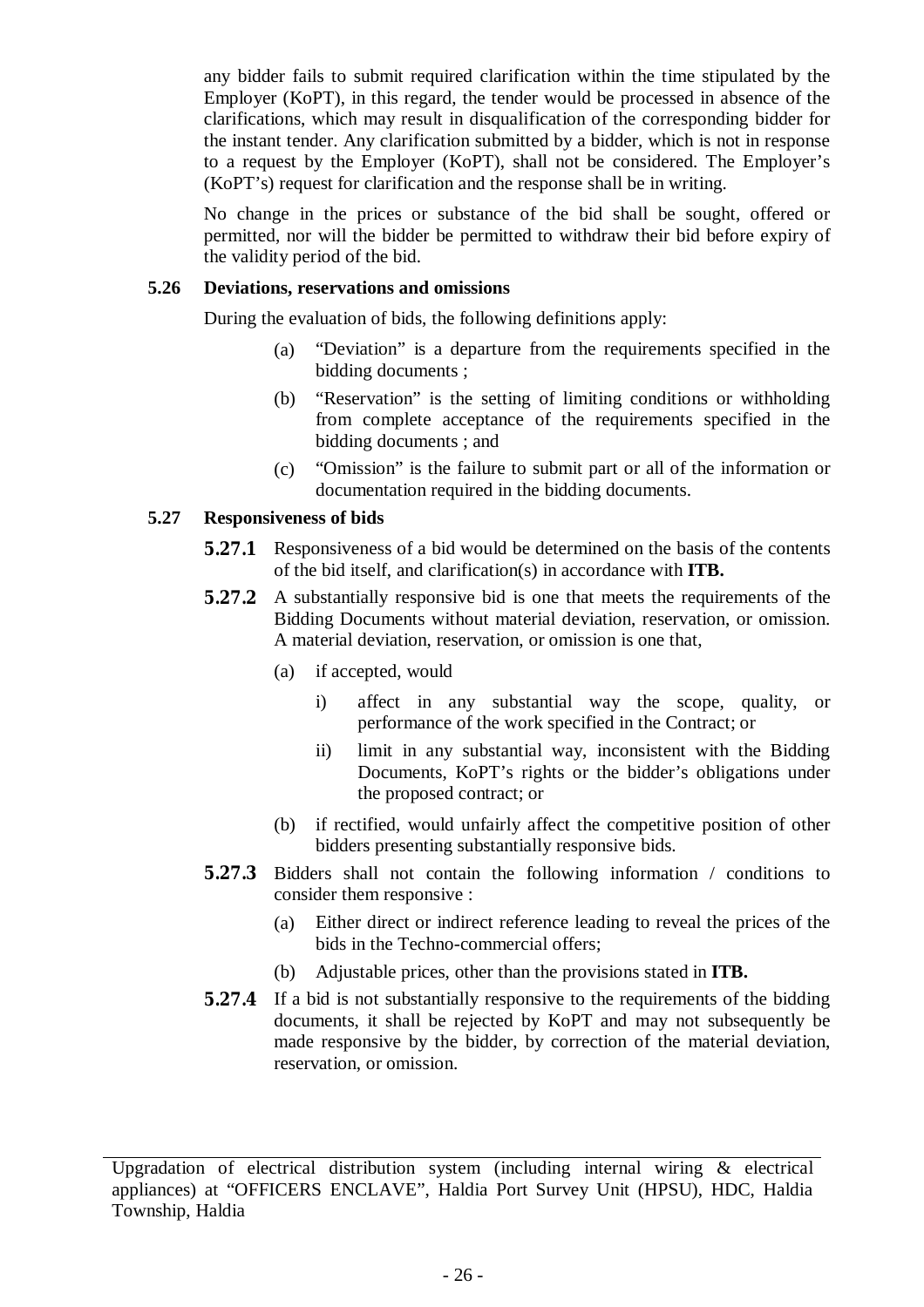any bidder fails to submit required clarification within the time stipulated by the Employer (KoPT), in this regard, the tender would be processed in absence of the clarifications, which may result in disqualification of the corresponding bidder for the instant tender. Any clarification submitted by a bidder, which is not in response to a request by the Employer (KoPT), shall not be considered. The Employer's (KoPT's) request for clarification and the response shall be in writing.

No change in the prices or substance of the bid shall be sought, offered or permitted, nor will the bidder be permitted to withdraw their bid before expiry of the validity period of the bid.

**5.26 Deviations, reservations and omissions**

During the evaluation of bids, the following definitions apply:

(a) "Deviation" is a departure from the requirements specified in the bidding documents ;

(b) "Reservation" is the setting of limiting conditions or withholding from complete acceptance of the requirements specified in the bidding documents ; and

(c) "Omission" is the failure to submit part or all of the information or documentation required in the bidding documents.

**5.27 Responsiveness of bids**

**5.27.1** Responsiveness of a bid would be determined on the basis of the contents of the bid itself, and clarification(s) in accordance with **ITB.**

**5.27.2** A substantially responsive bid is one that meets the requirements of the Bidding Documents without material deviation, reservation, or omission. A material deviation, reservation, or omission is one that,

(a) if accepted, would

i) affect in any substantial way the scope, quality, or performance of the work specified in the Contract; or

ii) limit in any substantial way, inconsistent with the Bidding Documents, KoPT's rights or the bidder's obligations under the proposed contract; or

(b) if rectified, would unfairly affect the competitive position of other bidders presenting substantially responsive bids.

**5.27.3** Bidders shall not contain the following information / conditions to consider them responsive :

(a) Either direct or indirect reference leading to reveal the prices of the bids in the Techno-commercial offers;

(b) Adjustable prices, other than the provisions stated in **ITB.**

**5.27.4** If a bid is not substantially responsive to the requirements of the bidding documents, it shall be rejected by KoPT and may not subsequently be made responsive by the bidder, by correction of the material deviation, reservation, or omission.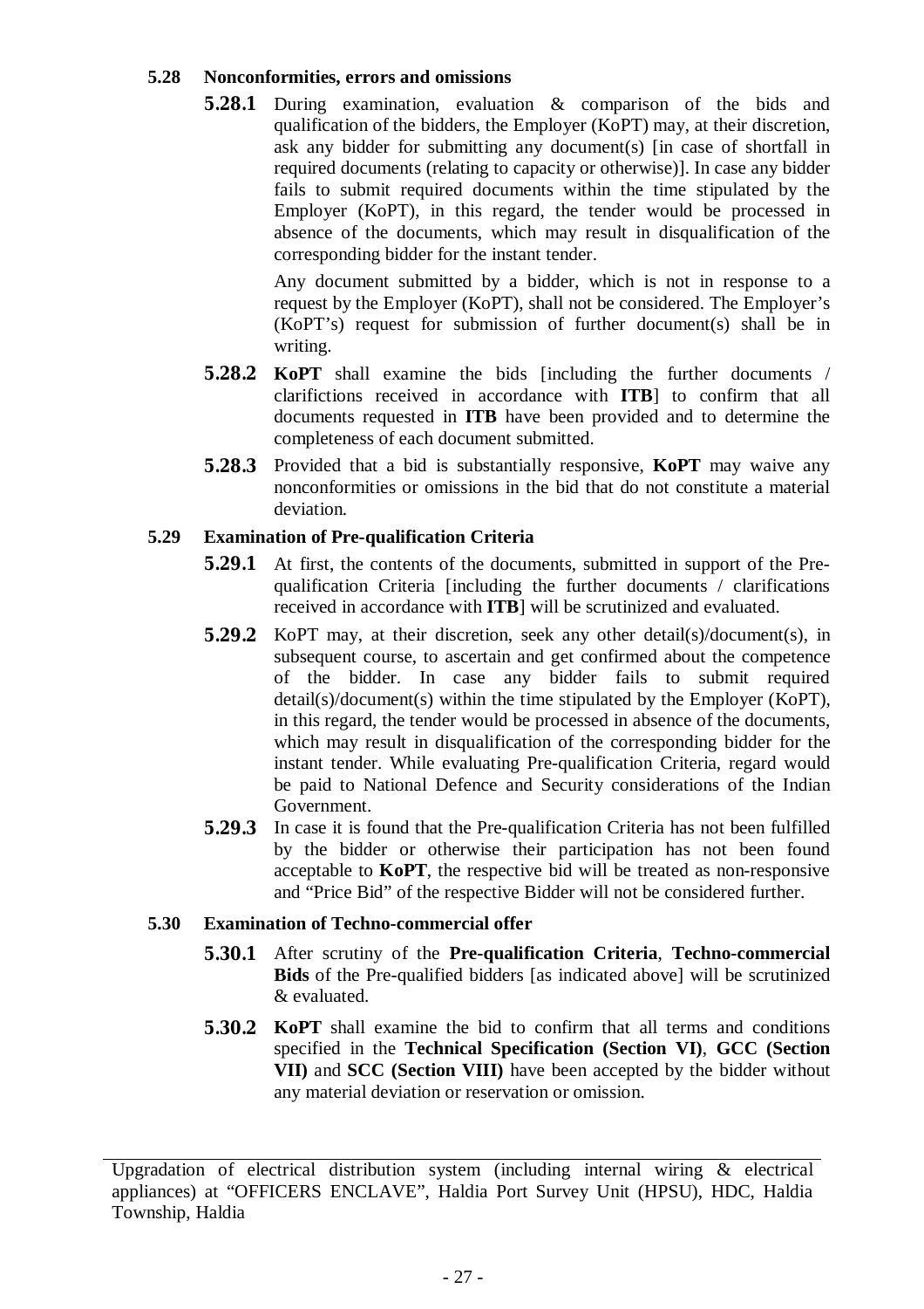### 5.28 Nonconformities, errors and omissions

**5.28.1** During examination, evaluation & comparison of the bids and qualification of the bidders, the Employer (KoPT) may, at their discretion, ask any bidder for submitting any document(s) [in case of shortfall in required documents (relating to capacity or otherwise)]. In case any bidder fails to submit required documents within the time stipulated by the Employer (KoPT), in this regard, the tender would be processed in absence of the documents, which may result in disqualification of the corresponding bidder for the instant tender.

Any document submitted by a bidder, which is not in response to a request by the Employer (KoPT), shall not be considered. The Employer's (KoPT's) request for submission of further document(s) shall be in writing.

**5.28.2** **KoPT** shall examine the bids [including the further documents / clarifictions received in accordance with **ITB**] to confirm that all documents requested in **ITB** have been provided and to determine the completeness of each document submitted.

**5.28.3** Provided that a bid is substantially responsive, **KoPT** may waive any nonconformities or omissions in the bid that do not constitute a material deviation.

### 5.29 Examination of Pre-qualification Criteria

**5.29.1** At first, the contents of the documents, submitted in support of the Pre-qualification Criteria [including the further documents / clarifications received in accordance with **ITB**] will be scrutinized and evaluated.

**5.29.2** KoPT may, at their discretion, seek any other detail(s)/document(s), in subsequent course, to ascertain and get confirmed about the competence of the bidder. In case any bidder fails to submit required detail(s)/document(s) within the time stipulated by the Employer (KoPT), in this regard, the tender would be processed in absence of the documents, which may result in disqualification of the corresponding bidder for the instant tender. While evaluating Pre-qualification Criteria, regard would be paid to National Defence and Security considerations of the Indian Government.

**5.29.3** In case it is found that the Pre-qualification Criteria has not been fulfilled by the bidder or otherwise their participation has not been found acceptable to **KoPT**, the respective bid will be treated as non-responsive and "Price Bid" of the respective Bidder will not be considered further.

### 5.30 Examination of Techno-commercial offer

**5.30.1** After scrutiny of the **Pre-qualification Criteria**, **Techno-commercial Bids** of the Pre-qualified bidders [as indicated above] will be scrutinized & evaluated.

**5.30.2** **KoPT** shall examine the bid to confirm that all terms and conditions specified in the **Technical Specification (Section VI)**, **GCC (Section VII)** and **SCC (Section VIII)** have been accepted by the bidder without any material deviation or reservation or omission.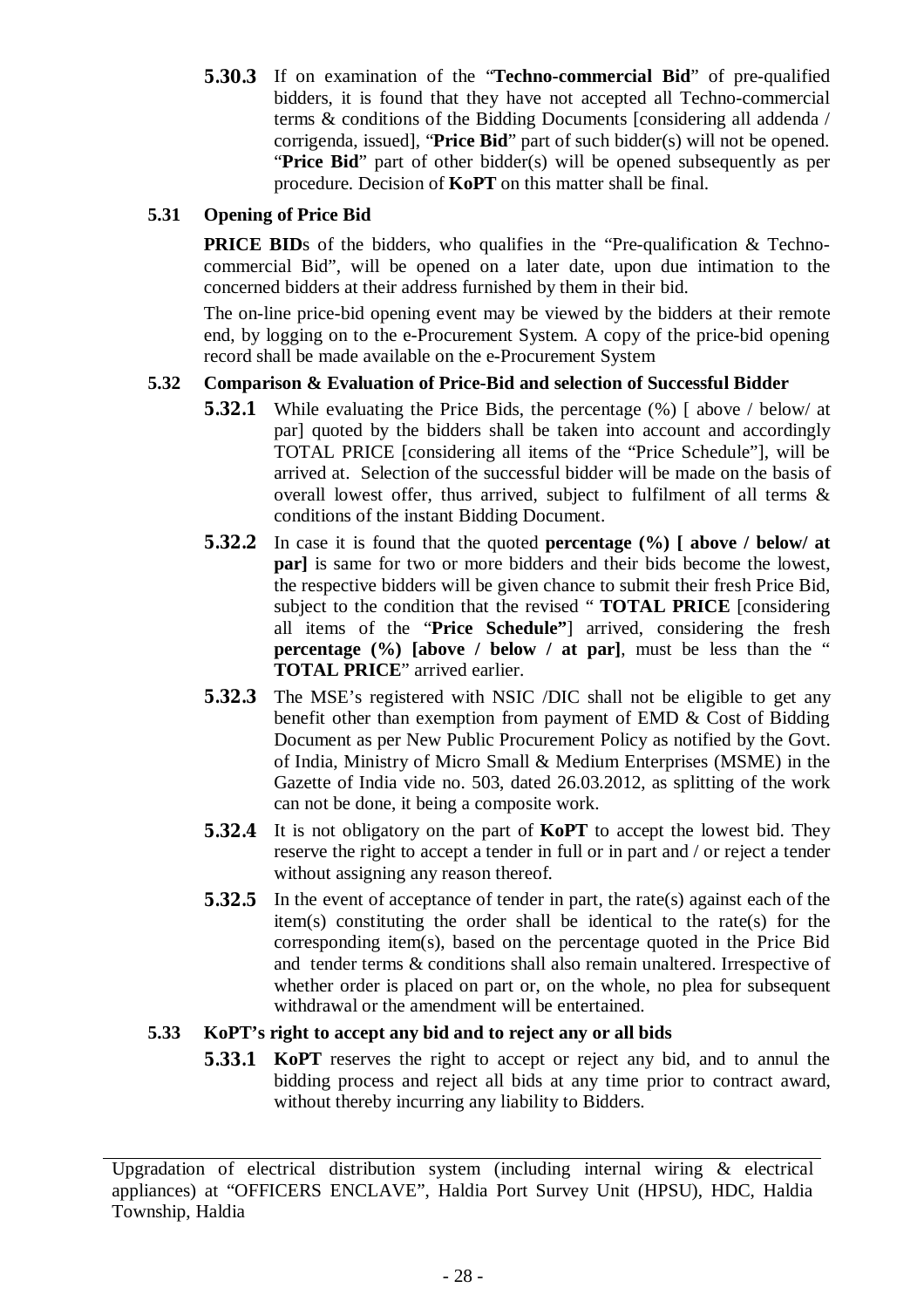**5.30.3** If on examination of the "**Techno-commercial Bid**" of pre-qualified bidders, it is found that they have not accepted all Techno-commercial terms & conditions of the Bidding Documents [considering all addenda / corrigenda, issued], "**Price Bid**" part of such bidder(s) will not be opened. "**Price Bid**" part of other bidder(s) will be opened subsequently as per procedure. Decision of **KoPT** on this matter shall be final.

### 5.31 Opening of Price Bid

**PRICE BID**s of the bidders, who qualifies in the "Pre-qualification & Techno-commercial Bid", will be opened on a later date, upon due intimation to the concerned bidders at their address furnished by them in their bid.

The on-line price-bid opening event may be viewed by the bidders at their remote end, by logging on to the e-Procurement System. A copy of the price-bid opening record shall be made available on the e-Procurement System

### 5.32 Comparison & Evaluation of Price-Bid and selection of Successful Bidder

**5.32.1** While evaluating the Price Bids, the percentage (%) [ above / below/ at par] quoted by the bidders shall be taken into account and accordingly TOTAL PRICE [considering all items of the "Price Schedule"], will be arrived at. Selection of the successful bidder will be made on the basis of overall lowest offer, thus arrived, subject to fulfilment of all terms & conditions of the instant Bidding Document.

**5.32.2** In case it is found that the quoted **percentage (%) [ above / below/ at par]** is same for two or more bidders and their bids become the lowest, the respective bidders will be given chance to submit their fresh Price Bid, subject to the condition that the revised " **TOTAL PRICE** [considering all items of the "**Price Schedule"**] arrived, considering the fresh **percentage (%) [above / below / at par]**, must be less than the " **TOTAL PRICE**" arrived earlier.

**5.32.3** The MSE's registered with NSIC /DIC shall not be eligible to get any benefit other than exemption from payment of EMD & Cost of Bidding Document as per New Public Procurement Policy as notified by the Govt. of India, Ministry of Micro Small & Medium Enterprises (MSME) in the Gazette of India vide no. 503, dated 26.03.2012, as splitting of the work can not be done, it being a composite work.

**5.32.4** It is not obligatory on the part of **KoPT** to accept the lowest bid. They reserve the right to accept a tender in full or in part and / or reject a tender without assigning any reason thereof.

**5.32.5** In the event of acceptance of tender in part, the rate(s) against each of the item(s) constituting the order shall be identical to the rate(s) for the corresponding item(s), based on the percentage quoted in the Price Bid and tender terms & conditions shall also remain unaltered. Irrespective of whether order is placed on part or, on the whole, no plea for subsequent withdrawal or the amendment will be entertained.

### 5.33 KoPT's right to accept any bid and to reject any or all bids

**5.33.1** **KoPT** reserves the right to accept or reject any bid, and to annul the bidding process and reject all bids at any time prior to contract award, without thereby incurring any liability to Bidders.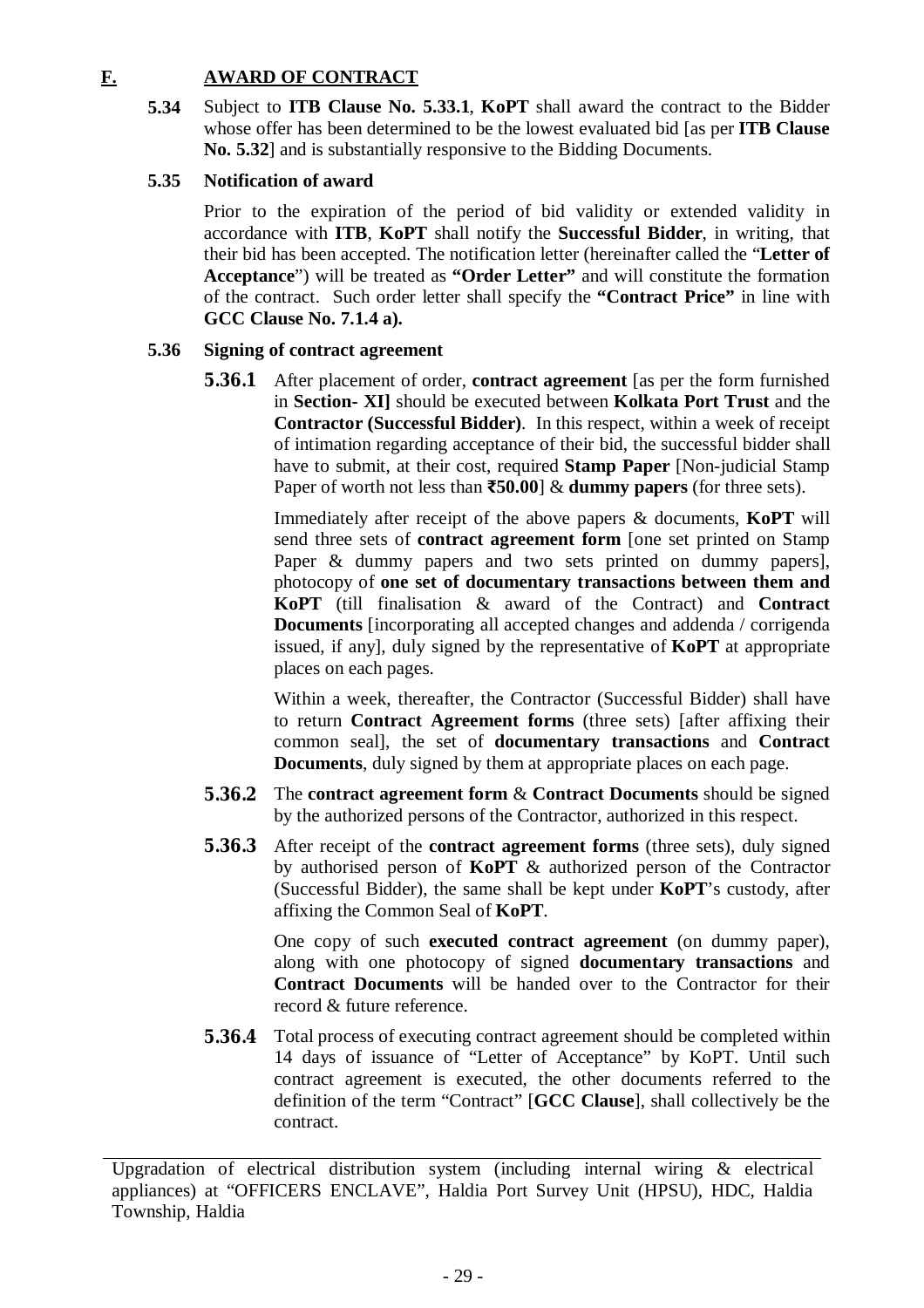## F. AWARD OF CONTRACT

**5.34** Subject to **ITB Clause No. 5.33.1**, **KoPT** shall award the contract to the Bidder whose offer has been determined to be the lowest evaluated bid [as per **ITB Clause No. 5.32**] and is substantially responsive to the Bidding Documents.

**5.35 Notification of award**

Prior to the expiration of the period of bid validity or extended validity in accordance with **ITB**, **KoPT** shall notify the **Successful Bidder**, in writing, that their bid has been accepted. The notification letter (hereinafter called the "**Letter of Acceptance**") will be treated as **"Order Letter"** and will constitute the formation of the contract. Such order letter shall specify the **"Contract Price"** in line with **GCC Clause No. 7.1.4 a).**

**5.36 Signing of contract agreement**

**5.36.1** After placement of order, **contract agreement** [as per the form furnished in **Section- XI]** should be executed between **Kolkata Port Trust** and the **Contractor (Successful Bidder)**. In this respect, within a week of receipt of intimation regarding acceptance of their bid, the successful bidder shall have to submit, at their cost, required **Stamp Paper** [Non-judicial Stamp Paper of worth not less than **₹50.00**] & **dummy papers** (for three sets).

Immediately after receipt of the above papers & documents, **KoPT** will send three sets of **contract agreement form** [one set printed on Stamp Paper & dummy papers and two sets printed on dummy papers], photocopy of **one set of documentary transactions between them and KoPT** (till finalisation & award of the Contract) and **Contract Documents** [incorporating all accepted changes and addenda / corrigenda issued, if any], duly signed by the representative of **KoPT** at appropriate places on each pages.

Within a week, thereafter, the Contractor (Successful Bidder) shall have to return **Contract Agreement forms** (three sets) [after affixing their common seal], the set of **documentary transactions** and **Contract Documents**, duly signed by them at appropriate places on each page.

**5.36.2** The **contract agreement form** & **Contract Documents** should be signed by the authorized persons of the Contractor, authorized in this respect.

**5.36.3** After receipt of the **contract agreement forms** (three sets), duly signed by authorised person of **KoPT** & authorized person of the Contractor (Successful Bidder), the same shall be kept under **KoPT**'s custody, after affixing the Common Seal of **KoPT**.

One copy of such **executed contract agreement** (on dummy paper), along with one photocopy of signed **documentary transactions** and **Contract Documents** will be handed over to the Contractor for their record & future reference.

**5.36.4** Total process of executing contract agreement should be completed within 14 days of issuance of "Letter of Acceptance" by KoPT. Until such contract agreement is executed, the other documents referred to the definition of the term "Contract" [**GCC Clause**], shall collectively be the contract.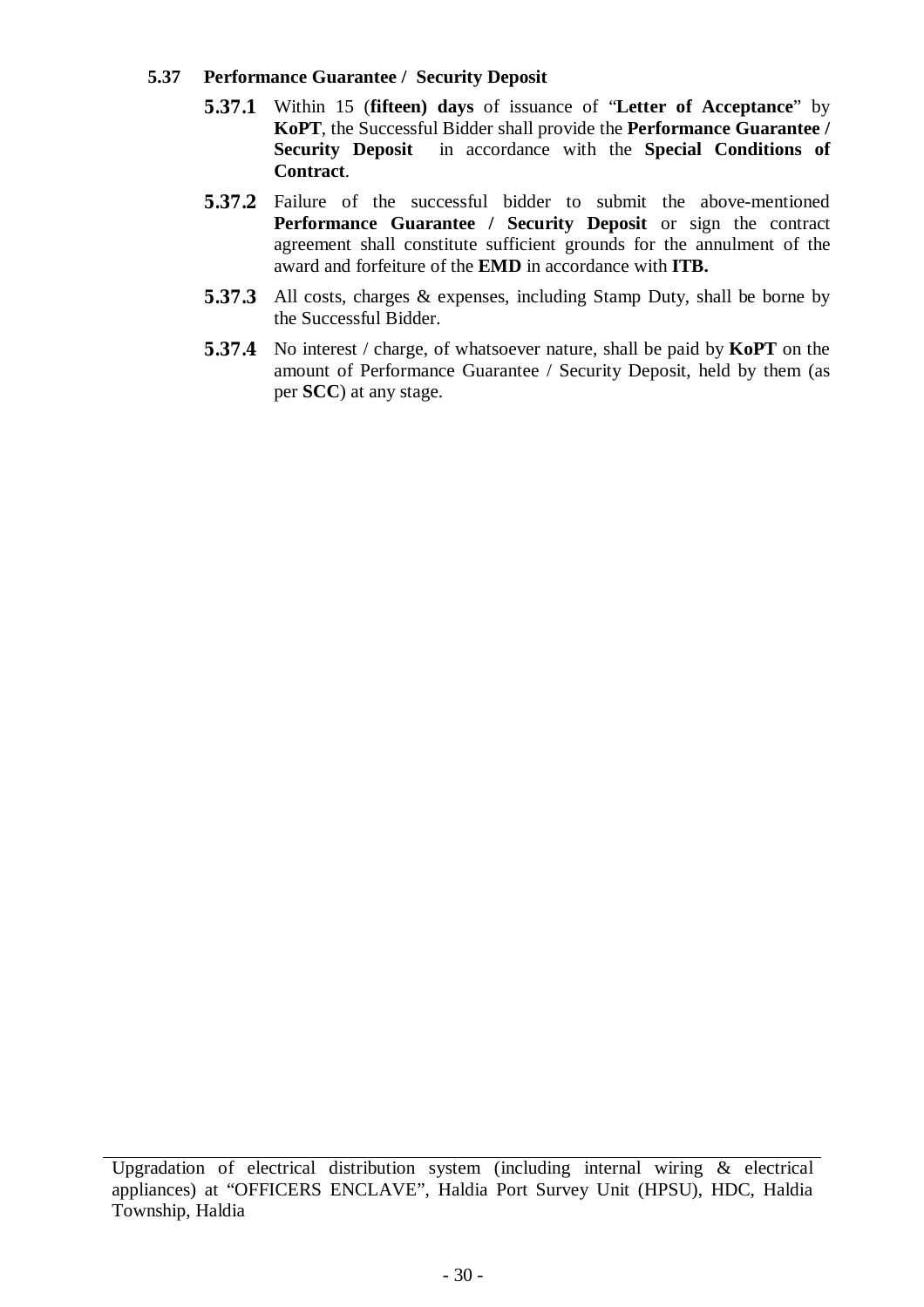**5.37 Performance Guarantee / Security Deposit**

**5.37.1** Within 15 (**fifteen) days** of issuance of "**Letter of Acceptance**" by **KoPT**, the Successful Bidder shall provide the **Performance Guarantee / Security Deposit** in accordance with the **Special Conditions of Contract**.

**5.37.2** Failure of the successful bidder to submit the above-mentioned **Performance Guarantee / Security Deposit** or sign the contract agreement shall constitute sufficient grounds for the annulment of the award and forfeiture of the **EMD** in accordance with **ITB.**

**5.37.3** All costs, charges & expenses, including Stamp Duty, shall be borne by the Successful Bidder.

**5.37.4** No interest / charge, of whatsoever nature, shall be paid by **KoPT** on the amount of Performance Guarantee / Security Deposit, held by them (as per **SCC**) at any stage.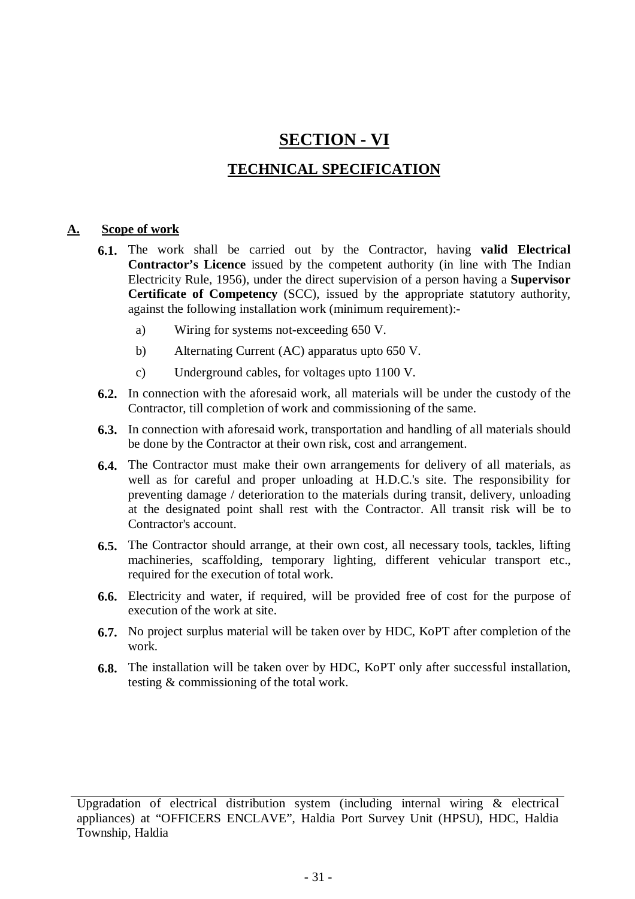# SECTION - VI

## TECHNICAL SPECIFICATION

### A. Scope of work

**6.1.** The work shall be carried out by the Contractor, having **valid Electrical Contractor's Licence** issued by the competent authority (in line with The Indian Electricity Rule, 1956), under the direct supervision of a person having a **Supervisor Certificate of Competency** (SCC), issued by the appropriate statutory authority, against the following installation work (minimum requirement):-

- a) Wiring for systems not-exceeding 650 V.
- b) Alternating Current (AC) apparatus upto 650 V.
- c) Underground cables, for voltages upto 1100 V.

**6.2.** In connection with the aforesaid work, all materials will be under the custody of the Contractor, till completion of work and commissioning of the same.

**6.3.** In connection with aforesaid work, transportation and handling of all materials should be done by the Contractor at their own risk, cost and arrangement.

**6.4.** The Contractor must make their own arrangements for delivery of all materials, as well as for careful and proper unloading at H.D.C.'s site. The responsibility for preventing damage / deterioration to the materials during transit, delivery, unloading at the designated point shall rest with the Contractor. All transit risk will be to Contractor's account.

**6.5.** The Contractor should arrange, at their own cost, all necessary tools, tackles, lifting machineries, scaffolding, temporary lighting, different vehicular transport etc., required for the execution of total work.

**6.6.** Electricity and water, if required, will be provided free of cost for the purpose of execution of the work at site.

**6.7.** No project surplus material will be taken over by HDC, KoPT after completion of the work.

**6.8.** The installation will be taken over by HDC, KoPT only after successful installation, testing & commissioning of the total work.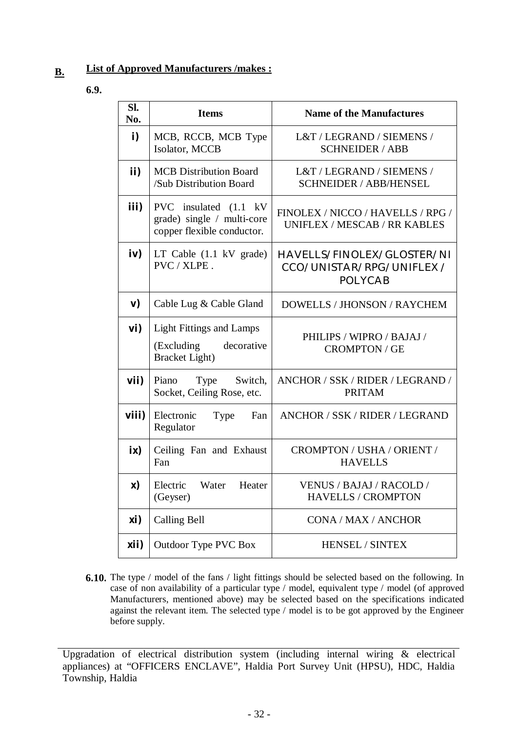## B. List of Approved Manufacturers /makes :

**6.9.**

| Sl. No. | Items | Name of the Manufactures |
|---|---|---|
| i) | MCB, RCCB, MCB Type Isolator, MCCB | L&T / LEGRAND / SIEMENS / SCHNEIDER / ABB |
| ii) | MCB Distribution Board /Sub Distribution Board | L&T / LEGRAND / SIEMENS / SCHNEIDER / ABB/HENSEL |
| iii) | PVC insulated (1.1 kV grade) single / multi-core copper flexible conductor. | FINOLEX / NICCO / HAVELLS / RPG / UNIFLEX / MESCAB / RR KABLES |
| iv) | LT Cable (1.1 kV grade) PVC / XLPE . | HAVELLS/FINOLEX/GLOSTER/NICCO/UNISTAR/RPG/UNIFLEX/POLYCAB |
| v) | Cable Lug & Cable Gland | DOWELLS / JHONSON / RAYCHEM |
| vi) | Light Fittings and Lamps (Excluding decorative Bracket Light) | PHILIPS / WIPRO / BAJAJ / CROMPTON / GE |
| vii) | Piano Type Switch, Socket, Ceiling Rose, etc. | ANCHOR / SSK / RIDER / LEGRAND / PRITAM |
| viii) | Electronic Type Fan Regulator | ANCHOR / SSK / RIDER / LEGRAND |
| ix) | Ceiling Fan and Exhaust Fan | CROMPTON / USHA / ORIENT / HAVELLS |
| x) | Electric Water Heater (Geyser) | VENUS / BAJAJ / RACOLD / HAVELLS / CROMPTON |
| xi) | Calling Bell | CONA / MAX / ANCHOR |
| xii) | Outdoor Type PVC Box | HENSEL / SINTEX |

**6.10.** The type / model of the fans / light fittings should be selected based on the following. In case of non availability of a particular type / model, equivalent type / model (of approved Manufacturers, mentioned above) may be selected based on the specifications indicated against the relevant item. The selected type / model is to be got approved by the Engineer before supply.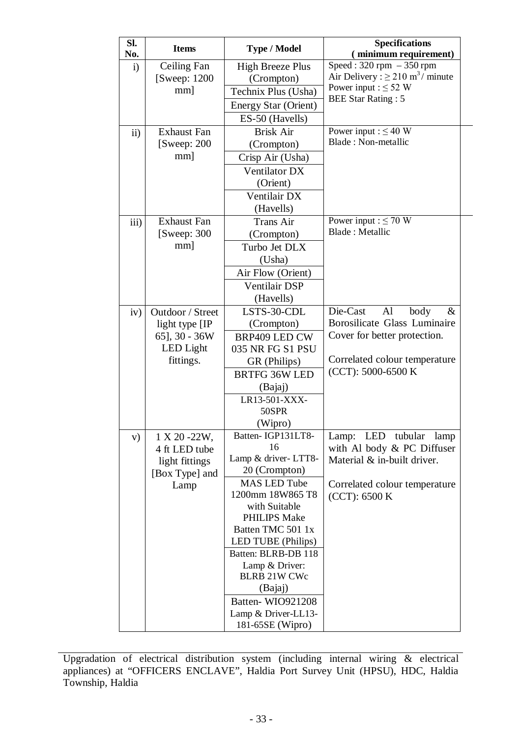| Sl. No. | Items | Type / Model | Specifications ( minimum requirement) |
|---|---|---|---|
| i) | Ceiling Fan [Sweep: 1200 mm] | High Breeze Plus (Crompton) | Speed : 320 rpm – 350 rpm<br>Air Delivery : ≥ 210 $m^3$/ minute<br>Power input : ≤ 52 W<br>BEE Star Rating : 5 |
| | | Technix Plus (Usha) | |
| | | Energy Star (Orient) | |
| | | ES-50 (Havells) | |
| ii) | Exhaust Fan [Sweep: 200 mm] | Brisk Air (Crompton) | Power input : ≤ 40 W<br>Blade : Non-metallic |
| | | Crisp Air (Usha) | |
| | | Ventilator DX (Orient) | |
| | | Ventilair DX (Havells) | |
| iii) | Exhaust Fan [Sweep: 300 mm] | Trans Air (Crompton) | Power input : ≤ 70 W<br>Blade : Metallic |
| | | Turbo Jet DLX (Usha) | |
| | | Air Flow (Orient) | |
| | | Ventilair DSP (Havells) | |
| iv) | Outdoor / Street light type [IP 65], 30 - 36W LED Light fittings. | LSTS-30-CDL (Crompton) | Die-Cast Al body & Borosilicate Glass Luminaire Cover for better protection.<br><br>Correlated colour temperature (CCT): 5000-6500 K |
| | | BRP409 LED CW 035 NR FG S1 PSU GR (Philips) | |
| | | BRTFG 36W LED (Bajaj) | |
| | | LR13-501-XXX-50SPR (Wipro) | |
| v) | 1 X 20 -22W, 4 ft LED tube light fittings [Box Type] and Lamp | Batten- IGP131LT8-16<br>Lamp & driver- LTT8-20 (Crompton) | Lamp: LED tubular lamp with Al body & PC Diffuser Material & in-built driver.<br><br>Correlated colour temperature (CCT): 6500 K |
| | | MAS LED Tube 1200mm 18W865 T8 with Suitable PHILIPS Make Batten TMC 501 1x LED TUBE (Philips) | |
| | | Batten: BLRB-DB 118<br>Lamp & Driver: BLRB 21W CWc (Bajaj) | |
| | | Batten- WIO921208<br>Lamp & Driver-LL13-181-65SE (Wipro) | |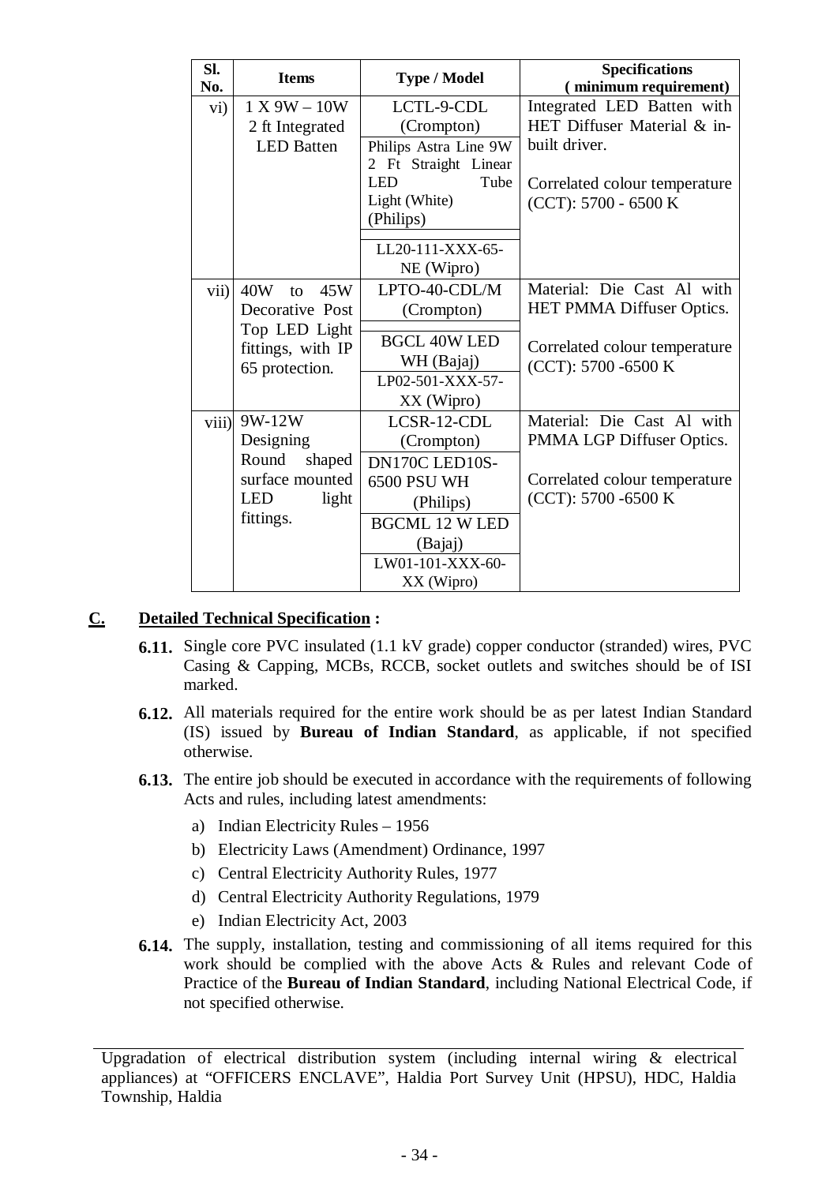| Sl. No. | Items | Type / Model | Specifications ( minimum requirement) |
|---|---|---|---|
| vi) | 1 X 9W – 10W 2 ft Integrated LED Batten | LCTL-9-CDL (Crompton) | Integrated LED Batten with HET Diffuser Material & in-built driver. |
| | | Philips Astra Line 9W 2 Ft Straight Linear LED Tube Light (White) (Philips) | Correlated colour temperature (CCT): 5700 - 6500 K |
| | | LL20-111-XXX-65-NE (Wipro) | |
| vii) | 40W to 45W Decorative Post Top LED Light fittings, with IP 65 protection. | LPTO-40-CDL/M (Crompton) | Material: Die Cast Al with HET PMMA Diffuser Optics. |
| | | BGCL 40W LED WH (Bajaj) | Correlated colour temperature (CCT): 5700 -6500 K |
| | | LP02-501-XXX-57-XX (Wipro) | |
| viii) | 9W-12W Designing Round shaped surface mounted LED light fittings. | LCSR-12-CDL (Crompton) | Material: Die Cast Al with PMMA LGP Diffuser Optics. |
| | | DN170C LED10S-6500 PSU WH (Philips) | Correlated colour temperature (CCT): 5700 -6500 K |
| | | BGCML 12 W LED (Bajaj) | |
| | | LW01-101-XXX-60-XX (Wipro) | |

## C. Detailed Technical Specification :

**6.11.** Single core PVC insulated (1.1 kV grade) copper conductor (stranded) wires, PVC Casing & Capping, MCBs, RCCB, socket outlets and switches should be of ISI marked.

**6.12.** All materials required for the entire work should be as per latest Indian Standard (IS) issued by **Bureau of Indian Standard**, as applicable, if not specified otherwise.

**6.13.** The entire job should be executed in accordance with the requirements of following Acts and rules, including latest amendments:

a) Indian Electricity Rules – 1956
b) Electricity Laws (Amendment) Ordinance, 1997
c) Central Electricity Authority Rules, 1977
d) Central Electricity Authority Regulations, 1979
e) Indian Electricity Act, 2003

**6.14.** The supply, installation, testing and commissioning of all items required for this work should be complied with the above Acts & Rules and relevant Code of Practice of the **Bureau of Indian Standard**, including National Electrical Code, if not specified otherwise.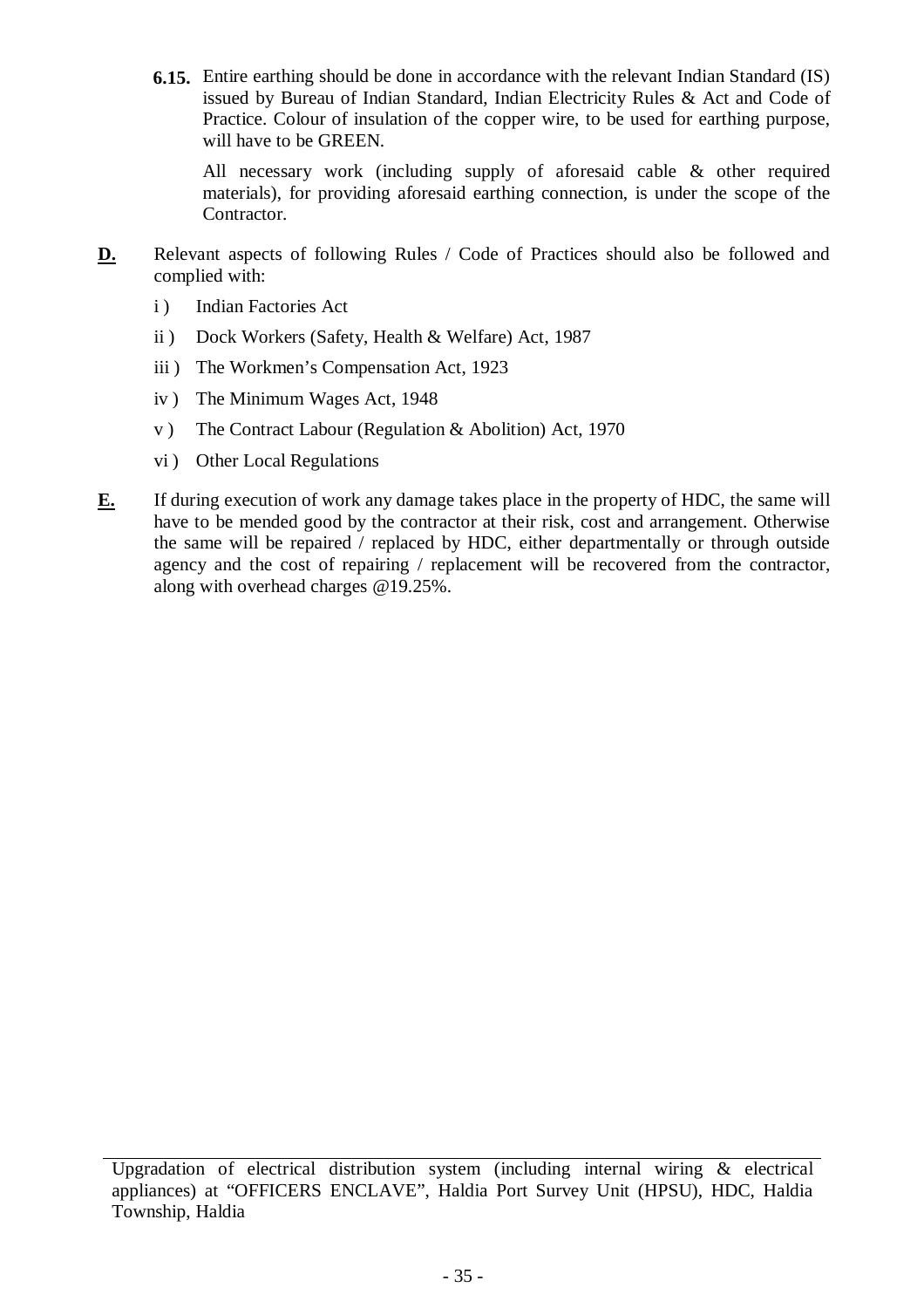**6.15.** Entire earthing should be done in accordance with the relevant Indian Standard (IS) issued by Bureau of Indian Standard, Indian Electricity Rules & Act and Code of Practice. Colour of insulation of the copper wire, to be used for earthing purpose, will have to be GREEN.

All necessary work (including supply of aforesaid cable & other required materials), for providing aforesaid earthing connection, is under the scope of the Contractor.

**D.** Relevant aspects of following Rules / Code of Practices should also be followed and complied with:

i ) Indian Factories Act

ii ) Dock Workers (Safety, Health & Welfare) Act, 1987

iii ) The Workmen's Compensation Act, 1923

iv ) The Minimum Wages Act, 1948

v ) The Contract Labour (Regulation & Abolition) Act, 1970

vi ) Other Local Regulations

**E.** If during execution of work any damage takes place in the property of HDC, the same will have to be mended good by the contractor at their risk, cost and arrangement. Otherwise the same will be repaired / replaced by HDC, either departmentally or through outside agency and the cost of repairing / replacement will be recovered from the contractor, along with overhead charges @19.25%.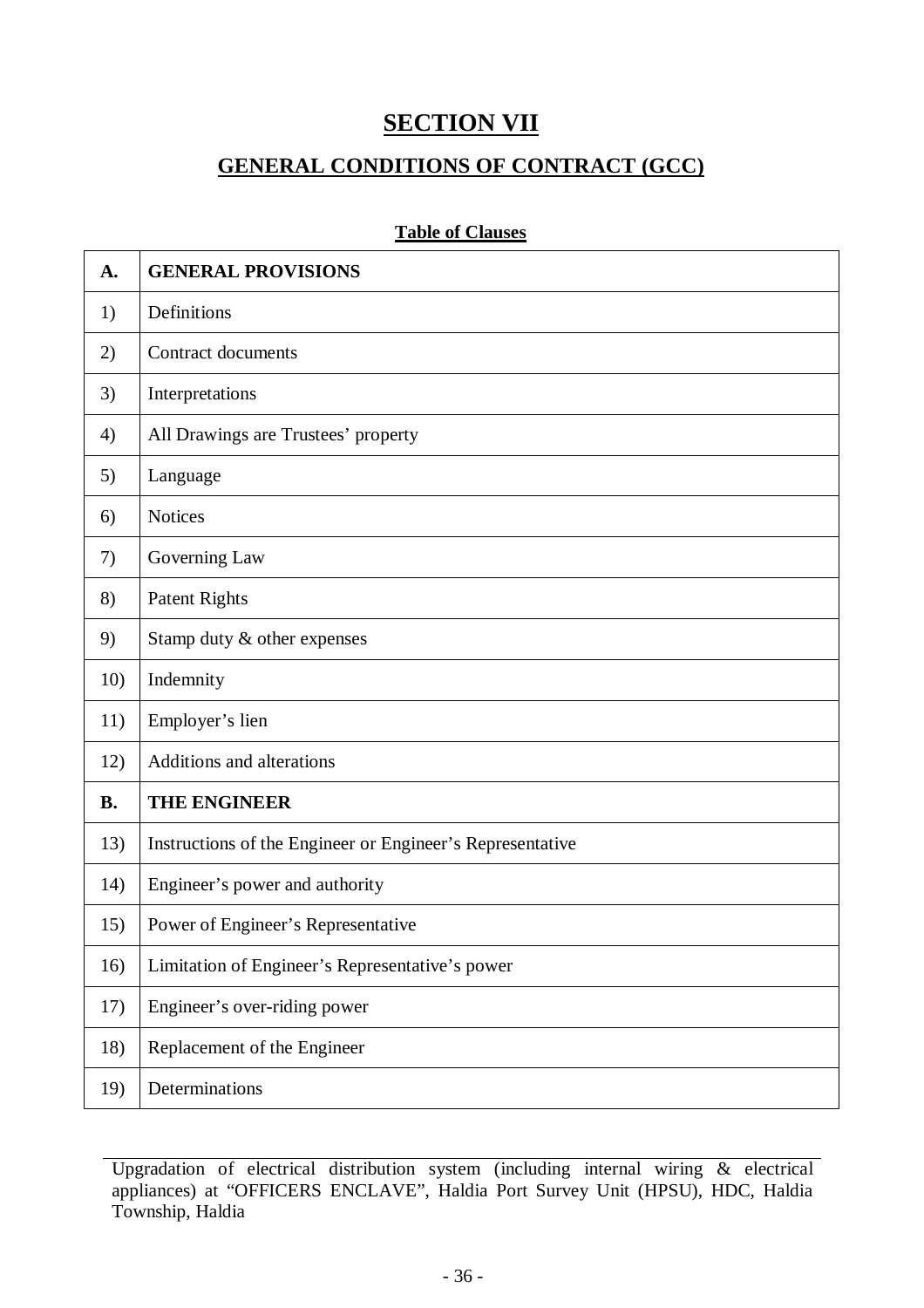# SECTION VII

## GENERAL CONDITIONS OF CONTRACT (GCC)

**Table of Clauses**

| **A.** | **GENERAL PROVISIONS** |
|---|---|
| 1) | Definitions |
| 2) | Contract documents |
| 3) | Interpretations |
| 4) | All Drawings are Trustees' property |
| 5) | Language |
| 6) | Notices |
| 7) | Governing Law |
| 8) | Patent Rights |
| 9) | Stamp duty & other expenses |
| 10) | Indemnity |
| 11) | Employer's lien |
| 12) | Additions and alterations |
| **B.** | **THE ENGINEER** |
| 13) | Instructions of the Engineer or Engineer's Representative |
| 14) | Engineer's power and authority |
| 15) | Power of Engineer's Representative |
| 16) | Limitation of Engineer's Representative's power |
| 17) | Engineer's over-riding power |
| 18) | Replacement of the Engineer |
| 19) | Determinations |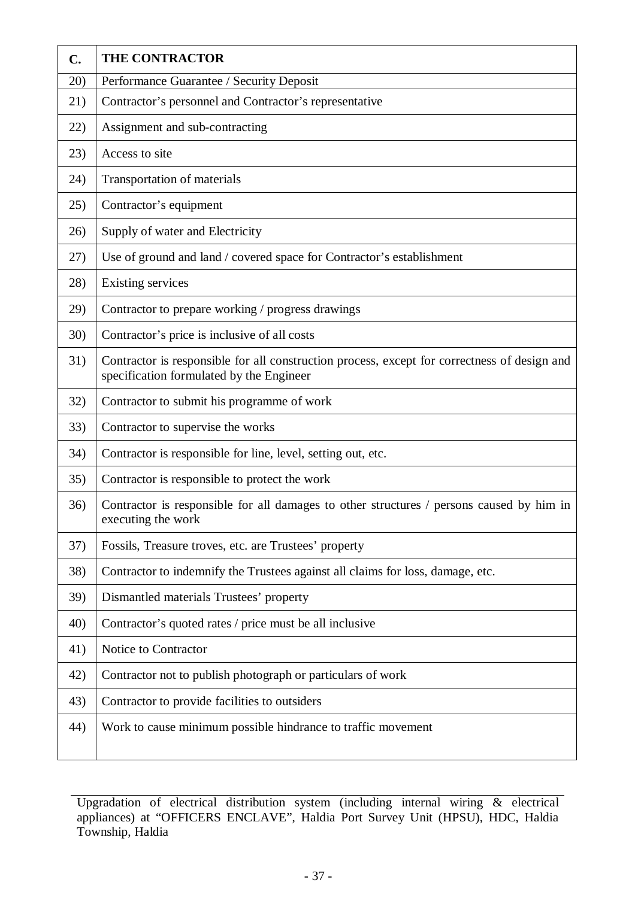| C. | THE CONTRACTOR |
|---|---|
| 20) | Performance Guarantee / Security Deposit |
| 21) | Contractor's personnel and Contractor's representative |
| 22) | Assignment and sub-contracting |
| 23) | Access to site |
| 24) | Transportation of materials |
| 25) | Contractor's equipment |
| 26) | Supply of water and Electricity |
| 27) | Use of ground and land / covered space for Contractor's establishment |
| 28) | Existing services |
| 29) | Contractor to prepare working / progress drawings |
| 30) | Contractor's price is inclusive of all costs |
| 31) | Contractor is responsible for all construction process, except for correctness of design and specification formulated by the Engineer |
| 32) | Contractor to submit his programme of work |
| 33) | Contractor to supervise the works |
| 34) | Contractor is responsible for line, level, setting out, etc. |
| 35) | Contractor is responsible to protect the work |
| 36) | Contractor is responsible for all damages to other structures / persons caused by him in executing the work |
| 37) | Fossils, Treasure troves, etc. are Trustees' property |
| 38) | Contractor to indemnify the Trustees against all claims for loss, damage, etc. |
| 39) | Dismantled materials Trustees' property |
| 40) | Contractor's quoted rates / price must be all inclusive |
| 41) | Notice to Contractor |
| 42) | Contractor not to publish photograph or particulars of work |
| 43) | Contractor to provide facilities to outsiders |
| 44) | Work to cause minimum possible hindrance to traffic movement |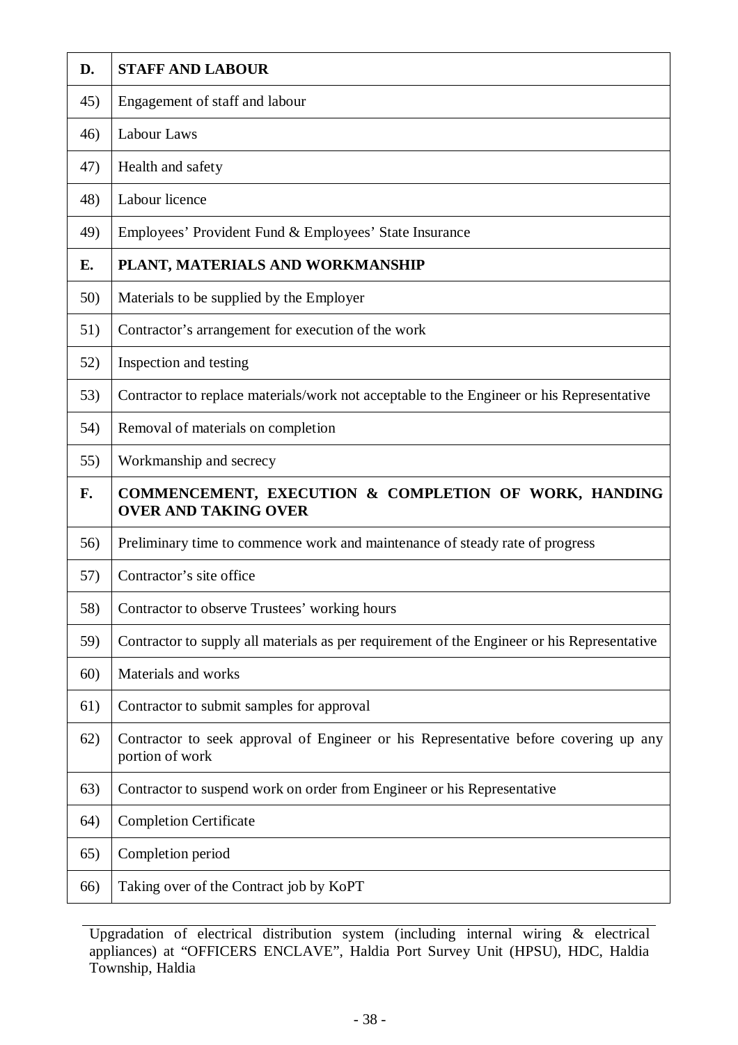| D. | **STAFF AND LABOUR** |
|---|---|
| 45) | Engagement of staff and labour |
| 46) | Labour Laws |
| 47) | Health and safety |
| 48) | Labour licence |
| 49) | Employees' Provident Fund & Employees' State Insurance |
| **E.** | **PLANT, MATERIALS AND WORKMANSHIP** |
| 50) | Materials to be supplied by the Employer |
| 51) | Contractor's arrangement for execution of the work |
| 52) | Inspection and testing |
| 53) | Contractor to replace materials/work not acceptable to the Engineer or his Representative |
| 54) | Removal of materials on completion |
| 55) | Workmanship and secrecy |
| **F.** | **COMMENCEMENT, EXECUTION & COMPLETION OF WORK, HANDING OVER AND TAKING OVER** |
| 56) | Preliminary time to commence work and maintenance of steady rate of progress |
| 57) | Contractor's site office |
| 58) | Contractor to observe Trustees' working hours |
| 59) | Contractor to supply all materials as per requirement of the Engineer or his Representative |
| 60) | Materials and works |
| 61) | Contractor to submit samples for approval |
| 62) | Contractor to seek approval of Engineer or his Representative before covering up any portion of work |
| 63) | Contractor to suspend work on order from Engineer or his Representative |
| 64) | Completion Certificate |
| 65) | Completion period |
| 66) | Taking over of the Contract job by KoPT |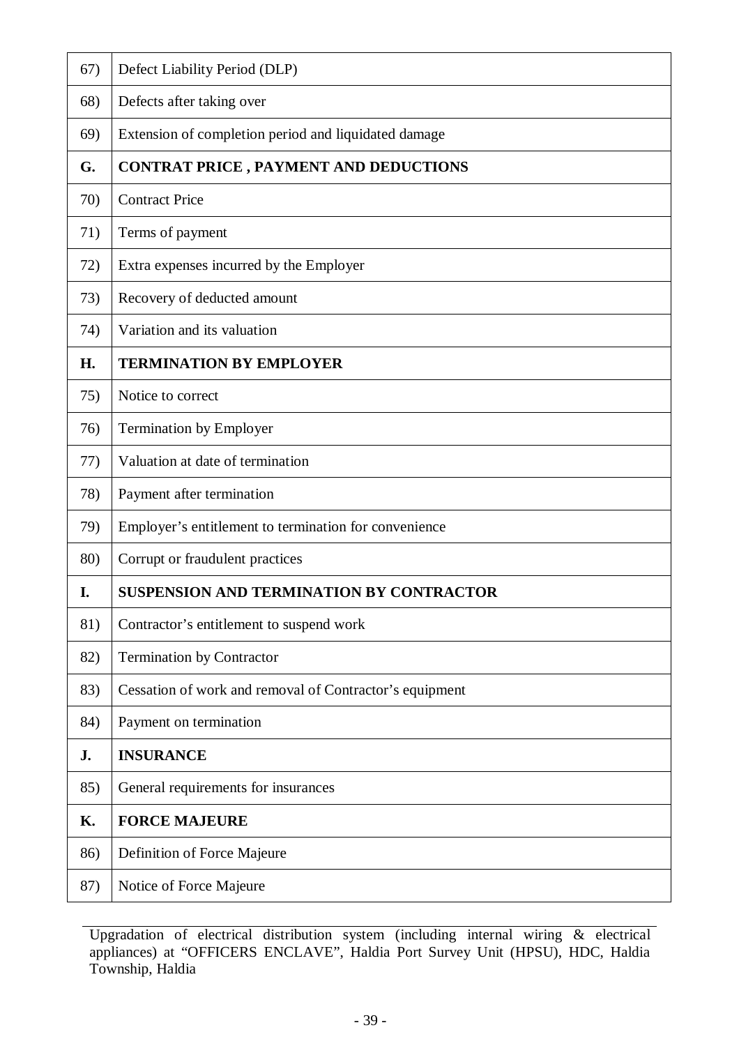| | |
|---|---|
| 67) | Defect Liability Period (DLP) |
| 68) | Defects after taking over |
| 69) | Extension of completion period and liquidated damage |
| **G.** | **CONTRAT PRICE , PAYMENT AND DEDUCTIONS** |
| 70) | Contract Price |
| 71) | Terms of payment |
| 72) | Extra expenses incurred by the Employer |
| 73) | Recovery of deducted amount |
| 74) | Variation and its valuation |
| **H.** | **TERMINATION BY EMPLOYER** |
| 75) | Notice to correct |
| 76) | Termination by Employer |
| 77) | Valuation at date of termination |
| 78) | Payment after termination |
| 79) | Employer's entitlement to termination for convenience |
| 80) | Corrupt or fraudulent practices |
| **I.** | **SUSPENSION AND TERMINATION BY CONTRACTOR** |
| 81) | Contractor's entitlement to suspend work |
| 82) | Termination by Contractor |
| 83) | Cessation of work and removal of Contractor's equipment |
| 84) | Payment on termination |
| **J.** | **INSURANCE** |
| 85) | General requirements for insurances |
| **K.** | **FORCE MAJEURE** |
| 86) | Definition of Force Majeure |
| 87) | Notice of Force Majeure |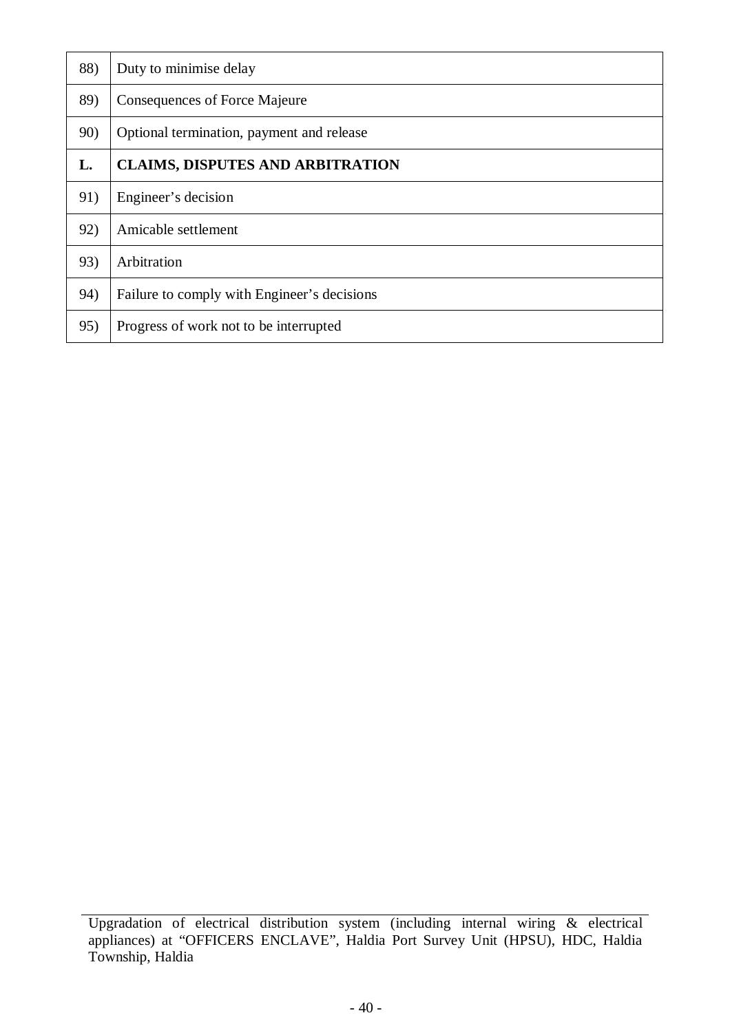| | |
|---|---|
| 88) | Duty to minimise delay |
| 89) | Consequences of Force Majeure |
| 90) | Optional termination, payment and release |
| **L.** | **CLAIMS, DISPUTES AND ARBITRATION** |
| 91) | Engineer's decision |
| 92) | Amicable settlement |
| 93) | Arbitration |
| 94) | Failure to comply with Engineer's decisions |
| 95) | Progress of work not to be interrupted |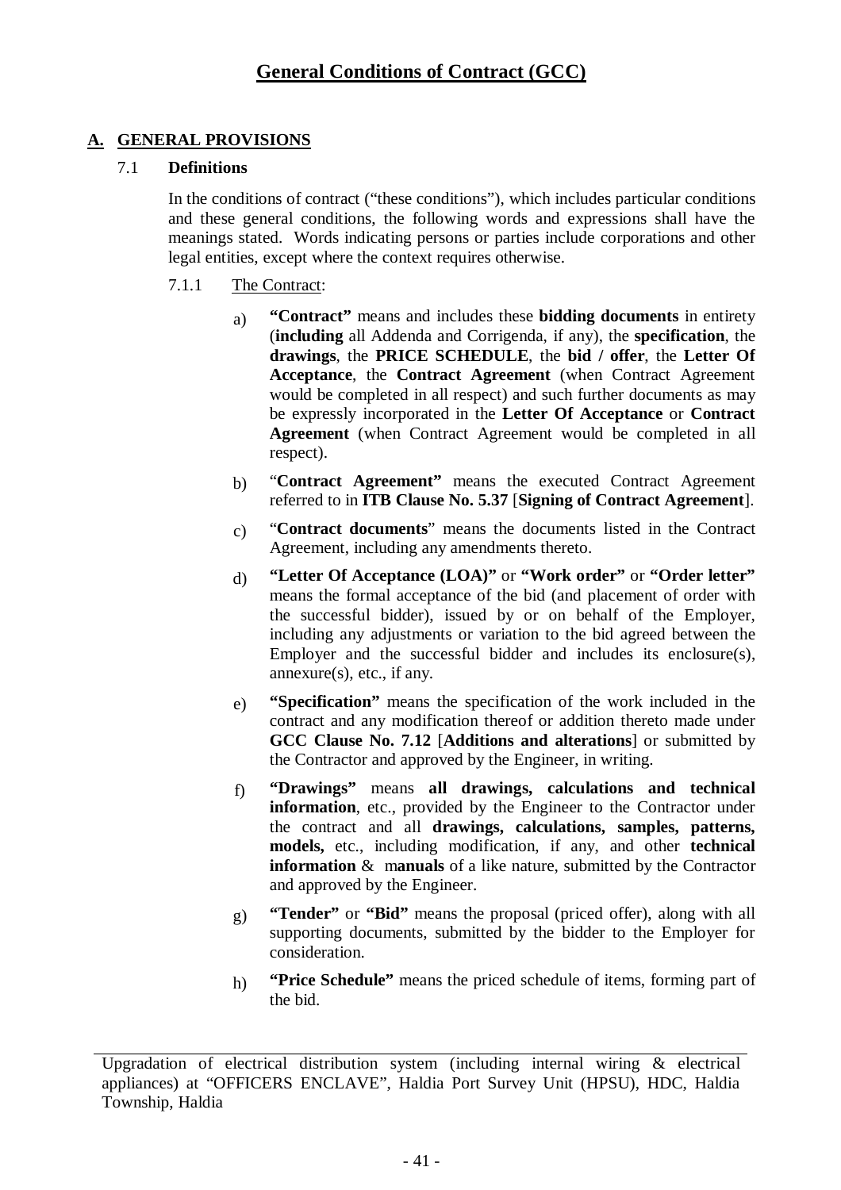# General Conditions of Contract (GCC)

## A. GENERAL PROVISIONS

### 7.1 Definitions

In the conditions of contract ("these conditions"), which includes particular conditions and these general conditions, the following words and expressions shall have the meanings stated. Words indicating persons or parties include corporations and other legal entities, except where the context requires otherwise.

7.1.1 The Contract:

a) **"Contract"** means and includes these **bidding documents** in entirety (**including** all Addenda and Corrigenda, if any), the **specification**, the **drawings**, the **PRICE SCHEDULE**, the **bid / offer**, the **Letter Of Acceptance**, the **Contract Agreement** (when Contract Agreement would be completed in all respect) and such further documents as may be expressly incorporated in the **Letter Of Acceptance** or **Contract Agreement** (when Contract Agreement would be completed in all respect).

b) "**Contract Agreement"** means the executed Contract Agreement referred to in **ITB Clause No. 5.37** [**Signing of Contract Agreement**].

c) "**Contract documents**" means the documents listed in the Contract Agreement, including any amendments thereto.

d) **"Letter Of Acceptance (LOA)"** or **"Work order"** or **"Order letter"** means the formal acceptance of the bid (and placement of order with the successful bidder), issued by or on behalf of the Employer, including any adjustments or variation to the bid agreed between the Employer and the successful bidder and includes its enclosure(s), annexure(s), etc., if any.

e) **"Specification"** means the specification of the work included in the contract and any modification thereof or addition thereto made under **GCC Clause No. 7.12** [**Additions and alterations**] or submitted by the Contractor and approved by the Engineer, in writing.

f) **"Drawings"** means **all drawings, calculations and technical information**, etc., provided by the Engineer to the Contractor under the contract and all **drawings, calculations, samples, patterns, models,** etc., including modification, if any, and other **technical information** & m**anuals** of a like nature, submitted by the Contractor and approved by the Engineer.

g) **"Tender"** or **"Bid"** means the proposal (priced offer), along with all supporting documents, submitted by the bidder to the Employer for consideration.

h) **"Price Schedule"** means the priced schedule of items, forming part of the bid.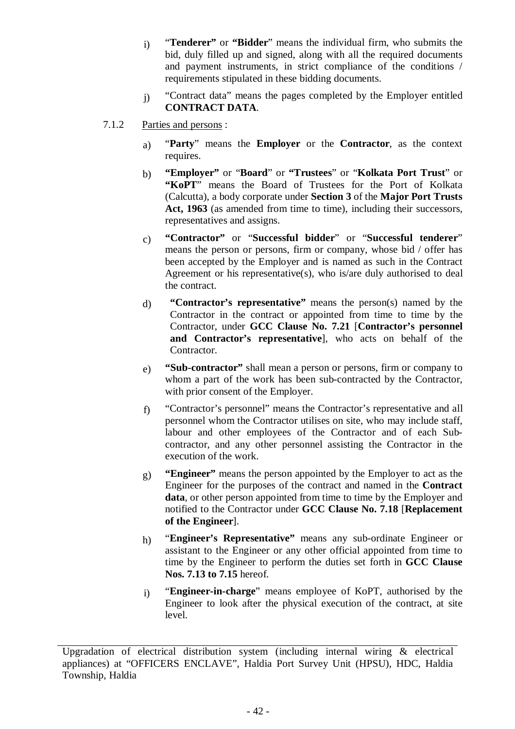i) "**Tenderer"** or **"Bidder**" means the individual firm, who submits the bid, duly filled up and signed, along with all the required documents and payment instruments, in strict compliance of the conditions / requirements stipulated in these bidding documents.

j) "Contract data" means the pages completed by the Employer entitled **CONTRACT DATA**.

7.1.2 Parties and persons :

a) "**Party**" means the **Employer** or the **Contractor**, as the context requires.

b) **"Employer"** or "**Board**" or **"Trustees**" or "**Kolkata Port Trust**" or **"KoPT**" means the Board of Trustees for the Port of Kolkata (Calcutta), a body corporate under **Section 3** of the **Major Port Trusts Act, 1963** (as amended from time to time), including their successors, representatives and assigns.

c) **"Contractor"** or "**Successful bidder**" or "**Successful tenderer**" means the person or persons, firm or company, whose bid / offer has been accepted by the Employer and is named as such in the Contract Agreement or his representative(s), who is/are duly authorised to deal the contract.

d) **"Contractor's representative"** means the person(s) named by the Contractor in the contract or appointed from time to time by the Contractor, under **GCC Clause No. 7.21** [**Contractor's personnel and Contractor's representative**], who acts on behalf of the Contractor.

e) **"Sub-contractor"** shall mean a person or persons, firm or company to whom a part of the work has been sub-contracted by the Contractor, with prior consent of the Employer.

f) "Contractor's personnel" means the Contractor's representative and all personnel whom the Contractor utilises on site, who may include staff, labour and other employees of the Contractor and of each Sub-contractor, and any other personnel assisting the Contractor in the execution of the work.

g) **"Engineer"** means the person appointed by the Employer to act as the Engineer for the purposes of the contract and named in the **Contract data**, or other person appointed from time to time by the Employer and notified to the Contractor under **GCC Clause No. 7.18** [**Replacement of the Engineer**].

h) "**Engineer's Representative"** means any sub-ordinate Engineer or assistant to the Engineer or any other official appointed from time to time by the Engineer to perform the duties set forth in **GCC Clause Nos. 7.13 to 7.15** hereof.

i) "**Engineer-in-charge**" means employee of KoPT, authorised by the Engineer to look after the physical execution of the contract, at site level.

Upgradation of electrical distribution system (including internal wiring & electrical appliances) at "OFFICERS ENCLAVE", Haldia Port Survey Unit (HPSU), HDC, Haldia Township, Haldia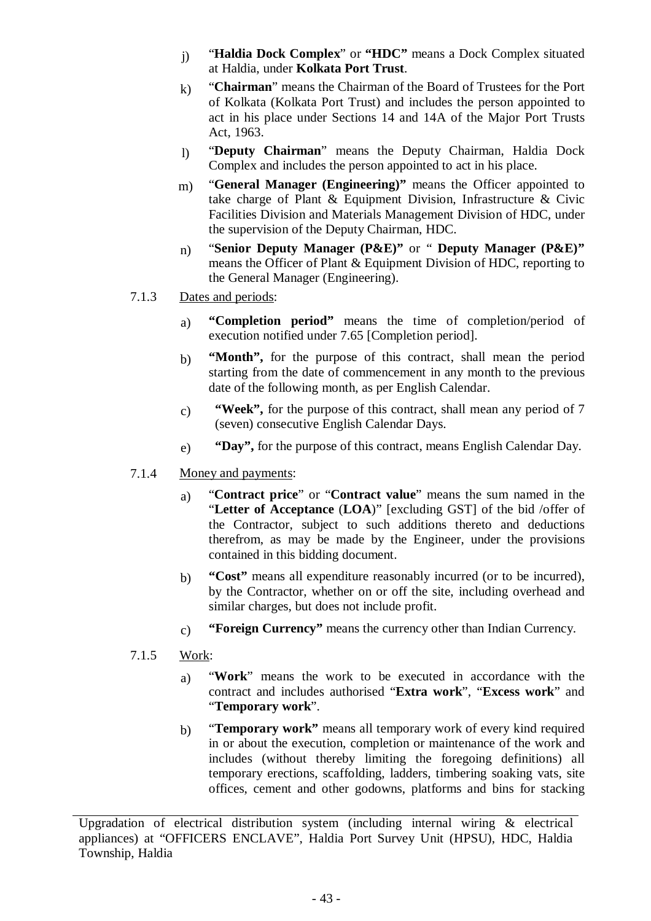j) "**Haldia Dock Complex**" or **"HDC"** means a Dock Complex situated at Haldia, under **Kolkata Port Trust**.

k) "**Chairman**" means the Chairman of the Board of Trustees for the Port of Kolkata (Kolkata Port Trust) and includes the person appointed to act in his place under Sections 14 and 14A of the Major Port Trusts Act, 1963.

l) "**Deputy Chairman**" means the Deputy Chairman, Haldia Dock Complex and includes the person appointed to act in his place.

m) "**General Manager (Engineering)"** means the Officer appointed to take charge of Plant & Equipment Division, Infrastructure & Civic Facilities Division and Materials Management Division of HDC, under the supervision of the Deputy Chairman, HDC.

n) "**Senior Deputy Manager (P&E)"** or " **Deputy Manager (P&E)"** means the Officer of Plant & Equipment Division of HDC, reporting to the General Manager (Engineering).

7.1.3 Dates and periods:

a) **"Completion period"** means the time of completion/period of execution notified under 7.65 [Completion period].

b) **"Month",** for the purpose of this contract, shall mean the period starting from the date of commencement in any month to the previous date of the following month, as per English Calendar.

c) **"Week",** for the purpose of this contract, shall mean any period of 7 (seven) consecutive English Calendar Days.

e) **"Day",** for the purpose of this contract, means English Calendar Day.

7.1.4 Money and payments:

a) "**Contract price**" or "**Contract value**" means the sum named in the "**Letter of Acceptance** (**LOA**)" [excluding GST] of the bid /offer of the Contractor, subject to such additions thereto and deductions therefrom, as may be made by the Engineer, under the provisions contained in this bidding document.

b) **"Cost"** means all expenditure reasonably incurred (or to be incurred), by the Contractor, whether on or off the site, including overhead and similar charges, but does not include profit.

c) **"Foreign Currency"** means the currency other than Indian Currency.

7.1.5 Work:

a) "**Work**" means the work to be executed in accordance with the contract and includes authorised "**Extra work**", "**Excess work**" and "**Temporary work**".

b) "**Temporary work"** means all temporary work of every kind required in or about the execution, completion or maintenance of the work and includes (without thereby limiting the foregoing definitions) all temporary erections, scaffolding, ladders, timbering soaking vats, site offices, cement and other godowns, platforms and bins for stacking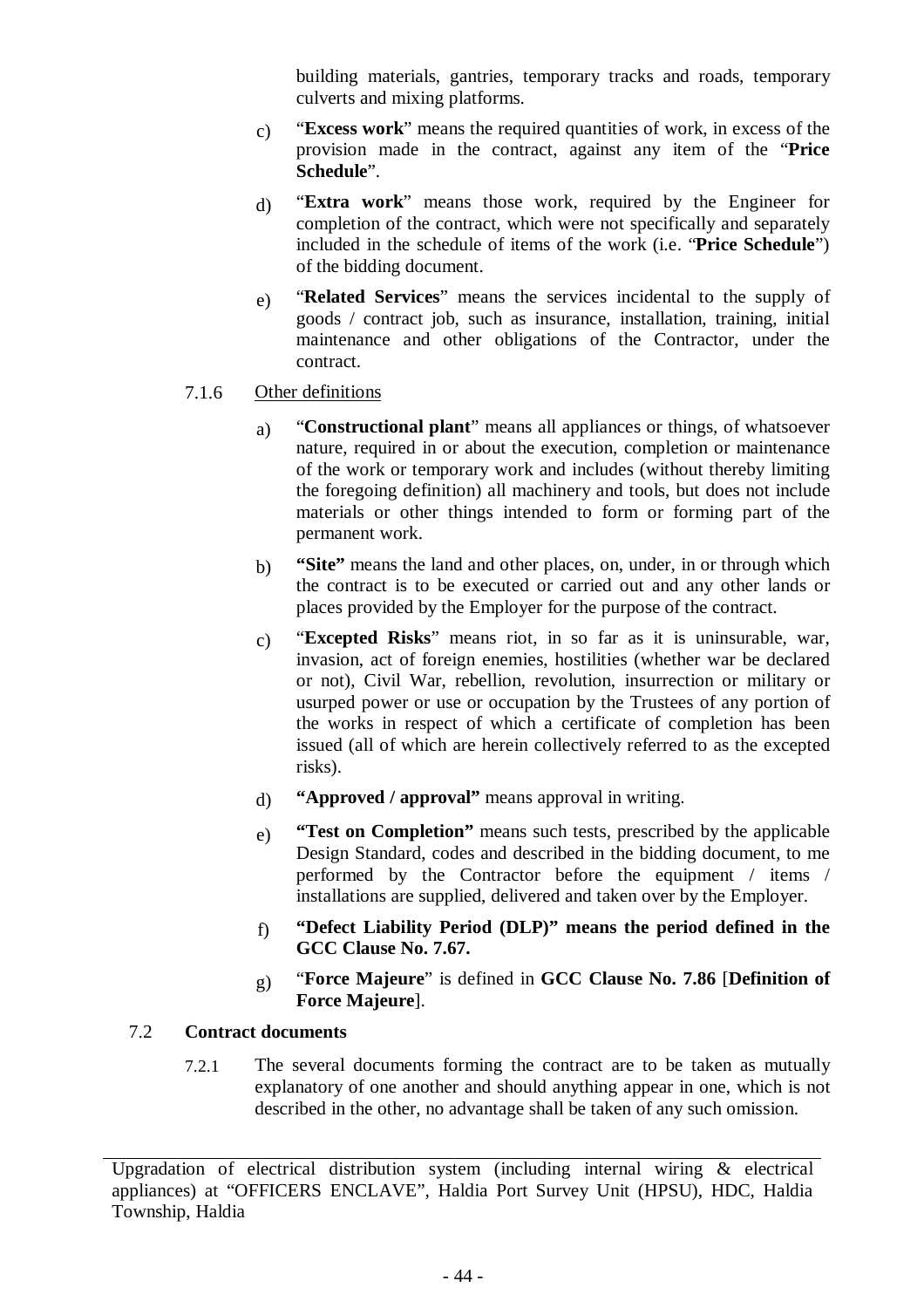building materials, gantries, temporary tracks and roads, temporary culverts and mixing platforms.

c) "**Excess work**" means the required quantities of work, in excess of the provision made in the contract, against any item of the "**Price Schedule**".

d) "**Extra work**" means those work, required by the Engineer for completion of the contract, which were not specifically and separately included in the schedule of items of the work (i.e. "**Price Schedule**") of the bidding document.

e) "**Related Services**" means the services incidental to the supply of goods / contract job, such as insurance, installation, training, initial maintenance and other obligations of the Contractor, under the contract.

7.1.6 Other definitions

a) "**Constructional plant**" means all appliances or things, of whatsoever nature, required in or about the execution, completion or maintenance of the work or temporary work and includes (without thereby limiting the foregoing definition) all machinery and tools, but does not include materials or other things intended to form or forming part of the permanent work.

b) **"Site"** means the land and other places, on, under, in or through which the contract is to be executed or carried out and any other lands or places provided by the Employer for the purpose of the contract.

c) "**Excepted Risks**" means riot, in so far as it is uninsurable, war, invasion, act of foreign enemies, hostilities (whether war be declared or not), Civil War, rebellion, revolution, insurrection or military or usurped power or use or occupation by the Trustees of any portion of the works in respect of which a certificate of completion has been issued (all of which are herein collectively referred to as the excepted risks).

d) **"Approved / approval"** means approval in writing.

e) **"Test on Completion"** means such tests, prescribed by the applicable Design Standard, codes and described in the bidding document, to me performed by the Contractor before the equipment / items / installations are supplied, delivered and taken over by the Employer.

f) **"Defect Liability Period (DLP)" means the period defined in the GCC Clause No. 7.67.**

g) "**Force Majeure**" is defined in **GCC Clause No. 7.86** [**Definition of Force Majeure**].

7.2 **Contract documents**

7.2.1 The several documents forming the contract are to be taken as mutually explanatory of one another and should anything appear in one, which is not described in the other, no advantage shall be taken of any such omission.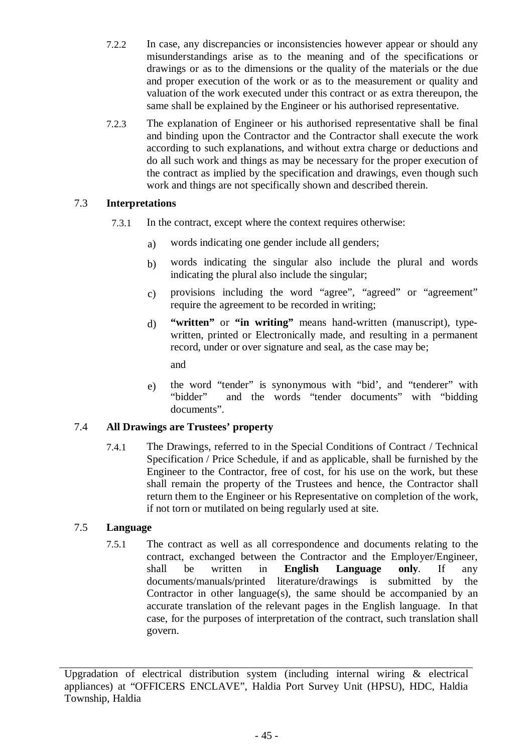7.2.2 In case, any discrepancies or inconsistencies however appear or should any misunderstandings arise as to the meaning and of the specifications or drawings or as to the dimensions or the quality of the materials or the due and proper execution of the work or as to the measurement or quality and valuation of the work executed under this contract or as extra thereupon, the same shall be explained by the Engineer or his authorised representative.

7.2.3 The explanation of Engineer or his authorised representative shall be final and binding upon the Contractor and the Contractor shall execute the work according to such explanations, and without extra charge or deductions and do all such work and things as may be necessary for the proper execution of the contract as implied by the specification and drawings, even though such work and things are not specifically shown and described therein.

### 7.3 Interpretations

7.3.1 In the contract, except where the context requires otherwise:

a) words indicating one gender include all genders;

b) words indicating the singular also include the plural and words indicating the plural also include the singular;

c) provisions including the word "agree", "agreed" or "agreement" require the agreement to be recorded in writing;

d) **"written"** or **"in writing"** means hand-written (manuscript), type-written, printed or Electronically made, and resulting in a permanent record, under or over signature and seal, as the case may be;

and

e) the word "tender" is synonymous with "bid', and "tenderer" with "bidder" and the words "tender documents" with "bidding documents".

### 7.4 All Drawings are Trustees' property

7.4.1 The Drawings, referred to in the Special Conditions of Contract / Technical Specification / Price Schedule, if and as applicable, shall be furnished by the Engineer to the Contractor, free of cost, for his use on the work, but these shall remain the property of the Trustees and hence, the Contractor shall return them to the Engineer or his Representative on completion of the work, if not torn or mutilated on being regularly used at site.

### 7.5 Language

7.5.1 The contract as well as all correspondence and documents relating to the contract, exchanged between the Contractor and the Employer/Engineer, shall be written in **English Language only**. If any documents/manuals/printed literature/drawings is submitted by the Contractor in other language(s), the same should be accompanied by an accurate translation of the relevant pages in the English language. In that case, for the purposes of interpretation of the contract, such translation shall govern.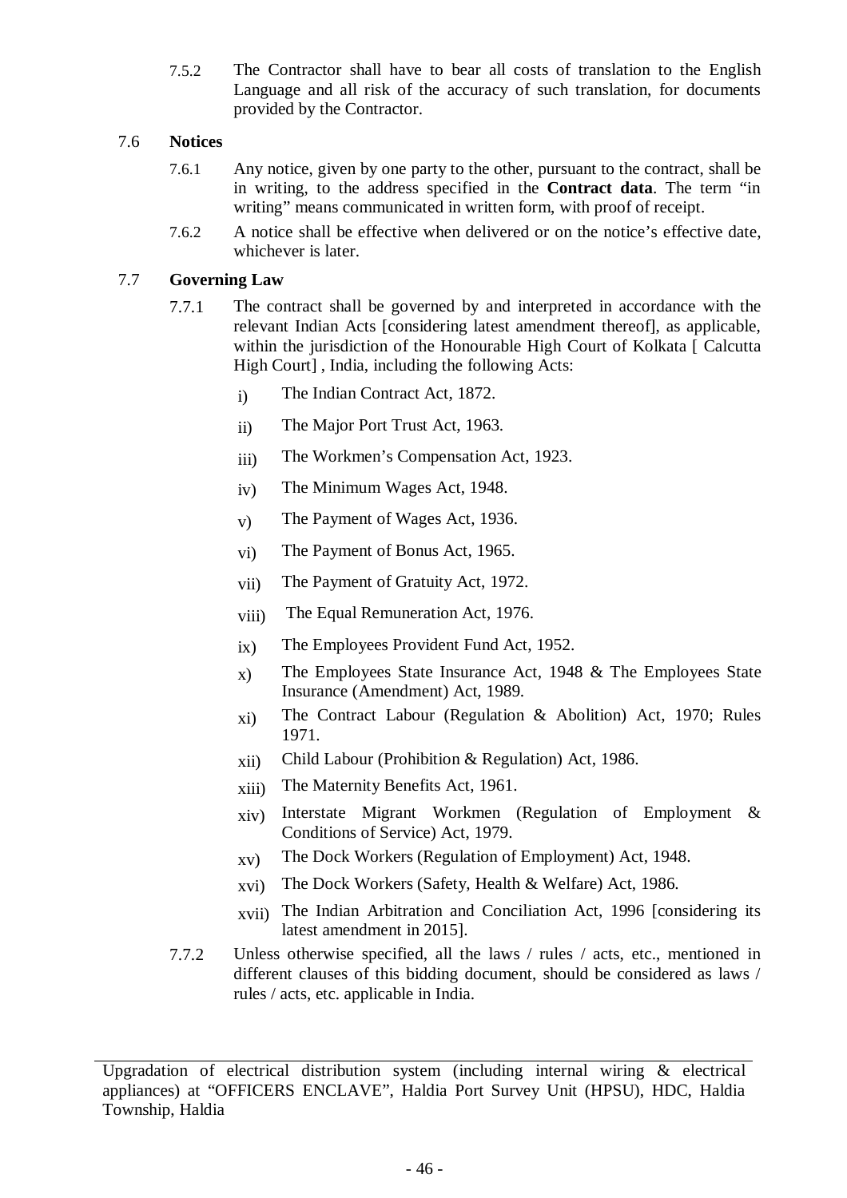7.5.2 The Contractor shall have to bear all costs of translation to the English Language and all risk of the accuracy of such translation, for documents provided by the Contractor.

## 7.6 Notices

7.6.1 Any notice, given by one party to the other, pursuant to the contract, shall be in writing, to the address specified in the **Contract data**. The term "in writing" means communicated in written form, with proof of receipt.

7.6.2 A notice shall be effective when delivered or on the notice's effective date, whichever is later.

## 7.7 Governing Law

7.7.1 The contract shall be governed by and interpreted in accordance with the relevant Indian Acts [considering latest amendment thereof], as applicable, within the jurisdiction of the Honourable High Court of Kolkata [ Calcutta High Court] , India, including the following Acts:

i) The Indian Contract Act, 1872.

ii) The Major Port Trust Act, 1963.

iii) The Workmen's Compensation Act, 1923.

iv) The Minimum Wages Act, 1948.

v) The Payment of Wages Act, 1936.

vi) The Payment of Bonus Act, 1965.

vii) The Payment of Gratuity Act, 1972.

viii) The Equal Remuneration Act, 1976.

ix) The Employees Provident Fund Act, 1952.

x) The Employees State Insurance Act, 1948 & The Employees State Insurance (Amendment) Act, 1989.

xi) The Contract Labour (Regulation & Abolition) Act, 1970; Rules 1971.

xii) Child Labour (Prohibition & Regulation) Act, 1986.

xiii) The Maternity Benefits Act, 1961.

xiv) Interstate Migrant Workmen (Regulation of Employment & Conditions of Service) Act, 1979.

xv) The Dock Workers (Regulation of Employment) Act, 1948.

xvi) The Dock Workers (Safety, Health & Welfare) Act, 1986.

xvii) The Indian Arbitration and Conciliation Act, 1996 [considering its latest amendment in 2015].

7.7.2 Unless otherwise specified, all the laws / rules / acts, etc., mentioned in different clauses of this bidding document, should be considered as laws / rules / acts, etc. applicable in India.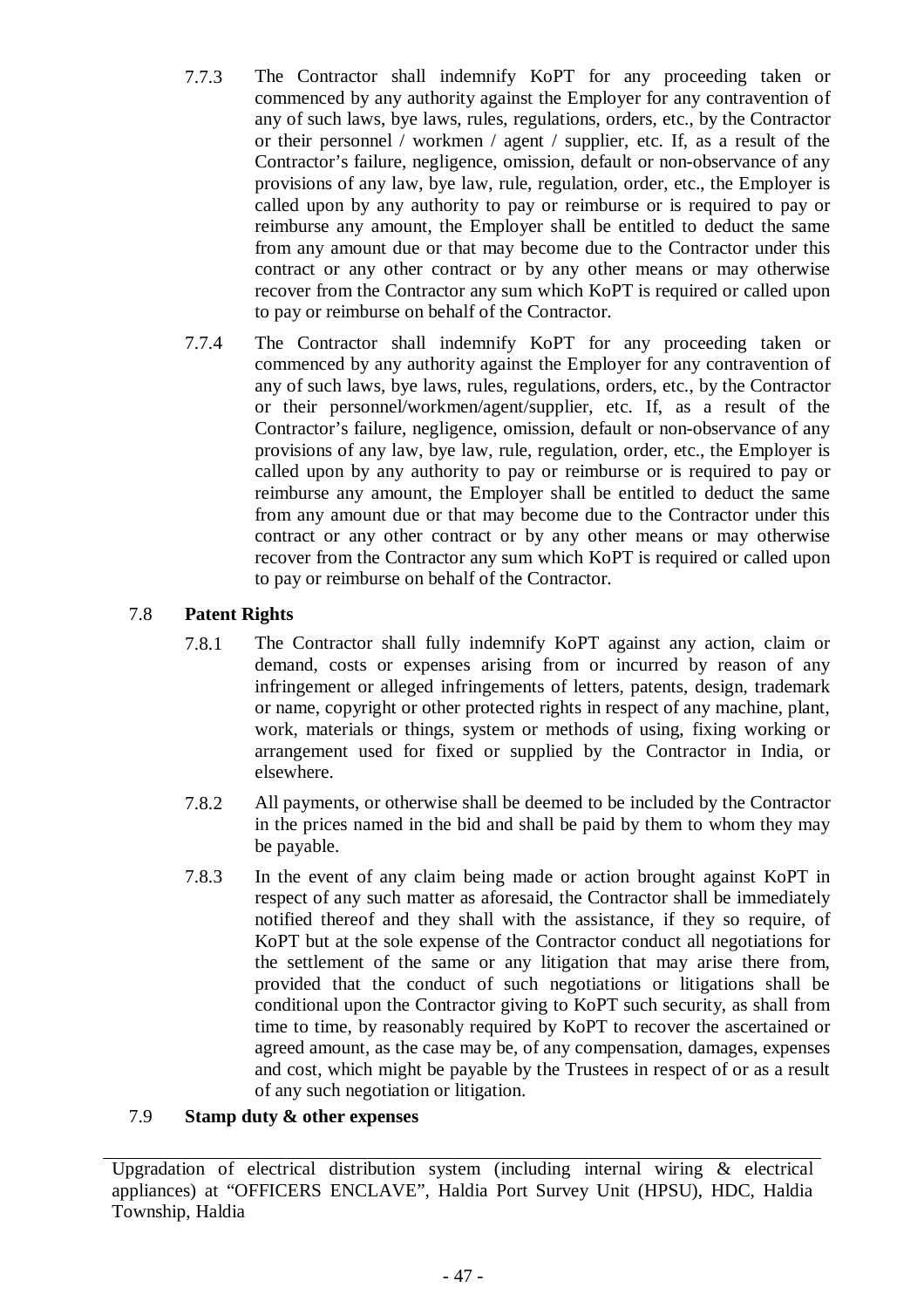7.7.3 The Contractor shall indemnify KoPT for any proceeding taken or commenced by any authority against the Employer for any contravention of any of such laws, bye laws, rules, regulations, orders, etc., by the Contractor or their personnel / workmen / agent / supplier, etc. If, as a result of the Contractor's failure, negligence, omission, default or non-observance of any provisions of any law, bye law, rule, regulation, order, etc., the Employer is called upon by any authority to pay or reimburse or is required to pay or reimburse any amount, the Employer shall be entitled to deduct the same from any amount due or that may become due to the Contractor under this contract or any other contract or by any other means or may otherwise recover from the Contractor any sum which KoPT is required or called upon to pay or reimburse on behalf of the Contractor.

7.7.4 The Contractor shall indemnify KoPT for any proceeding taken or commenced by any authority against the Employer for any contravention of any of such laws, bye laws, rules, regulations, orders, etc., by the Contractor or their personnel/workmen/agent/supplier, etc. If, as a result of the Contractor's failure, negligence, omission, default or non-observance of any provisions of any law, bye law, rule, regulation, order, etc., the Employer is called upon by any authority to pay or reimburse or is required to pay or reimburse any amount, the Employer shall be entitled to deduct the same from any amount due or that may become due to the Contractor under this contract or any other contract or by any other means or may otherwise recover from the Contractor any sum which KoPT is required or called upon to pay or reimburse on behalf of the Contractor.

### 7.8 **Patent Rights**

7.8.1 The Contractor shall fully indemnify KoPT against any action, claim or demand, costs or expenses arising from or incurred by reason of any infringement or alleged infringements of letters, patents, design, trademark or name, copyright or other protected rights in respect of any machine, plant, work, materials or things, system or methods of using, fixing working or arrangement used for fixed or supplied by the Contractor in India, or elsewhere.

7.8.2 All payments, or otherwise shall be deemed to be included by the Contractor in the prices named in the bid and shall be paid by them to whom they may be payable.

7.8.3 In the event of any claim being made or action brought against KoPT in respect of any such matter as aforesaid, the Contractor shall be immediately notified thereof and they shall with the assistance, if they so require, of KoPT but at the sole expense of the Contractor conduct all negotiations for the settlement of the same or any litigation that may arise there from, provided that the conduct of such negotiations or litigations shall be conditional upon the Contractor giving to KoPT such security, as shall from time to time, by reasonably required by KoPT to recover the ascertained or agreed amount, as the case may be, of any compensation, damages, expenses and cost, which might be payable by the Trustees in respect of or as a result of any such negotiation or litigation.

### 7.9 **Stamp duty & other expenses**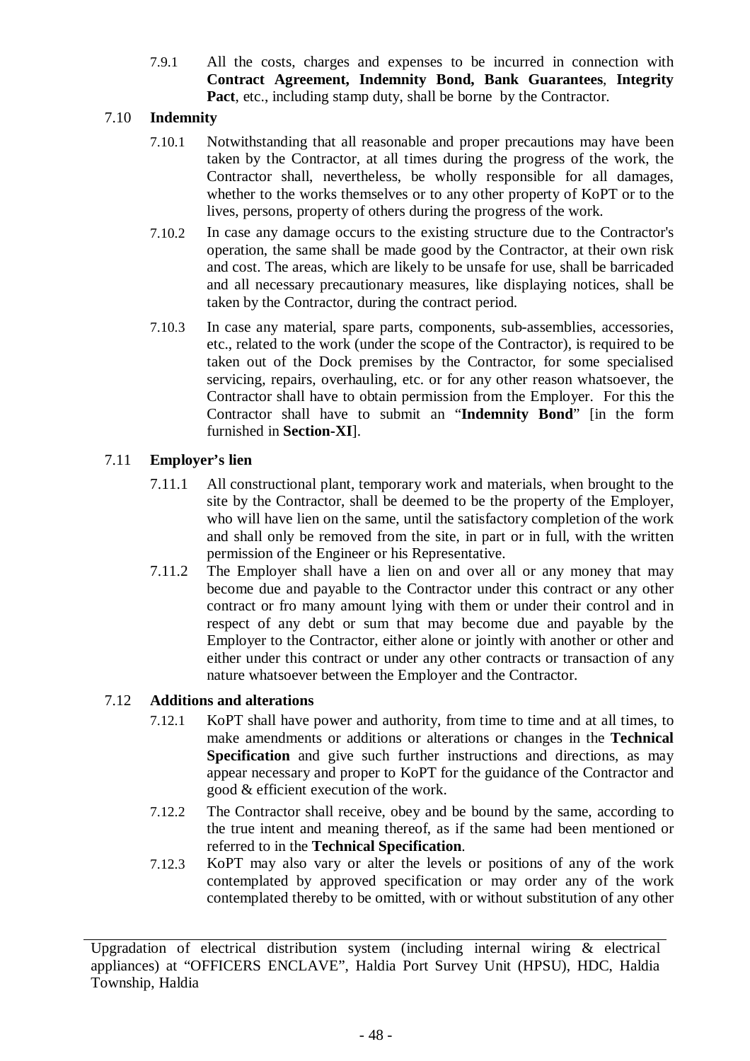7.9.1 All the costs, charges and expenses to be incurred in connection with **Contract Agreement, Indemnity Bond, Bank Guarantees**, **Integrity Pact**, etc., including stamp duty, shall be borne by the Contractor.

### 7.10 Indemnity

7.10.1 Notwithstanding that all reasonable and proper precautions may have been taken by the Contractor, at all times during the progress of the work, the Contractor shall, nevertheless, be wholly responsible for all damages, whether to the works themselves or to any other property of KoPT or to the lives, persons, property of others during the progress of the work.

7.10.2 In case any damage occurs to the existing structure due to the Contractor's operation, the same shall be made good by the Contractor, at their own risk and cost. The areas, which are likely to be unsafe for use, shall be barricaded and all necessary precautionary measures, like displaying notices, shall be taken by the Contractor, during the contract period.

7.10.3 In case any material, spare parts, components, sub-assemblies, accessories, etc., related to the work (under the scope of the Contractor), is required to be taken out of the Dock premises by the Contractor, for some specialised servicing, repairs, overhauling, etc. or for any other reason whatsoever, the Contractor shall have to obtain permission from the Employer. For this the Contractor shall have to submit an "**Indemnity Bond**" [in the form furnished in **Section-XI**].

### 7.11 Employer's lien

7.11.1 All constructional plant, temporary work and materials, when brought to the site by the Contractor, shall be deemed to be the property of the Employer, who will have lien on the same, until the satisfactory completion of the work and shall only be removed from the site, in part or in full, with the written permission of the Engineer or his Representative.

7.11.2 The Employer shall have a lien on and over all or any money that may become due and payable to the Contractor under this contract or any other contract or fro many amount lying with them or under their control and in respect of any debt or sum that may become due and payable by the Employer to the Contractor, either alone or jointly with another or other and either under this contract or under any other contracts or transaction of any nature whatsoever between the Employer and the Contractor.

### 7.12 Additions and alterations

7.12.1 KoPT shall have power and authority, from time to time and at all times, to make amendments or additions or alterations or changes in the **Technical Specification** and give such further instructions and directions, as may appear necessary and proper to KoPT for the guidance of the Contractor and good & efficient execution of the work.

7.12.2 The Contractor shall receive, obey and be bound by the same, according to the true intent and meaning thereof, as if the same had been mentioned or referred to in the **Technical Specification**.

7.12.3 KoPT may also vary or alter the levels or positions of any of the work contemplated by approved specification or may order any of the work contemplated thereby to be omitted, with or without substitution of any other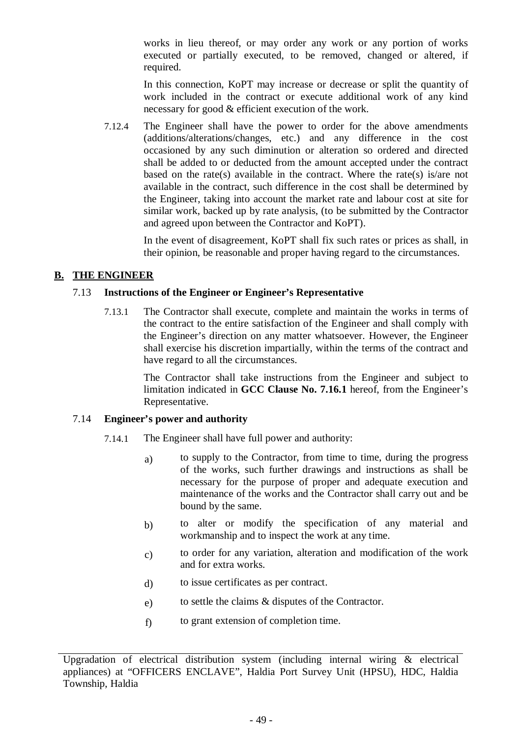works in lieu thereof, or may order any work or any portion of works executed or partially executed, to be removed, changed or altered, if required.

In this connection, KoPT may increase or decrease or split the quantity of work included in the contract or execute additional work of any kind necessary for good & efficient execution of the work.

7.12.4 The Engineer shall have the power to order for the above amendments (additions/alterations/changes, etc.) and any difference in the cost occasioned by any such diminution or alteration so ordered and directed shall be added to or deducted from the amount accepted under the contract based on the rate(s) available in the contract. Where the rate(s) is/are not available in the contract, such difference in the cost shall be determined by the Engineer, taking into account the market rate and labour cost at site for similar work, backed up by rate analysis, (to be submitted by the Contractor and agreed upon between the Contractor and KoPT).

In the event of disagreement, KoPT shall fix such rates or prices as shall, in their opinion, be reasonable and proper having regard to the circumstances.

## B. THE ENGINEER

### 7.13 Instructions of the Engineer or Engineer's Representative

7.13.1 The Contractor shall execute, complete and maintain the works in terms of the contract to the entire satisfaction of the Engineer and shall comply with the Engineer's direction on any matter whatsoever. However, the Engineer shall exercise his discretion impartially, within the terms of the contract and have regard to all the circumstances.

The Contractor shall take instructions from the Engineer and subject to limitation indicated in **GCC Clause No. 7.16.1** hereof, from the Engineer's Representative.

### 7.14 Engineer's power and authority

7.14.1 The Engineer shall have full power and authority:

a) to supply to the Contractor, from time to time, during the progress of the works, such further drawings and instructions as shall be necessary for the purpose of proper and adequate execution and maintenance of the works and the Contractor shall carry out and be bound by the same.

b) to alter or modify the specification of any material and workmanship and to inspect the work at any time.

c) to order for any variation, alteration and modification of the work and for extra works.

d) to issue certificates as per contract.

e) to settle the claims & disputes of the Contractor.

f) to grant extension of completion time.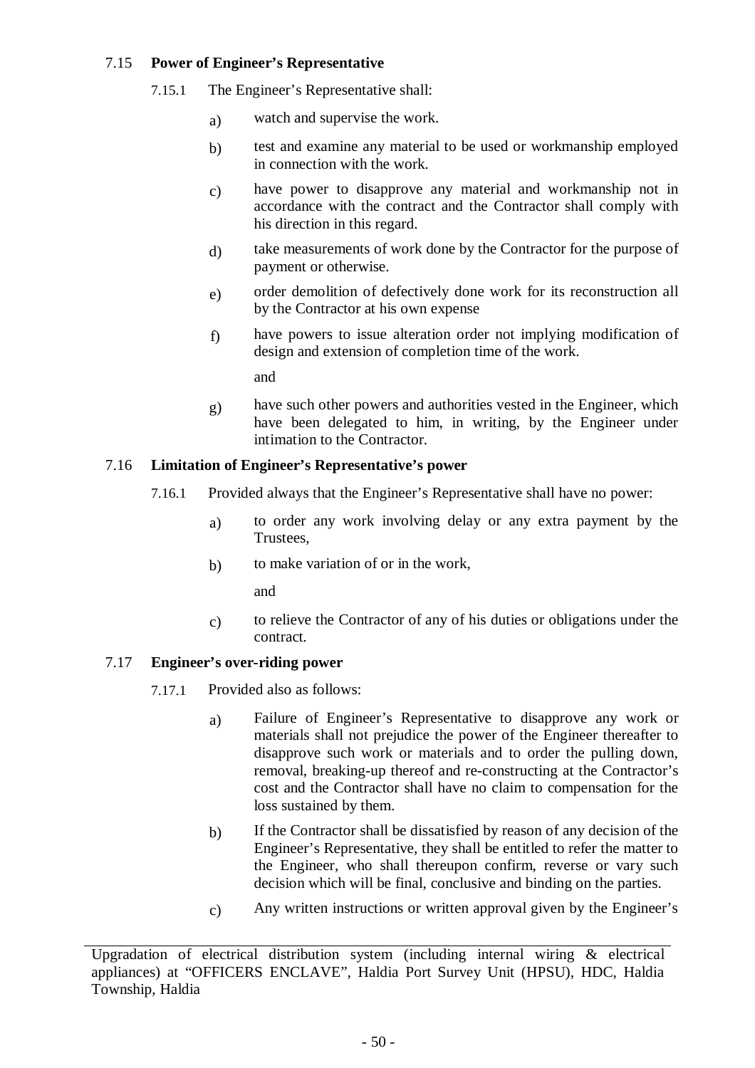### 7.15 **Power of Engineer's Representative**

7.15.1 The Engineer's Representative shall:

a) watch and supervise the work.

b) test and examine any material to be used or workmanship employed in connection with the work.

c) have power to disapprove any material and workmanship not in accordance with the contract and the Contractor shall comply with his direction in this regard.

d) take measurements of work done by the Contractor for the purpose of payment or otherwise.

e) order demolition of defectively done work for its reconstruction all by the Contractor at his own expense

f) have powers to issue alteration order not implying modification of design and extension of completion time of the work.

and

g) have such other powers and authorities vested in the Engineer, which have been delegated to him, in writing, by the Engineer under intimation to the Contractor.

### 7.16 **Limitation of Engineer's Representative's power**

7.16.1 Provided always that the Engineer's Representative shall have no power:

a) to order any work involving delay or any extra payment by the Trustees,

b) to make variation of or in the work,

and

c) to relieve the Contractor of any of his duties or obligations under the contract.

### 7.17 **Engineer's over-riding power**

7.17.1 Provided also as follows:

a) Failure of Engineer's Representative to disapprove any work or materials shall not prejudice the power of the Engineer thereafter to disapprove such work or materials and to order the pulling down, removal, breaking-up thereof and re-constructing at the Contractor's cost and the Contractor shall have no claim to compensation for the loss sustained by them.

b) If the Contractor shall be dissatisfied by reason of any decision of the Engineer's Representative, they shall be entitled to refer the matter to the Engineer, who shall thereupon confirm, reverse or vary such decision which will be final, conclusive and binding on the parties.

c) Any written instructions or written approval given by the Engineer's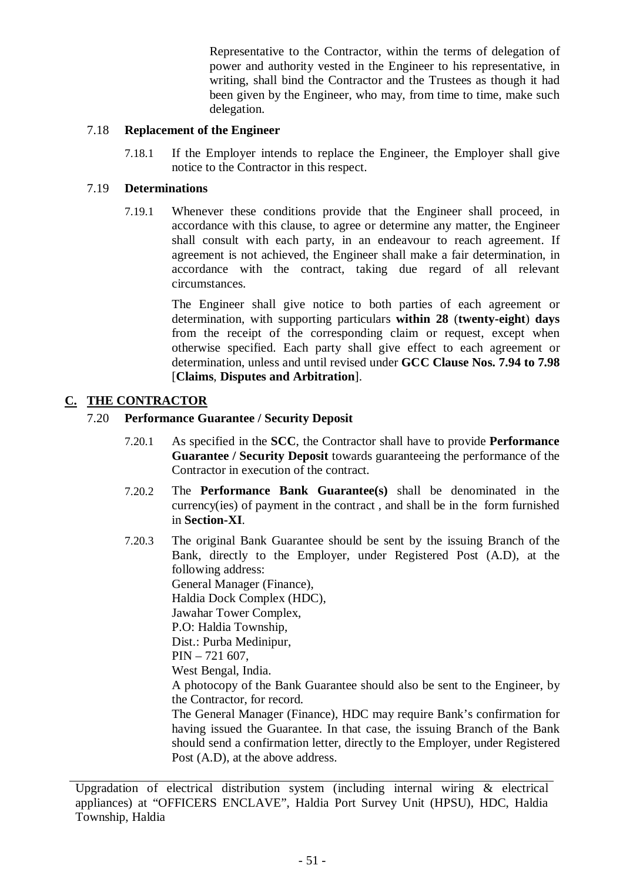Representative to the Contractor, within the terms of delegation of power and authority vested in the Engineer to his representative, in writing, shall bind the Contractor and the Trustees as though it had been given by the Engineer, who may, from time to time, make such delegation.

7.18 **Replacement of the Engineer**

7.18.1 If the Employer intends to replace the Engineer, the Employer shall give notice to the Contractor in this respect.

7.19 **Determinations**

7.19.1 Whenever these conditions provide that the Engineer shall proceed, in accordance with this clause, to agree or determine any matter, the Engineer shall consult with each party, in an endeavour to reach agreement. If agreement is not achieved, the Engineer shall make a fair determination, in accordance with the contract, taking due regard of all relevant circumstances.

The Engineer shall give notice to both parties of each agreement or determination, with supporting particulars **within 28** (**twenty-eight**) **days** from the receipt of the corresponding claim or request, except when otherwise specified. Each party shall give effect to each agreement or determination, unless and until revised under **GCC Clause Nos. 7.94 to 7.98** [**Claims**, **Disputes and Arbitration**].

## C. THE CONTRACTOR

7.20 **Performance Guarantee / Security Deposit**

7.20.1 As specified in the **SCC**, the Contractor shall have to provide **Performance Guarantee / Security Deposit** towards guaranteeing the performance of the Contractor in execution of the contract.

7.20.2 The **Performance Bank Guarantee(s)** shall be denominated in the currency(ies) of payment in the contract , and shall be in the form furnished in **Section-XI**.

7.20.3 The original Bank Guarantee should be sent by the issuing Branch of the Bank, directly to the Employer, under Registered Post (A.D), at the following address:

General Manager (Finance),
Haldia Dock Complex (HDC),
Jawahar Tower Complex,
P.O: Haldia Township,
Dist.: Purba Medinipur,
PIN – 721 607,
West Bengal, India.

A photocopy of the Bank Guarantee should also be sent to the Engineer, by the Contractor, for record.

The General Manager (Finance), HDC may require Bank's confirmation for having issued the Guarantee. In that case, the issuing Branch of the Bank should send a confirmation letter, directly to the Employer, under Registered Post (A.D), at the above address.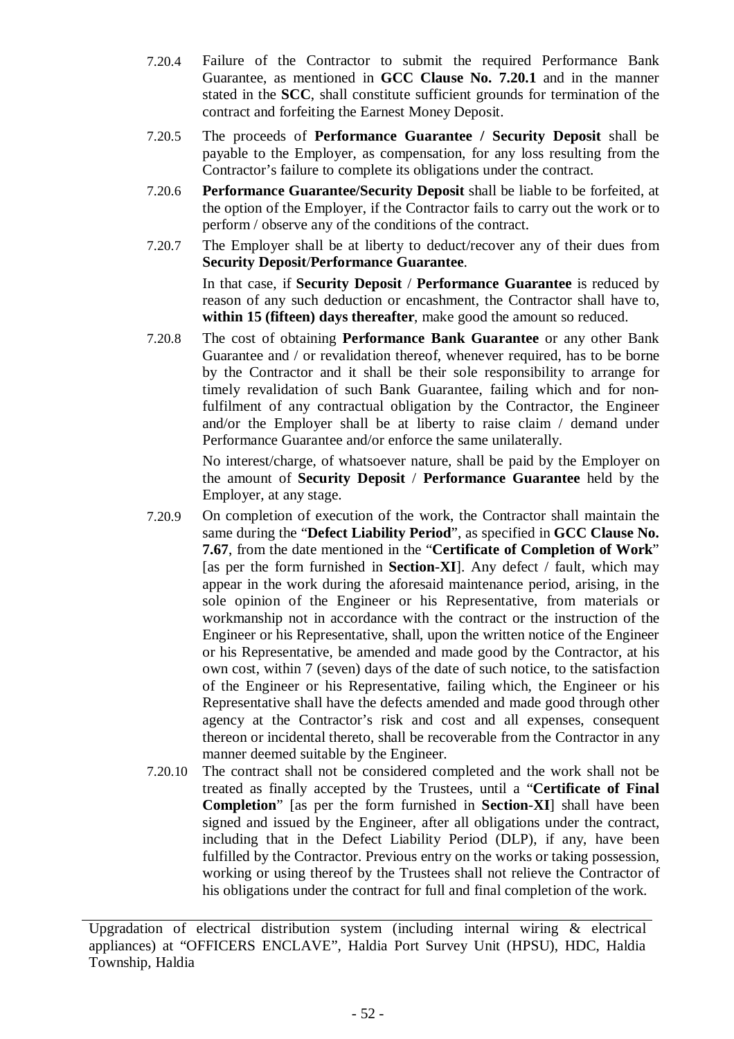7.20.4 Failure of the Contractor to submit the required Performance Bank Guarantee, as mentioned in **GCC Clause No. 7.20.1** and in the manner stated in the **SCC**, shall constitute sufficient grounds for termination of the contract and forfeiting the Earnest Money Deposit.

7.20.5 The proceeds of **Performance Guarantee / Security Deposit** shall be payable to the Employer, as compensation, for any loss resulting from the Contractor's failure to complete its obligations under the contract.

7.20.6 **Performance Guarantee/Security Deposit** shall be liable to be forfeited, at the option of the Employer, if the Contractor fails to carry out the work or to perform / observe any of the conditions of the contract.

7.20.7 The Employer shall be at liberty to deduct/recover any of their dues from **Security Deposit**/**Performance Guarantee**.

In that case, if **Security Deposit** / **Performance Guarantee** is reduced by reason of any such deduction or encashment, the Contractor shall have to, **within 15 (fifteen) days thereafter**, make good the amount so reduced.

7.20.8 The cost of obtaining **Performance Bank Guarantee** or any other Bank Guarantee and / or revalidation thereof, whenever required, has to be borne by the Contractor and it shall be their sole responsibility to arrange for timely revalidation of such Bank Guarantee, failing which and for non-fulfilment of any contractual obligation by the Contractor, the Engineer and/or the Employer shall be at liberty to raise claim / demand under Performance Guarantee and/or enforce the same unilaterally.

No interest/charge, of whatsoever nature, shall be paid by the Employer on the amount of **Security Deposit** / **Performance Guarantee** held by the Employer, at any stage.

7.20.9 On completion of execution of the work, the Contractor shall maintain the same during the "**Defect Liability Period**", as specified in **GCC Clause No. 7.67**, from the date mentioned in the "**Certificate of Completion of Work**" [as per the form furnished in **Section-XI**]. Any defect / fault, which may appear in the work during the aforesaid maintenance period, arising, in the sole opinion of the Engineer or his Representative, from materials or workmanship not in accordance with the contract or the instruction of the Engineer or his Representative, shall, upon the written notice of the Engineer or his Representative, be amended and made good by the Contractor, at his own cost, within 7 (seven) days of the date of such notice, to the satisfaction of the Engineer or his Representative, failing which, the Engineer or his Representative shall have the defects amended and made good through other agency at the Contractor's risk and cost and all expenses, consequent thereon or incidental thereto, shall be recoverable from the Contractor in any manner deemed suitable by the Engineer.

7.20.10 The contract shall not be considered completed and the work shall not be treated as finally accepted by the Trustees, until a "**Certificate of Final Completion**" [as per the form furnished in **Section-XI**] shall have been signed and issued by the Engineer, after all obligations under the contract, including that in the Defect Liability Period (DLP), if any, have been fulfilled by the Contractor. Previous entry on the works or taking possession, working or using thereof by the Trustees shall not relieve the Contractor of his obligations under the contract for full and final completion of the work.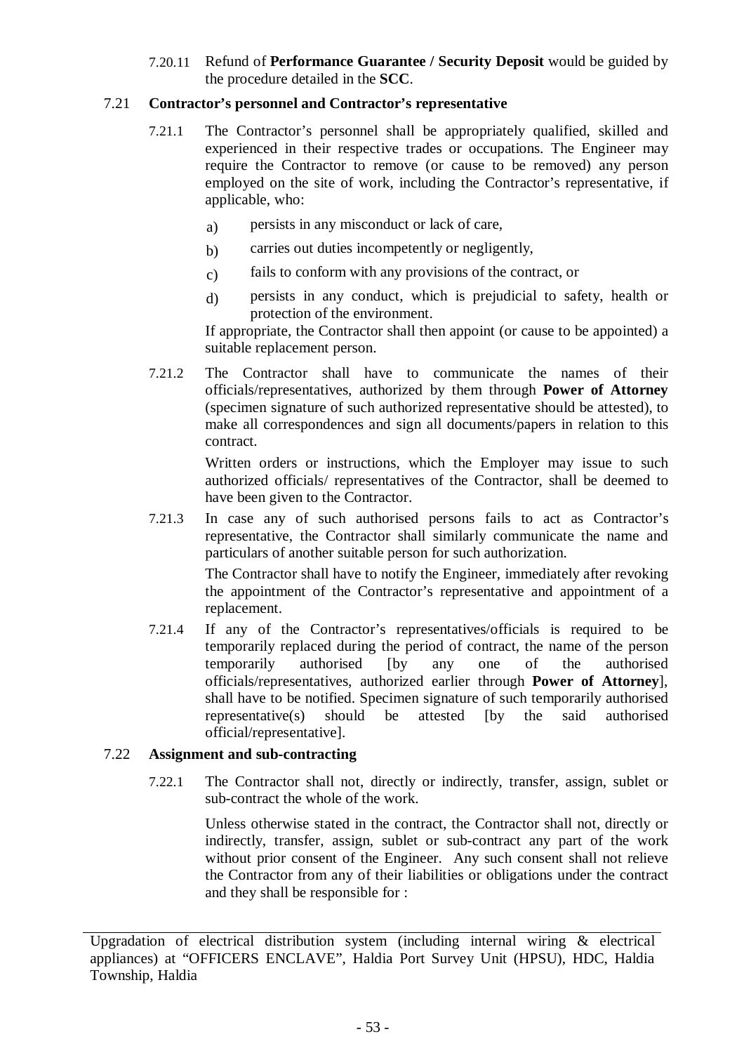7.20.11 Refund of **Performance Guarantee / Security Deposit** would be guided by the procedure detailed in the **SCC**.

### 7.21 Contractor's personnel and Contractor's representative

7.21.1 The Contractor's personnel shall be appropriately qualified, skilled and experienced in their respective trades or occupations. The Engineer may require the Contractor to remove (or cause to be removed) any person employed on the site of work, including the Contractor's representative, if applicable, who:

a) persists in any misconduct or lack of care,

b) carries out duties incompetently or negligently,

c) fails to conform with any provisions of the contract, or

d) persists in any conduct, which is prejudicial to safety, health or protection of the environment.

If appropriate, the Contractor shall then appoint (or cause to be appointed) a suitable replacement person.

7.21.2 The Contractor shall have to communicate the names of their officials/representatives, authorized by them through **Power of Attorney** (specimen signature of such authorized representative should be attested), to make all correspondences and sign all documents/papers in relation to this contract.

Written orders or instructions, which the Employer may issue to such authorized officials/ representatives of the Contractor, shall be deemed to have been given to the Contractor.

7.21.3 In case any of such authorised persons fails to act as Contractor's representative, the Contractor shall similarly communicate the name and particulars of another suitable person for such authorization.

The Contractor shall have to notify the Engineer, immediately after revoking the appointment of the Contractor's representative and appointment of a replacement.

7.21.4 If any of the Contractor's representatives/officials is required to be temporarily replaced during the period of contract, the name of the person temporarily authorised [by any one of the authorised officials/representatives, authorized earlier through **Power of Attorney**], shall have to be notified. Specimen signature of such temporarily authorised representative(s) should be attested [by the said authorised official/representative].

### 7.22 Assignment and sub-contracting

7.22.1 The Contractor shall not, directly or indirectly, transfer, assign, sublet or sub-contract the whole of the work.

Unless otherwise stated in the contract, the Contractor shall not, directly or indirectly, transfer, assign, sublet or sub-contract any part of the work without prior consent of the Engineer. Any such consent shall not relieve the Contractor from any of their liabilities or obligations under the contract and they shall be responsible for :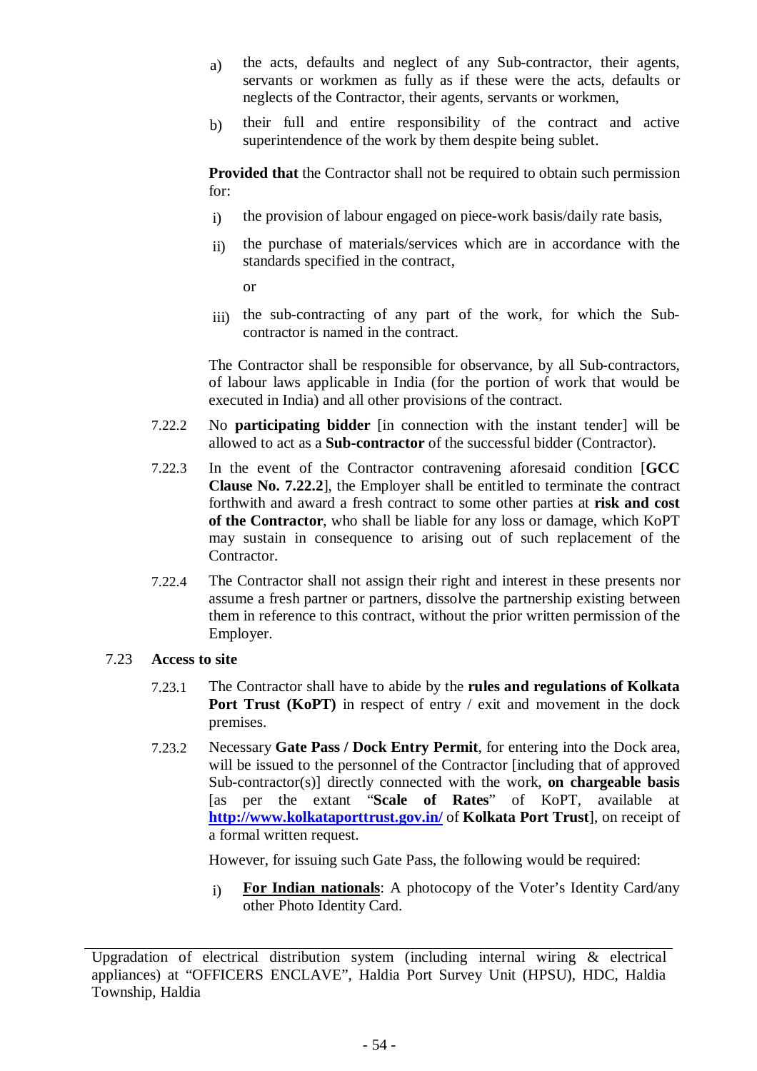a) the acts, defaults and neglect of any Sub-contractor, their agents, servants or workmen as fully as if these were the acts, defaults or neglects of the Contractor, their agents, servants or workmen,

b) their full and entire responsibility of the contract and active superintendence of the work by them despite being sublet.

**Provided that** the Contractor shall not be required to obtain such permission for:

i) the provision of labour engaged on piece-work basis/daily rate basis,

ii) the purchase of materials/services which are in accordance with the standards specified in the contract,

or

iii) the sub-contracting of any part of the work, for which the Sub-contractor is named in the contract.

The Contractor shall be responsible for observance, by all Sub-contractors, of labour laws applicable in India (for the portion of work that would be executed in India) and all other provisions of the contract.

7.22.2 No **participating bidder** [in connection with the instant tender] will be allowed to act as a **Sub-contractor** of the successful bidder (Contractor).

7.22.3 In the event of the Contractor contravening aforesaid condition [**GCC Clause No. 7.22.2**], the Employer shall be entitled to terminate the contract forthwith and award a fresh contract to some other parties at **risk and cost of the Contractor**, who shall be liable for any loss or damage, which KoPT may sustain in consequence to arising out of such replacement of the Contractor.

7.22.4 The Contractor shall not assign their right and interest in these presents nor assume a fresh partner or partners, dissolve the partnership existing between them in reference to this contract, without the prior written permission of the Employer.

## 7.23 Access to site

7.23.1 The Contractor shall have to abide by the **rules and regulations of Kolkata Port Trust (KoPT)** in respect of entry / exit and movement in the dock premises.

7.23.2 Necessary **Gate Pass / Dock Entry Permit**, for entering into the Dock area, will be issued to the personnel of the Contractor [including that of approved Sub-contractor(s)] directly connected with the work, **on chargeable basis** [as per the extant "**Scale of Rates**" of KoPT, available at **http://www.kolkataporttrust.gov.in/** of **Kolkata Port Trust**], on receipt of a formal written request.

However, for issuing such Gate Pass, the following would be required:

i) **For Indian nationals**: A photocopy of the Voter's Identity Card/any other Photo Identity Card.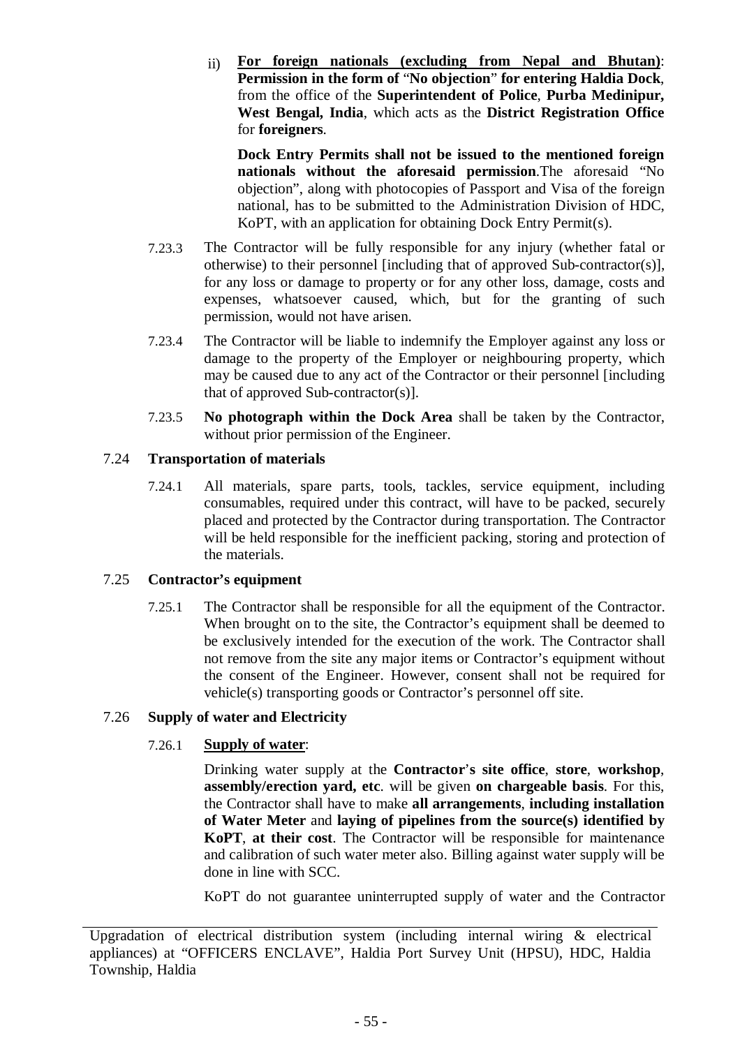ii) **<u>For foreign nationals (excluding from Nepal and Bhutan)</u>**: **Permission in the form of** "**No objection**" **for entering Haldia Dock**, from the office of the **Superintendent of Police**, **Purba Medinipur, West Bengal, India**, which acts as the **District Registration Office** for **foreigners**.

**Dock Entry Permits shall not be issued to the mentioned foreign nationals without the aforesaid permission**.The aforesaid "No objection", along with photocopies of Passport and Visa of the foreign national, has to be submitted to the Administration Division of HDC, KoPT, with an application for obtaining Dock Entry Permit(s).

7.23.3 The Contractor will be fully responsible for any injury (whether fatal or otherwise) to their personnel [including that of approved Sub-contractor(s)], for any loss or damage to property or for any other loss, damage, costs and expenses, whatsoever caused, which, but for the granting of such permission, would not have arisen.

7.23.4 The Contractor will be liable to indemnify the Employer against any loss or damage to the property of the Employer or neighbouring property, which may be caused due to any act of the Contractor or their personnel [including that of approved Sub-contractor(s)].

7.23.5 **No photograph within the Dock Area** shall be taken by the Contractor, without prior permission of the Engineer.

### 7.24 Transportation of materials

7.24.1 All materials, spare parts, tools, tackles, service equipment, including consumables, required under this contract, will have to be packed, securely placed and protected by the Contractor during transportation. The Contractor will be held responsible for the inefficient packing, storing and protection of the materials.

### 7.25 Contractor's equipment

7.25.1 The Contractor shall be responsible for all the equipment of the Contractor. When brought on to the site, the Contractor's equipment shall be deemed to be exclusively intended for the execution of the work. The Contractor shall not remove from the site any major items or Contractor's equipment without the consent of the Engineer. However, consent shall not be required for vehicle(s) transporting goods or Contractor's personnel off site.

### 7.26 Supply of water and Electricity

7.26.1 **<u>Supply of water</u>**:

Drinking water supply at the **Contractor's site office**, **store**, **workshop**, **assembly/erection yard, etc**. will be given **on chargeable basis**. For this, the Contractor shall have to make **all arrangements**, **including installation of Water Meter** and **laying of pipelines from the source(s) identified by KoPT**, **at their cost**. The Contractor will be responsible for maintenance and calibration of such water meter also. Billing against water supply will be done in line with SCC.

KoPT do not guarantee uninterrupted supply of water and the Contractor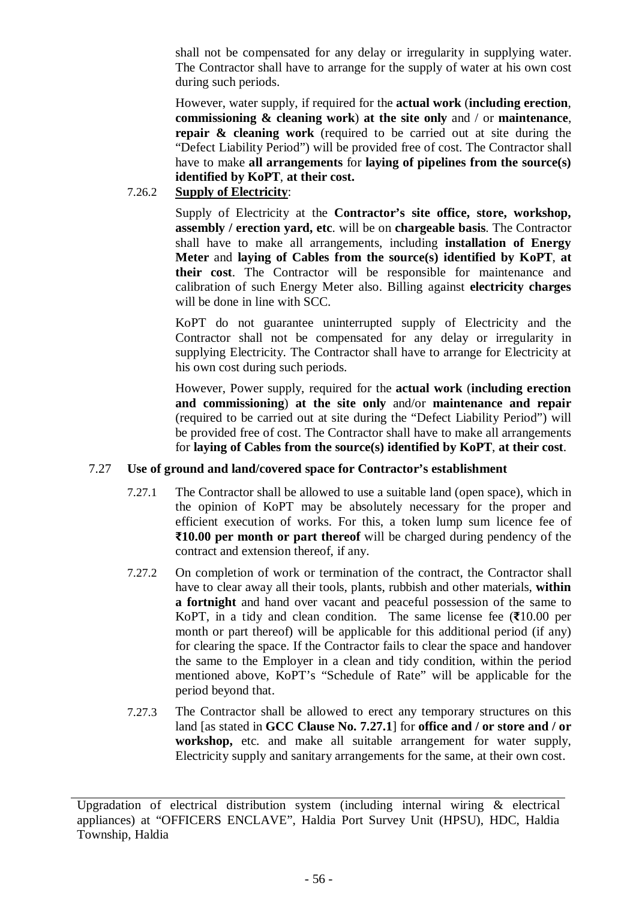shall not be compensated for any delay or irregularity in supplying water. The Contractor shall have to arrange for the supply of water at his own cost during such periods.

However, water supply, if required for the **actual work** (**including erection**, **commissioning & cleaning work**) **at the site only** and / or **maintenance**, **repair & cleaning work** (required to be carried out at site during the "Defect Liability Period") will be provided free of cost. The Contractor shall have to make **all arrangements** for **laying of pipelines from the source(s) identified by KoPT**, **at their cost.**

7.26.2 **Supply of Electricity**:

Supply of Electricity at the **Contractor's site office, store, workshop, assembly / erection yard, etc**. will be on **chargeable basis**. The Contractor shall have to make all arrangements, including **installation of Energy Meter** and **laying of Cables from the source(s) identified by KoPT**, **at their cost**. The Contractor will be responsible for maintenance and calibration of such Energy Meter also. Billing against **electricity charges** will be done in line with SCC.

KoPT do not guarantee uninterrupted supply of Electricity and the Contractor shall not be compensated for any delay or irregularity in supplying Electricity. The Contractor shall have to arrange for Electricity at his own cost during such periods.

However, Power supply, required for the **actual work** (**including erection and commissioning**) **at the site only** and/or **maintenance and repair** (required to be carried out at site during the "Defect Liability Period") will be provided free of cost. The Contractor shall have to make all arrangements for **laying of Cables from the source(s) identified by KoPT**, **at their cost**.

7.27 **Use of ground and land/covered space for Contractor's establishment**

7.27.1 The Contractor shall be allowed to use a suitable land (open space), which in the opinion of KoPT may be absolutely necessary for the proper and efficient execution of works. For this, a token lump sum licence fee of **₹10.00 per month or part thereof** will be charged during pendency of the contract and extension thereof, if any.

7.27.2 On completion of work or termination of the contract, the Contractor shall have to clear away all their tools, plants, rubbish and other materials, **within a fortnight** and hand over vacant and peaceful possession of the same to KoPT, in a tidy and clean condition. The same license fee (**₹**10.00 per month or part thereof) will be applicable for this additional period (if any) for clearing the space. If the Contractor fails to clear the space and handover the same to the Employer in a clean and tidy condition, within the period mentioned above, KoPT's "Schedule of Rate" will be applicable for the period beyond that.

7.27.3 The Contractor shall be allowed to erect any temporary structures on this land [as stated in **GCC Clause No. 7.27.1**] for **office and / or store and / or workshop,** etc. and make all suitable arrangement for water supply, Electricity supply and sanitary arrangements for the same, at their own cost.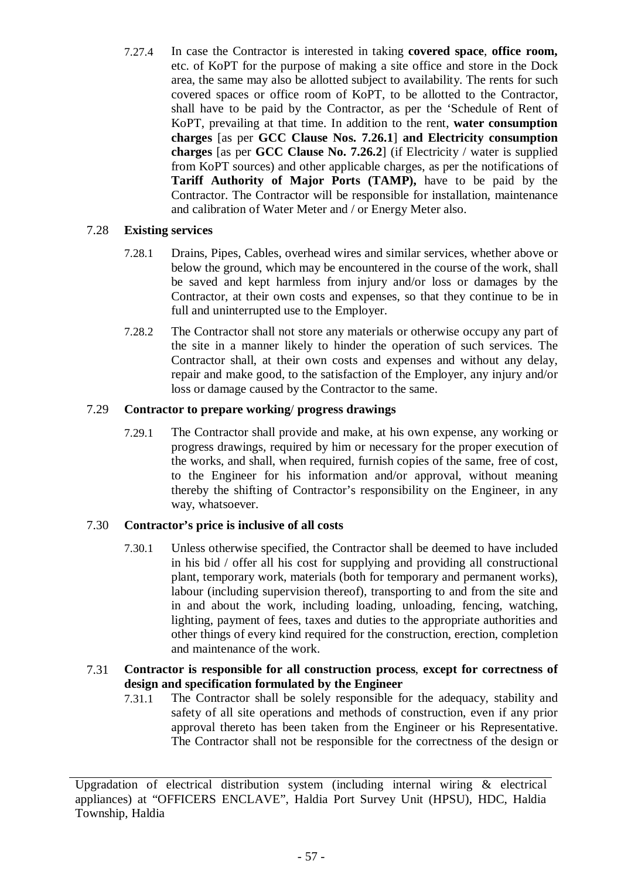7.27.4 In case the Contractor is interested in taking **covered space**, **office room,** etc. of KoPT for the purpose of making a site office and store in the Dock area, the same may also be allotted subject to availability. The rents for such covered spaces or office room of KoPT, to be allotted to the Contractor, shall have to be paid by the Contractor, as per the 'Schedule of Rent of KoPT, prevailing at that time. In addition to the rent, **water consumption charges** [as per **GCC Clause Nos. 7.26.1**] **and Electricity consumption charges** [as per **GCC Clause No. 7.26.2**] (if Electricity / water is supplied from KoPT sources) and other applicable charges, as per the notifications of **Tariff Authority of Major Ports (TAMP),** have to be paid by the Contractor. The Contractor will be responsible for installation, maintenance and calibration of Water Meter and / or Energy Meter also.

### 7.28 Existing services

7.28.1 Drains, Pipes, Cables, overhead wires and similar services, whether above or below the ground, which may be encountered in the course of the work, shall be saved and kept harmless from injury and/or loss or damages by the Contractor, at their own costs and expenses, so that they continue to be in full and uninterrupted use to the Employer.

7.28.2 The Contractor shall not store any materials or otherwise occupy any part of the site in a manner likely to hinder the operation of such services. The Contractor shall, at their own costs and expenses and without any delay, repair and make good, to the satisfaction of the Employer, any injury and/or loss or damage caused by the Contractor to the same.

### 7.29 Contractor to prepare working/ progress drawings

7.29.1 The Contractor shall provide and make, at his own expense, any working or progress drawings, required by him or necessary for the proper execution of the works, and shall, when required, furnish copies of the same, free of cost, to the Engineer for his information and/or approval, without meaning thereby the shifting of Contractor's responsibility on the Engineer, in any way, whatsoever.

### 7.30 Contractor's price is inclusive of all costs

7.30.1 Unless otherwise specified, the Contractor shall be deemed to have included in his bid / offer all his cost for supplying and providing all constructional plant, temporary work, materials (both for temporary and permanent works), labour (including supervision thereof), transporting to and from the site and in and about the work, including loading, unloading, fencing, watching, lighting, payment of fees, taxes and duties to the appropriate authorities and other things of every kind required for the construction, erection, completion and maintenance of the work.

### 7.31 Contractor is responsible for all construction process, except for correctness of design and specification formulated by the Engineer

7.31.1 The Contractor shall be solely responsible for the adequacy, stability and safety of all site operations and methods of construction, even if any prior approval thereto has been taken from the Engineer or his Representative. The Contractor shall not be responsible for the correctness of the design or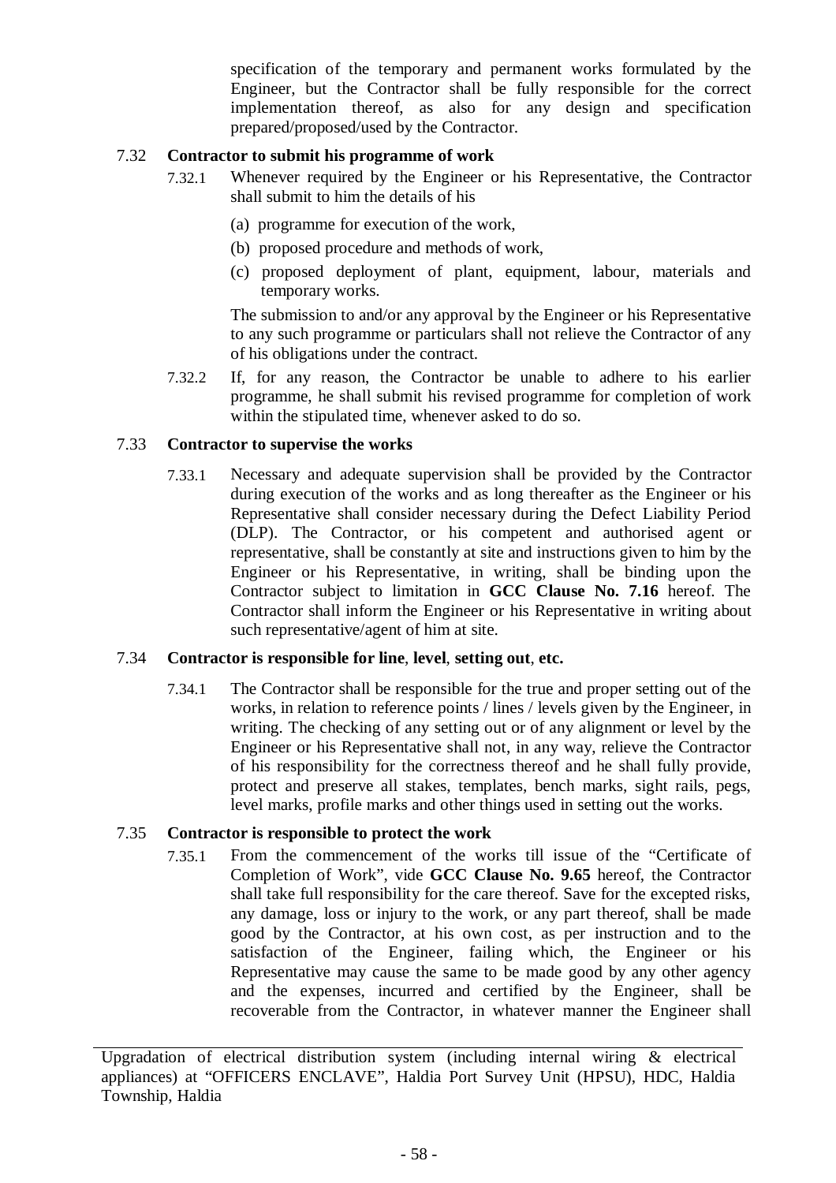specification of the temporary and permanent works formulated by the Engineer, but the Contractor shall be fully responsible for the correct implementation thereof, as also for any design and specification prepared/proposed/used by the Contractor.

### 7.32 Contractor to submit his programme of work

7.32.1 Whenever required by the Engineer or his Representative, the Contractor shall submit to him the details of his

(a) programme for execution of the work,

(b) proposed procedure and methods of work,

(c) proposed deployment of plant, equipment, labour, materials and temporary works.

The submission to and/or any approval by the Engineer or his Representative to any such programme or particulars shall not relieve the Contractor of any of his obligations under the contract.

7.32.2 If, for any reason, the Contractor be unable to adhere to his earlier programme, he shall submit his revised programme for completion of work within the stipulated time, whenever asked to do so.

### 7.33 Contractor to supervise the works

7.33.1 Necessary and adequate supervision shall be provided by the Contractor during execution of the works and as long thereafter as the Engineer or his Representative shall consider necessary during the Defect Liability Period (DLP). The Contractor, or his competent and authorised agent or representative, shall be constantly at site and instructions given to him by the Engineer or his Representative, in writing, shall be binding upon the Contractor subject to limitation in **GCC Clause No. 7.16** hereof. The Contractor shall inform the Engineer or his Representative in writing about such representative/agent of him at site.

### 7.34 Contractor is responsible for line, level, setting out, etc.

7.34.1 The Contractor shall be responsible for the true and proper setting out of the works, in relation to reference points / lines / levels given by the Engineer, in writing. The checking of any setting out or of any alignment or level by the Engineer or his Representative shall not, in any way, relieve the Contractor of his responsibility for the correctness thereof and he shall fully provide, protect and preserve all stakes, templates, bench marks, sight rails, pegs, level marks, profile marks and other things used in setting out the works.

### 7.35 Contractor is responsible to protect the work

7.35.1 From the commencement of the works till issue of the "Certificate of Completion of Work", vide **GCC Clause No. 9.65** hereof, the Contractor shall take full responsibility for the care thereof. Save for the excepted risks, any damage, loss or injury to the work, or any part thereof, shall be made good by the Contractor, at his own cost, as per instruction and to the satisfaction of the Engineer, failing which, the Engineer or his Representative may cause the same to be made good by any other agency and the expenses, incurred and certified by the Engineer, shall be recoverable from the Contractor, in whatever manner the Engineer shall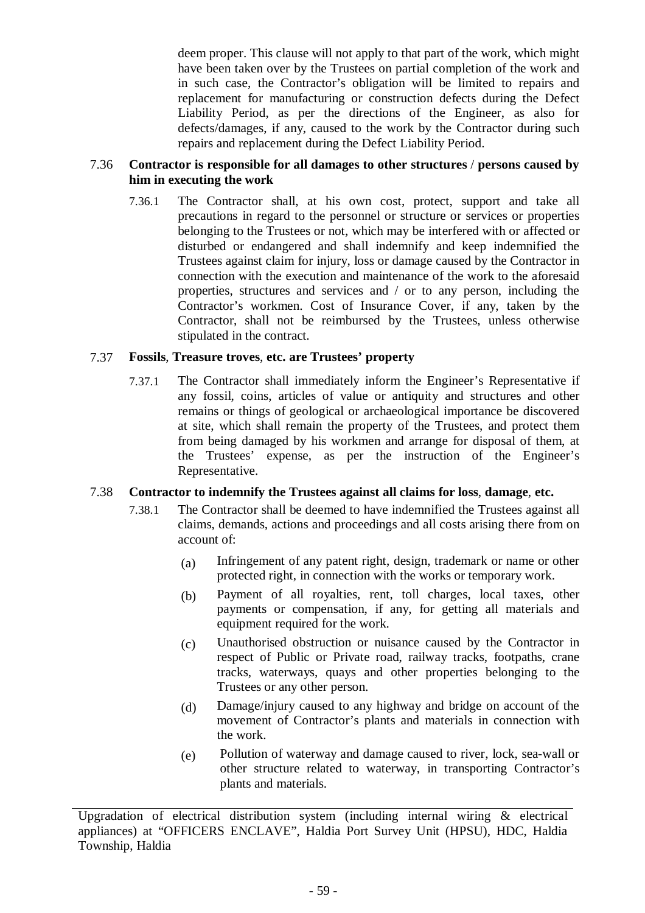deem proper. This clause will not apply to that part of the work, which might have been taken over by the Trustees on partial completion of the work and in such case, the Contractor's obligation will be limited to repairs and replacement for manufacturing or construction defects during the Defect Liability Period, as per the directions of the Engineer, as also for defects/damages, if any, caused to the work by the Contractor during such repairs and replacement during the Defect Liability Period.

### 7.36 Contractor is responsible for all damages to other structures / persons caused by him in executing the work

7.36.1 The Contractor shall, at his own cost, protect, support and take all precautions in regard to the personnel or structure or services or properties belonging to the Trustees or not, which may be interfered with or affected or disturbed or endangered and shall indemnify and keep indemnified the Trustees against claim for injury, loss or damage caused by the Contractor in connection with the execution and maintenance of the work to the aforesaid properties, structures and services and / or to any person, including the Contractor's workmen. Cost of Insurance Cover, if any, taken by the Contractor, shall not be reimbursed by the Trustees, unless otherwise stipulated in the contract.

### 7.37 Fossils, Treasure troves, etc. are Trustees' property

7.37.1 The Contractor shall immediately inform the Engineer's Representative if any fossil, coins, articles of value or antiquity and structures and other remains or things of geological or archaeological importance be discovered at site, which shall remain the property of the Trustees, and protect them from being damaged by his workmen and arrange for disposal of them, at the Trustees' expense, as per the instruction of the Engineer's Representative.

### 7.38 Contractor to indemnify the Trustees against all claims for loss, damage, etc.

7.38.1 The Contractor shall be deemed to have indemnified the Trustees against all claims, demands, actions and proceedings and all costs arising there from on account of:

(a) Infringement of any patent right, design, trademark or name or other protected right, in connection with the works or temporary work.

(b) Payment of all royalties, rent, toll charges, local taxes, other payments or compensation, if any, for getting all materials and equipment required for the work.

(c) Unauthorised obstruction or nuisance caused by the Contractor in respect of Public or Private road, railway tracks, footpaths, crane tracks, waterways, quays and other properties belonging to the Trustees or any other person.

(d) Damage/injury caused to any highway and bridge on account of the movement of Contractor's plants and materials in connection with the work.

(e) Pollution of waterway and damage caused to river, lock, sea-wall or other structure related to waterway, in transporting Contractor's plants and materials.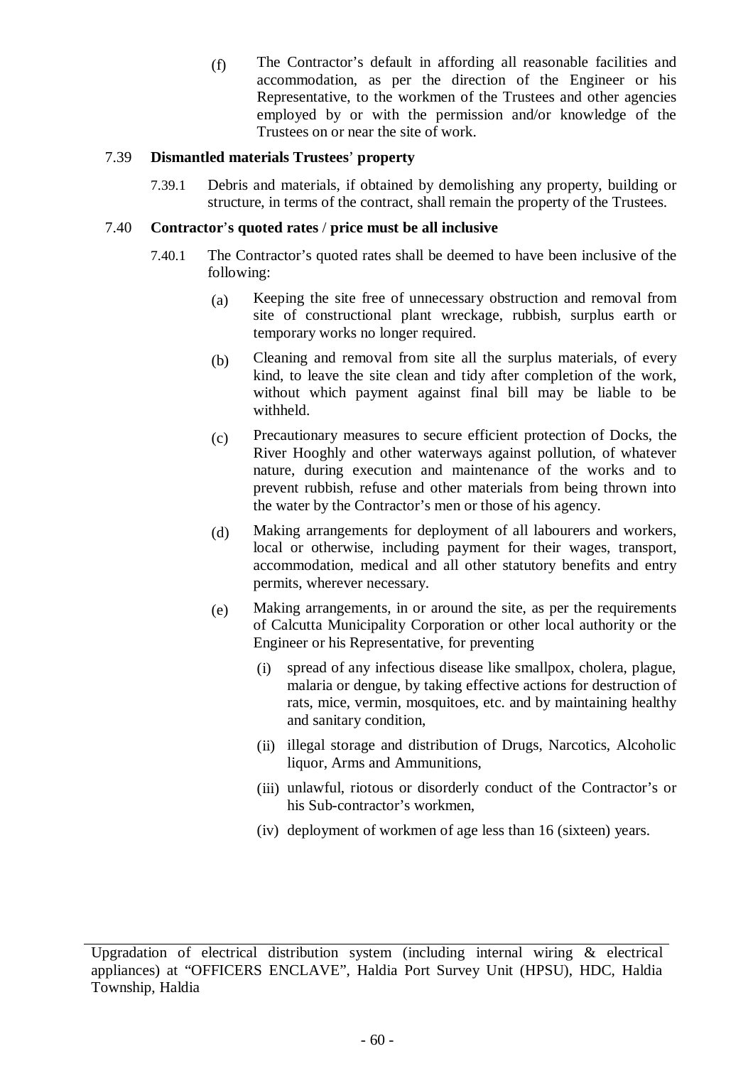(f) The Contractor's default in affording all reasonable facilities and accommodation, as per the direction of the Engineer or his Representative, to the workmen of the Trustees and other agencies employed by or with the permission and/or knowledge of the Trustees on or near the site of work.

### 7.39 Dismantled materials Trustees' property

7.39.1 Debris and materials, if obtained by demolishing any property, building or structure, in terms of the contract, shall remain the property of the Trustees.

### 7.40 Contractor's quoted rates / price must be all inclusive

7.40.1 The Contractor's quoted rates shall be deemed to have been inclusive of the following:

(a) Keeping the site free of unnecessary obstruction and removal from site of constructional plant wreckage, rubbish, surplus earth or temporary works no longer required.

(b) Cleaning and removal from site all the surplus materials, of every kind, to leave the site clean and tidy after completion of the work, without which payment against final bill may be liable to be withheld.

(c) Precautionary measures to secure efficient protection of Docks, the River Hooghly and other waterways against pollution, of whatever nature, during execution and maintenance of the works and to prevent rubbish, refuse and other materials from being thrown into the water by the Contractor's men or those of his agency.

(d) Making arrangements for deployment of all labourers and workers, local or otherwise, including payment for their wages, transport, accommodation, medical and all other statutory benefits and entry permits, wherever necessary.

(e) Making arrangements, in or around the site, as per the requirements of Calcutta Municipality Corporation or other local authority or the Engineer or his Representative, for preventing

(i) spread of any infectious disease like smallpox, cholera, plague, malaria or dengue, by taking effective actions for destruction of rats, mice, vermin, mosquitoes, etc. and by maintaining healthy and sanitary condition,

(ii) illegal storage and distribution of Drugs, Narcotics, Alcoholic liquor, Arms and Ammunitions,

(iii) unlawful, riotous or disorderly conduct of the Contractor's or his Sub-contractor's workmen,

(iv) deployment of workmen of age less than 16 (sixteen) years.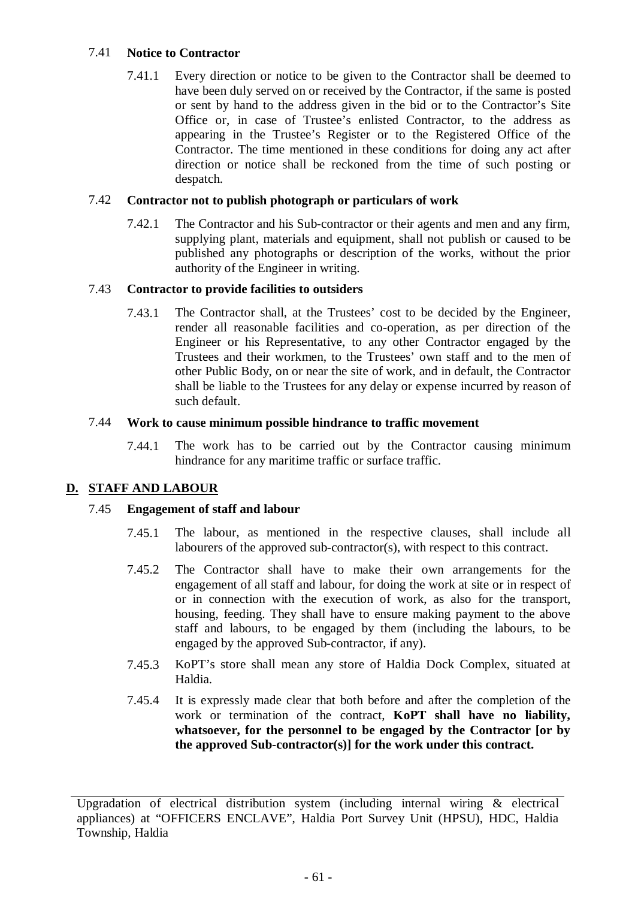### 7.41 **Notice to Contractor**

7.41.1 Every direction or notice to be given to the Contractor shall be deemed to have been duly served on or received by the Contractor, if the same is posted or sent by hand to the address given in the bid or to the Contractor's Site Office or, in case of Trustee's enlisted Contractor, to the address as appearing in the Trustee's Register or to the Registered Office of the Contractor. The time mentioned in these conditions for doing any act after direction or notice shall be reckoned from the time of such posting or despatch.

### 7.42 **Contractor not to publish photograph or particulars of work**

7.42.1 The Contractor and his Sub-contractor or their agents and men and any firm, supplying plant, materials and equipment, shall not publish or caused to be published any photographs or description of the works, without the prior authority of the Engineer in writing.

### 7.43 **Contractor to provide facilities to outsiders**

7.43.1 The Contractor shall, at the Trustees' cost to be decided by the Engineer, render all reasonable facilities and co-operation, as per direction of the Engineer or his Representative, to any other Contractor engaged by the Trustees and their workmen, to the Trustees' own staff and to the men of other Public Body, on or near the site of work, and in default, the Contractor shall be liable to the Trustees for any delay or expense incurred by reason of such default.

### 7.44 **Work to cause minimum possible hindrance to traffic movement**

7.44.1 The work has to be carried out by the Contractor causing minimum hindrance for any maritime traffic or surface traffic.

## D. STAFF AND LABOUR

### 7.45 **Engagement of staff and labour**

7.45.1 The labour, as mentioned in the respective clauses, shall include all labourers of the approved sub-contractor(s), with respect to this contract.

7.45.2 The Contractor shall have to make their own arrangements for the engagement of all staff and labour, for doing the work at site or in respect of or in connection with the execution of work, as also for the transport, housing, feeding. They shall have to ensure making payment to the above staff and labours, to be engaged by them (including the labours, to be engaged by the approved Sub-contractor, if any).

7.45.3 KoPT's store shall mean any store of Haldia Dock Complex, situated at Haldia.

7.45.4 It is expressly made clear that both before and after the completion of the work or termination of the contract, **KoPT shall have no liability, whatsoever, for the personnel to be engaged by the Contractor [or by the approved Sub-contractor(s)] for the work under this contract.**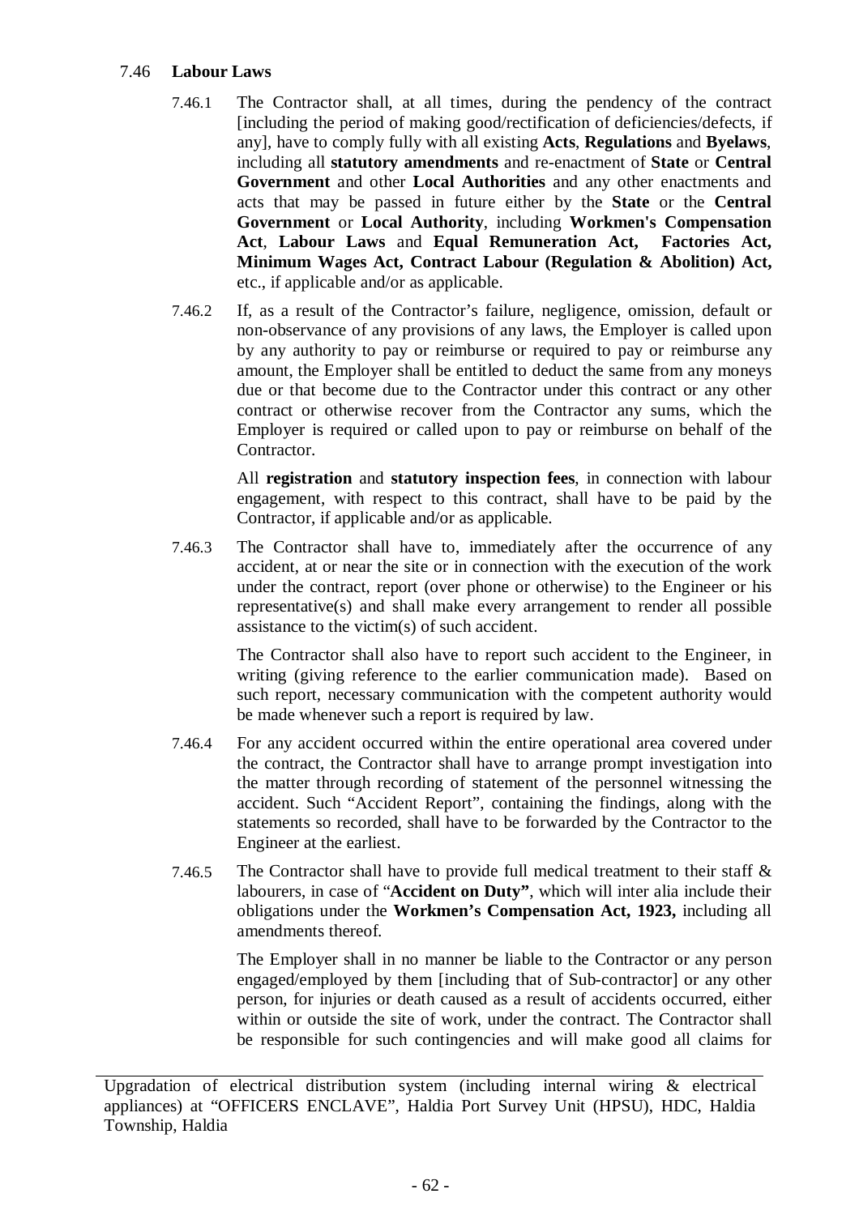### 7.46 **Labour Laws**

7.46.1 The Contractor shall, at all times, during the pendency of the contract [including the period of making good/rectification of deficiencies/defects, if any], have to comply fully with all existing **Acts**, **Regulations** and **Byelaws**, including all **statutory amendments** and re-enactment of **State** or **Central Government** and other **Local Authorities** and any other enactments and acts that may be passed in future either by the **State** or the **Central Government** or **Local Authority**, including **Workmen's Compensation Act**, **Labour Laws** and **Equal Remuneration Act, Factories Act, Minimum Wages Act, Contract Labour (Regulation & Abolition) Act,** etc., if applicable and/or as applicable.

7.46.2 If, as a result of the Contractor's failure, negligence, omission, default or non-observance of any provisions of any laws, the Employer is called upon by any authority to pay or reimburse or required to pay or reimburse any amount, the Employer shall be entitled to deduct the same from any moneys due or that become due to the Contractor under this contract or any other contract or otherwise recover from the Contractor any sums, which the Employer is required or called upon to pay or reimburse on behalf of the Contractor.

All **registration** and **statutory inspection fees**, in connection with labour engagement, with respect to this contract, shall have to be paid by the Contractor, if applicable and/or as applicable.

7.46.3 The Contractor shall have to, immediately after the occurrence of any accident, at or near the site or in connection with the execution of the work under the contract, report (over phone or otherwise) to the Engineer or his representative(s) and shall make every arrangement to render all possible assistance to the victim(s) of such accident.

The Contractor shall also have to report such accident to the Engineer, in writing (giving reference to the earlier communication made). Based on such report, necessary communication with the competent authority would be made whenever such a report is required by law.

7.46.4 For any accident occurred within the entire operational area covered under the contract, the Contractor shall have to arrange prompt investigation into the matter through recording of statement of the personnel witnessing the accident. Such "Accident Report", containing the findings, along with the statements so recorded, shall have to be forwarded by the Contractor to the Engineer at the earliest.

7.46.5 The Contractor shall have to provide full medical treatment to their staff & labourers, in case of "**Accident on Duty"**, which will inter alia include their obligations under the **Workmen's Compensation Act, 1923,** including all amendments thereof.

The Employer shall in no manner be liable to the Contractor or any person engaged/employed by them [including that of Sub-contractor] or any other person, for injuries or death caused as a result of accidents occurred, either within or outside the site of work, under the contract. The Contractor shall be responsible for such contingencies and will make good all claims for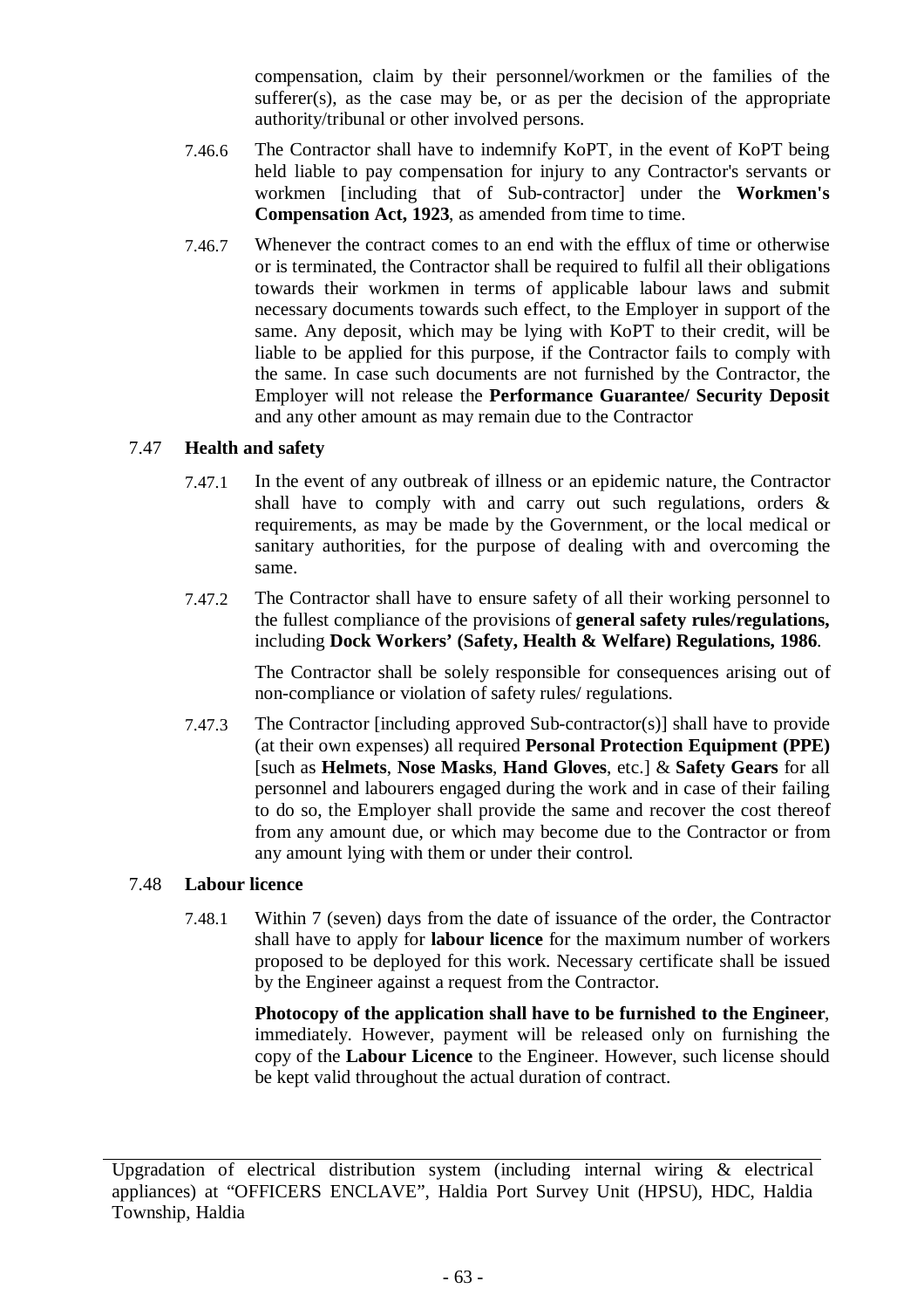compensation, claim by their personnel/workmen or the families of the sufferer(s), as the case may be, or as per the decision of the appropriate authority/tribunal or other involved persons.

7.46.6 The Contractor shall have to indemnify KoPT, in the event of KoPT being held liable to pay compensation for injury to any Contractor's servants or workmen [including that of Sub-contractor] under the **Workmen's Compensation Act, 1923**, as amended from time to time.

7.46.7 Whenever the contract comes to an end with the efflux of time or otherwise or is terminated, the Contractor shall be required to fulfil all their obligations towards their workmen in terms of applicable labour laws and submit necessary documents towards such effect, to the Employer in support of the same. Any deposit, which may be lying with KoPT to their credit, will be liable to be applied for this purpose, if the Contractor fails to comply with the same. In case such documents are not furnished by the Contractor, the Employer will not release the **Performance Guarantee/ Security Deposit** and any other amount as may remain due to the Contractor

## 7.47 Health and safety

7.47.1 In the event of any outbreak of illness or an epidemic nature, the Contractor shall have to comply with and carry out such regulations, orders & requirements, as may be made by the Government, or the local medical or sanitary authorities, for the purpose of dealing with and overcoming the same.

7.47.2 The Contractor shall have to ensure safety of all their working personnel to the fullest compliance of the provisions of **general safety rules/regulations,** including **Dock Workers' (Safety, Health & Welfare) Regulations, 1986**.

The Contractor shall be solely responsible for consequences arising out of non-compliance or violation of safety rules/ regulations.

7.47.3 The Contractor [including approved Sub-contractor(s)] shall have to provide (at their own expenses) all required **Personal Protection Equipment (PPE)** [such as **Helmets**, **Nose Masks**, **Hand Gloves**, etc.] & **Safety Gears** for all personnel and labourers engaged during the work and in case of their failing to do so, the Employer shall provide the same and recover the cost thereof from any amount due, or which may become due to the Contractor or from any amount lying with them or under their control.

## 7.48 Labour licence

7.48.1 Within 7 (seven) days from the date of issuance of the order, the Contractor shall have to apply for **labour licence** for the maximum number of workers proposed to be deployed for this work. Necessary certificate shall be issued by the Engineer against a request from the Contractor.

**Photocopy of the application shall have to be furnished to the Engineer**, immediately. However, payment will be released only on furnishing the copy of the **Labour Licence** to the Engineer. However, such license should be kept valid throughout the actual duration of contract.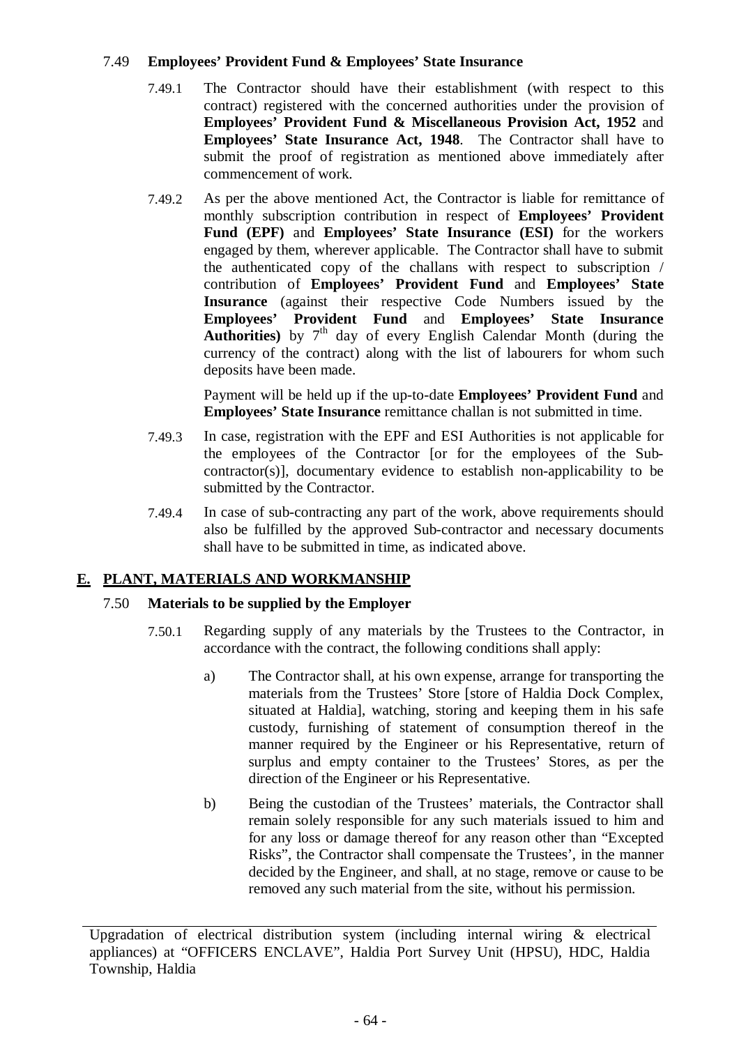### 7.49 Employees' Provident Fund & Employees' State Insurance

7.49.1 The Contractor should have their establishment (with respect to this contract) registered with the concerned authorities under the provision of **Employees' Provident Fund & Miscellaneous Provision Act, 1952** and **Employees' State Insurance Act, 1948**. The Contractor shall have to submit the proof of registration as mentioned above immediately after commencement of work.

7.49.2 As per the above mentioned Act, the Contractor is liable for remittance of monthly subscription contribution in respect of **Employees' Provident Fund (EPF)** and **Employees' State Insurance (ESI)** for the workers engaged by them, wherever applicable. The Contractor shall have to submit the authenticated copy of the challans with respect to subscription / contribution of **Employees' Provident Fund** and **Employees' State Insurance** (against their respective Code Numbers issued by the **Employees' Provident Fund** and **Employees' State Insurance Authorities)** by 7th day of every English Calendar Month (during the currency of the contract) along with the list of labourers for whom such deposits have been made.

Payment will be held up if the up-to-date **Employees' Provident Fund** and **Employees' State Insurance** remittance challan is not submitted in time.

7.49.3 In case, registration with the EPF and ESI Authorities is not applicable for the employees of the Contractor [or for the employees of the Sub-contractor(s)], documentary evidence to establish non-applicability to be submitted by the Contractor.

7.49.4 In case of sub-contracting any part of the work, above requirements should also be fulfilled by the approved Sub-contractor and necessary documents shall have to be submitted in time, as indicated above.

## E. PLANT, MATERIALS AND WORKMANSHIP

### 7.50 Materials to be supplied by the Employer

7.50.1 Regarding supply of any materials by the Trustees to the Contractor, in accordance with the contract, the following conditions shall apply:

a) The Contractor shall, at his own expense, arrange for transporting the materials from the Trustees' Store [store of Haldia Dock Complex, situated at Haldia], watching, storing and keeping them in his safe custody, furnishing of statement of consumption thereof in the manner required by the Engineer or his Representative, return of surplus and empty container to the Trustees' Stores, as per the direction of the Engineer or his Representative.

b) Being the custodian of the Trustees' materials, the Contractor shall remain solely responsible for any such materials issued to him and for any loss or damage thereof for any reason other than "Excepted Risks", the Contractor shall compensate the Trustees', in the manner decided by the Engineer, and shall, at no stage, remove or cause to be removed any such material from the site, without his permission.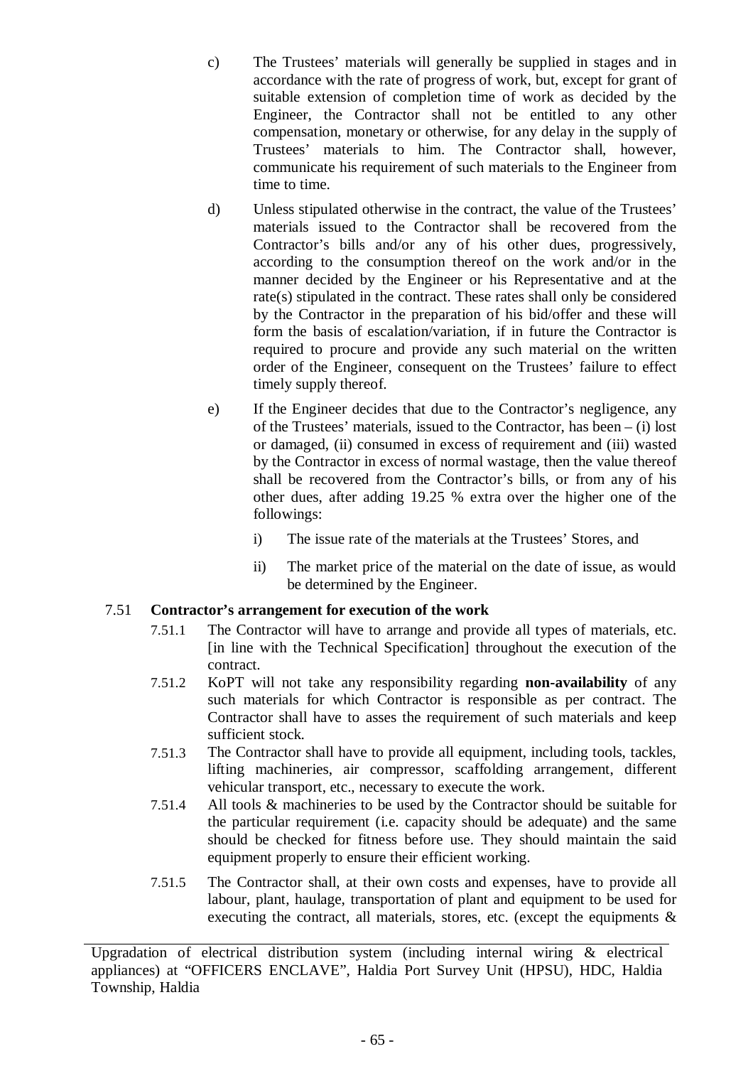c) The Trustees' materials will generally be supplied in stages and in accordance with the rate of progress of work, but, except for grant of suitable extension of completion time of work as decided by the Engineer, the Contractor shall not be entitled to any other compensation, monetary or otherwise, for any delay in the supply of Trustees' materials to him. The Contractor shall, however, communicate his requirement of such materials to the Engineer from time to time.

d) Unless stipulated otherwise in the contract, the value of the Trustees' materials issued to the Contractor shall be recovered from the Contractor's bills and/or any of his other dues, progressively, according to the consumption thereof on the work and/or in the manner decided by the Engineer or his Representative and at the rate(s) stipulated in the contract. These rates shall only be considered by the Contractor in the preparation of his bid/offer and these will form the basis of escalation/variation, if in future the Contractor is required to procure and provide any such material on the written order of the Engineer, consequent on the Trustees' failure to effect timely supply thereof.

e) If the Engineer decides that due to the Contractor's negligence, any of the Trustees' materials, issued to the Contractor, has been – (i) lost or damaged, (ii) consumed in excess of requirement and (iii) wasted by the Contractor in excess of normal wastage, then the value thereof shall be recovered from the Contractor's bills, or from any of his other dues, after adding 19.25 % extra over the higher one of the followings:

   i) The issue rate of the materials at the Trustees' Stores, and

   ii) The market price of the material on the date of issue, as would be determined by the Engineer.

7.51 **Contractor's arrangement for execution of the work**

7.51.1 The Contractor will have to arrange and provide all types of materials, etc. [in line with the Technical Specification] throughout the execution of the contract.

7.51.2 KoPT will not take any responsibility regarding **non-availability** of any such materials for which Contractor is responsible as per contract. The Contractor shall have to asses the requirement of such materials and keep sufficient stock.

7.51.3 The Contractor shall have to provide all equipment, including tools, tackles, lifting machineries, air compressor, scaffolding arrangement, different vehicular transport, etc., necessary to execute the work.

7.51.4 All tools & machineries to be used by the Contractor should be suitable for the particular requirement (i.e. capacity should be adequate) and the same should be checked for fitness before use. They should maintain the said equipment properly to ensure their efficient working.

7.51.5 The Contractor shall, at their own costs and expenses, have to provide all labour, plant, haulage, transportation of plant and equipment to be used for executing the contract, all materials, stores, etc. (except the equipments &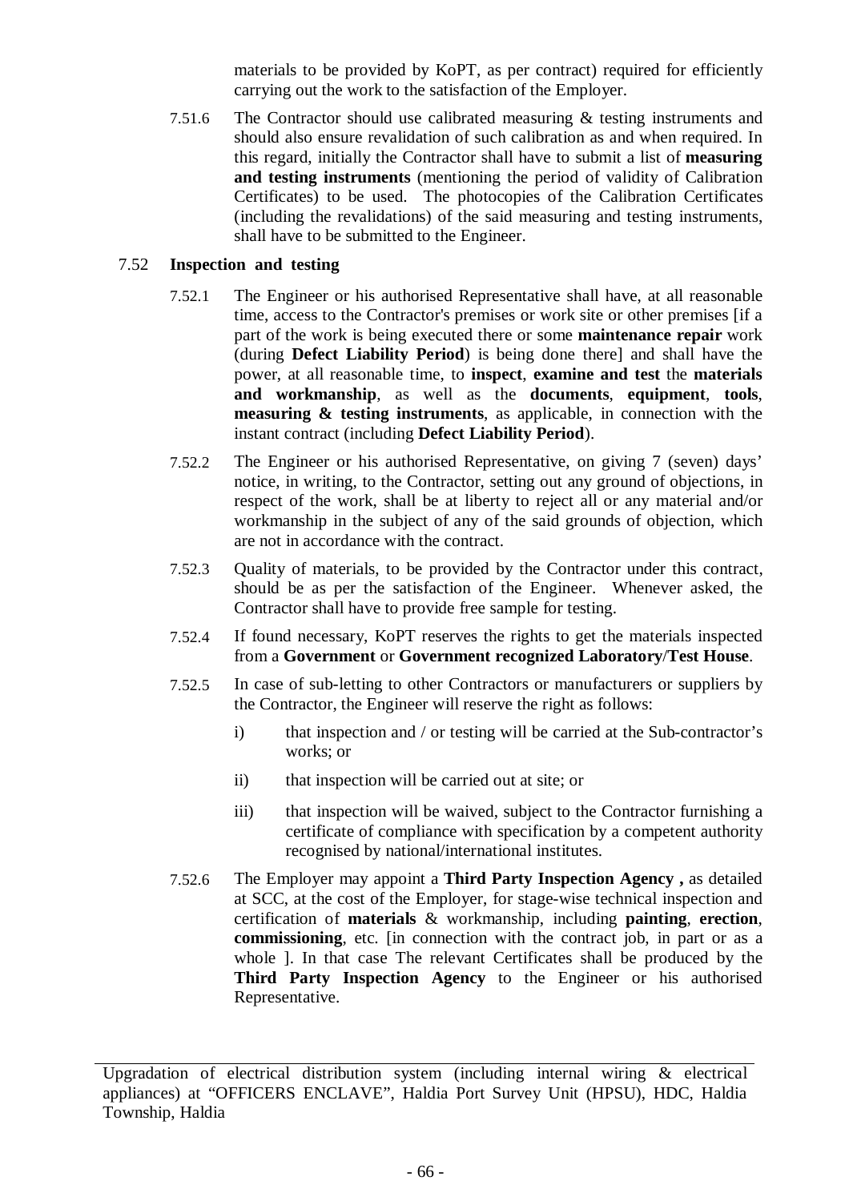materials to be provided by KoPT, as per contract) required for efficiently carrying out the work to the satisfaction of the Employer.

7.51.6 The Contractor should use calibrated measuring & testing instruments and should also ensure revalidation of such calibration as and when required. In this regard, initially the Contractor shall have to submit a list of **measuring and testing instruments** (mentioning the period of validity of Calibration Certificates) to be used. The photocopies of the Calibration Certificates (including the revalidations) of the said measuring and testing instruments, shall have to be submitted to the Engineer.

7.52 **Inspection and testing**

7.52.1 The Engineer or his authorised Representative shall have, at all reasonable time, access to the Contractor's premises or work site or other premises [if a part of the work is being executed there or some **maintenance repair** work (during **Defect Liability Period**) is being done there] and shall have the power, at all reasonable time, to **inspect**, **examine and test** the **materials and workmanship**, as well as the **documents**, **equipment**, **tools**, **measuring & testing instruments**, as applicable, in connection with the instant contract (including **Defect Liability Period**).

7.52.2 The Engineer or his authorised Representative, on giving 7 (seven) days' notice, in writing, to the Contractor, setting out any ground of objections, in respect of the work, shall be at liberty to reject all or any material and/or workmanship in the subject of any of the said grounds of objection, which are not in accordance with the contract.

7.52.3 Quality of materials, to be provided by the Contractor under this contract, should be as per the satisfaction of the Engineer. Whenever asked, the Contractor shall have to provide free sample for testing.

7.52.4 If found necessary, KoPT reserves the rights to get the materials inspected from a **Government** or **Government recognized Laboratory/Test House**.

7.52.5 In case of sub-letting to other Contractors or manufacturers or suppliers by the Contractor, the Engineer will reserve the right as follows:

i) that inspection and / or testing will be carried at the Sub-contractor's works; or

ii) that inspection will be carried out at site; or

iii) that inspection will be waived, subject to the Contractor furnishing a certificate of compliance with specification by a competent authority recognised by national/international institutes.

7.52.6 The Employer may appoint a **Third Party Inspection Agency ,** as detailed at SCC, at the cost of the Employer, for stage-wise technical inspection and certification of **materials** & workmanship, including **painting**, **erection**, **commissioning**, etc. [in connection with the contract job, in part or as a whole ]. In that case The relevant Certificates shall be produced by the **Third Party Inspection Agency** to the Engineer or his authorised Representative.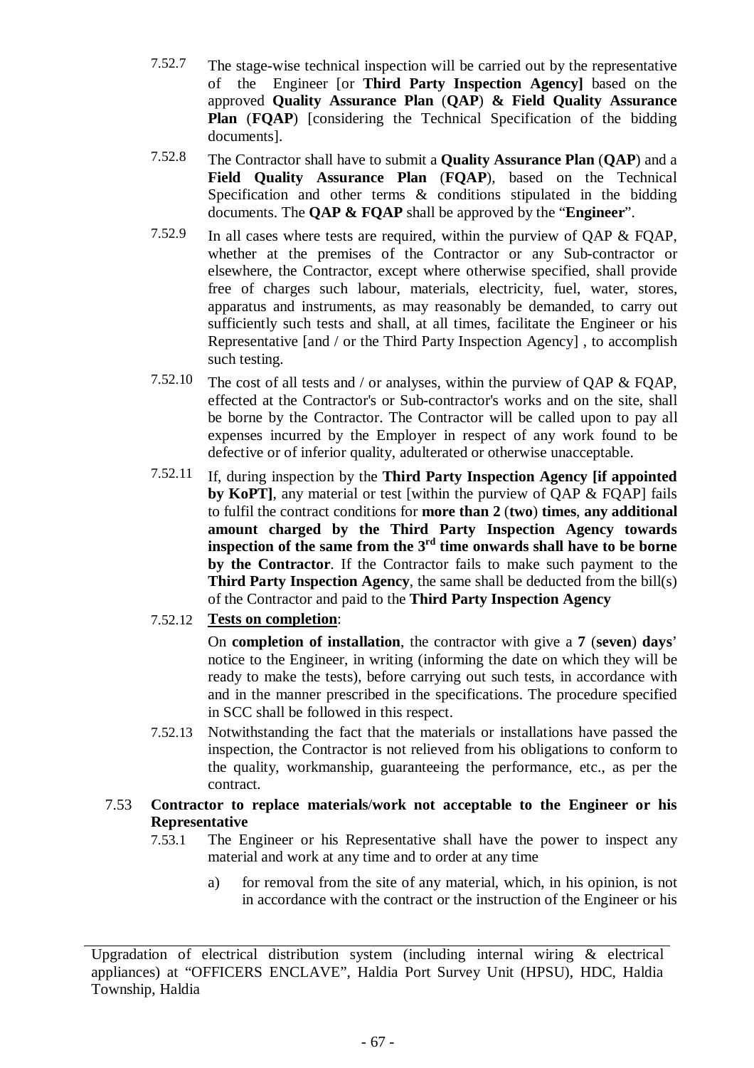7.52.7 The stage-wise technical inspection will be carried out by the representative of the Engineer [or **Third Party Inspection Agency]** based on the approved **Quality Assurance Plan** (**QAP**) **& Field Quality Assurance Plan** (**FQAP**) [considering the Technical Specification of the bidding documents].

7.52.8 The Contractor shall have to submit a **Quality Assurance Plan** (**QAP**) and a **Field Quality Assurance Plan** (**FQAP**), based on the Technical Specification and other terms & conditions stipulated in the bidding documents. The **QAP & FQAP** shall be approved by the "**Engineer**".

7.52.9 In all cases where tests are required, within the purview of QAP & FQAP, whether at the premises of the Contractor or any Sub-contractor or elsewhere, the Contractor, except where otherwise specified, shall provide free of charges such labour, materials, electricity, fuel, water, stores, apparatus and instruments, as may reasonably be demanded, to carry out sufficiently such tests and shall, at all times, facilitate the Engineer or his Representative [and / or the Third Party Inspection Agency] , to accomplish such testing.

7.52.10 The cost of all tests and / or analyses, within the purview of QAP & FQAP, effected at the Contractor's or Sub-contractor's works and on the site, shall be borne by the Contractor. The Contractor will be called upon to pay all expenses incurred by the Employer in respect of any work found to be defective or of inferior quality, adulterated or otherwise unacceptable.

7.52.11 If, during inspection by the **Third Party Inspection Agency [if appointed by KoPT]**, any material or test [within the purview of QAP & FQAP] fails to fulfil the contract conditions for **more than 2** (**two**) **times**, **any additional amount charged by the Third Party Inspection Agency towards inspection of the same from the 3rd time onwards shall have to be borne by the Contractor**. If the Contractor fails to make such payment to the **Third Party Inspection Agency**, the same shall be deducted from the bill(s) of the Contractor and paid to the **Third Party Inspection Agency**

7.52.12 **Tests on completion**:

On **completion of installation**, the contractor with give a **7** (**seven**) **days**' notice to the Engineer, in writing (informing the date on which they will be ready to make the tests), before carrying out such tests, in accordance with and in the manner prescribed in the specifications. The procedure specified in SCC shall be followed in this respect.

7.52.13 Notwithstanding the fact that the materials or installations have passed the inspection, the Contractor is not relieved from his obligations to conform to the quality, workmanship, guaranteeing the performance, etc., as per the contract.

7.53 **Contractor to replace materials/work not acceptable to the Engineer or his Representative**

7.53.1 The Engineer or his Representative shall have the power to inspect any material and work at any time and to order at any time

a) for removal from the site of any material, which, in his opinion, is not in accordance with the contract or the instruction of the Engineer or his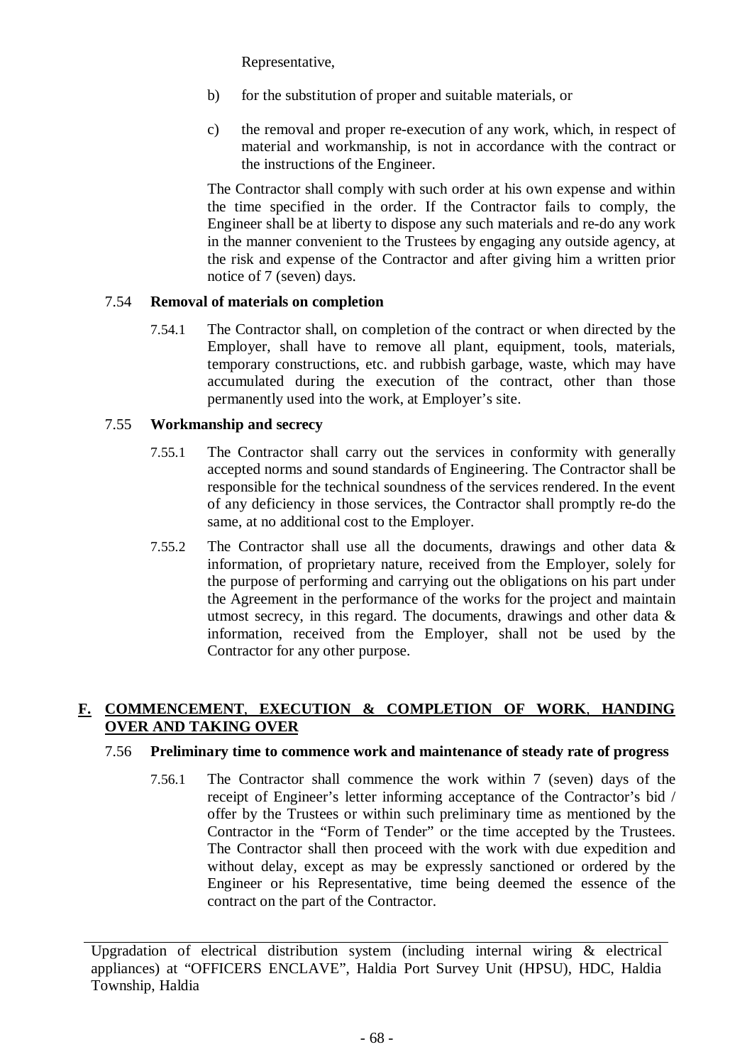Representative,

b) for the substitution of proper and suitable materials, or

c) the removal and proper re-execution of any work, which, in respect of material and workmanship, is not in accordance with the contract or the instructions of the Engineer.

The Contractor shall comply with such order at his own expense and within the time specified in the order. If the Contractor fails to comply, the Engineer shall be at liberty to dispose any such materials and re-do any work in the manner convenient to the Trustees by engaging any outside agency, at the risk and expense of the Contractor and after giving him a written prior notice of 7 (seven) days.

7.54 **Removal of materials on completion**

7.54.1 The Contractor shall, on completion of the contract or when directed by the Employer, shall have to remove all plant, equipment, tools, materials, temporary constructions, etc. and rubbish garbage, waste, which may have accumulated during the execution of the contract, other than those permanently used into the work, at Employer's site.

7.55 **Workmanship and secrecy**

7.55.1 The Contractor shall carry out the services in conformity with generally accepted norms and sound standards of Engineering. The Contractor shall be responsible for the technical soundness of the services rendered. In the event of any deficiency in those services, the Contractor shall promptly re-do the same, at no additional cost to the Employer.

7.55.2 The Contractor shall use all the documents, drawings and other data & information, of proprietary nature, received from the Employer, solely for the purpose of performing and carrying out the obligations on his part under the Agreement in the performance of the works for the project and maintain utmost secrecy, in this regard. The documents, drawings and other data & information, received from the Employer, shall not be used by the Contractor for any other purpose.

## F. COMMENCEMENT, EXECUTION & COMPLETION OF WORK, HANDING OVER AND TAKING OVER

7.56 **Preliminary time to commence work and maintenance of steady rate of progress**

7.56.1 The Contractor shall commence the work within 7 (seven) days of the receipt of Engineer's letter informing acceptance of the Contractor's bid / offer by the Trustees or within such preliminary time as mentioned by the Contractor in the "Form of Tender" or the time accepted by the Trustees. The Contractor shall then proceed with the work with due expedition and without delay, except as may be expressly sanctioned or ordered by the Engineer or his Representative, time being deemed the essence of the contract on the part of the Contractor.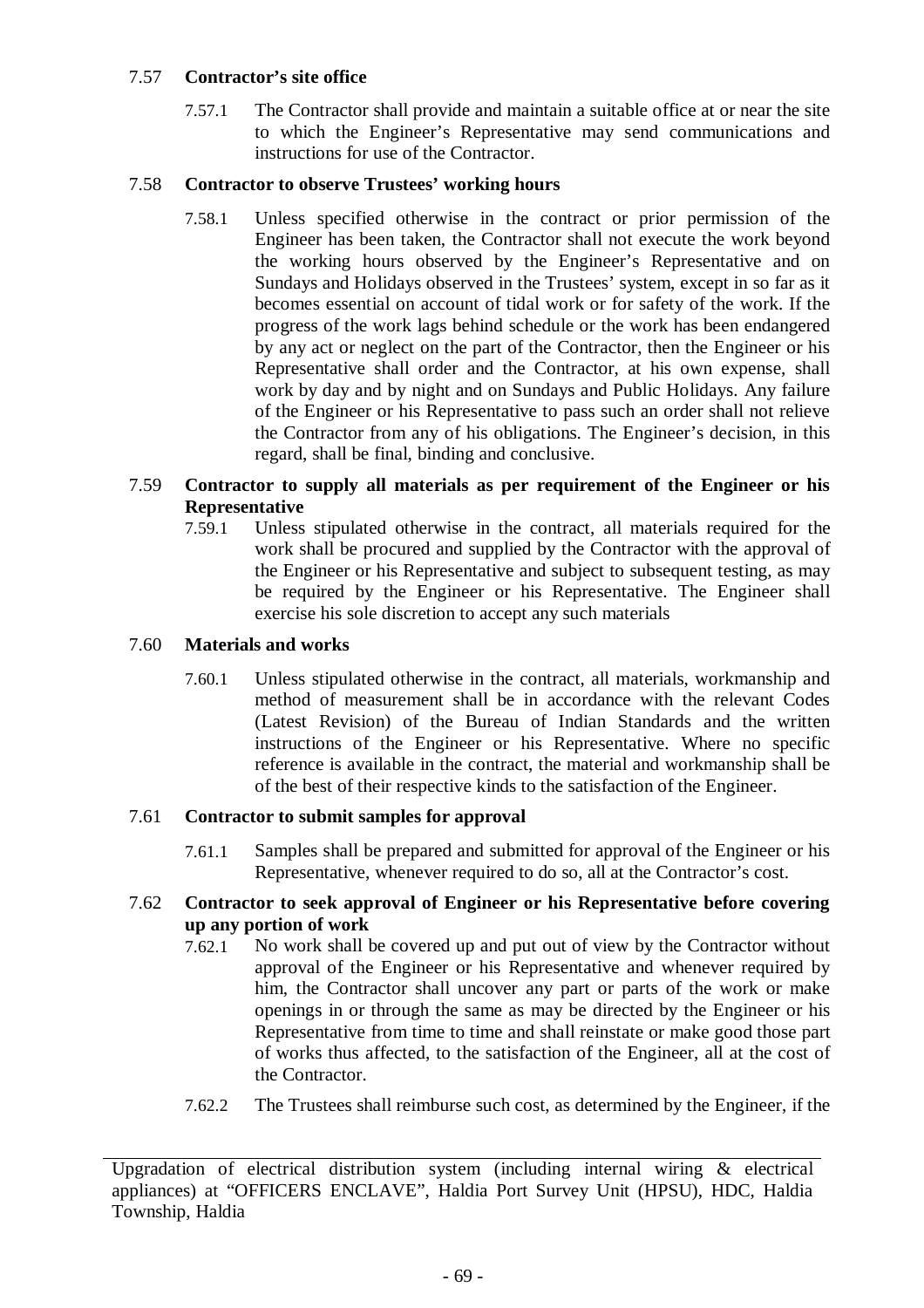### 7.57 Contractor's site office

7.57.1 The Contractor shall provide and maintain a suitable office at or near the site to which the Engineer's Representative may send communications and instructions for use of the Contractor.

### 7.58 Contractor to observe Trustees' working hours

7.58.1 Unless specified otherwise in the contract or prior permission of the Engineer has been taken, the Contractor shall not execute the work beyond the working hours observed by the Engineer's Representative and on Sundays and Holidays observed in the Trustees' system, except in so far as it becomes essential on account of tidal work or for safety of the work. If the progress of the work lags behind schedule or the work has been endangered by any act or neglect on the part of the Contractor, then the Engineer or his Representative shall order and the Contractor, at his own expense, shall work by day and by night and on Sundays and Public Holidays. Any failure of the Engineer or his Representative to pass such an order shall not relieve the Contractor from any of his obligations. The Engineer's decision, in this regard, shall be final, binding and conclusive.

### 7.59 Contractor to supply all materials as per requirement of the Engineer or his Representative

7.59.1 Unless stipulated otherwise in the contract, all materials required for the work shall be procured and supplied by the Contractor with the approval of the Engineer or his Representative and subject to subsequent testing, as may be required by the Engineer or his Representative. The Engineer shall exercise his sole discretion to accept any such materials

### 7.60 Materials and works

7.60.1 Unless stipulated otherwise in the contract, all materials, workmanship and method of measurement shall be in accordance with the relevant Codes (Latest Revision) of the Bureau of Indian Standards and the written instructions of the Engineer or his Representative. Where no specific reference is available in the contract, the material and workmanship shall be of the best of their respective kinds to the satisfaction of the Engineer.

### 7.61 Contractor to submit samples for approval

7.61.1 Samples shall be prepared and submitted for approval of the Engineer or his Representative, whenever required to do so, all at the Contractor's cost.

### 7.62 Contractor to seek approval of Engineer or his Representative before covering up any portion of work

7.62.1 No work shall be covered up and put out of view by the Contractor without approval of the Engineer or his Representative and whenever required by him, the Contractor shall uncover any part or parts of the work or make openings in or through the same as may be directed by the Engineer or his Representative from time to time and shall reinstate or make good those part of works thus affected, to the satisfaction of the Engineer, all at the cost of the Contractor.

7.62.2 The Trustees shall reimburse such cost, as determined by the Engineer, if the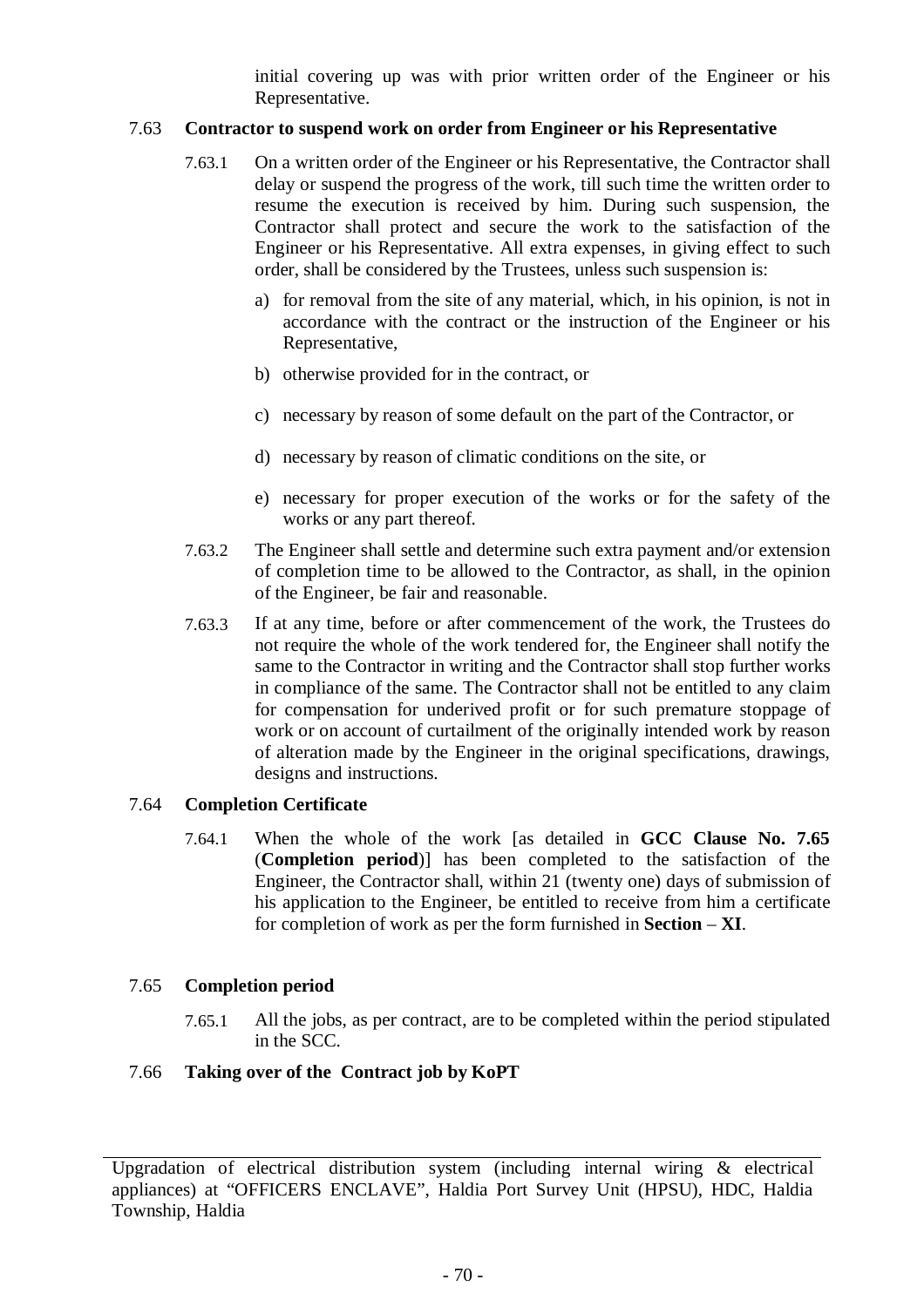initial covering up was with prior written order of the Engineer or his Representative.

### 7.63 Contractor to suspend work on order from Engineer or his Representative

7.63.1 On a written order of the Engineer or his Representative, the Contractor shall delay or suspend the progress of the work, till such time the written order to resume the execution is received by him. During such suspension, the Contractor shall protect and secure the work to the satisfaction of the Engineer or his Representative. All extra expenses, in giving effect to such order, shall be considered by the Trustees, unless such suspension is:

a) for removal from the site of any material, which, in his opinion, is not in accordance with the contract or the instruction of the Engineer or his Representative,

b) otherwise provided for in the contract, or

c) necessary by reason of some default on the part of the Contractor, or

d) necessary by reason of climatic conditions on the site, or

e) necessary for proper execution of the works or for the safety of the works or any part thereof.

7.63.2 The Engineer shall settle and determine such extra payment and/or extension of completion time to be allowed to the Contractor, as shall, in the opinion of the Engineer, be fair and reasonable.

7.63.3 If at any time, before or after commencement of the work, the Trustees do not require the whole of the work tendered for, the Engineer shall notify the same to the Contractor in writing and the Contractor shall stop further works in compliance of the same. The Contractor shall not be entitled to any claim for compensation for underived profit or for such premature stoppage of work or on account of curtailment of the originally intended work by reason of alteration made by the Engineer in the original specifications, drawings, designs and instructions.

### 7.64 Completion Certificate

7.64.1 When the whole of the work [as detailed in **GCC Clause No. 7.65** (**Completion period**)] has been completed to the satisfaction of the Engineer, the Contractor shall, within 21 (twenty one) days of submission of his application to the Engineer, be entitled to receive from him a certificate for completion of work as per the form furnished in **Section – XI**.

### 7.65 Completion period

7.65.1 All the jobs, as per contract, are to be completed within the period stipulated in the SCC.

### 7.66 Taking over of the Contract job by KoPT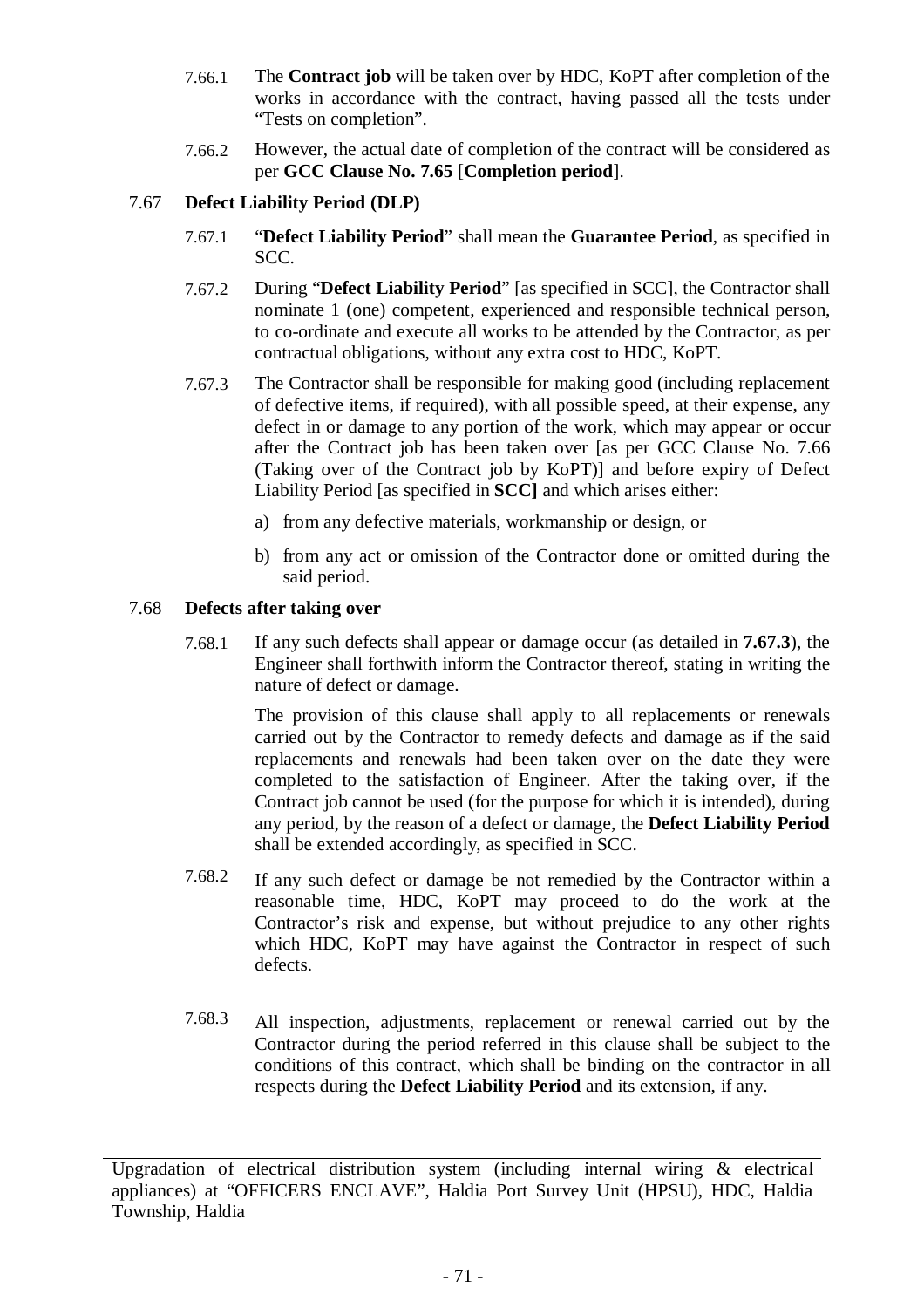7.66.1 The **Contract job** will be taken over by HDC, KoPT after completion of the works in accordance with the contract, having passed all the tests under "Tests on completion".

7.66.2 However, the actual date of completion of the contract will be considered as per **GCC Clause No. 7.65** [**Completion period**].

### 7.67 Defect Liability Period (DLP)

7.67.1 "**Defect Liability Period**" shall mean the **Guarantee Period**, as specified in SCC.

7.67.2 During "**Defect Liability Period**" [as specified in SCC], the Contractor shall nominate 1 (one) competent, experienced and responsible technical person, to co-ordinate and execute all works to be attended by the Contractor, as per contractual obligations, without any extra cost to HDC, KoPT.

7.67.3 The Contractor shall be responsible for making good (including replacement of defective items, if required), with all possible speed, at their expense, any defect in or damage to any portion of the work, which may appear or occur after the Contract job has been taken over [as per GCC Clause No. 7.66 (Taking over of the Contract job by KoPT)] and before expiry of Defect Liability Period [as specified in **SCC]** and which arises either:

a) from any defective materials, workmanship or design, or

b) from any act or omission of the Contractor done or omitted during the said period.

### 7.68 Defects after taking over

7.68.1 If any such defects shall appear or damage occur (as detailed in **7.67.3**), the Engineer shall forthwith inform the Contractor thereof, stating in writing the nature of defect or damage.

The provision of this clause shall apply to all replacements or renewals carried out by the Contractor to remedy defects and damage as if the said replacements and renewals had been taken over on the date they were completed to the satisfaction of Engineer. After the taking over, if the Contract job cannot be used (for the purpose for which it is intended), during any period, by the reason of a defect or damage, the **Defect Liability Period** shall be extended accordingly, as specified in SCC.

7.68.2 If any such defect or damage be not remedied by the Contractor within a reasonable time, HDC, KoPT may proceed to do the work at the Contractor's risk and expense, but without prejudice to any other rights which HDC, KoPT may have against the Contractor in respect of such defects.

7.68.3 All inspection, adjustments, replacement or renewal carried out by the Contractor during the period referred in this clause shall be subject to the conditions of this contract, which shall be binding on the contractor in all respects during the **Defect Liability Period** and its extension, if any.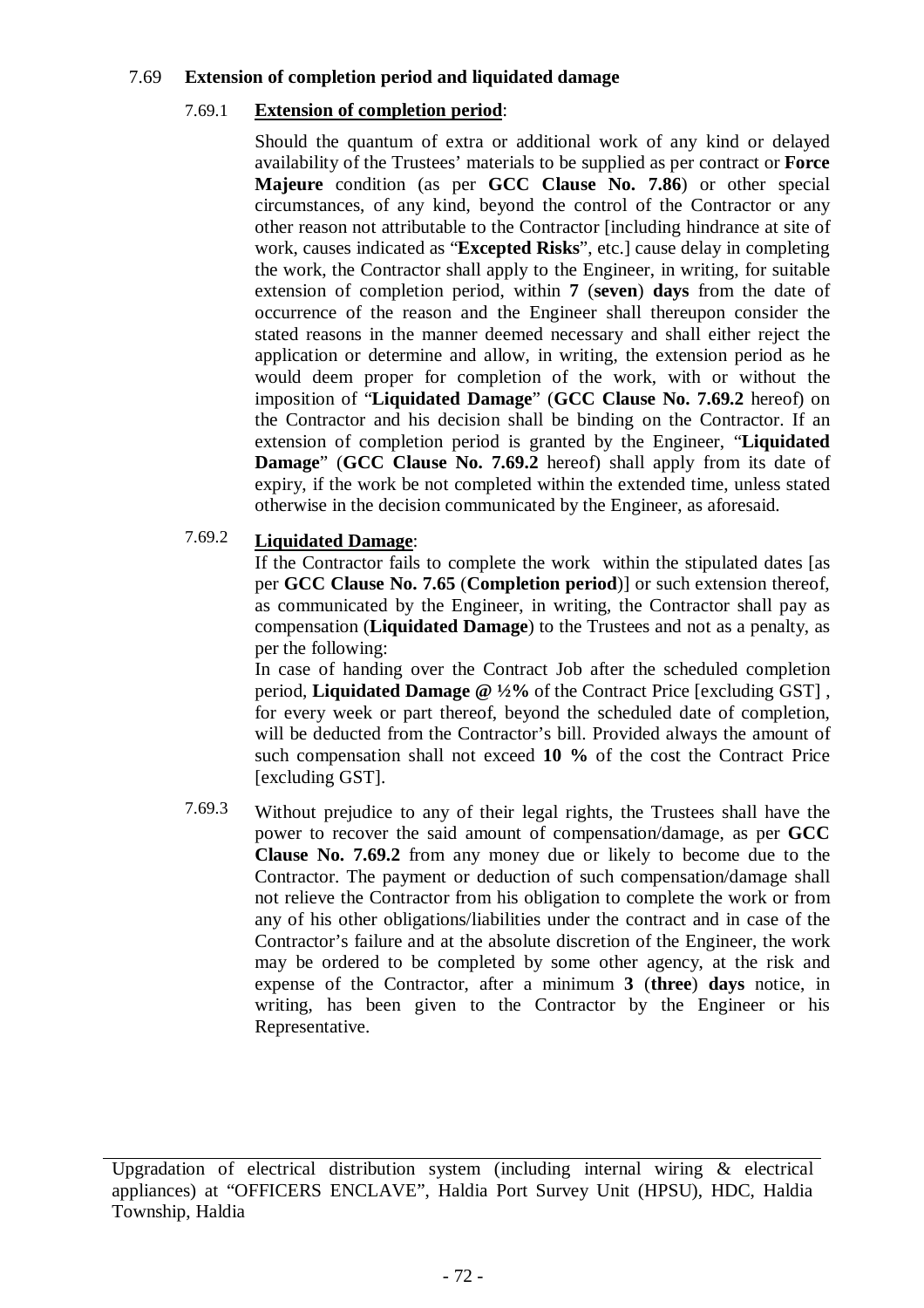7.69 **Extension of completion period and liquidated damage**

7.69.1 **<u>Extension of completion period</u>**:

Should the quantum of extra or additional work of any kind or delayed availability of the Trustees' materials to be supplied as per contract or **Force Majeure** condition (as per **GCC Clause No. 7.86**) or other special circumstances, of any kind, beyond the control of the Contractor or any other reason not attributable to the Contractor [including hindrance at site of work, causes indicated as "**Excepted Risks**", etc.] cause delay in completing the work, the Contractor shall apply to the Engineer, in writing, for suitable extension of completion period, within **7** (**seven**) **days** from the date of occurrence of the reason and the Engineer shall thereupon consider the stated reasons in the manner deemed necessary and shall either reject the application or determine and allow, in writing, the extension period as he would deem proper for completion of the work, with or without the imposition of "**Liquidated Damage**" (**GCC Clause No. 7.69.2** hereof) on the Contractor and his decision shall be binding on the Contractor. If an extension of completion period is granted by the Engineer, "**Liquidated Damage**" (**GCC Clause No. 7.69.2** hereof) shall apply from its date of expiry, if the work be not completed within the extended time, unless stated otherwise in the decision communicated by the Engineer, as aforesaid.

7.69.2 **<u>Liquidated Damage</u>**:

If the Contractor fails to complete the work within the stipulated dates [as per **GCC Clause No. 7.65** (**Completion period**)] or such extension thereof, as communicated by the Engineer, in writing, the Contractor shall pay as compensation (**Liquidated Damage**) to the Trustees and not as a penalty, as per the following:

In case of handing over the Contract Job after the scheduled completion period, **Liquidated Damage @ ½%** of the Contract Price [excluding GST] , for every week or part thereof, beyond the scheduled date of completion, will be deducted from the Contractor's bill. Provided always the amount of such compensation shall not exceed **10 %** of the cost the Contract Price [excluding GST].

7.69.3 Without prejudice to any of their legal rights, the Trustees shall have the power to recover the said amount of compensation/damage, as per **GCC Clause No. 7.69.2** from any money due or likely to become due to the Contractor. The payment or deduction of such compensation/damage shall not relieve the Contractor from his obligation to complete the work or from any of his other obligations/liabilities under the contract and in case of the Contractor's failure and at the absolute discretion of the Engineer, the work may be ordered to be completed by some other agency, at the risk and expense of the Contractor, after a minimum **3** (**three**) **days** notice, in writing, has been given to the Contractor by the Engineer or his Representative.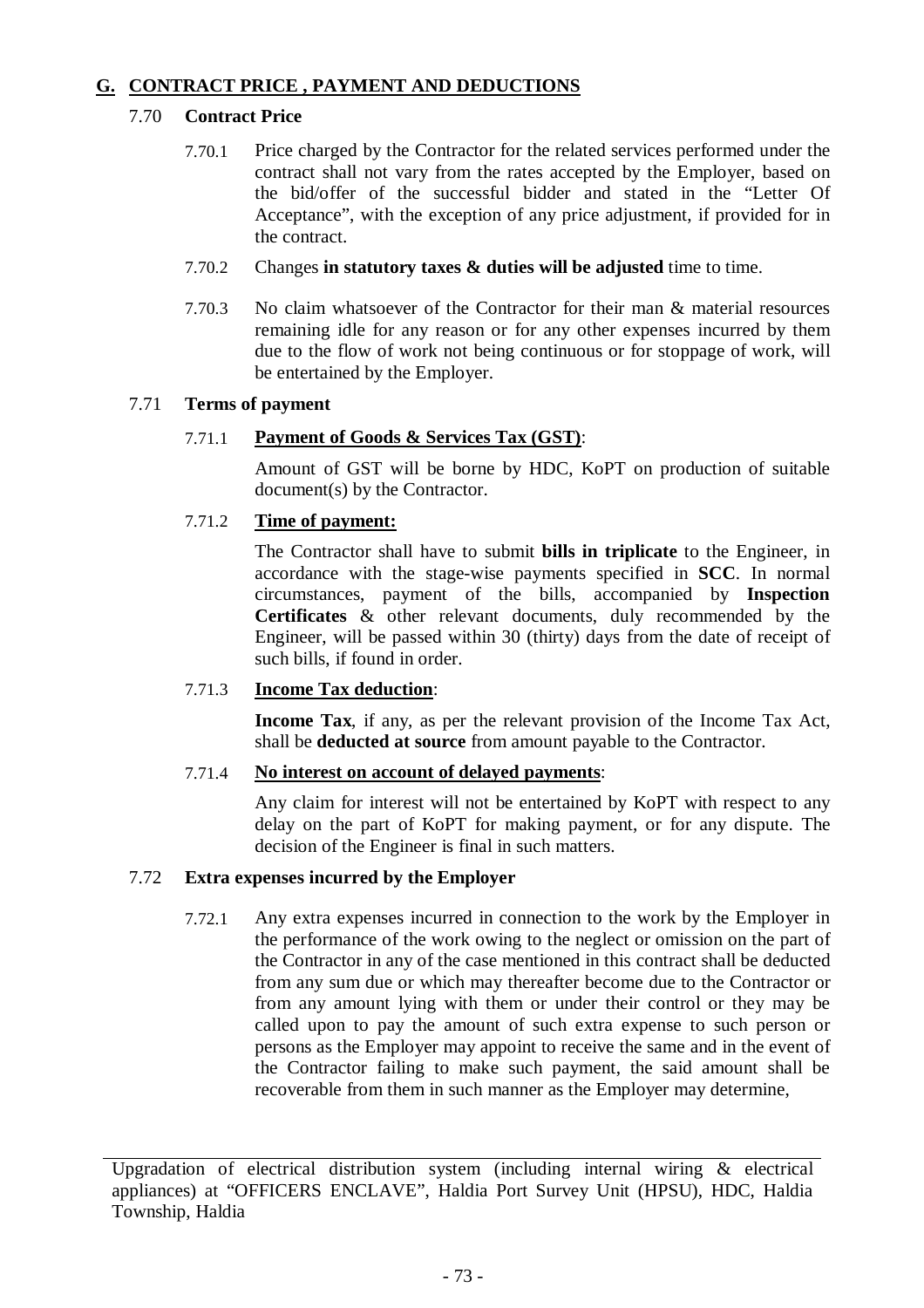## G. CONTRACT PRICE , PAYMENT AND DEDUCTIONS

### 7.70 Contract Price

7.70.1 Price charged by the Contractor for the related services performed under the contract shall not vary from the rates accepted by the Employer, based on the bid/offer of the successful bidder and stated in the "Letter Of Acceptance", with the exception of any price adjustment, if provided for in the contract.

7.70.2 Changes **in statutory taxes & duties will be adjusted** time to time.

7.70.3 No claim whatsoever of the Contractor for their man & material resources remaining idle for any reason or for any other expenses incurred by them due to the flow of work not being continuous or for stoppage of work, will be entertained by the Employer.

### 7.71 Terms of payment

7.71.1 **Payment of Goods & Services Tax (GST)**:

Amount of GST will be borne by HDC, KoPT on production of suitable document(s) by the Contractor.

7.71.2 **Time of payment:**

The Contractor shall have to submit **bills in triplicate** to the Engineer, in accordance with the stage-wise payments specified in **SCC**. In normal circumstances, payment of the bills, accompanied by **Inspection Certificates** & other relevant documents, duly recommended by the Engineer, will be passed within 30 (thirty) days from the date of receipt of such bills, if found in order.

7.71.3 **Income Tax deduction**:

**Income Tax**, if any, as per the relevant provision of the Income Tax Act, shall be **deducted at source** from amount payable to the Contractor.

7.71.4 **No interest on account of delayed payments**:

Any claim for interest will not be entertained by KoPT with respect to any delay on the part of KoPT for making payment, or for any dispute. The decision of the Engineer is final in such matters.

### 7.72 Extra expenses incurred by the Employer

7.72.1 Any extra expenses incurred in connection to the work by the Employer in the performance of the work owing to the neglect or omission on the part of the Contractor in any of the case mentioned in this contract shall be deducted from any sum due or which may thereafter become due to the Contractor or from any amount lying with them or under their control or they may be called upon to pay the amount of such extra expense to such person or persons as the Employer may appoint to receive the same and in the event of the Contractor failing to make such payment, the said amount shall be recoverable from them in such manner as the Employer may determine,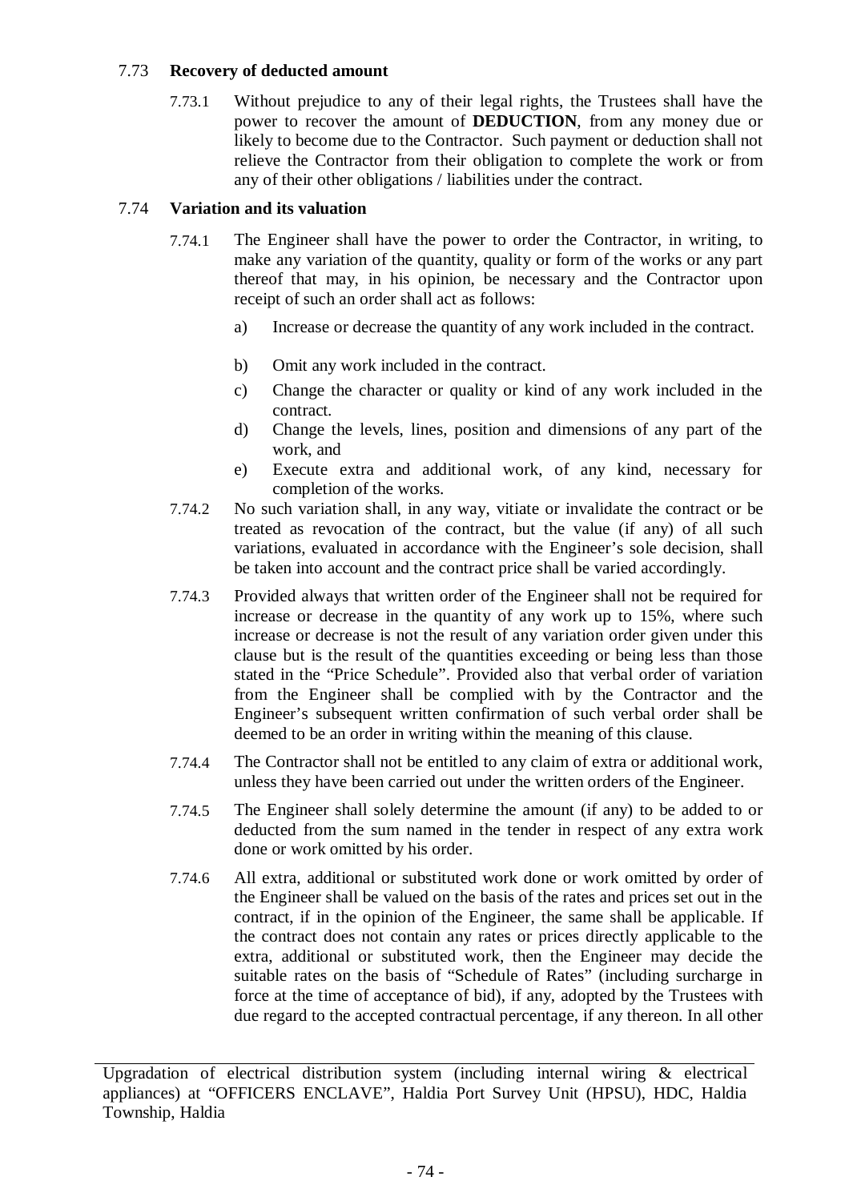### 7.73 **Recovery of deducted amount**

7.73.1 Without prejudice to any of their legal rights, the Trustees shall have the power to recover the amount of **DEDUCTION**, from any money due or likely to become due to the Contractor. Such payment or deduction shall not relieve the Contractor from their obligation to complete the work or from any of their other obligations / liabilities under the contract.

### 7.74 **Variation and its valuation**

7.74.1 The Engineer shall have the power to order the Contractor, in writing, to make any variation of the quantity, quality or form of the works or any part thereof that may, in his opinion, be necessary and the Contractor upon receipt of such an order shall act as follows:

a) Increase or decrease the quantity of any work included in the contract.

b) Omit any work included in the contract.

c) Change the character or quality or kind of any work included in the contract.

d) Change the levels, lines, position and dimensions of any part of the work, and

e) Execute extra and additional work, of any kind, necessary for completion of the works.

7.74.2 No such variation shall, in any way, vitiate or invalidate the contract or be treated as revocation of the contract, but the value (if any) of all such variations, evaluated in accordance with the Engineer's sole decision, shall be taken into account and the contract price shall be varied accordingly.

7.74.3 Provided always that written order of the Engineer shall not be required for increase or decrease in the quantity of any work up to 15%, where such increase or decrease is not the result of any variation order given under this clause but is the result of the quantities exceeding or being less than those stated in the "Price Schedule". Provided also that verbal order of variation from the Engineer shall be complied with by the Contractor and the Engineer's subsequent written confirmation of such verbal order shall be deemed to be an order in writing within the meaning of this clause.

7.74.4 The Contractor shall not be entitled to any claim of extra or additional work, unless they have been carried out under the written orders of the Engineer.

7.74.5 The Engineer shall solely determine the amount (if any) to be added to or deducted from the sum named in the tender in respect of any extra work done or work omitted by his order.

7.74.6 All extra, additional or substituted work done or work omitted by order of the Engineer shall be valued on the basis of the rates and prices set out in the contract, if in the opinion of the Engineer, the same shall be applicable. If the contract does not contain any rates or prices directly applicable to the extra, additional or substituted work, then the Engineer may decide the suitable rates on the basis of "Schedule of Rates" (including surcharge in force at the time of acceptance of bid), if any, adopted by the Trustees with due regard to the accepted contractual percentage, if any thereon. In all other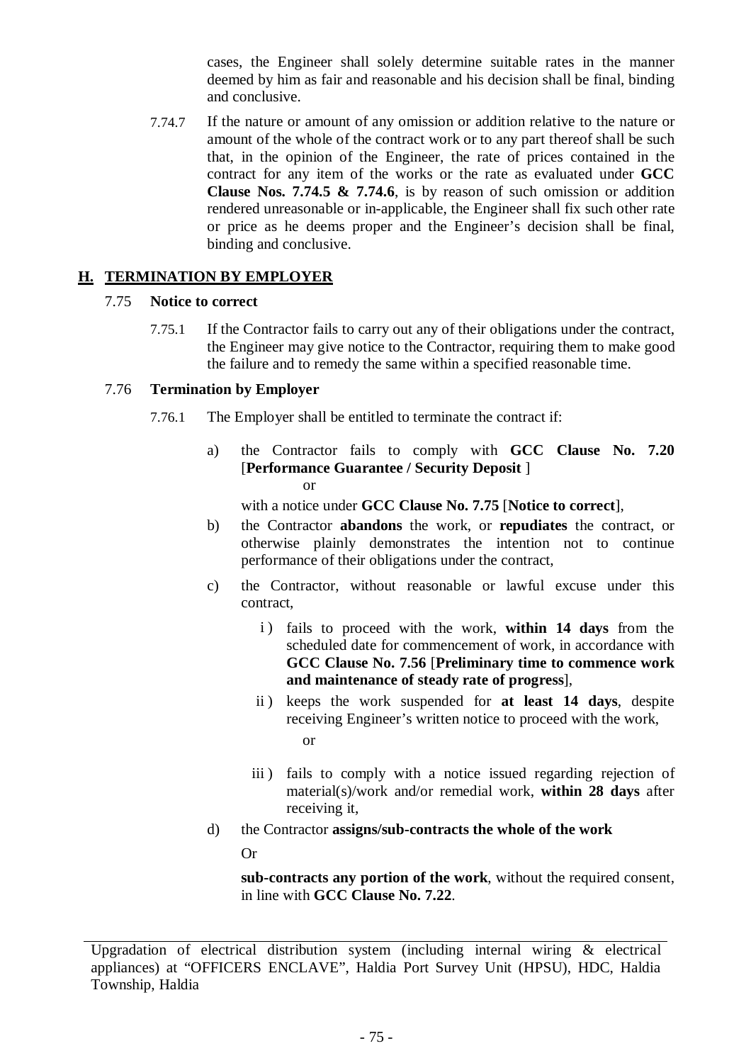cases, the Engineer shall solely determine suitable rates in the manner deemed by him as fair and reasonable and his decision shall be final, binding and conclusive.

7.74.7 If the nature or amount of any omission or addition relative to the nature or amount of the whole of the contract work or to any part thereof shall be such that, in the opinion of the Engineer, the rate of prices contained in the contract for any item of the works or the rate as evaluated under **GCC Clause Nos. 7.74.5 & 7.74.6**, is by reason of such omission or addition rendered unreasonable or in-applicable, the Engineer shall fix such other rate or price as he deems proper and the Engineer's decision shall be final, binding and conclusive.

## H. TERMINATION BY EMPLOYER

### 7.75 Notice to correct

7.75.1 If the Contractor fails to carry out any of their obligations under the contract, the Engineer may give notice to the Contractor, requiring them to make good the failure and to remedy the same within a specified reasonable time.

### 7.76 Termination by Employer

7.76.1 The Employer shall be entitled to terminate the contract if:

a) the Contractor fails to comply with **GCC Clause No. 7.20** [**Performance Guarantee / Security Deposit** ]

or

with a notice under **GCC Clause No. 7.75** [**Notice to correct**],

b) the Contractor **abandons** the work, or **repudiates** the contract, or otherwise plainly demonstrates the intention not to continue performance of their obligations under the contract,

c) the Contractor, without reasonable or lawful excuse under this contract,

   i ) fails to proceed with the work, **within 14 days** from the scheduled date for commencement of work, in accordance with **GCC Clause No. 7.56** [**Preliminary time to commence work and maintenance of steady rate of progress**],

   ii ) keeps the work suspended for **at least 14 days**, despite receiving Engineer's written notice to proceed with the work,

   or

   iii ) fails to comply with a notice issued regarding rejection of material(s)/work and/or remedial work, **within 28 days** after receiving it,

d) the Contractor **assigns/sub-contracts the whole of the work**

Or

**sub-contracts any portion of the work**, without the required consent, in line with **GCC Clause No. 7.22**.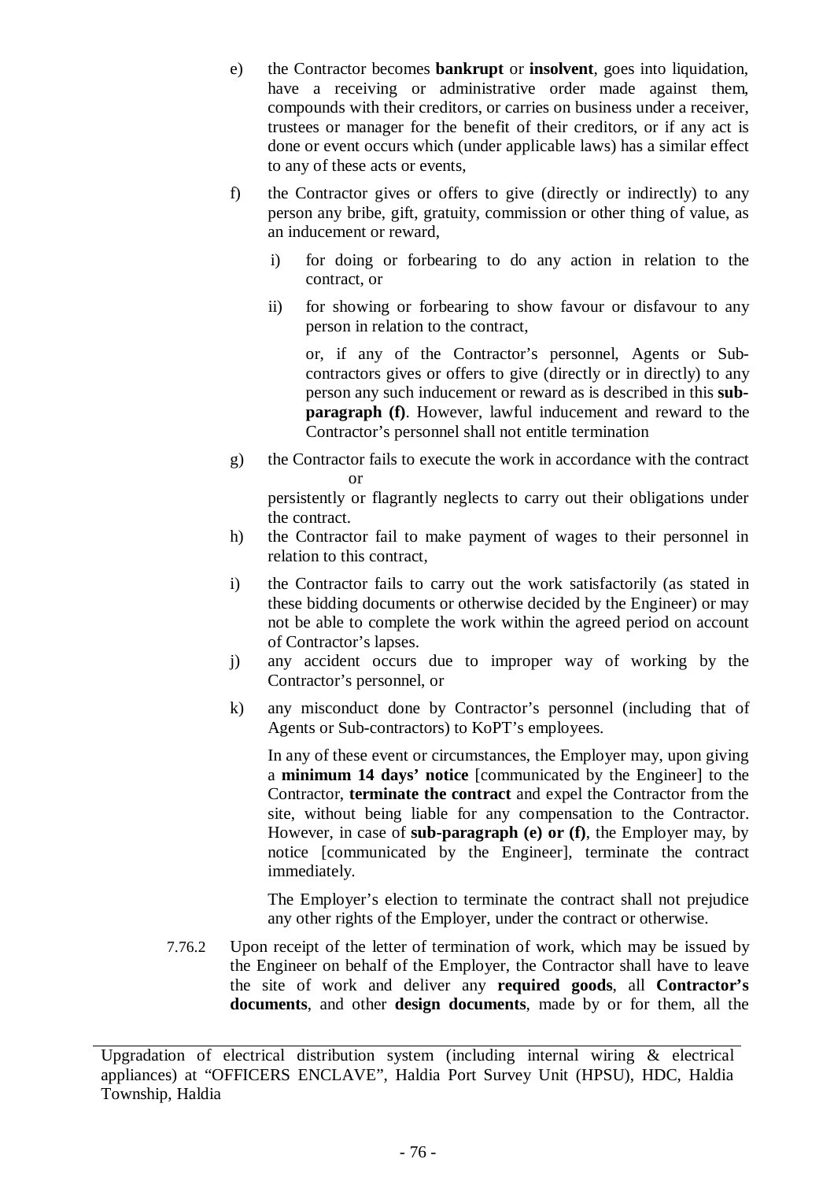e) the Contractor becomes **bankrupt** or **insolvent**, goes into liquidation, have a receiving or administrative order made against them, compounds with their creditors, or carries on business under a receiver, trustees or manager for the benefit of their creditors, or if any act is done or event occurs which (under applicable laws) has a similar effect to any of these acts or events,

f) the Contractor gives or offers to give (directly or indirectly) to any person any bribe, gift, gratuity, commission or other thing of value, as an inducement or reward,

   i) for doing or forbearing to do any action in relation to the contract, or

   ii) for showing or forbearing to show favour or disfavour to any person in relation to the contract,

   or, if any of the Contractor's personnel, Agents or Sub-contractors gives or offers to give (directly or in directly) to any person any such inducement or reward as is described in this **sub-paragraph (f)**. However, lawful inducement and reward to the Contractor's personnel shall not entitle termination

g) the Contractor fails to execute the work in accordance with the contract
   or
   persistently or flagrantly neglects to carry out their obligations under the contract.

h) the Contractor fail to make payment of wages to their personnel in relation to this contract,

i) the Contractor fails to carry out the work satisfactorily (as stated in these bidding documents or otherwise decided by the Engineer) or may not be able to complete the work within the agreed period on account of Contractor's lapses.

j) any accident occurs due to improper way of working by the Contractor's personnel, or

k) any misconduct done by Contractor's personnel (including that of Agents or Sub-contractors) to KoPT's employees.

   In any of these event or circumstances, the Employer may, upon giving a **minimum 14 days' notice** [communicated by the Engineer] to the Contractor, **terminate the contract** and expel the Contractor from the site, without being liable for any compensation to the Contractor. However, in case of **sub-paragraph (e) or (f)**, the Employer may, by notice [communicated by the Engineer], terminate the contract immediately.

   The Employer's election to terminate the contract shall not prejudice any other rights of the Employer, under the contract or otherwise.

7.76.2 Upon receipt of the letter of termination of work, which may be issued by the Engineer on behalf of the Employer, the Contractor shall have to leave the site of work and deliver any **required goods**, all **Contractor's documents**, and other **design documents**, made by or for them, all the

Upgradation of electrical distribution system (including internal wiring & electrical appliances) at "OFFICERS ENCLAVE", Haldia Port Survey Unit (HPSU), HDC, Haldia Township, Haldia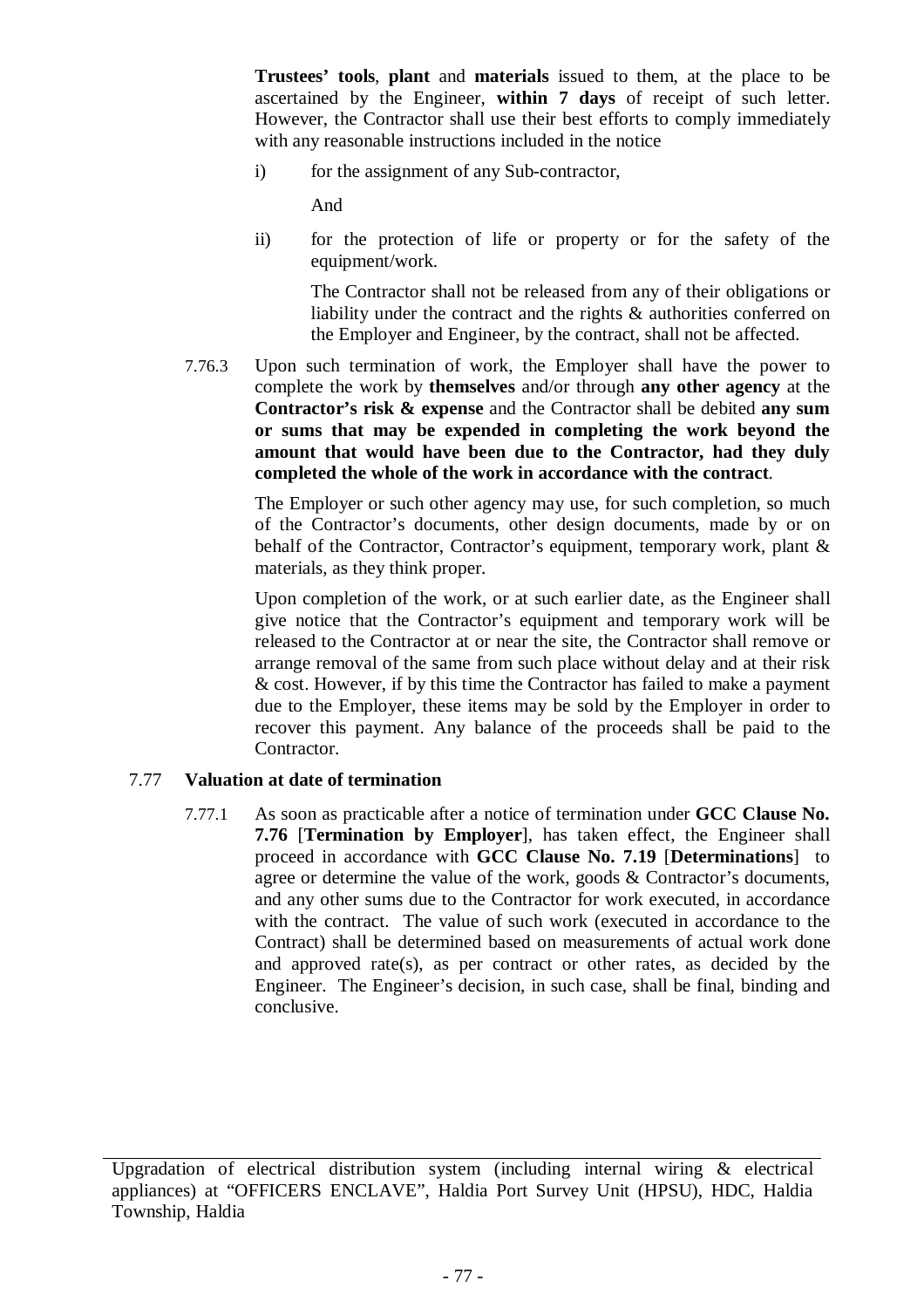**Trustees' tools**, **plant** and **materials** issued to them, at the place to be ascertained by the Engineer, **within 7 days** of receipt of such letter. However, the Contractor shall use their best efforts to comply immediately with any reasonable instructions included in the notice

i) for the assignment of any Sub-contractor,

And

ii) for the protection of life or property or for the safety of the equipment/work.

The Contractor shall not be released from any of their obligations or liability under the contract and the rights & authorities conferred on the Employer and Engineer, by the contract, shall not be affected.

7.76.3 Upon such termination of work, the Employer shall have the power to complete the work by **themselves** and/or through **any other agency** at the **Contractor's risk & expense** and the Contractor shall be debited **any sum or sums that may be expended in completing the work beyond the amount that would have been due to the Contractor, had they duly completed the whole of the work in accordance with the contract**.

The Employer or such other agency may use, for such completion, so much of the Contractor's documents, other design documents, made by or on behalf of the Contractor, Contractor's equipment, temporary work, plant & materials, as they think proper.

Upon completion of the work, or at such earlier date, as the Engineer shall give notice that the Contractor's equipment and temporary work will be released to the Contractor at or near the site, the Contractor shall remove or arrange removal of the same from such place without delay and at their risk & cost. However, if by this time the Contractor has failed to make a payment due to the Employer, these items may be sold by the Employer in order to recover this payment. Any balance of the proceeds shall be paid to the Contractor.

### 7.77 Valuation at date of termination

7.77.1 As soon as practicable after a notice of termination under **GCC Clause No. 7.76** [**Termination by Employer**], has taken effect, the Engineer shall proceed in accordance with **GCC Clause No. 7.19** [**Determinations**] to agree or determine the value of the work, goods & Contractor's documents, and any other sums due to the Contractor for work executed, in accordance with the contract. The value of such work (executed in accordance to the Contract) shall be determined based on measurements of actual work done and approved rate(s), as per contract or other rates, as decided by the Engineer. The Engineer's decision, in such case, shall be final, binding and conclusive.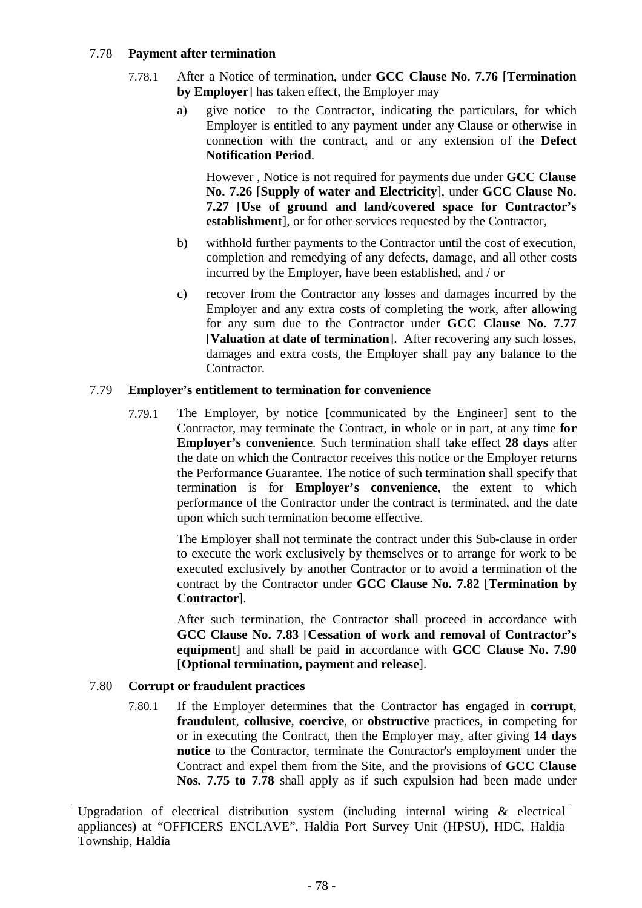### 7.78 **Payment after termination**

7.78.1 After a Notice of termination, under **GCC Clause No. 7.76** [**Termination by Employer**] has taken effect, the Employer may

a) give notice to the Contractor, indicating the particulars, for which Employer is entitled to any payment under any Clause or otherwise in connection with the contract, and or any extension of the **Defect Notification Period**.

However , Notice is not required for payments due under **GCC Clause No. 7.26** [**Supply of water and Electricity**], under **GCC Clause No. 7.27** [**Use of ground and land/covered space for Contractor's establishment**], or for other services requested by the Contractor,

b) withhold further payments to the Contractor until the cost of execution, completion and remedying of any defects, damage, and all other costs incurred by the Employer, have been established, and / or

c) recover from the Contractor any losses and damages incurred by the Employer and any extra costs of completing the work, after allowing for any sum due to the Contractor under **GCC Clause No. 7.77** [**Valuation at date of termination**]. After recovering any such losses, damages and extra costs, the Employer shall pay any balance to the Contractor.

### 7.79 **Employer's entitlement to termination for convenience**

7.79.1 The Employer, by notice [communicated by the Engineer] sent to the Contractor, may terminate the Contract, in whole or in part, at any time **for Employer's convenience**. Such termination shall take effect **28 days** after the date on which the Contractor receives this notice or the Employer returns the Performance Guarantee. The notice of such termination shall specify that termination is for **Employer's convenience**, the extent to which performance of the Contractor under the contract is terminated, and the date upon which such termination become effective.

The Employer shall not terminate the contract under this Sub-clause in order to execute the work exclusively by themselves or to arrange for work to be executed exclusively by another Contractor or to avoid a termination of the contract by the Contractor under **GCC Clause No. 7.82** [**Termination by Contractor**].

After such termination, the Contractor shall proceed in accordance with **GCC Clause No. 7.83** [**Cessation of work and removal of Contractor's equipment**] and shall be paid in accordance with **GCC Clause No. 7.90** [**Optional termination, payment and release**].

### 7.80 **Corrupt or fraudulent practices**

7.80.1 If the Employer determines that the Contractor has engaged in **corrupt**, **fraudulent**, **collusive**, **coercive**, or **obstructive** practices, in competing for or in executing the Contract, then the Employer may, after giving **14 days notice** to the Contractor, terminate the Contractor's employment under the Contract and expel them from the Site, and the provisions of **GCC Clause Nos. 7.75 to 7.78** shall apply as if such expulsion had been made under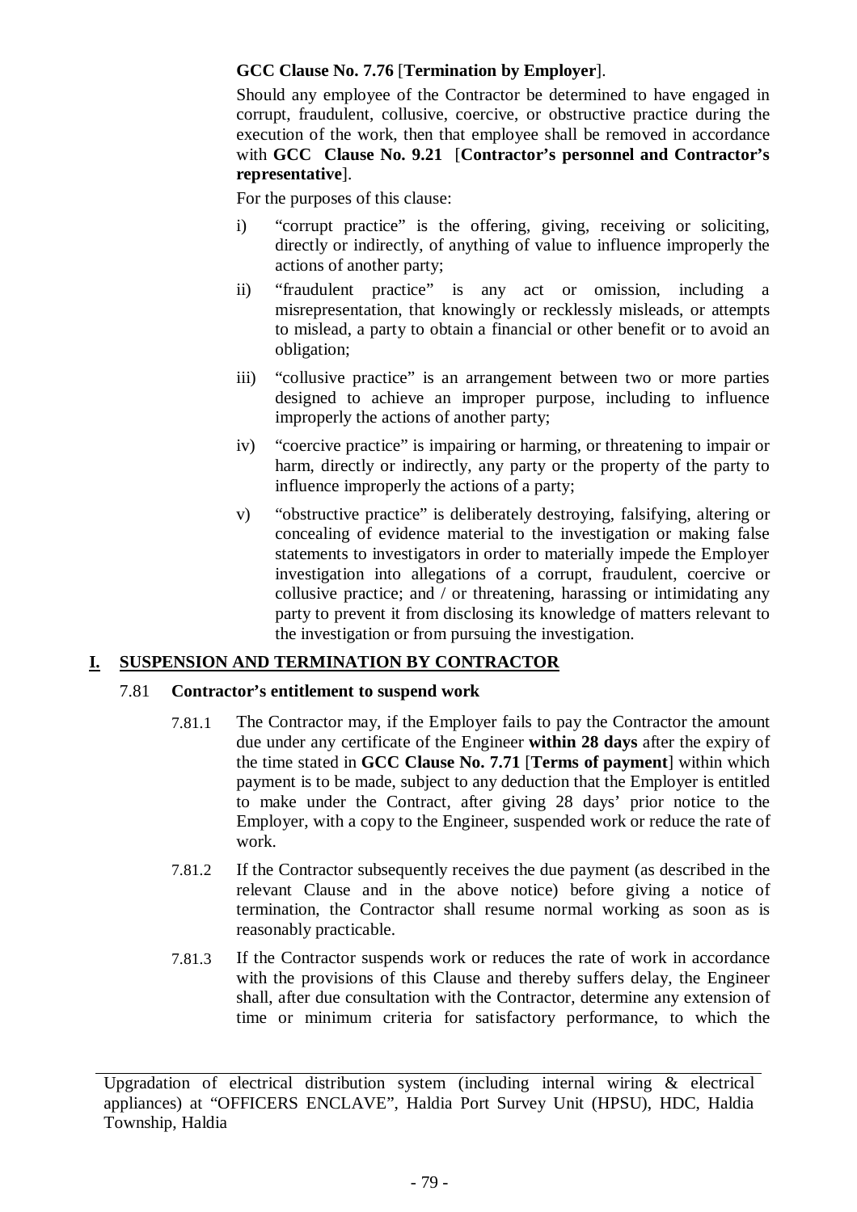**GCC Clause No. 7.76** [**Termination by Employer**].

Should any employee of the Contractor be determined to have engaged in corrupt, fraudulent, collusive, coercive, or obstructive practice during the execution of the work, then that employee shall be removed in accordance with **GCC Clause No. 9.21** [**Contractor's personnel and Contractor's representative**].

For the purposes of this clause:

i) "corrupt practice" is the offering, giving, receiving or soliciting, directly or indirectly, of anything of value to influence improperly the actions of another party;

ii) "fraudulent practice" is any act or omission, including a misrepresentation, that knowingly or recklessly misleads, or attempts to mislead, a party to obtain a financial or other benefit or to avoid an obligation;

iii) "collusive practice" is an arrangement between two or more parties designed to achieve an improper purpose, including to influence improperly the actions of another party;

iv) "coercive practice" is impairing or harming, or threatening to impair or harm, directly or indirectly, any party or the property of the party to influence improperly the actions of a party;

v) "obstructive practice" is deliberately destroying, falsifying, altering or concealing of evidence material to the investigation or making false statements to investigators in order to materially impede the Employer investigation into allegations of a corrupt, fraudulent, coercive or collusive practice; and / or threatening, harassing or intimidating any party to prevent it from disclosing its knowledge of matters relevant to the investigation or from pursuing the investigation.

## I. SUSPENSION AND TERMINATION BY CONTRACTOR

### 7.81 Contractor's entitlement to suspend work

7.81.1 The Contractor may, if the Employer fails to pay the Contractor the amount due under any certificate of the Engineer **within 28 days** after the expiry of the time stated in **GCC Clause No. 7.71** [**Terms of payment**] within which payment is to be made, subject to any deduction that the Employer is entitled to make under the Contract, after giving 28 days' prior notice to the Employer, with a copy to the Engineer, suspended work or reduce the rate of work.

7.81.2 If the Contractor subsequently receives the due payment (as described in the relevant Clause and in the above notice) before giving a notice of termination, the Contractor shall resume normal working as soon as is reasonably practicable.

7.81.3 If the Contractor suspends work or reduces the rate of work in accordance with the provisions of this Clause and thereby suffers delay, the Engineer shall, after due consultation with the Contractor, determine any extension of time or minimum criteria for satisfactory performance, to which the

Upgradation of electrical distribution system (including internal wiring & electrical appliances) at "OFFICERS ENCLAVE", Haldia Port Survey Unit (HPSU), HDC, Haldia Township, Haldia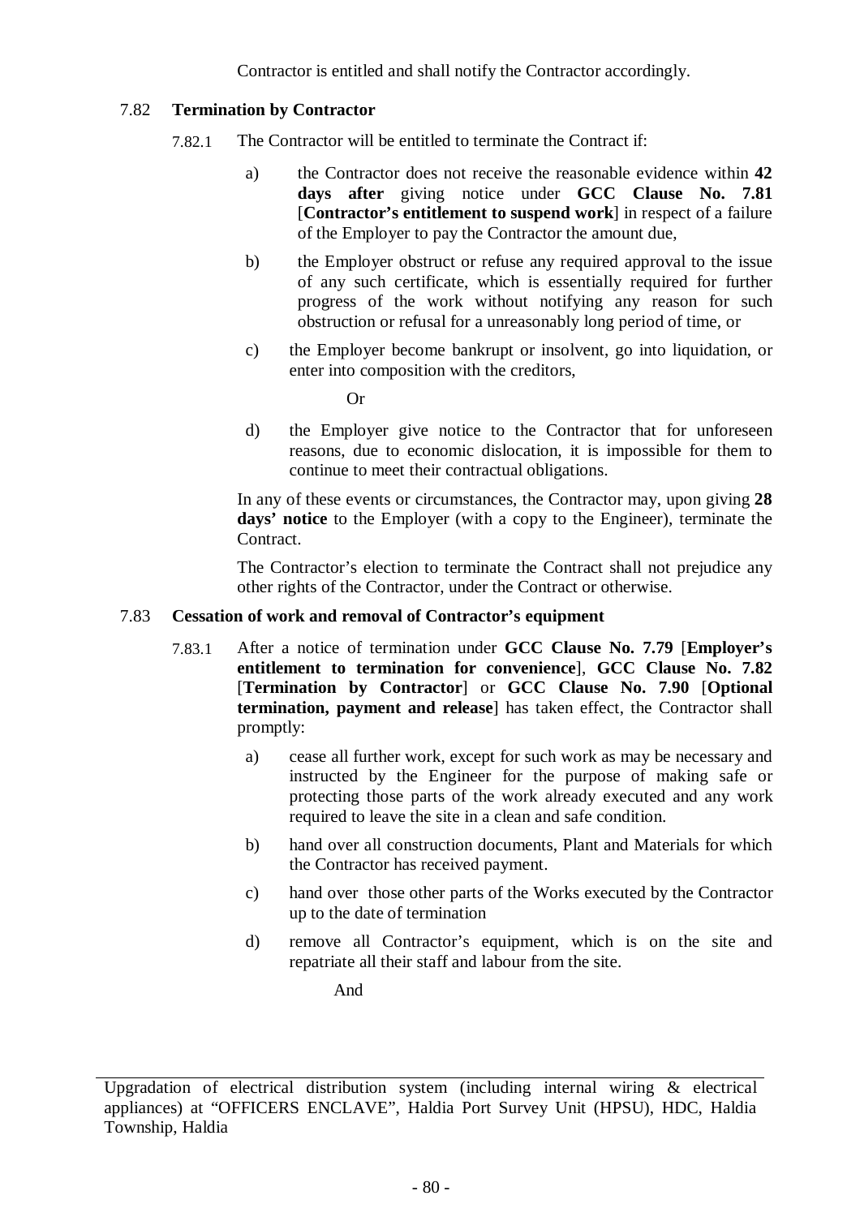Contractor is entitled and shall notify the Contractor accordingly.

### 7.82 Termination by Contractor

7.82.1 The Contractor will be entitled to terminate the Contract if:

a) the Contractor does not receive the reasonable evidence within **42 days after** giving notice under **GCC Clause No. 7.81** [**Contractor's entitlement to suspend work**] in respect of a failure of the Employer to pay the Contractor the amount due,

b) the Employer obstruct or refuse any required approval to the issue of any such certificate, which is essentially required for further progress of the work without notifying any reason for such obstruction or refusal for a unreasonably long period of time, or

c) the Employer become bankrupt or insolvent, go into liquidation, or enter into composition with the creditors,

Or

d) the Employer give notice to the Contractor that for unforeseen reasons, due to economic dislocation, it is impossible for them to continue to meet their contractual obligations.

In any of these events or circumstances, the Contractor may, upon giving **28 days' notice** to the Employer (with a copy to the Engineer), terminate the Contract.

The Contractor's election to terminate the Contract shall not prejudice any other rights of the Contractor, under the Contract or otherwise.

### 7.83 Cessation of work and removal of Contractor's equipment

7.83.1 After a notice of termination under **GCC Clause No. 7.79** [**Employer's entitlement to termination for convenience**], **GCC Clause No. 7.82** [**Termination by Contractor**] or **GCC Clause No. 7.90** [**Optional termination, payment and release**] has taken effect, the Contractor shall promptly:

a) cease all further work, except for such work as may be necessary and instructed by the Engineer for the purpose of making safe or protecting those parts of the work already executed and any work required to leave the site in a clean and safe condition.

b) hand over all construction documents, Plant and Materials for which the Contractor has received payment.

c) hand over those other parts of the Works executed by the Contractor up to the date of termination

d) remove all Contractor's equipment, which is on the site and repatriate all their staff and labour from the site.

And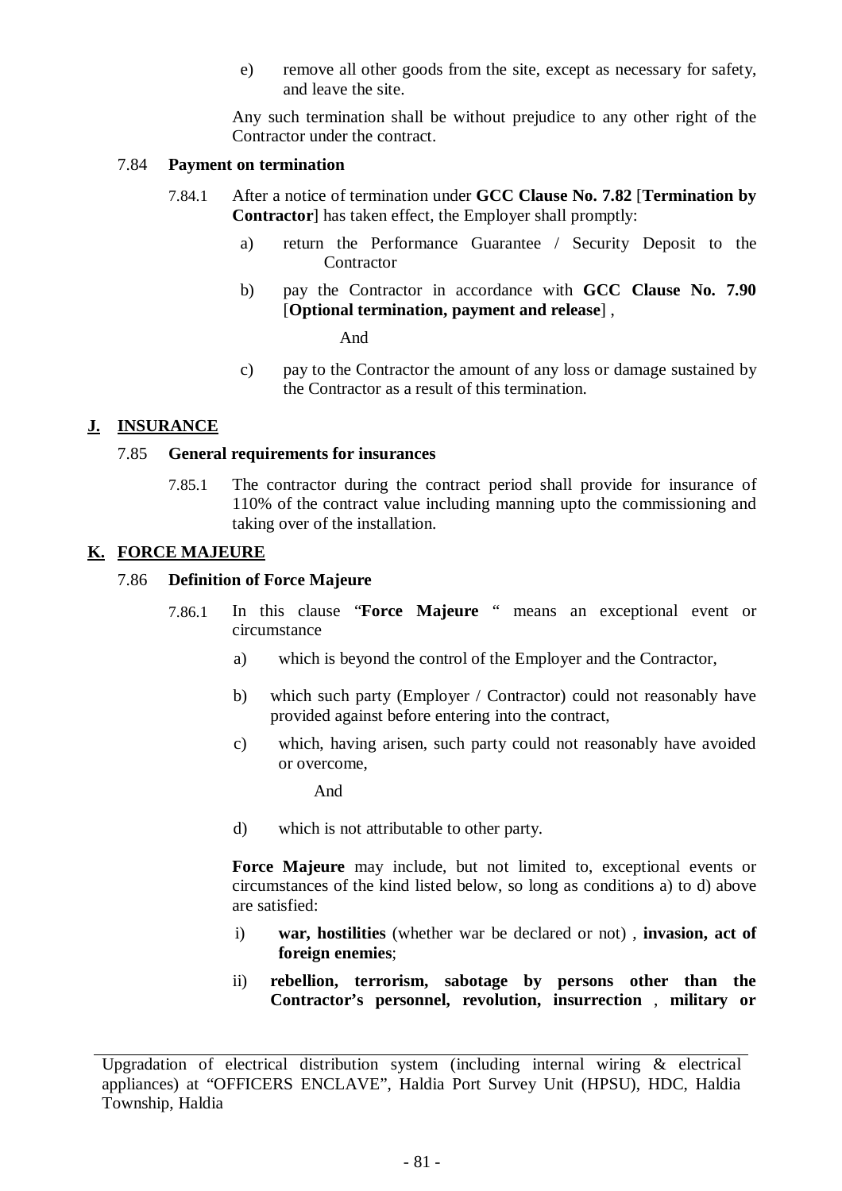e) remove all other goods from the site, except as necessary for safety, and leave the site.

Any such termination shall be without prejudice to any other right of the Contractor under the contract.

7.84 **Payment on termination**

7.84.1 After a notice of termination under **GCC Clause No. 7.82** [**Termination by Contractor**] has taken effect, the Employer shall promptly:

a) return the Performance Guarantee / Security Deposit to the Contractor

b) pay the Contractor in accordance with **GCC Clause No. 7.90** [**Optional termination, payment and release**] ,

And

c) pay to the Contractor the amount of any loss or damage sustained by the Contractor as a result of this termination.

## J. INSURANCE

7.85 **General requirements for insurances**

7.85.1 The contractor during the contract period shall provide for insurance of 110% of the contract value including manning upto the commissioning and taking over of the installation.

## K. FORCE MAJEURE

7.86 **Definition of Force Majeure**

7.86.1 In this clause "**Force Majeure** " means an exceptional event or circumstance

a) which is beyond the control of the Employer and the Contractor,

b) which such party (Employer / Contractor) could not reasonably have provided against before entering into the contract,

c) which, having arisen, such party could not reasonably have avoided or overcome,

And

d) which is not attributable to other party.

**Force Majeure** may include, but not limited to, exceptional events or circumstances of the kind listed below, so long as conditions a) to d) above are satisfied:

i) **war, hostilities** (whether war be declared or not) , **invasion, act of foreign enemies**;

ii) **rebellion, terrorism, sabotage by persons other than the Contractor's personnel, revolution, insurrection** , **military or**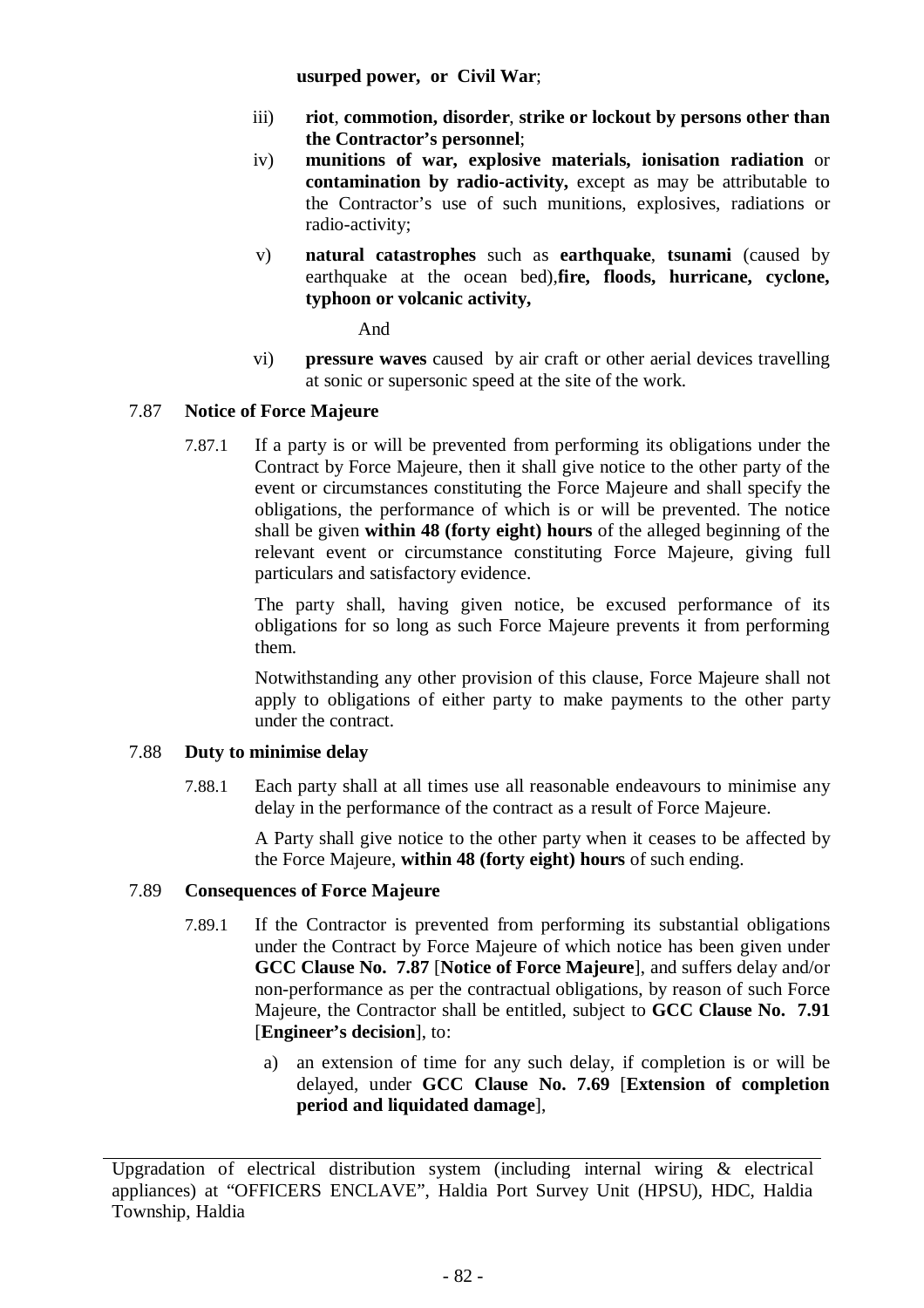**usurped power, or Civil War**;

iii) **riot**, **commotion, disorder**, **strike or lockout by persons other than the Contractor's personnel**;

iv) **munitions of war, explosive materials, ionisation radiation** or **contamination by radio-activity,** except as may be attributable to the Contractor's use of such munitions, explosives, radiations or radio-activity;

v) **natural catastrophes** such as **earthquake**, **tsunami** (caused by earthquake at the ocean bed),**fire, floods, hurricane, cyclone, typhoon or volcanic activity,**

And

vi) **pressure waves** caused by air craft or other aerial devices travelling at sonic or supersonic speed at the site of the work.

7.87 **Notice of Force Majeure**

7.87.1 If a party is or will be prevented from performing its obligations under the Contract by Force Majeure, then it shall give notice to the other party of the event or circumstances constituting the Force Majeure and shall specify the obligations, the performance of which is or will be prevented. The notice shall be given **within 48 (forty eight) hours** of the alleged beginning of the relevant event or circumstance constituting Force Majeure, giving full particulars and satisfactory evidence.

The party shall, having given notice, be excused performance of its obligations for so long as such Force Majeure prevents it from performing them.

Notwithstanding any other provision of this clause, Force Majeure shall not apply to obligations of either party to make payments to the other party under the contract.

7.88 **Duty to minimise delay**

7.88.1 Each party shall at all times use all reasonable endeavours to minimise any delay in the performance of the contract as a result of Force Majeure.

A Party shall give notice to the other party when it ceases to be affected by the Force Majeure, **within 48 (forty eight) hours** of such ending.

7.89 **Consequences of Force Majeure**

7.89.1 If the Contractor is prevented from performing its substantial obligations under the Contract by Force Majeure of which notice has been given under **GCC Clause No. 7.87** [**Notice of Force Majeure**], and suffers delay and/or non-performance as per the contractual obligations, by reason of such Force Majeure, the Contractor shall be entitled, subject to **GCC Clause No. 7.91** [**Engineer's decision**], to:

a) an extension of time for any such delay, if completion is or will be delayed, under **GCC Clause No. 7.69** [**Extension of completion period and liquidated damage**],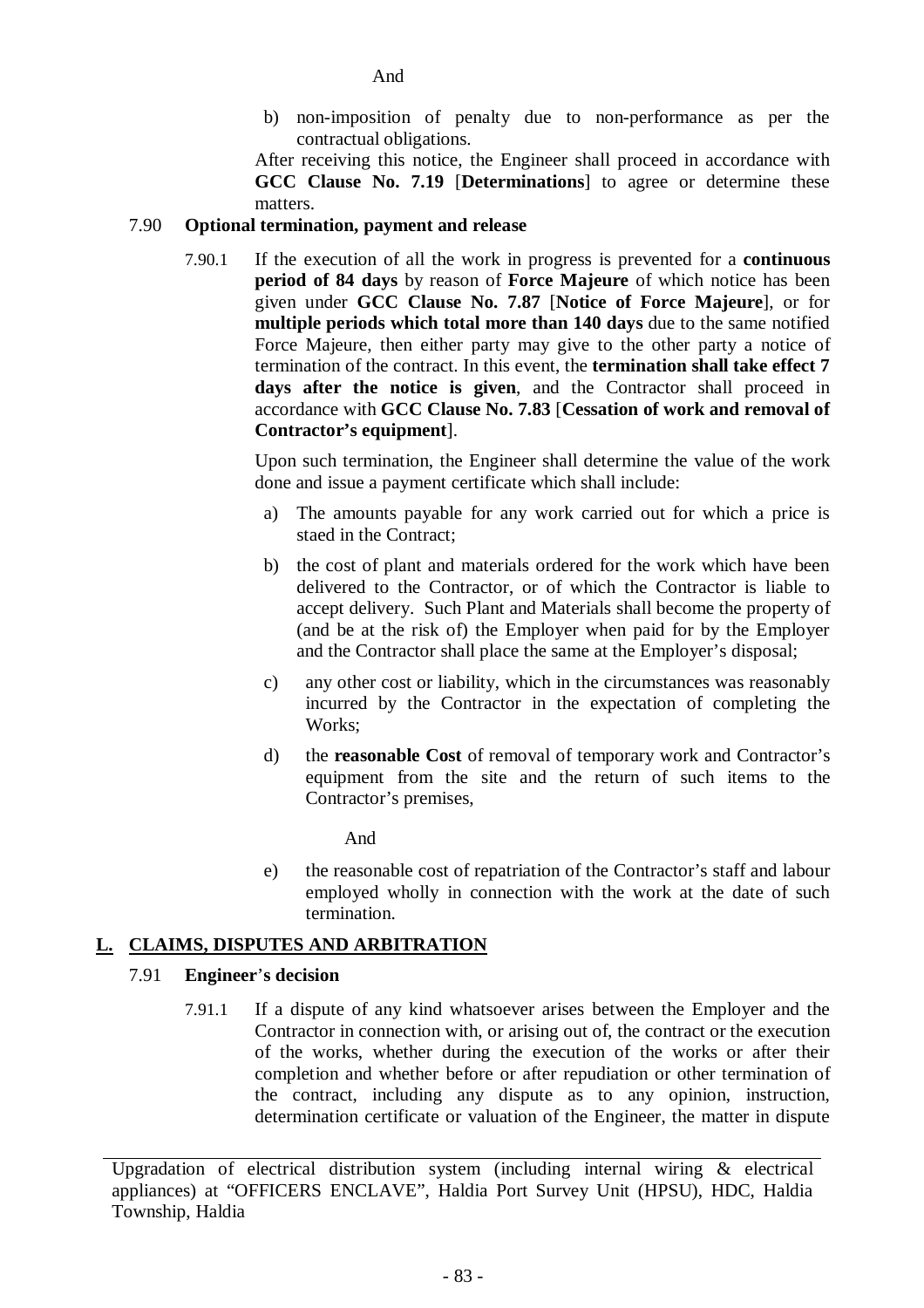And

b) non-imposition of penalty due to non-performance as per the contractual obligations.

After receiving this notice, the Engineer shall proceed in accordance with **GCC Clause No. 7.19** [**Determinations**] to agree or determine these matters.

7.90 **Optional termination, payment and release**

7.90.1 If the execution of all the work in progress is prevented for a **continuous period of 84 days** by reason of **Force Majeure** of which notice has been given under **GCC Clause No. 7.87** [**Notice of Force Majeure**], or for **multiple periods which total more than 140 days** due to the same notified Force Majeure, then either party may give to the other party a notice of termination of the contract. In this event, the **termination shall take effect 7 days after the notice is given**, and the Contractor shall proceed in accordance with **GCC Clause No. 7.83** [**Cessation of work and removal of Contractor's equipment**].

Upon such termination, the Engineer shall determine the value of the work done and issue a payment certificate which shall include:

a) The amounts payable for any work carried out for which a price is staed in the Contract;

b) the cost of plant and materials ordered for the work which have been delivered to the Contractor, or of which the Contractor is liable to accept delivery. Such Plant and Materials shall become the property of (and be at the risk of) the Employer when paid for by the Employer and the Contractor shall place the same at the Employer's disposal;

c) any other cost or liability, which in the circumstances was reasonably incurred by the Contractor in the expectation of completing the Works;

d) the **reasonable Cost** of removal of temporary work and Contractor's equipment from the site and the return of such items to the Contractor's premises,

And

e) the reasonable cost of repatriation of the Contractor's staff and labour employed wholly in connection with the work at the date of such termination.

## L. CLAIMS, DISPUTES AND ARBITRATION

7.91 **Engineer's decision**

7.91.1 If a dispute of any kind whatsoever arises between the Employer and the Contractor in connection with, or arising out of, the contract or the execution of the works, whether during the execution of the works or after their completion and whether before or after repudiation or other termination of the contract, including any dispute as to any opinion, instruction, determination certificate or valuation of the Engineer, the matter in dispute

Upgradation of electrical distribution system (including internal wiring & electrical appliances) at "OFFICERS ENCLAVE", Haldia Port Survey Unit (HPSU), HDC, Haldia Township, Haldia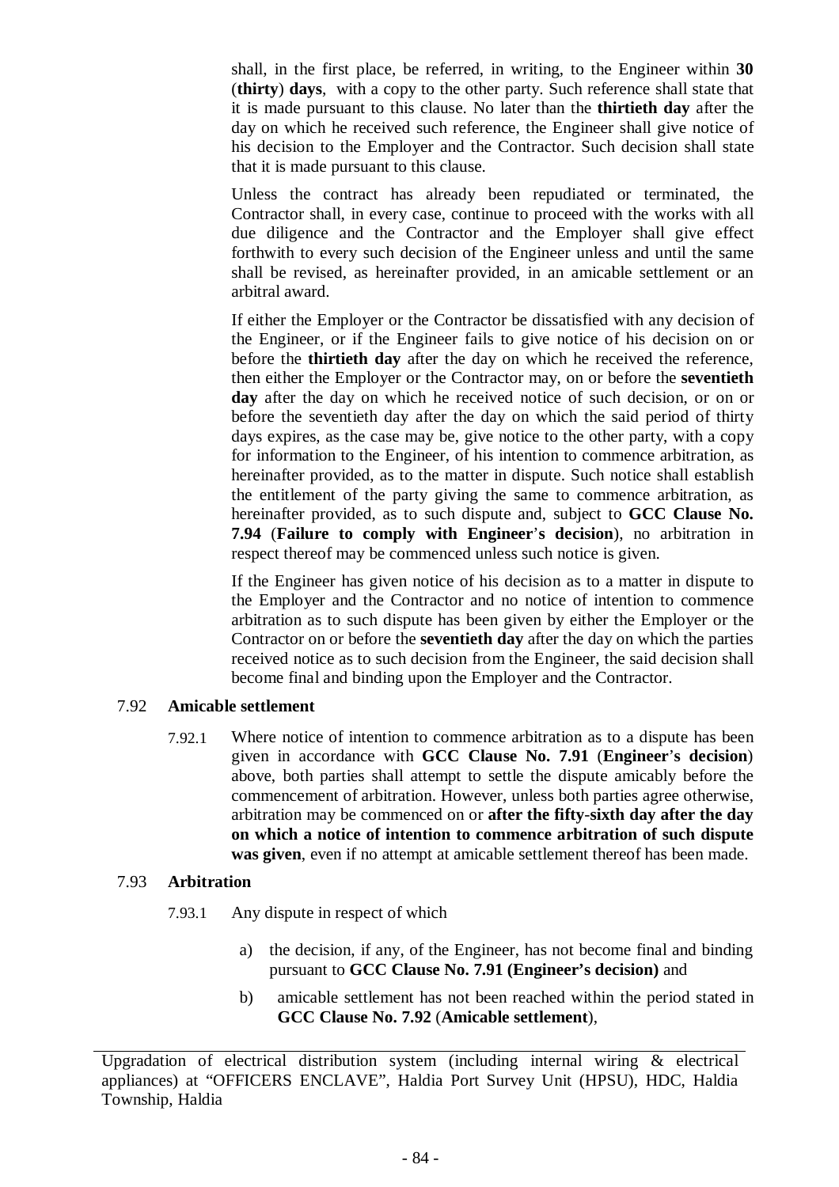shall, in the first place, be referred, in writing, to the Engineer within **30** (**thirty**) **days**, with a copy to the other party. Such reference shall state that it is made pursuant to this clause. No later than the **thirtieth day** after the day on which he received such reference, the Engineer shall give notice of his decision to the Employer and the Contractor. Such decision shall state that it is made pursuant to this clause.

Unless the contract has already been repudiated or terminated, the Contractor shall, in every case, continue to proceed with the works with all due diligence and the Contractor and the Employer shall give effect forthwith to every such decision of the Engineer unless and until the same shall be revised, as hereinafter provided, in an amicable settlement or an arbitral award.

If either the Employer or the Contractor be dissatisfied with any decision of the Engineer, or if the Engineer fails to give notice of his decision on or before the **thirtieth day** after the day on which he received the reference, then either the Employer or the Contractor may, on or before the **seventieth day** after the day on which he received notice of such decision, or on or before the seventieth day after the day on which the said period of thirty days expires, as the case may be, give notice to the other party, with a copy for information to the Engineer, of his intention to commence arbitration, as hereinafter provided, as to the matter in dispute. Such notice shall establish the entitlement of the party giving the same to commence arbitration, as hereinafter provided, as to such dispute and, subject to **GCC Clause No. 7.94** (**Failure to comply with Engineer's decision**), no arbitration in respect thereof may be commenced unless such notice is given.

If the Engineer has given notice of his decision as to a matter in dispute to the Employer and the Contractor and no notice of intention to commence arbitration as to such dispute has been given by either the Employer or the Contractor on or before the **seventieth day** after the day on which the parties received notice as to such decision from the Engineer, the said decision shall become final and binding upon the Employer and the Contractor.

### 7.92 Amicable settlement

7.92.1 Where notice of intention to commence arbitration as to a dispute has been given in accordance with **GCC Clause No. 7.91** (**Engineer's decision**) above, both parties shall attempt to settle the dispute amicably before the commencement of arbitration. However, unless both parties agree otherwise, arbitration may be commenced on or **after the fifty-sixth day after the day on which a notice of intention to commence arbitration of such dispute was given**, even if no attempt at amicable settlement thereof has been made.

### 7.93 Arbitration

7.93.1 Any dispute in respect of which

a) the decision, if any, of the Engineer, has not become final and binding pursuant to **GCC Clause No. 7.91 (Engineer's decision)** and

b) amicable settlement has not been reached within the period stated in **GCC Clause No. 7.92** (**Amicable settlement**),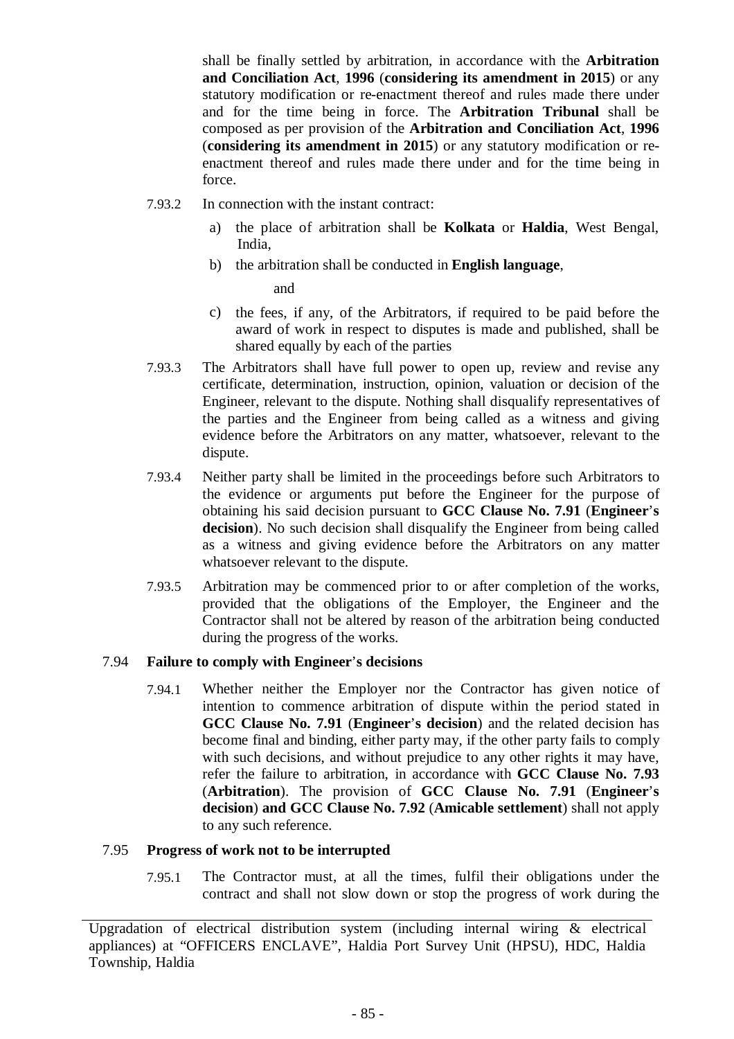shall be finally settled by arbitration, in accordance with the **Arbitration and Conciliation Act**, **1996** (**considering its amendment in 2015**) or any statutory modification or re-enactment thereof and rules made there under and for the time being in force. The **Arbitration Tribunal** shall be composed as per provision of the **Arbitration and Conciliation Act**, **1996** (**considering its amendment in 2015**) or any statutory modification or re-enactment thereof and rules made there under and for the time being in force.

7.93.2 In connection with the instant contract:

a) the place of arbitration shall be **Kolkata** or **Haldia**, West Bengal, India,

b) the arbitration shall be conducted in **English language**,

and

c) the fees, if any, of the Arbitrators, if required to be paid before the award of work in respect to disputes is made and published, shall be shared equally by each of the parties

7.93.3 The Arbitrators shall have full power to open up, review and revise any certificate, determination, instruction, opinion, valuation or decision of the Engineer, relevant to the dispute. Nothing shall disqualify representatives of the parties and the Engineer from being called as a witness and giving evidence before the Arbitrators on any matter, whatsoever, relevant to the dispute.

7.93.4 Neither party shall be limited in the proceedings before such Arbitrators to the evidence or arguments put before the Engineer for the purpose of obtaining his said decision pursuant to **GCC Clause No. 7.91** (**Engineer's decision**). No such decision shall disqualify the Engineer from being called as a witness and giving evidence before the Arbitrators on any matter whatsoever relevant to the dispute.

7.93.5 Arbitration may be commenced prior to or after completion of the works, provided that the obligations of the Employer, the Engineer and the Contractor shall not be altered by reason of the arbitration being conducted during the progress of the works.

### 7.94 Failure to comply with Engineer's decisions

7.94.1 Whether neither the Employer nor the Contractor has given notice of intention to commence arbitration of dispute within the period stated in **GCC Clause No. 7.91** (**Engineer's decision**) and the related decision has become final and binding, either party may, if the other party fails to comply with such decisions, and without prejudice to any other rights it may have, refer the failure to arbitration, in accordance with **GCC Clause No. 7.93** (**Arbitration**). The provision of **GCC Clause No. 7.91** (**Engineer's decision**) **and GCC Clause No. 7.92** (**Amicable settlement**) shall not apply to any such reference.

### 7.95 Progress of work not to be interrupted

7.95.1 The Contractor must, at all the times, fulfil their obligations under the contract and shall not slow down or stop the progress of work during the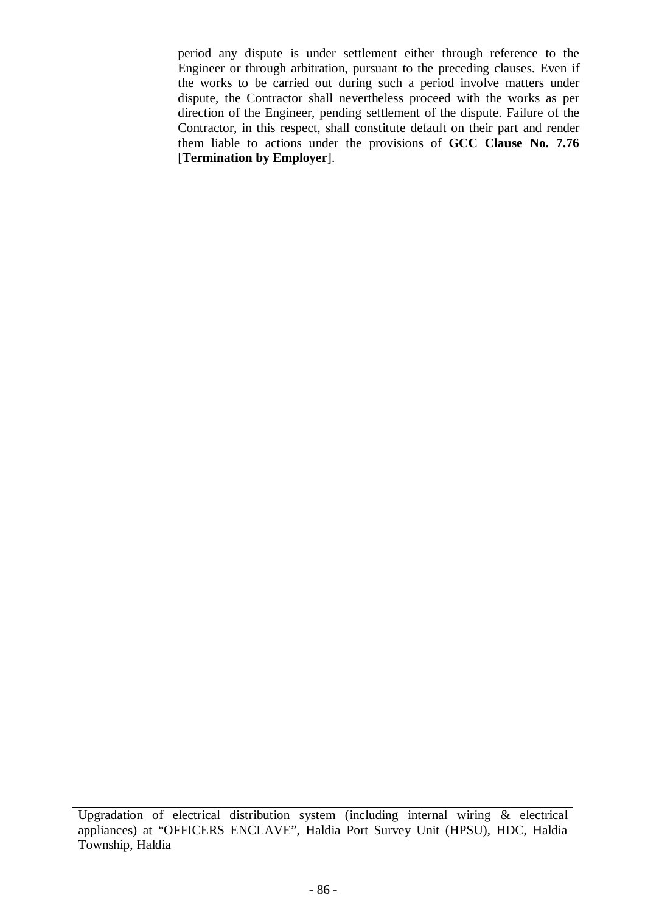period any dispute is under settlement either through reference to the Engineer or through arbitration, pursuant to the preceding clauses. Even if the works to be carried out during such a period involve matters under dispute, the Contractor shall nevertheless proceed with the works as per direction of the Engineer, pending settlement of the dispute. Failure of the Contractor, in this respect, shall constitute default on their part and render them liable to actions under the provisions of **GCC Clause No. 7.76** [**Termination by Employer**].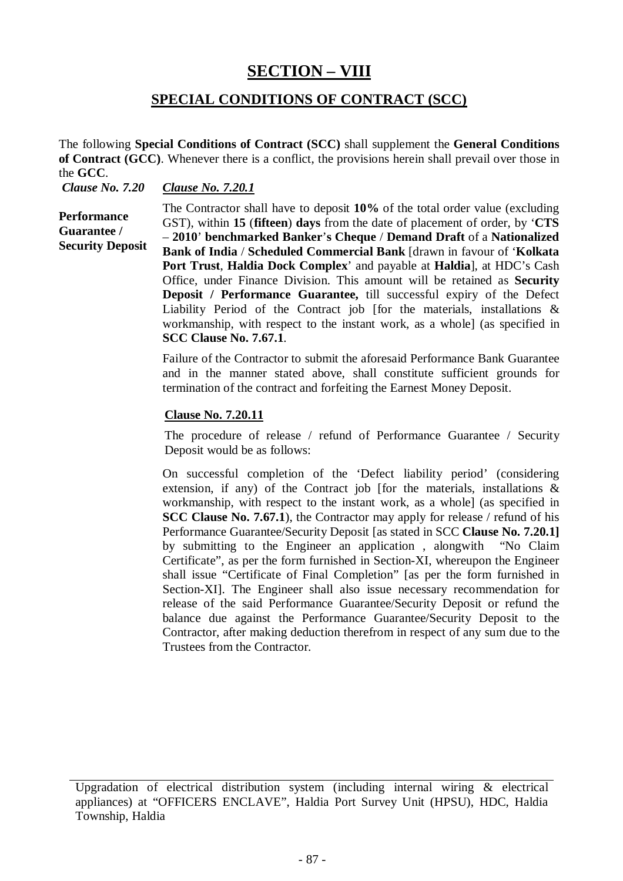# SECTION – VIII

## SPECIAL CONDITIONS OF CONTRACT (SCC)

The following **Special Conditions of Contract (SCC)** shall supplement the **General Conditions of Contract (GCC)**. Whenever there is a conflict, the provisions herein shall prevail over those in the **GCC**.

***Clause No. 7.20***

**Performance Guarantee / Security Deposit**

***Clause No. 7.20.1***

The Contractor shall have to deposit **10%** of the total order value (excluding GST), within **15** (**fifteen**) **days** from the date of placement of order, by '**CTS – 2010**' **benchmarked Banker's Cheque** / **Demand Draft** of a **Nationalized Bank of India** / **Scheduled Commercial Bank** [drawn in favour of '**Kolkata Port Trust**, **Haldia Dock Complex**' and payable at **Haldia**], at HDC's Cash Office, under Finance Division. This amount will be retained as **Security Deposit / Performance Guarantee,** till successful expiry of the Defect Liability Period of the Contract job [for the materials, installations & workmanship, with respect to the instant work, as a whole] (as specified in **SCC Clause No. 7.67.1**.

Failure of the Contractor to submit the aforesaid Performance Bank Guarantee and in the manner stated above, shall constitute sufficient grounds for termination of the contract and forfeiting the Earnest Money Deposit.

**Clause No. 7.20.11**

The procedure of release / refund of Performance Guarantee / Security Deposit would be as follows:

On successful completion of the 'Defect liability period' (considering extension, if any) of the Contract job [for the materials, installations & workmanship, with respect to the instant work, as a whole] (as specified in **SCC Clause No. 7.67.1**), the Contractor may apply for release / refund of his Performance Guarantee/Security Deposit [as stated in SCC **Clause No. 7.20.1]** by submitting to the Engineer an application , alongwith "No Claim Certificate", as per the form furnished in Section-XI, whereupon the Engineer shall issue "Certificate of Final Completion" [as per the form furnished in Section-XI]. The Engineer shall also issue necessary recommendation for release of the said Performance Guarantee/Security Deposit or refund the balance due against the Performance Guarantee/Security Deposit to the Contractor, after making deduction therefrom in respect of any sum due to the Trustees from the Contractor.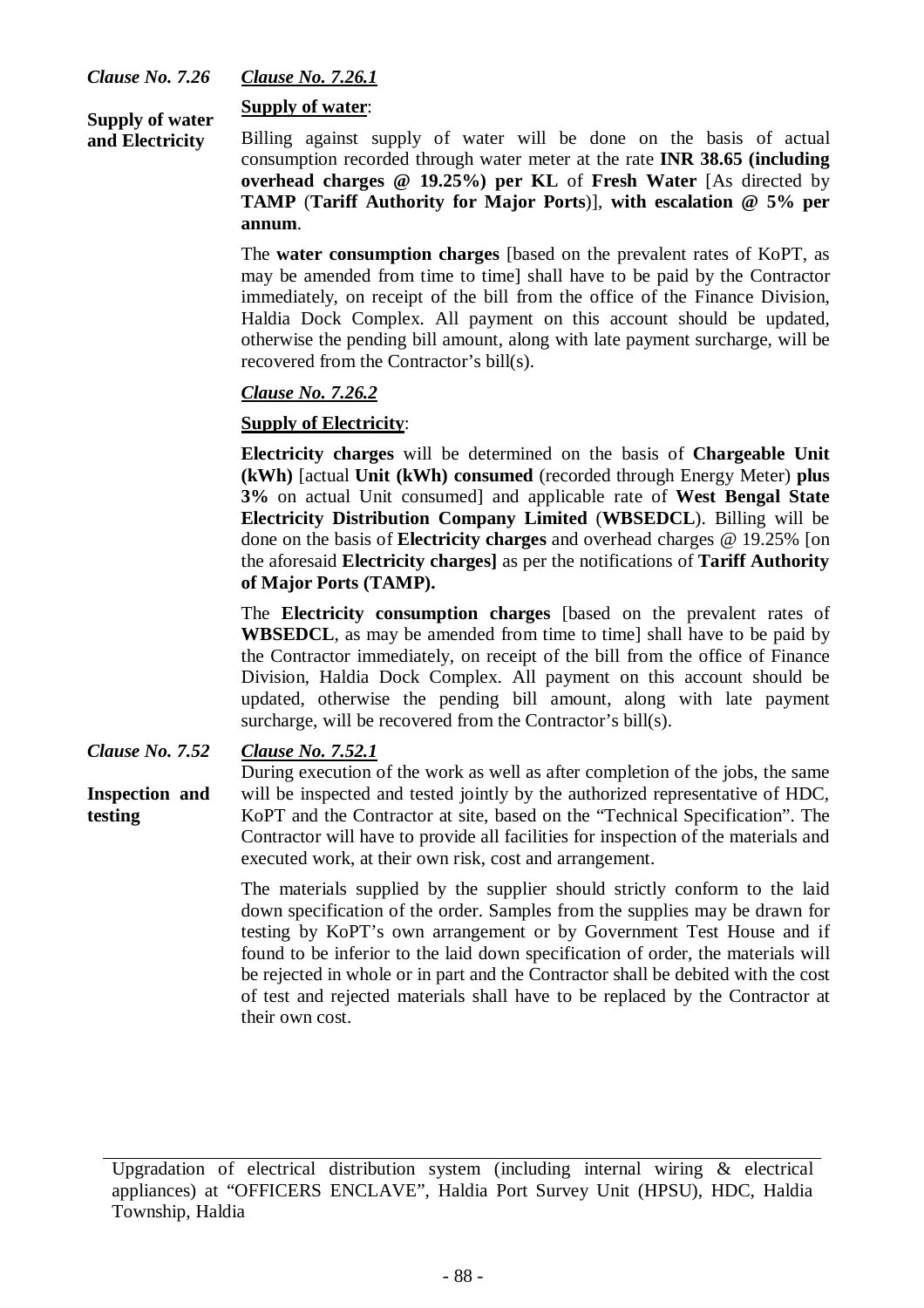*Clause No. 7.26*

**Supply of water and Electricity**

*Clause No. 7.26.1*

**Supply of water**:

Billing against supply of water will be done on the basis of actual consumption recorded through water meter at the rate **INR 38.65 (including overhead charges @ 19.25%) per KL** of **Fresh Water** [As directed by **TAMP** (**Tariff Authority for Major Ports**)], **with escalation @ 5% per annum**.

The **water consumption charges** [based on the prevalent rates of KoPT, as may be amended from time to time] shall have to be paid by the Contractor immediately, on receipt of the bill from the office of the Finance Division, Haldia Dock Complex. All payment on this account should be updated, otherwise the pending bill amount, along with late payment surcharge, will be recovered from the Contractor's bill(s).

*Clause No. 7.26.2*

**Supply of Electricity**:

**Electricity charges** will be determined on the basis of **Chargeable Unit (kWh)** [actual **Unit (kWh) consumed** (recorded through Energy Meter) **plus 3%** on actual Unit consumed] and applicable rate of **West Bengal State Electricity Distribution Company Limited** (**WBSEDCL**). Billing will be done on the basis of **Electricity charges** and overhead charges @ 19.25% [on the aforesaid **Electricity charges]** as per the notifications of **Tariff Authority of Major Ports (TAMP).**

The **Electricity consumption charges** [based on the prevalent rates of **WBSEDCL**, as may be amended from time to time] shall have to be paid by the Contractor immediately, on receipt of the bill from the office of Finance Division, Haldia Dock Complex. All payment on this account should be updated, otherwise the pending bill amount, along with late payment surcharge, will be recovered from the Contractor's bill(s).

*Clause No. 7.52*

**Inspection and testing**

*Clause No. 7.52.1*

During execution of the work as well as after completion of the jobs, the same will be inspected and tested jointly by the authorized representative of HDC, KoPT and the Contractor at site, based on the "Technical Specification". The Contractor will have to provide all facilities for inspection of the materials and executed work, at their own risk, cost and arrangement.

The materials supplied by the supplier should strictly conform to the laid down specification of the order. Samples from the supplies may be drawn for testing by KoPT's own arrangement or by Government Test House and if found to be inferior to the laid down specification of order, the materials will be rejected in whole or in part and the Contractor shall be debited with the cost of test and rejected materials shall have to be replaced by the Contractor at their own cost.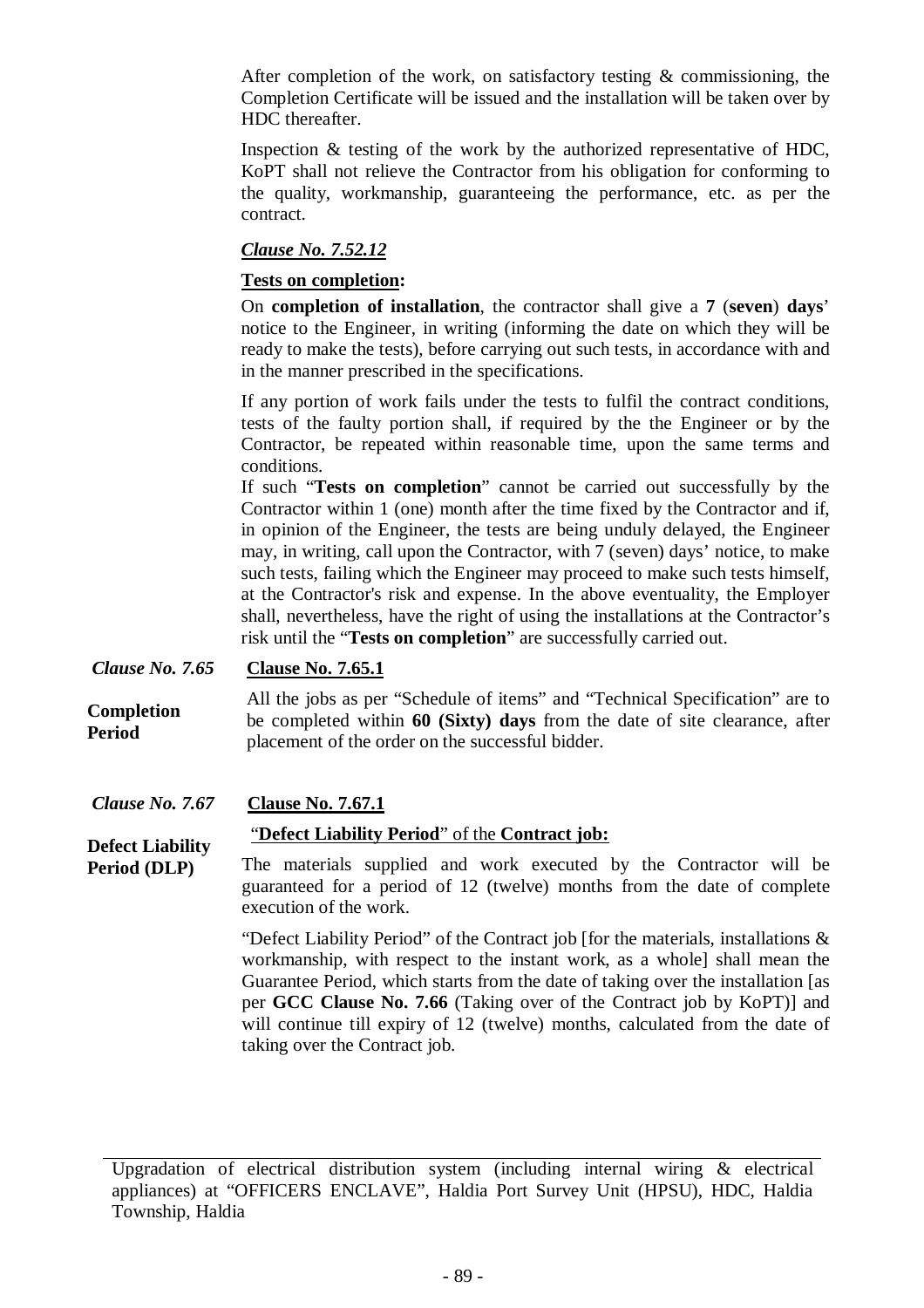After completion of the work, on satisfactory testing & commissioning, the Completion Certificate will be issued and the installation will be taken over by HDC thereafter.

Inspection & testing of the work by the authorized representative of HDC, KoPT shall not relieve the Contractor from his obligation for conforming to the quality, workmanship, guaranteeing the performance, etc. as per the contract.

***Clause No. 7.52.12***

**Tests on completion:**

On **completion of installation**, the contractor shall give a **7** (**seven**) **days**' notice to the Engineer, in writing (informing the date on which they will be ready to make the tests), before carrying out such tests, in accordance with and in the manner prescribed in the specifications.

If any portion of work fails under the tests to fulfil the contract conditions, tests of the faulty portion shall, if required by the the Engineer or by the Contractor, be repeated within reasonable time, upon the same terms and conditions.

If such "**Tests on completion**" cannot be carried out successfully by the Contractor within 1 (one) month after the time fixed by the Contractor and if, in opinion of the Engineer, the tests are being unduly delayed, the Engineer may, in writing, call upon the Contractor, with 7 (seven) days' notice, to make such tests, failing which the Engineer may proceed to make such tests himself, at the Contractor's risk and expense. In the above eventuality, the Employer shall, nevertheless, have the right of using the installations at the Contractor's risk until the "**Tests on completion**" are successfully carried out.

*Clause No. 7.65*

**Completion Period**

**Clause No. 7.65.1**

All the jobs as per "Schedule of items" and "Technical Specification" are to be completed within **60 (Sixty) days** from the date of site clearance, after placement of the order on the successful bidder.

*Clause No. 7.67*

**Defect Liability Period (DLP)**

**Clause No. 7.67.1**

"**Defect Liability Period**" of the **Contract job:**

The materials supplied and work executed by the Contractor will be guaranteed for a period of 12 (twelve) months from the date of complete execution of the work.

"Defect Liability Period" of the Contract job [for the materials, installations & workmanship, with respect to the instant work, as a whole] shall mean the Guarantee Period, which starts from the date of taking over the installation [as per **GCC Clause No. 7.66** (Taking over of the Contract job by KoPT)] and will continue till expiry of 12 (twelve) months, calculated from the date of taking over the Contract job.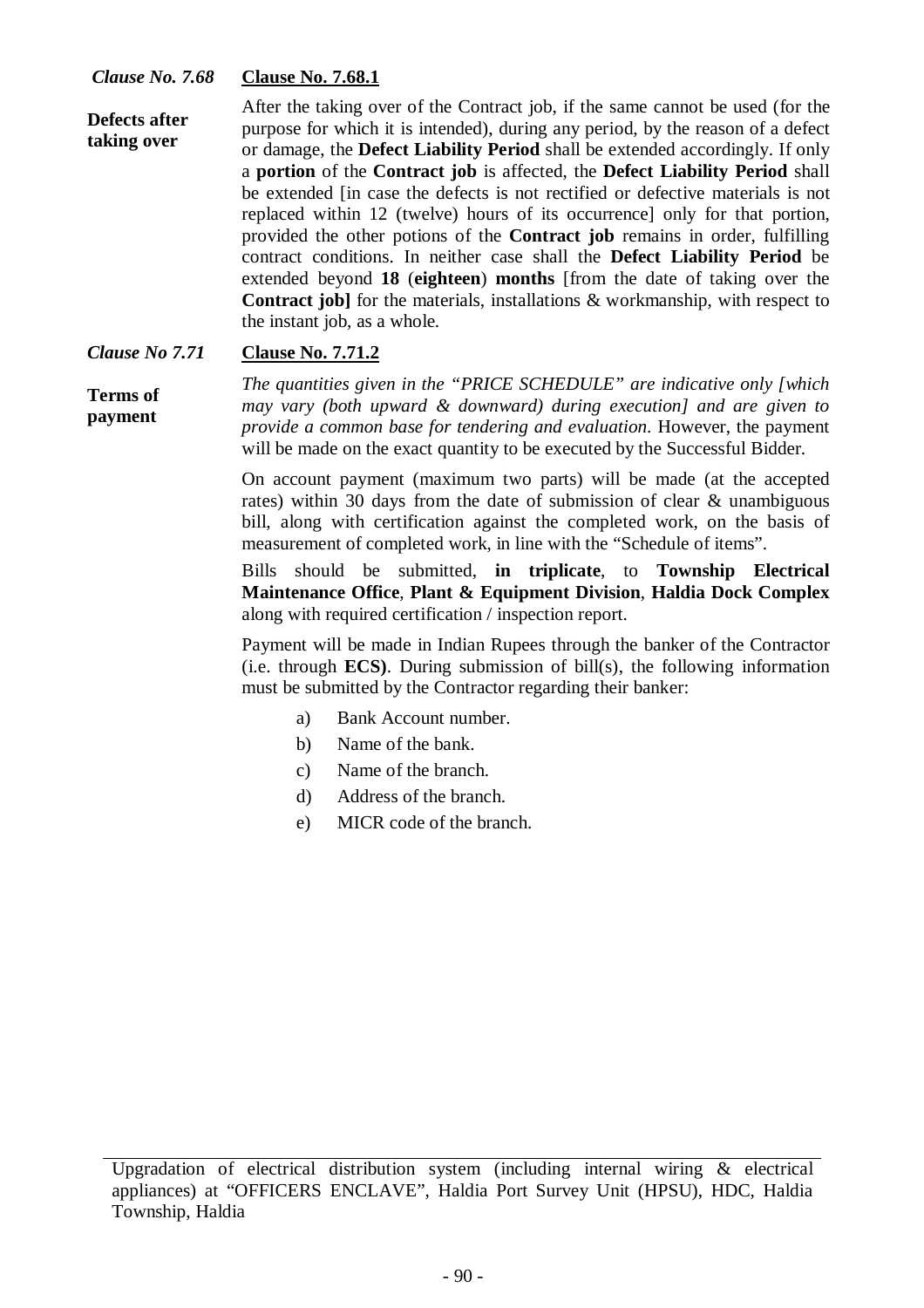***Clause No. 7.68*** **Clause No. 7.68.1**

**Defects after taking over**

After the taking over of the Contract job, if the same cannot be used (for the purpose for which it is intended), during any period, by the reason of a defect or damage, the **Defect Liability Period** shall be extended accordingly. If only a **portion** of the **Contract job** is affected, the **Defect Liability Period** shall be extended [in case the defects is not rectified or defective materials is not replaced within 12 (twelve) hours of its occurrence] only for that portion, provided the other potions of the **Contract job** remains in order, fulfilling contract conditions. In neither case shall the **Defect Liability Period** be extended beyond **18** (**eighteen**) **months** [from the date of taking over the **Contract job]** for the materials, installations & workmanship, with respect to the instant job, as a whole.

***Clause No 7.71*** **Clause No. 7.71.2**

**Terms of payment**

*The quantities given in the "PRICE SCHEDULE" are indicative only [which may vary (both upward & downward) during execution] and are given to provide a common base for tendering and evaluation.* However, the payment will be made on the exact quantity to be executed by the Successful Bidder.

On account payment (maximum two parts) will be made (at the accepted rates) within 30 days from the date of submission of clear & unambiguous bill, along with certification against the completed work, on the basis of measurement of completed work, in line with the "Schedule of items".

Bills should be submitted, **in triplicate**, to **Township Electrical Maintenance Office**, **Plant & Equipment Division**, **Haldia Dock Complex** along with required certification / inspection report.

Payment will be made in Indian Rupees through the banker of the Contractor (i.e. through **ECS)**. During submission of bill(s), the following information must be submitted by the Contractor regarding their banker:

a) Bank Account number.

b) Name of the bank.

c) Name of the branch.

d) Address of the branch.

e) MICR code of the branch.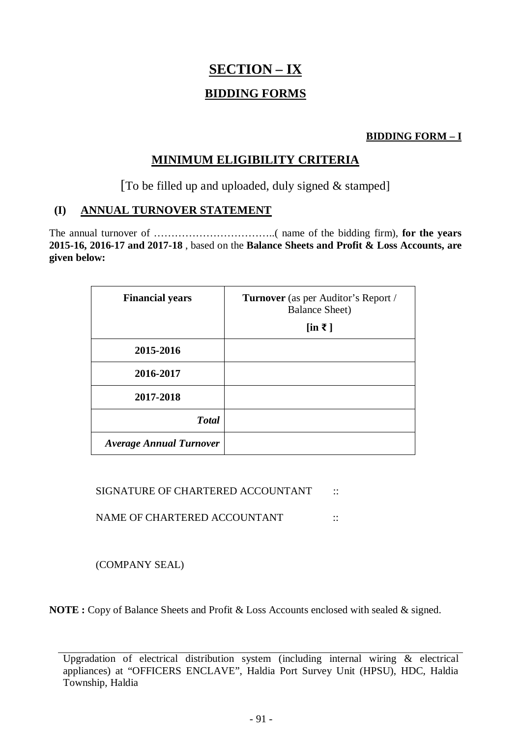# SECTION – IX

## BIDDING FORMS

**BIDDING FORM – I**

## MINIMUM ELIGIBILITY CRITERIA

[To be filled up and uploaded, duly signed & stamped]

### (I) ANNUAL TURNOVER STATEMENT

The annual turnover of ……………………………..( name of the bidding firm), **for the years 2015-16, 2016-17 and 2017-18** , based on the **Balance Sheets and Profit & Loss Accounts, are given below:**

| **Financial years** | **Turnover** (as per Auditor's Report / Balance Sheet) **[in ₹ ]** |
|---|---|
| **2015-2016** | |
| **2016-2017** | |
| **2017-2018** | |
| ***Total*** | |
| ***Average Annual Turnover*** | |

SIGNATURE OF CHARTERED ACCOUNTANT ::

NAME OF CHARTERED ACCOUNTANT ::

(COMPANY SEAL)

**NOTE :** Copy of Balance Sheets and Profit & Loss Accounts enclosed with sealed & signed.

Upgradation of electrical distribution system (including internal wiring & electrical appliances) at "OFFICERS ENCLAVE", Haldia Port Survey Unit (HPSU), HDC, Haldia Township, Haldia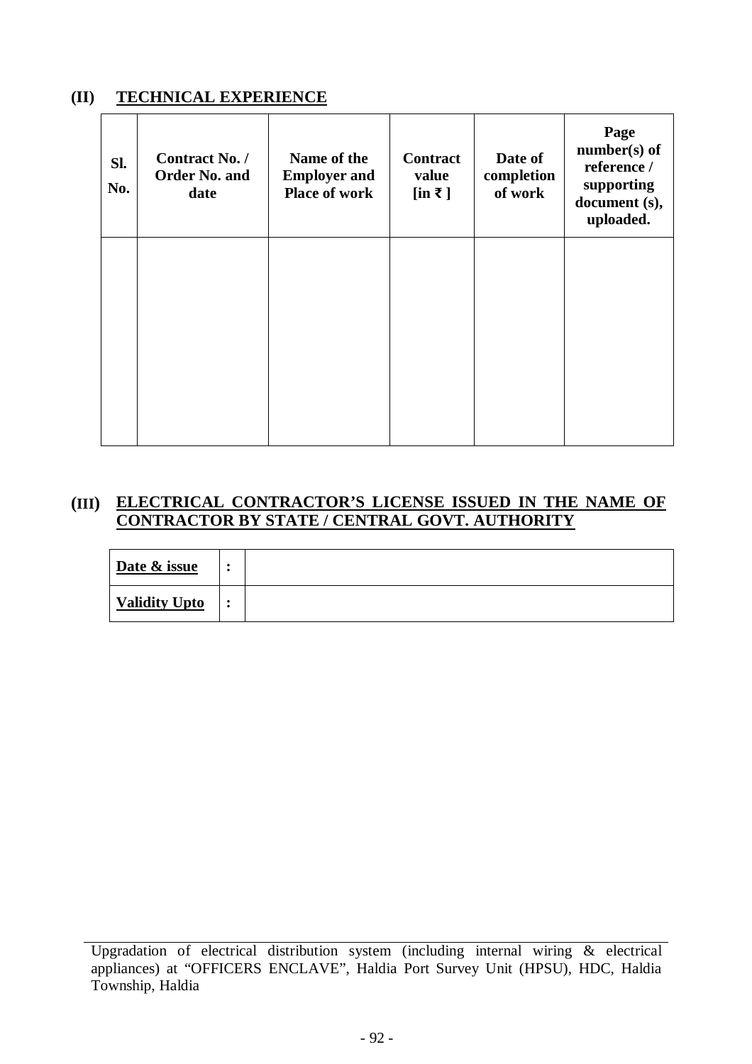## (II) TECHNICAL EXPERIENCE

| Sl. No. | Contract No. / Order No. and date | Name of the Employer and Place of work | Contract value [in ₹ ] | Date of completion of work | Page number(s) of reference / supporting document (s), uploaded. |
|---|---|---|---|---|---|
| | | | | | |

## (III) ELECTRICAL CONTRACTOR'S LICENSE ISSUED IN THE NAME OF CONTRACTOR BY STATE / CENTRAL GOVT. AUTHORITY

| Date & issue | : | |
|---|---|---|
| Validity Upto | : | |

Upgradation of electrical distribution system (including internal wiring & electrical appliances) at "OFFICERS ENCLAVE", Haldia Port Survey Unit (HPSU), HDC, Haldia Township, Haldia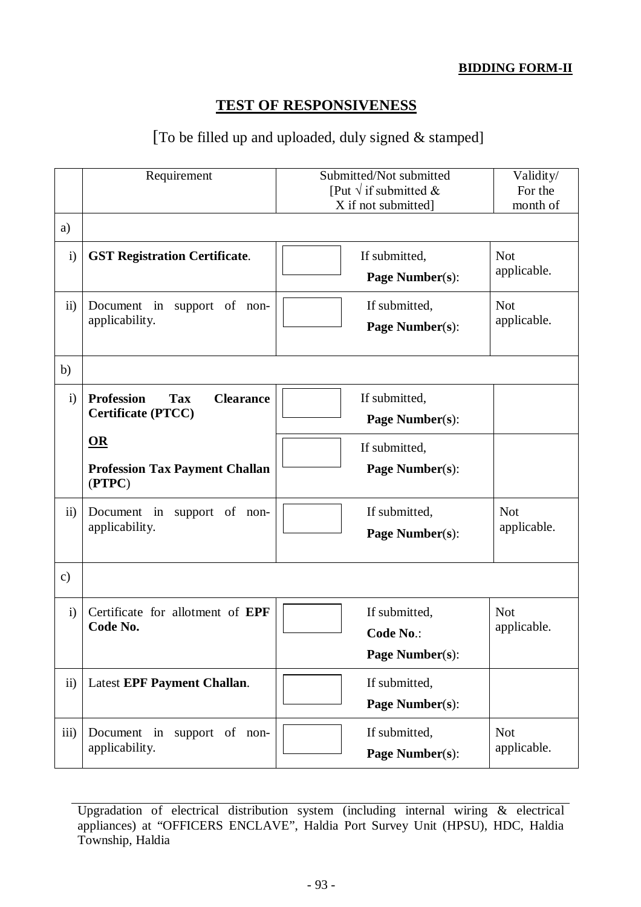**BIDDING FORM-II**

## TEST OF RESPONSIVENESS

[To be filled up and uploaded, duly signed & stamped]

| | Requirement | Submitted/Not submitted [Put √ if submitted & X if not submitted] | Validity/ For the month of |
|---|---|---|---|
| a) | | | |
| i) | **GST Registration Certificate**. | [ ] If submitted, **Page Number**(**s**): | Not applicable. |
| ii) | Document in support of non-applicability. | [ ] If submitted, **Page Number**(**s**): | Not applicable. |
| b) | | | |
| i) | **Profession Tax Clearance Certificate (PTCC)** | [ ] If submitted, **Page Number**(**s**): | |
| | **OR** **Profession Tax Payment Challan** (**PTPC**) | [ ] If submitted, **Page Number**(**s**): | |
| ii) | Document in support of non-applicability. | [ ] If submitted, **Page Number**(**s**): | Not applicable. |
| c) | | | |
| i) | Certificate for allotment of **EPF Code No.** | [ ] If submitted, **Code No**.: **Page Number**(**s**): | Not applicable. |
| ii) | Latest **EPF Payment Challan**. | [ ] If submitted, **Page Number**(**s**): | |
| iii) | Document in support of non-applicability. | [ ] If submitted, **Page Number**(**s**): | Not applicable. |

Upgradation of electrical distribution system (including internal wiring & electrical appliances) at "OFFICERS ENCLAVE", Haldia Port Survey Unit (HPSU), HDC, Haldia Township, Haldia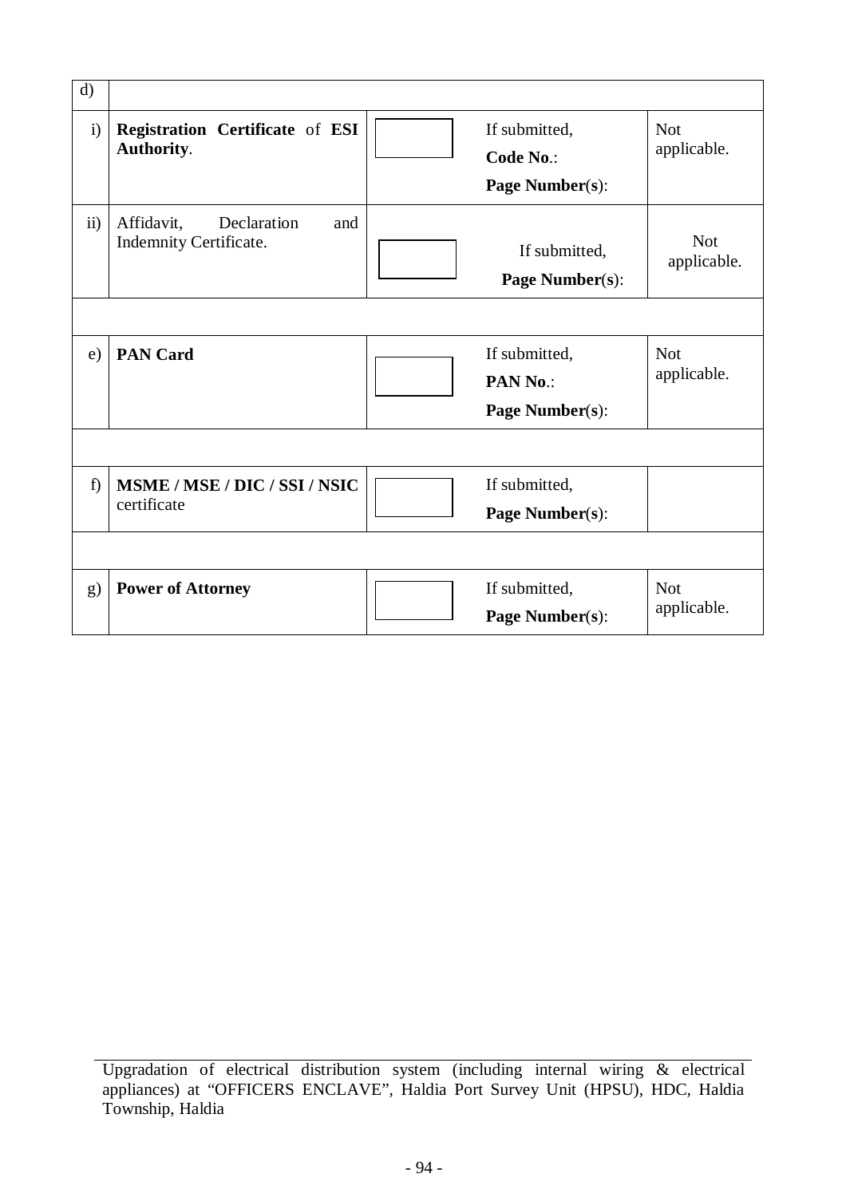| d) | | | | |
|---|---|---|---|---|
| i) | **Registration Certificate** of **ESI Authority**. | | If submitted,<br>**Code No**.:<br>**Page Number**(**s**): | Not applicable. |
| ii) | Affidavit, Declaration and Indemnity Certificate. | | If submitted,<br>**Page Number**(**s**): | Not applicable. |
| | | | | |
| e) | **PAN Card** | | If submitted,<br>**PAN No**.:<br>**Page Number**(**s**): | Not applicable. |
| | | | | |
| f) | **MSME / MSE / DIC / SSI / NSIC** certificate | | If submitted,<br>**Page Number**(**s**): | |
| | | | | |
| g) | **Power of Attorney** | | If submitted,<br>**Page Number**(**s**): | Not applicable. |

Upgradation of electrical distribution system (including internal wiring & electrical appliances) at “OFFICERS ENCLAVE”, Haldia Port Survey Unit (HPSU), HDC, Haldia Township, Haldia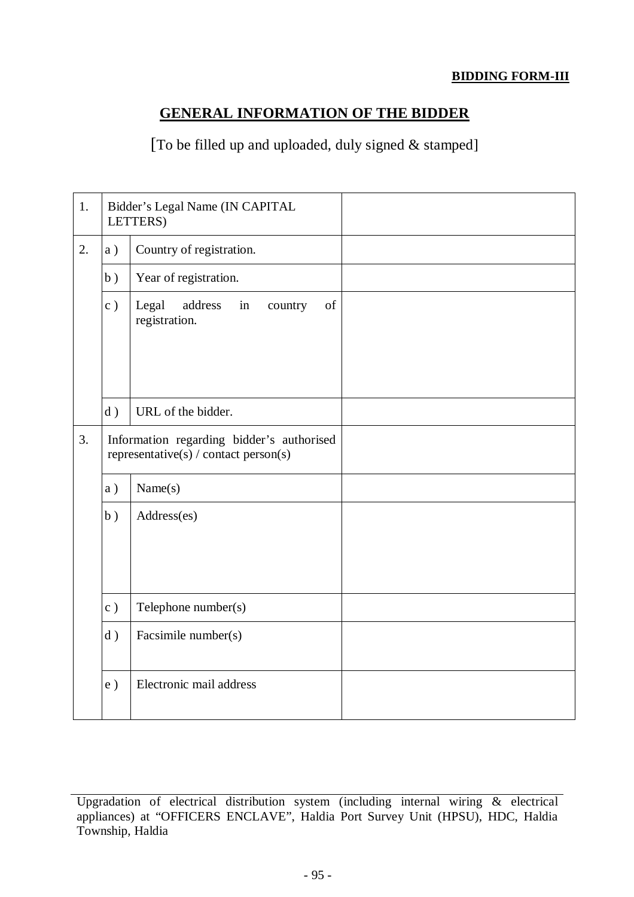**BIDDING FORM-III**

## GENERAL INFORMATION OF THE BIDDER

[To be filled up and uploaded, duly signed & stamped]

| | | | |
|---|---|---|---|
| 1. | Bidder's Legal Name (IN CAPITAL LETTERS) | | |
| 2. | a ) | Country of registration. | |
| | b ) | Year of registration. | |
| | c ) | Legal address in country of registration. | |
| | d ) | URL of the bidder. | |
| 3. | Information regarding bidder's authorised representative(s) / contact person(s) | | |
| | a ) | Name(s) | |
| | b ) | Address(es) | |
| | c ) | Telephone number(s) | |
| | d ) | Facsimile number(s) | |
| | e ) | Electronic mail address | |

Upgradation of electrical distribution system (including internal wiring & electrical appliances) at "OFFICERS ENCLAVE", Haldia Port Survey Unit (HPSU), HDC, Haldia Township, Haldia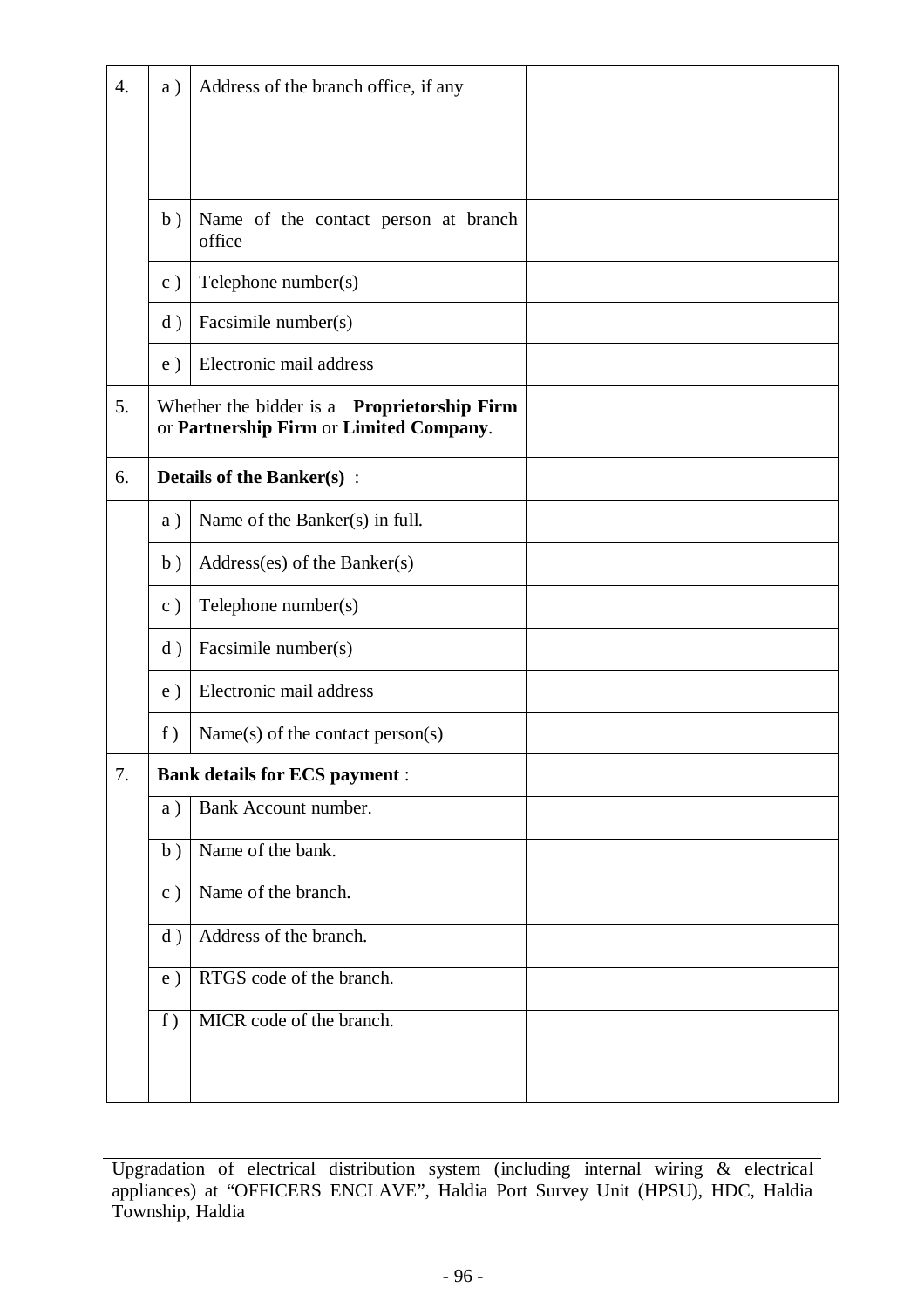| | | | |
|---|---|---|---|
| 4. | a ) | Address of the branch office, if any | |
| | b ) | Name of the contact person at branch office | |
| | c ) | Telephone number(s) | |
| | d ) | Facsimile number(s) | |
| | e ) | Electronic mail address | |
| 5. | Whether the bidder is a **Proprietorship Firm** or **Partnership Firm** or **Limited Company**. | | |
| 6. | **Details of the Banker(s)** : | | |
| | a ) | Name of the Banker(s) in full. | |
| | b ) | Address(es) of the Banker(s) | |
| | c ) | Telephone number(s) | |
| | d ) | Facsimile number(s) | |
| | e ) | Electronic mail address | |
| | f ) | Name(s) of the contact person(s) | |
| 7. | **Bank details for ECS payment** : | | |
| | a ) | Bank Account number. | |
| | b ) | Name of the bank. | |
| | c ) | Name of the branch. | |
| | d ) | Address of the branch. | |
| | e ) | RTGS code of the branch. | |
| | f ) | MICR code of the branch. | |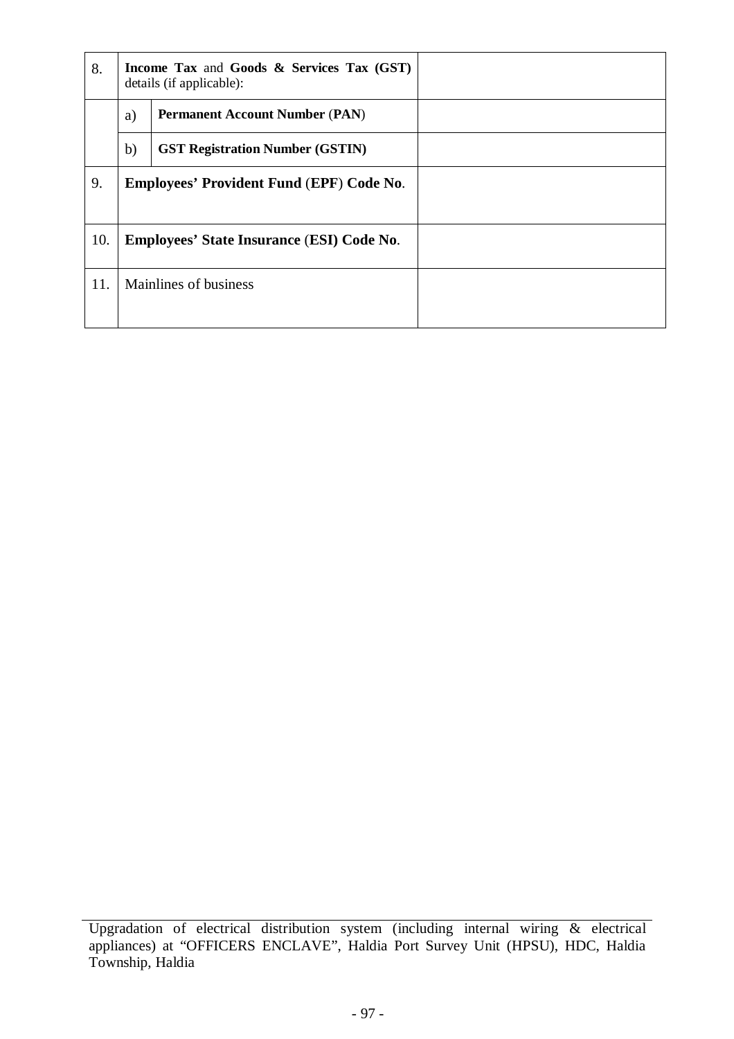| | | | |
|---|---|---|---|
| 8. | **Income Tax** and **Goods & Services Tax (GST)** details (if applicable): | | |
| | a) | **Permanent Account Number (PAN)** | |
| | b) | **GST Registration Number (GSTIN)** | |
| 9. | **Employees' Provident Fund (EPF) Code No.** | | |
| 10. | **Employees' State Insurance (ESI) Code No.** | | |
| 11. | Mainlines of business | | |

Upgradation of electrical distribution system (including internal wiring & electrical appliances) at "OFFICERS ENCLAVE", Haldia Port Survey Unit (HPSU), HDC, Haldia Township, Haldia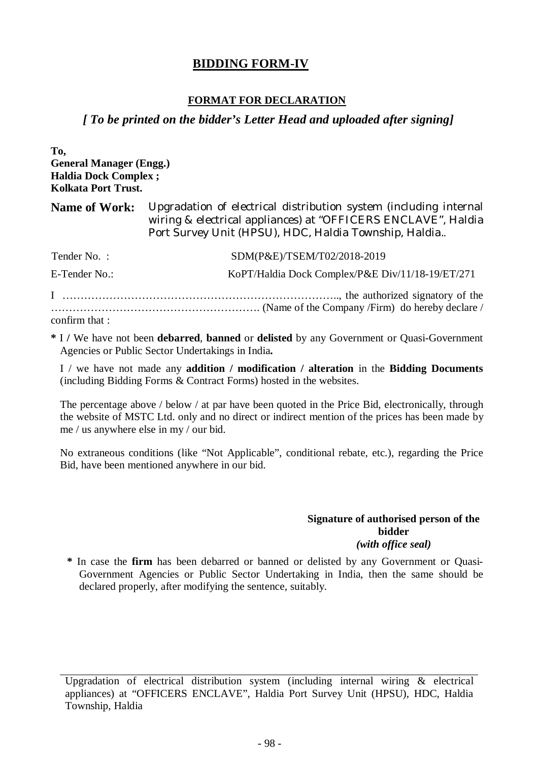# BIDDING FORM-IV

## FORMAT FOR DECLARATION

*[ To be printed on the bidder's Letter Head and uploaded after signing]*

**To,**
**General Manager (Engg.)**
**Haldia Dock Complex ;**
**Kolkata Port Trust.**

**Name of Work:** Upgradation of electrical distribution system (including internal wiring & electrical appliances) at "OFFICERS ENCLAVE", Haldia Port Survey Unit (HPSU), HDC, Haldia Township, Haldia..

Tender No. : SDM(P&E)/TSEM/T02/2018-2019

E-Tender No.: KoPT/Haldia Dock Complex/P&E Div/11/18-19/ET/271

I ……………………………………………………………………., the authorized signatory of the …………………………………………………. (Name of the Company /Firm) do hereby declare / confirm that :

**\*** I / We have not been **debarred**, **banned** or **delisted** by any Government or Quasi-Government Agencies or Public Sector Undertakings in India**.**

I / we have not made any **addition / modification / alteration** in the **Bidding Documents** (including Bidding Forms & Contract Forms) hosted in the websites.

The percentage above / below / at par have been quoted in the Price Bid, electronically, through the website of MSTC Ltd. only and no direct or indirect mention of the prices has been made by me / us anywhere else in my / our bid.

No extraneous conditions (like "Not Applicable", conditional rebate, etc.), regarding the Price Bid, have been mentioned anywhere in our bid.

**Signature of authorised person of the bidder**
***(with office seal)***

**\*** In case the **firm** has been debarred or banned or delisted by any Government or Quasi-Government Agencies or Public Sector Undertaking in India, then the same should be declared properly, after modifying the sentence, suitably.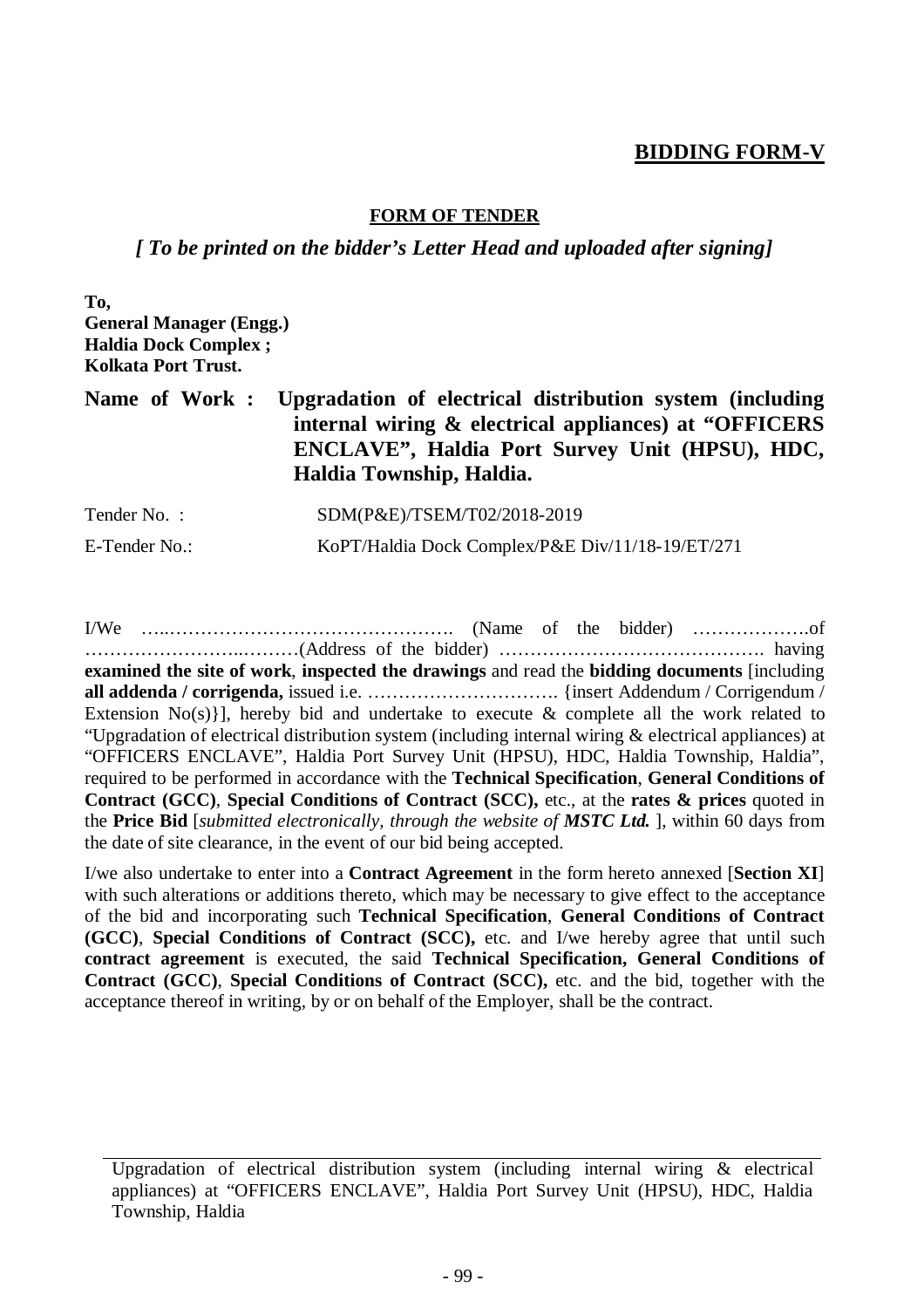## BIDDING FORM-V

**FORM OF TENDER**

***[ To be printed on the bidder's Letter Head and uploaded after signing]***

**To,**
**General Manager (Engg.)**
**Haldia Dock Complex ;**
**Kolkata Port Trust.**

**Name of Work : Upgradation of electrical distribution system (including internal wiring & electrical appliances) at "OFFICERS ENCLAVE", Haldia Port Survey Unit (HPSU), HDC, Haldia Township, Haldia.**

Tender No. : SDM(P&E)/TSEM/T02/2018-2019

E-Tender No.: KoPT/Haldia Dock Complex/P&E Div/11/18-19/ET/271

I/We …..………………………………………. (Name of the bidder) ……………….of …………………..………(Address of the bidder) ……………………………………. having **examined the site of work**, **inspected the drawings** and read the **bidding documents** [including **all addenda / corrigenda,** issued i.e. …………………………. {insert Addendum / Corrigendum / Extension No(s)}], hereby bid and undertake to execute & complete all the work related to "Upgradation of electrical distribution system (including internal wiring & electrical appliances) at "OFFICERS ENCLAVE", Haldia Port Survey Unit (HPSU), HDC, Haldia Township, Haldia", required to be performed in accordance with the **Technical Specification**, **General Conditions of Contract (GCC)**, **Special Conditions of Contract (SCC),** etc., at the **rates & prices** quoted in the **Price Bid** [*submitted electronically, through the website of **MSTC Ltd.*** ], within 60 days from the date of site clearance, in the event of our bid being accepted.

I/we also undertake to enter into a **Contract Agreement** in the form hereto annexed [**Section XI**] with such alterations or additions thereto, which may be necessary to give effect to the acceptance of the bid and incorporating such **Technical Specification**, **General Conditions of Contract (GCC)**, **Special Conditions of Contract (SCC),** etc. and I/we hereby agree that until such **contract agreement** is executed, the said **Technical Specification, General Conditions of Contract (GCC)**, **Special Conditions of Contract (SCC),** etc. and the bid, together with the acceptance thereof in writing, by or on behalf of the Employer, shall be the contract.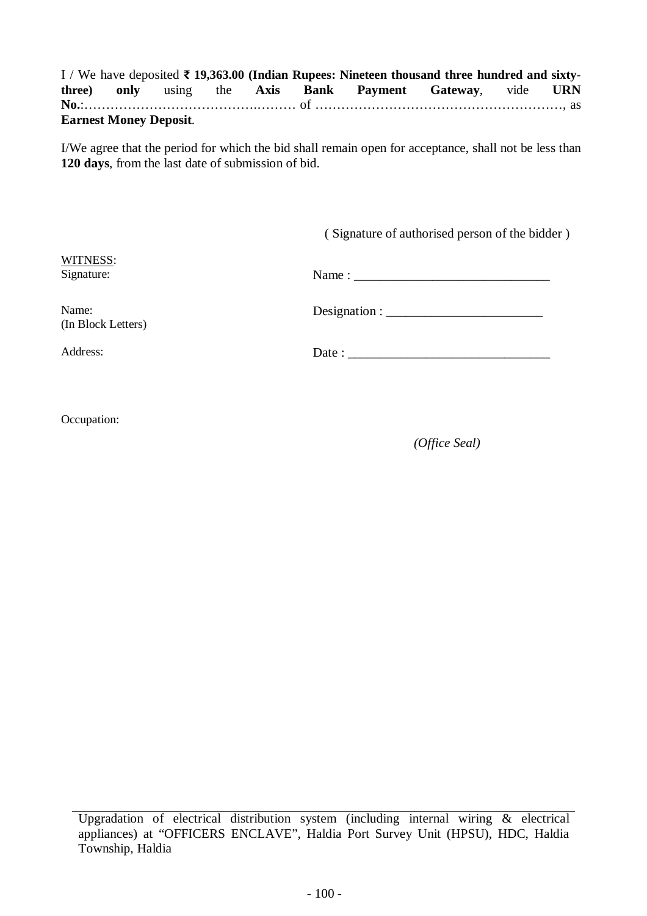I / We have deposited **₹ 19,363.00 (Indian Rupees: Nineteen thousand three hundred and sixty-three) only** using the **Axis Bank Payment Gateway**, vide **URN No.**:……………………………….……… of ………………………………………………., as **Earnest Money Deposit**.

I/We agree that the period for which the bid shall remain open for acceptance, shall not be less than **120 days**, from the last date of submission of bid.

( Signature of authorised person of the bidder )

WITNESS:

Signature:

Name : ______________________________

Name:
(In Block Letters)

Designation : ________________________

Address:

Date : _______________________________

Occupation:

*(Office Seal)*

Upgradation of electrical distribution system (including internal wiring & electrical appliances) at "OFFICERS ENCLAVE", Haldia Port Survey Unit (HPSU), HDC, Haldia Township, Haldia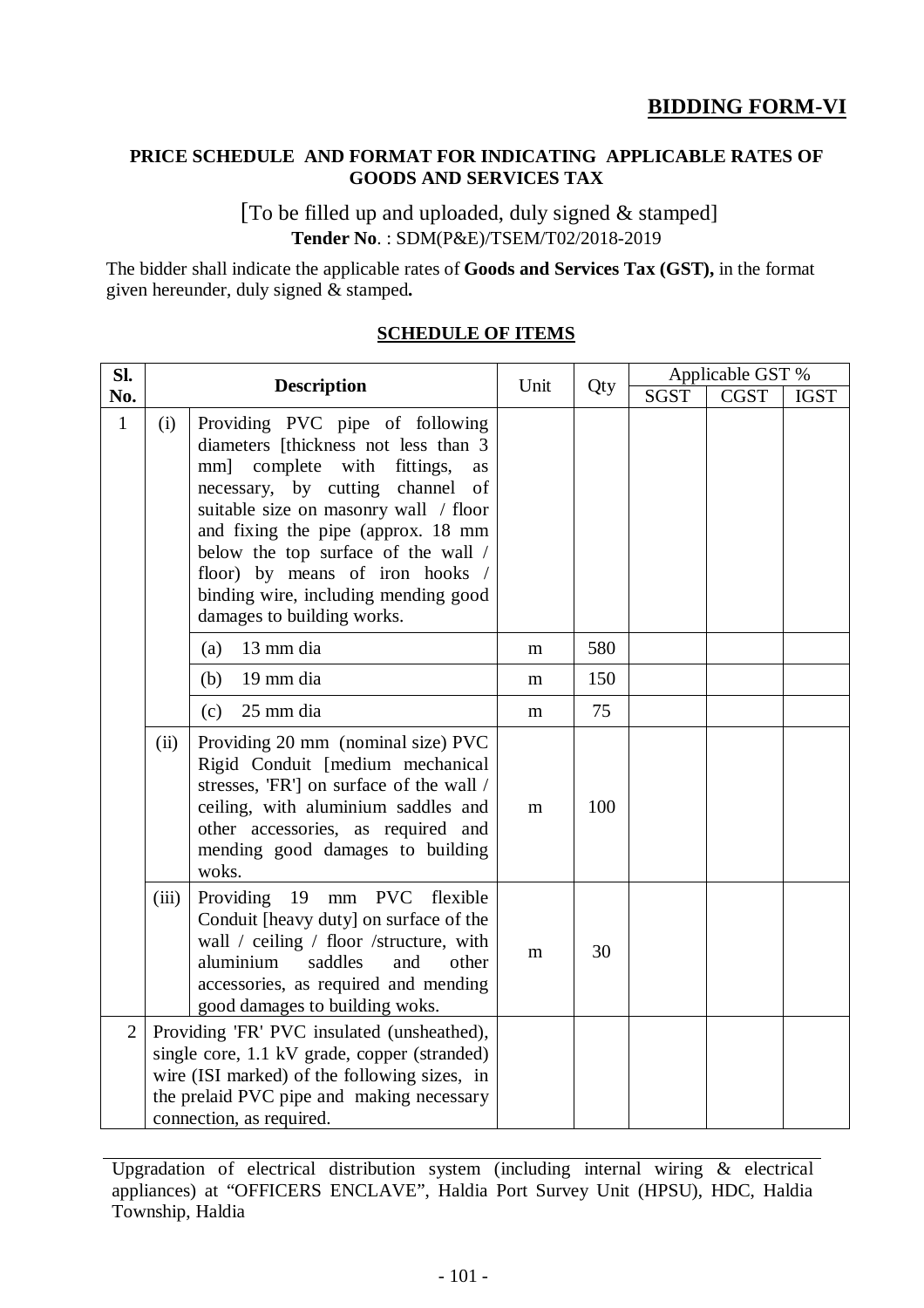## BIDDING FORM-VI

**PRICE SCHEDULE AND FORMAT FOR INDICATING APPLICABLE RATES OF GOODS AND SERVICES TAX**

[To be filled up and uploaded, duly signed & stamped]
**Tender No**. : SDM(P&E)/TSEM/T02/2018-2019

The bidder shall indicate the applicable rates of **Goods and Services Tax (GST),** in the format given hereunder, duly signed & stamped**.**

**SCHEDULE OF ITEMS**

| Sl. No. | | Description | Unit | Qty | Applicable GST % | | |
|---|---|---|---|---|---|---|---|
| | | | | | SGST | CGST | IGST |
| 1 | (i) | Providing PVC pipe of following diameters [thickness not less than 3 mm] complete with fittings, as necessary, by cutting channel of suitable size on masonry wall / floor and fixing the pipe (approx. 18 mm below the top surface of the wall / floor) by means of iron hooks / binding wire, including mending good damages to building works. | | | | | |
| | | (a) 13 mm dia | m | 580 | | | |
| | | (b) 19 mm dia | m | 150 | | | |
| | | (c) 25 mm dia | m | 75 | | | |
| | (ii) | Providing 20 mm (nominal size) PVC Rigid Conduit [medium mechanical stresses, 'FR'] on surface of the wall / ceiling, with aluminium saddles and other accessories, as required and mending good damages to building woks. | m | 100 | | | |
| | (iii) | Providing 19 mm PVC flexible Conduit [heavy duty] on surface of the wall / ceiling / floor /structure, with aluminium saddles and other accessories, as required and mending good damages to building woks. | m | 30 | | | |
| 2 | Providing 'FR' PVC insulated (unsheathed), single core, 1.1 kV grade, copper (stranded) wire (ISI marked) of the following sizes, in the prelaid PVC pipe and making necessary connection, as required. | | | | | | |

Upgradation of electrical distribution system (including internal wiring & electrical appliances) at "OFFICERS ENCLAVE", Haldia Port Survey Unit (HPSU), HDC, Haldia Township, Haldia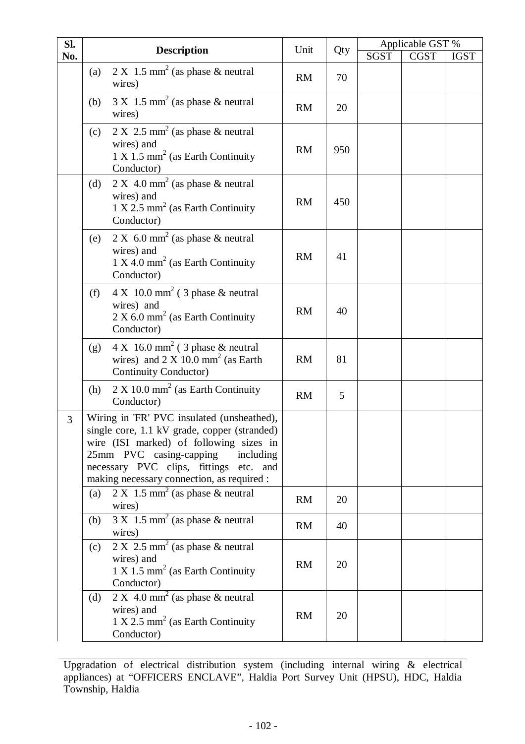| Sl. No. | Description | Unit | Qty | Applicable GST % | | |
|---|---|---|---|---|---|---|
| | | | | SGST | CGST | IGST |
| | (a) 2 X 1.5 mm$^2$ (as phase & neutral wires) | RM | 70 | | | |
| | (b) 3 X 1.5 mm$^2$ (as phase & neutral wires) | RM | 20 | | | |
| | (c) 2 X 2.5 mm$^2$ (as phase & neutral wires) and 1 X 1.5 mm$^2$ (as Earth Continuity Conductor) | RM | 950 | | | |
| | (d) 2 X 4.0 mm$^2$ (as phase & neutral wires) and 1 X 2.5 mm$^2$ (as Earth Continuity Conductor) | RM | 450 | | | |
| | (e) 2 X 6.0 mm$^2$ (as phase & neutral wires) and 1 X 4.0 mm$^2$ (as Earth Continuity Conductor) | RM | 41 | | | |
| | (f) 4 X 10.0 mm$^2$ ( 3 phase & neutral wires) and 2 X 6.0 mm$^2$ (as Earth Continuity Conductor) | RM | 40 | | | |
| | (g) 4 X 16.0 mm$^2$ ( 3 phase & neutral wires) and 2 X 10.0 mm$^2$ (as Earth Continuity Conductor) | RM | 81 | | | |
| | (h) 2 X 10.0 mm$^2$ (as Earth Continuity Conductor) | RM | 5 | | | |
| 3 | Wiring in 'FR' PVC insulated (unsheathed), single core, 1.1 kV grade, copper (stranded) wire (ISI marked) of following sizes in 25mm PVC casing-capping including necessary PVC clips, fittings etc. and making necessary connection, as required : | | | | | |
| | (a) 2 X 1.5 mm$^2$ (as phase & neutral wires) | RM | 20 | | | |
| | (b) 3 X 1.5 mm$^2$ (as phase & neutral wires) | RM | 40 | | | |
| | (c) 2 X 2.5 mm$^2$ (as phase & neutral wires) and 1 X 1.5 mm$^2$ (as Earth Continuity Conductor) | RM | 20 | | | |
| | (d) 2 X 4.0 mm$^2$ (as phase & neutral wires) and 1 X 2.5 mm$^2$ (as Earth Continuity Conductor) | RM | 20 | | | |

Upgradation of electrical distribution system (including internal wiring & electrical appliances) at “OFFICERS ENCLAVE”, Haldia Port Survey Unit (HPSU), HDC, Haldia Township, Haldia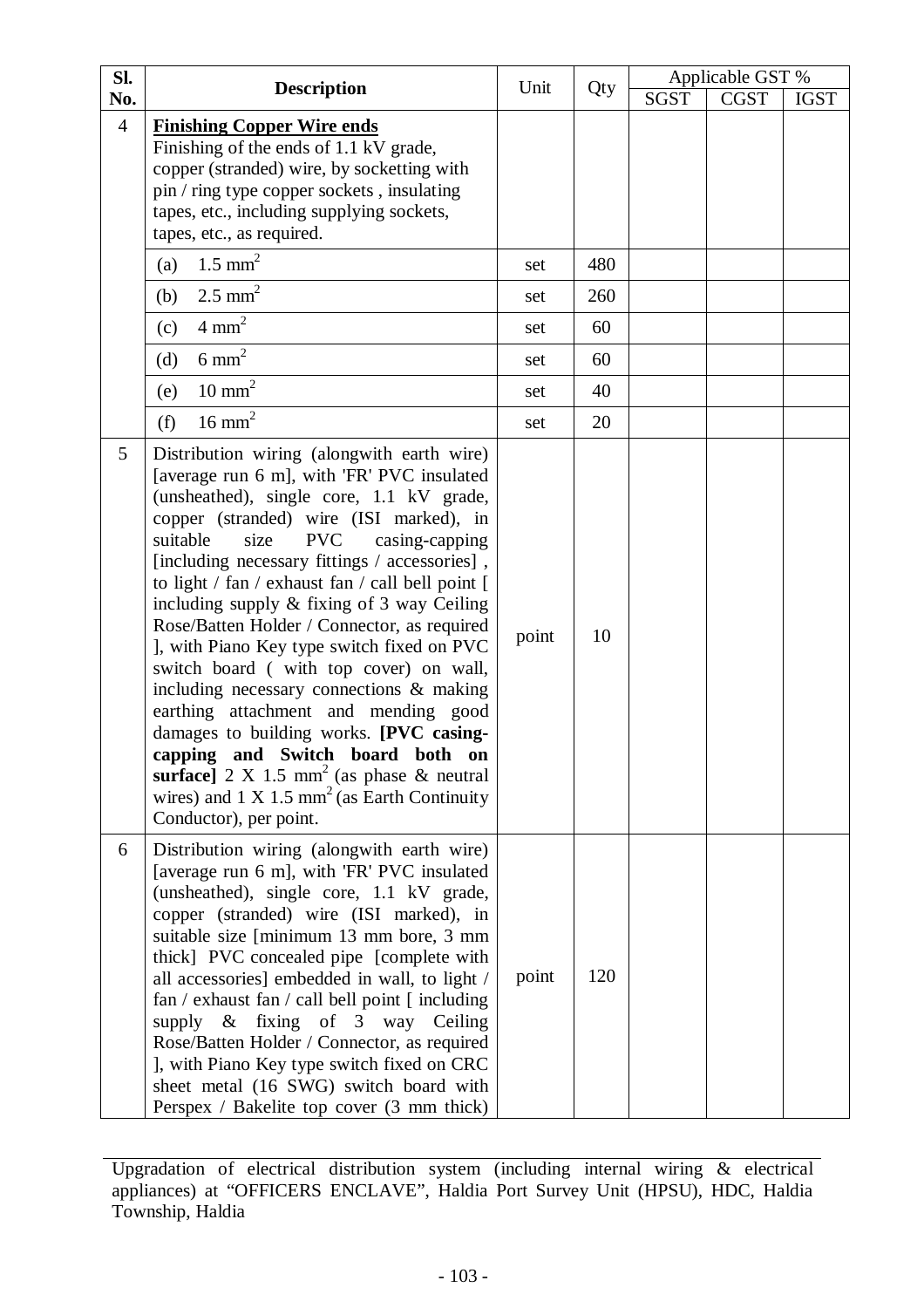| Sl. No. | Description | Unit | Qty | Applicable GST % | | |
|---|---|---|---|---|---|---|
| | | | | SGST | CGST | IGST |
| 4 | **Finishing Copper Wire ends** Finishing of the ends of 1.1 kV grade, copper (stranded) wire, by socketting with pin / ring type copper sockets , insulating tapes, etc., including supplying sockets, tapes, etc., as required. | | | | | |
| | (a) 1.5 $mm^2$ | set | 480 | | | |
| | (b) 2.5 $mm^2$ | set | 260 | | | |
| | (c) 4 $mm^2$ | set | 60 | | | |
| | (d) 6 $mm^2$ | set | 60 | | | |
| | (e) 10 $mm^2$ | set | 40 | | | |
| | (f) 16 $mm^2$ | set | 20 | | | |
| 5 | Distribution wiring (alongwith earth wire) [average run 6 m], with 'FR' PVC insulated (unsheathed), single core, 1.1 kV grade, copper (stranded) wire (ISI marked), in suitable size PVC casing-capping [including necessary fittings / accessories] , to light / fan / exhaust fan / call bell point [ including supply & fixing of 3 way Ceiling Rose/Batten Holder / Connector, as required ], with Piano Key type switch fixed on PVC switch board ( with top cover) on wall, including necessary connections & making earthing attachment and mending good damages to building works. **[PVC casing-capping and Switch board both on surface]** 2 X 1.5 $mm^2$ (as phase & neutral wires) and 1 X 1.5 $mm^2$ (as Earth Continuity Conductor), per point. | point | 10 | | | |
| 6 | Distribution wiring (alongwith earth wire) [average run 6 m], with 'FR' PVC insulated (unsheathed), single core, 1.1 kV grade, copper (stranded) wire (ISI marked), in suitable size [minimum 13 mm bore, 3 mm thick] PVC concealed pipe [complete with all accessories] embedded in wall, to light / fan / exhaust fan / call bell point [ including supply & fixing of 3 way Ceiling Rose/Batten Holder / Connector, as required ], with Piano Key type switch fixed on CRC sheet metal (16 SWG) switch board with Perspex / Bakelite top cover (3 mm thick) | point | 120 | | | |

Upgradation of electrical distribution system (including internal wiring & electrical appliances) at "OFFICERS ENCLAVE", Haldia Port Survey Unit (HPSU), HDC, Haldia Township, Haldia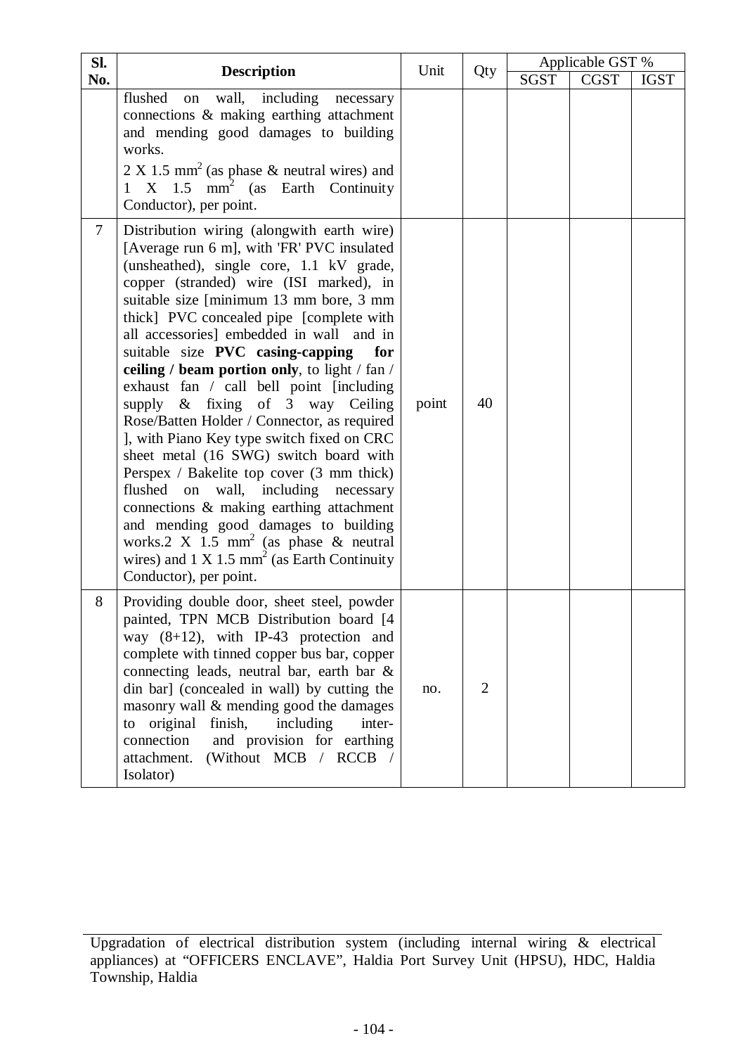| Sl. No. | Description | Unit | Qty | Applicable GST % | | |
|---|---|---|---|---|---|---|
| | | | | SGST | CGST | IGST |
| | flushed on wall, including necessary connections & making earthing attachment and mending good damages to building works. 2 X 1.5 mm$^2$ (as phase & neutral wires) and 1 X 1.5 mm$^2$ (as Earth Continuity Conductor), per point. | | | | | |
| 7 | Distribution wiring (alongwith earth wire) [Average run 6 m], with 'FR' PVC insulated (unsheathed), single core, 1.1 kV grade, copper (stranded) wire (ISI marked), in suitable size [minimum 13 mm bore, 3 mm thick] PVC concealed pipe [complete with all accessories] embedded in wall and in suitable size **PVC casing-capping for ceiling / beam portion only**, to light / fan / exhaust fan / call bell point [including supply & fixing of 3 way Ceiling Rose/Batten Holder / Connector, as required ], with Piano Key type switch fixed on CRC sheet metal (16 SWG) switch board with Perspex / Bakelite top cover (3 mm thick) flushed on wall, including necessary connections & making earthing attachment and mending good damages to building works.2 X 1.5 mm$^2$ (as phase & neutral wires) and 1 X 1.5 mm$^2$ (as Earth Continuity Conductor), per point. | point | 40 | | | |
| 8 | Providing double door, sheet steel, powder painted, TPN MCB Distribution board [4 way (8+12), with IP-43 protection and complete with tinned copper bus bar, copper connecting leads, neutral bar, earth bar & din bar] (concealed in wall) by cutting the masonry wall & mending good the damages to original finish, including inter-connection and provision for earthing attachment. (Without MCB / RCCB / Isolator) | no. | 2 | | | |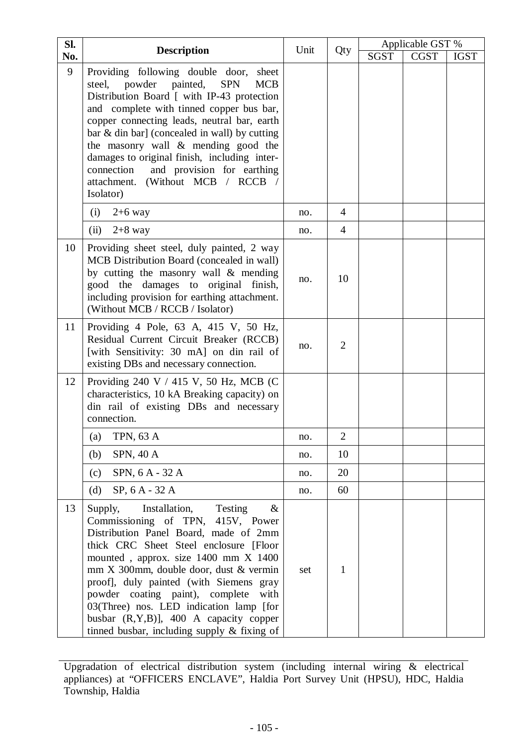| Sl. No. | Description | Unit | Qty | Applicable GST % | | |
|---|---|---|---|---|---|---|
| | | | | SGST | CGST | IGST |
| 9 | Providing following double door, sheet steel, powder painted, SPN MCB Distribution Board [ with IP-43 protection and complete with tinned copper bus bar, copper connecting leads, neutral bar, earth bar & din bar] (concealed in wall) by cutting the masonry wall & mending good the damages to original finish, including inter-connection and provision for earthing attachment. (Without MCB / RCCB / Isolator) | | | | | |
| | (i) 2+6 way | no. | 4 | | | |
| | (ii) 2+8 way | no. | 4 | | | |
| 10 | Providing sheet steel, duly painted, 2 way MCB Distribution Board (concealed in wall) by cutting the masonry wall & mending good the damages to original finish, including provision for earthing attachment. (Without MCB / RCCB / Isolator) | no. | 10 | | | |
| 11 | Providing 4 Pole, 63 A, 415 V, 50 Hz, Residual Current Circuit Breaker (RCCB) [with Sensitivity: 30 mA] on din rail of existing DBs and necessary connection. | no. | 2 | | | |
| 12 | Providing 240 V / 415 V, 50 Hz, MCB (C characteristics, 10 kA Breaking capacity) on din rail of existing DBs and necessary connection. | | | | | |
| | (a) TPN, 63 A | no. | 2 | | | |
| | (b) SPN, 40 A | no. | 10 | | | |
| | (c) SPN, 6 A - 32 A | no. | 20 | | | |
| | (d) SP, 6 A - 32 A | no. | 60 | | | |
| 13 | Supply, Installation, Testing & Commissioning of TPN, 415V, Power Distribution Panel Board, made of 2mm thick CRC Sheet Steel enclosure [Floor mounted , approx. size 1400 mm X 1400 mm X 300mm, double door, dust & vermin proof], duly painted (with Siemens gray powder coating paint), complete with 03(Three) nos. LED indication lamp [for busbar (R,Y,B)], 400 A capacity copper tinned busbar, including supply & fixing of | set | 1 | | | |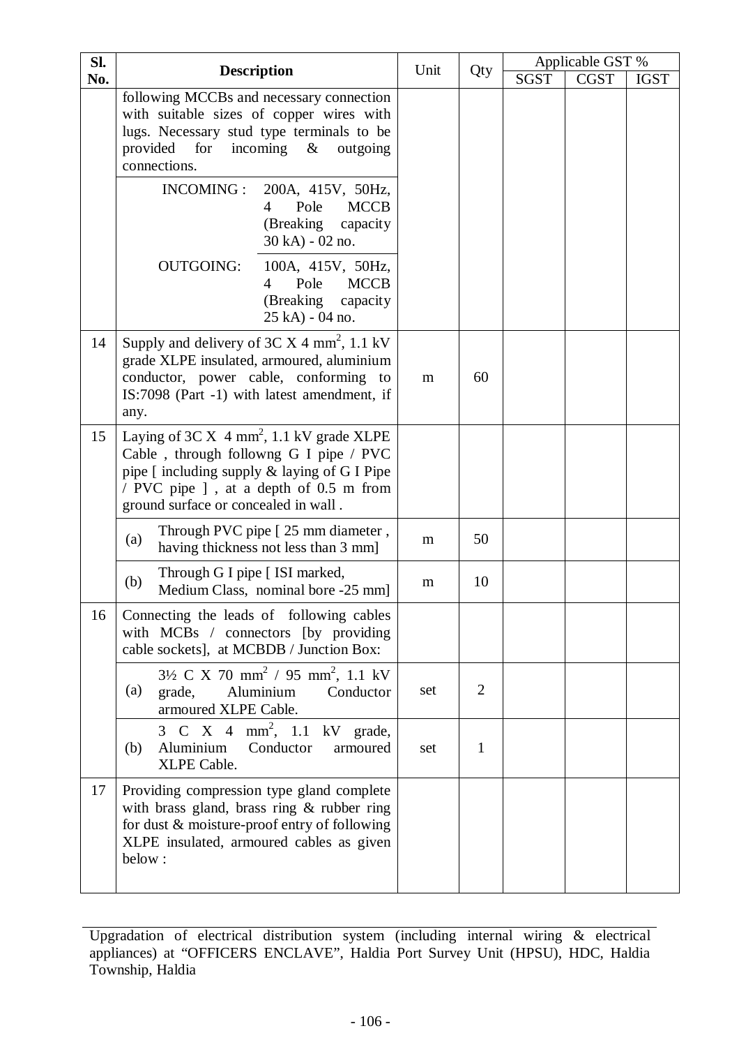| Sl. No. | Description | Unit | Qty | Applicable GST % | | |
|---|---|---|---|---|---|---|
| | | | | SGST | CGST | IGST |
| | following MCCBs and necessary connection with suitable sizes of copper wires with lugs. Necessary stud type terminals to be provided for incoming & outgoing connections. | | | | | |
| | INCOMING : 200A, 415V, 50Hz, 4 Pole MCCB (Breaking capacity 30 kA) - 02 no. | | | | | |
| | OUTGOING: 100A, 415V, 50Hz, 4 Pole MCCB (Breaking capacity 25 kA) - 04 no. | | | | | |
| 14 | Supply and delivery of 3C X 4 mm$^2$, 1.1 kV grade XLPE insulated, armoured, aluminium conductor, power cable, conforming to IS:7098 (Part -1) with latest amendment, if any. | m | 60 | | | |
| 15 | Laying of 3C X 4 mm$^2$, 1.1 kV grade XLPE Cable , through followng G I pipe / PVC pipe [ including supply & laying of G I Pipe / PVC pipe ] , at a depth of 0.5 m from ground surface or concealed in wall . | | | | | |
| | (a) Through PVC pipe [ 25 mm diameter , having thickness not less than 3 mm] | m | 50 | | | |
| | (b) Through G I pipe [ ISI marked, Medium Class, nominal bore -25 mm] | m | 10 | | | |
| 16 | Connecting the leads of following cables with MCBs / connectors [by providing cable sockets], at MCBDB / Junction Box: | | | | | |
| | (a) 3½ C X 70 mm$^2$ / 95 mm$^2$, 1.1 kV grade, Aluminium Conductor armoured XLPE Cable. | set | 2 | | | |
| | (b) 3 C X 4 mm$^2$, 1.1 kV grade, Aluminium Conductor armoured XLPE Cable. | set | 1 | | | |
| 17 | Providing compression type gland complete with brass gland, brass ring & rubber ring for dust & moisture-proof entry of following XLPE insulated, armoured cables as given below : | | | | | |

Upgradation of electrical distribution system (including internal wiring & electrical appliances) at “OFFICERS ENCLAVE”, Haldia Port Survey Unit (HPSU), HDC, Haldia Township, Haldia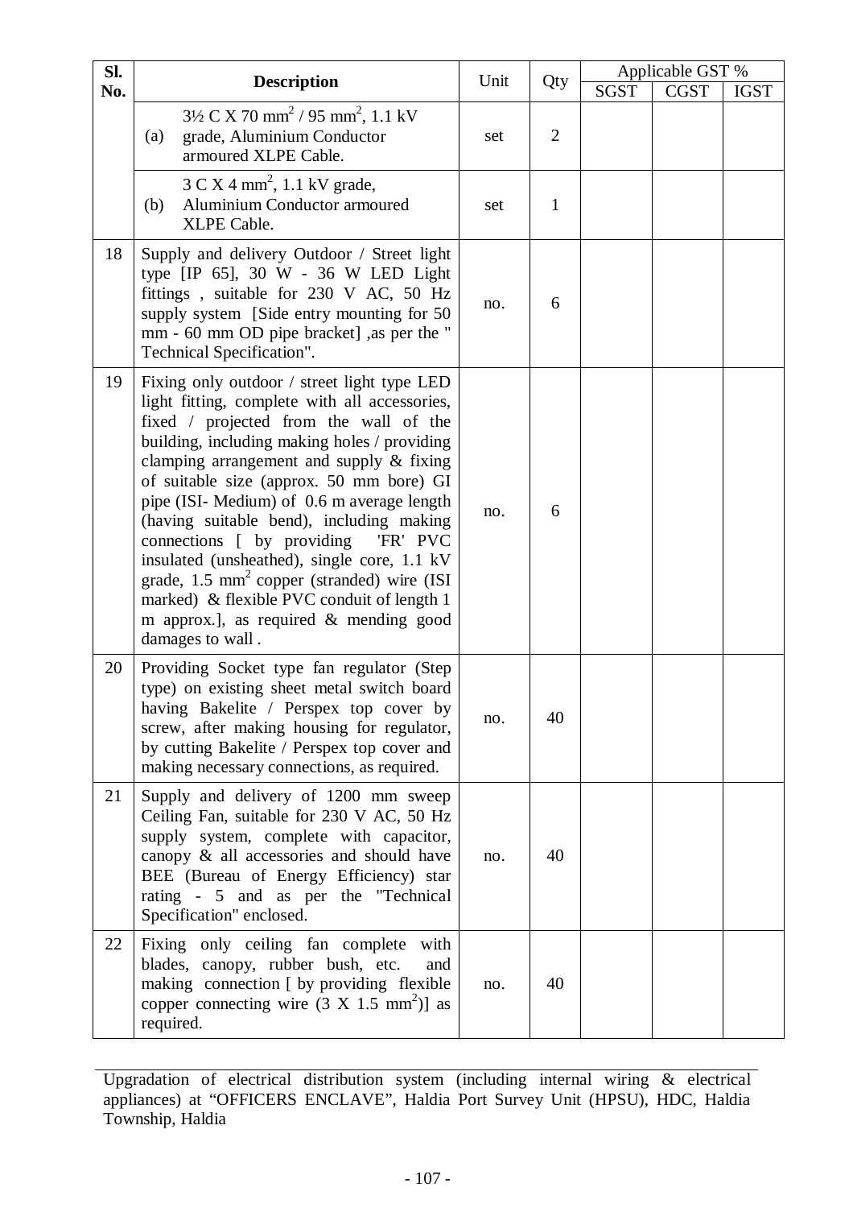| Sl. No. | Description | Unit | Qty | Applicable GST % | | |
|---|---|---|---|---|---|---|
| | | | | SGST | CGST | IGST |
| | (a) 3½ C X 70 mm$^2$ / 95 mm$^2$, 1.1 kV grade, Aluminium Conductor armoured XLPE Cable. | set | 2 | | | |
| | (b) 3 C X 4 mm$^2$, 1.1 kV grade, Aluminium Conductor armoured XLPE Cable. | set | 1 | | | |
| 18 | Supply and delivery Outdoor / Street light type [IP 65], 30 W - 36 W LED Light fittings , suitable for 230 V AC, 50 Hz supply system [Side entry mounting for 50 mm - 60 mm OD pipe bracket] ,as per the " Technical Specification". | no. | 6 | | | |
| 19 | Fixing only outdoor / street light type LED light fitting, complete with all accessories, fixed / projected from the wall of the building, including making holes / providing clamping arrangement and supply & fixing of suitable size (approx. 50 mm bore) GI pipe (ISI- Medium) of 0.6 m average length (having suitable bend), including making connections [ by providing 'FR' PVC insulated (unsheathed), single core, 1.1 kV grade, 1.5 mm$^2$ copper (stranded) wire (ISI marked) & flexible PVC conduit of length 1 m approx.], as required & mending good damages to wall . | no. | 6 | | | |
| 20 | Providing Socket type fan regulator (Step type) on existing sheet metal switch board having Bakelite / Perspex top cover by screw, after making housing for regulator, by cutting Bakelite / Perspex top cover and making necessary connections, as required. | no. | 40 | | | |
| 21 | Supply and delivery of 1200 mm sweep Ceiling Fan, suitable for 230 V AC, 50 Hz supply system, complete with capacitor, canopy & all accessories and should have BEE (Bureau of Energy Efficiency) star rating - 5 and as per the "Technical Specification" enclosed. | no. | 40 | | | |
| 22 | Fixing only ceiling fan complete with blades, canopy, rubber bush, etc. and making connection [ by providing flexible copper connecting wire (3 X 1.5 mm$^2$)] as required. | no. | 40 | | | |

Upgradation of electrical distribution system (including internal wiring & electrical appliances) at "OFFICERS ENCLAVE", Haldia Port Survey Unit (HPSU), HDC, Haldia Township, Haldia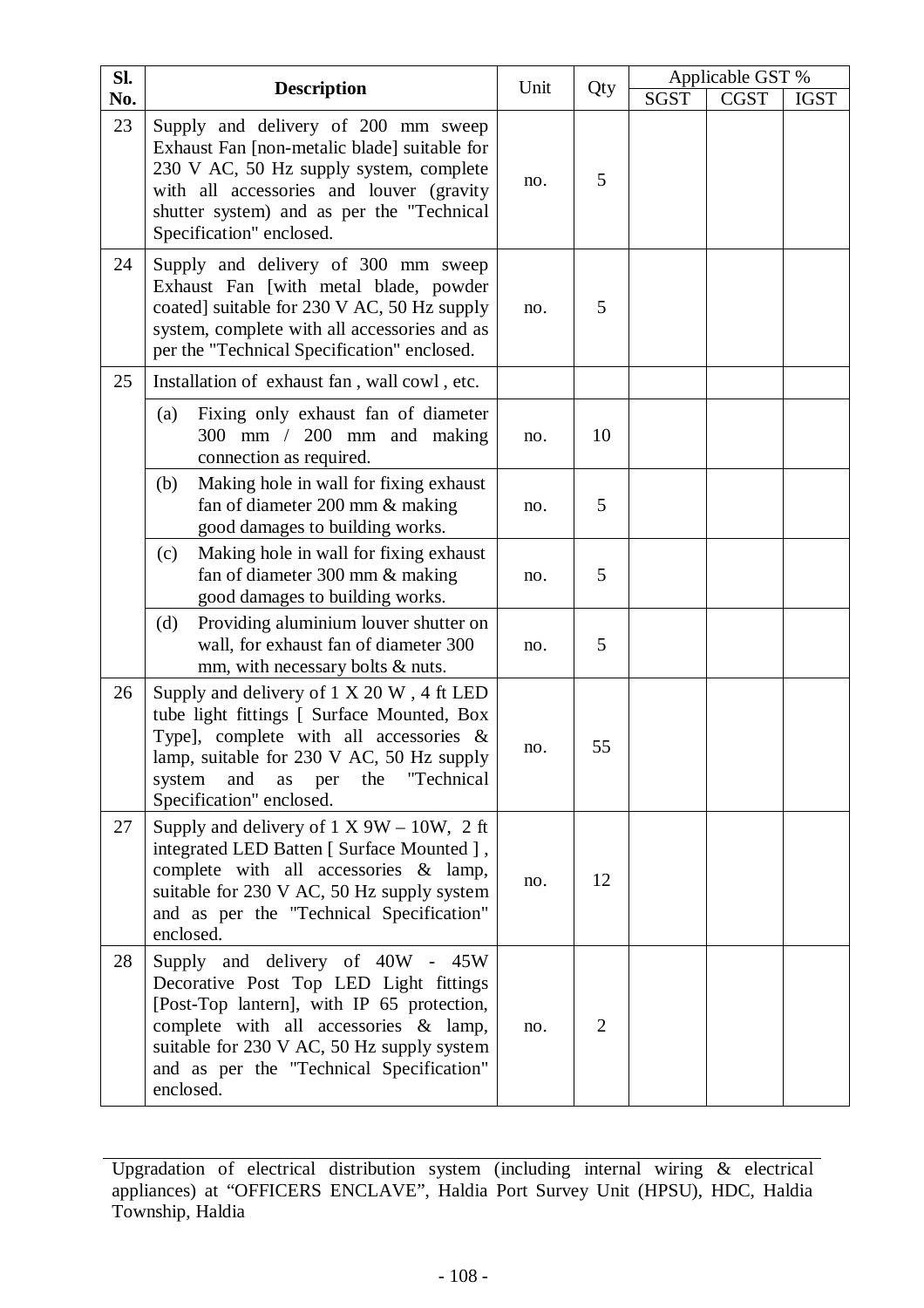| Sl. No. | Description | Unit | Qty | Applicable GST % | | |
|---|---|---|---|---|---|---|
| | | | | SGST | CGST | IGST |
| 23 | Supply and delivery of 200 mm sweep Exhaust Fan [non-metalic blade] suitable for 230 V AC, 50 Hz supply system, complete with all accessories and louver (gravity shutter system) and as per the "Technical Specification" enclosed. | no. | 5 | | | |
| 24 | Supply and delivery of 300 mm sweep Exhaust Fan [with metal blade, powder coated] suitable for 230 V AC, 50 Hz supply system, complete with all accessories and as per the "Technical Specification" enclosed. | no. | 5 | | | |
| 25 | Installation of exhaust fan , wall cowl , etc. | | | | | |
| | (a) Fixing only exhaust fan of diameter 300 mm / 200 mm and making connection as required. | no. | 10 | | | |
| | (b) Making hole in wall for fixing exhaust fan of diameter 200 mm & making good damages to building works. | no. | 5 | | | |
| | (c) Making hole in wall for fixing exhaust fan of diameter 300 mm & making good damages to building works. | no. | 5 | | | |
| | (d) Providing aluminium louver shutter on wall, for exhaust fan of diameter 300 mm, with necessary bolts & nuts. | no. | 5 | | | |
| 26 | Supply and delivery of 1 X 20 W , 4 ft LED tube light fittings [ Surface Mounted, Box Type], complete with all accessories & lamp, suitable for 230 V AC, 50 Hz supply system and as per the "Technical Specification" enclosed. | no. | 55 | | | |
| 27 | Supply and delivery of 1 X 9W – 10W, 2 ft integrated LED Batten [ Surface Mounted ] , complete with all accessories & lamp, suitable for 230 V AC, 50 Hz supply system and as per the "Technical Specification" enclosed. | no. | 12 | | | |
| 28 | Supply and delivery of 40W - 45W Decorative Post Top LED Light fittings [Post-Top lantern], with IP 65 protection, complete with all accessories & lamp, suitable for 230 V AC, 50 Hz supply system and as per the "Technical Specification" enclosed. | no. | 2 | | | |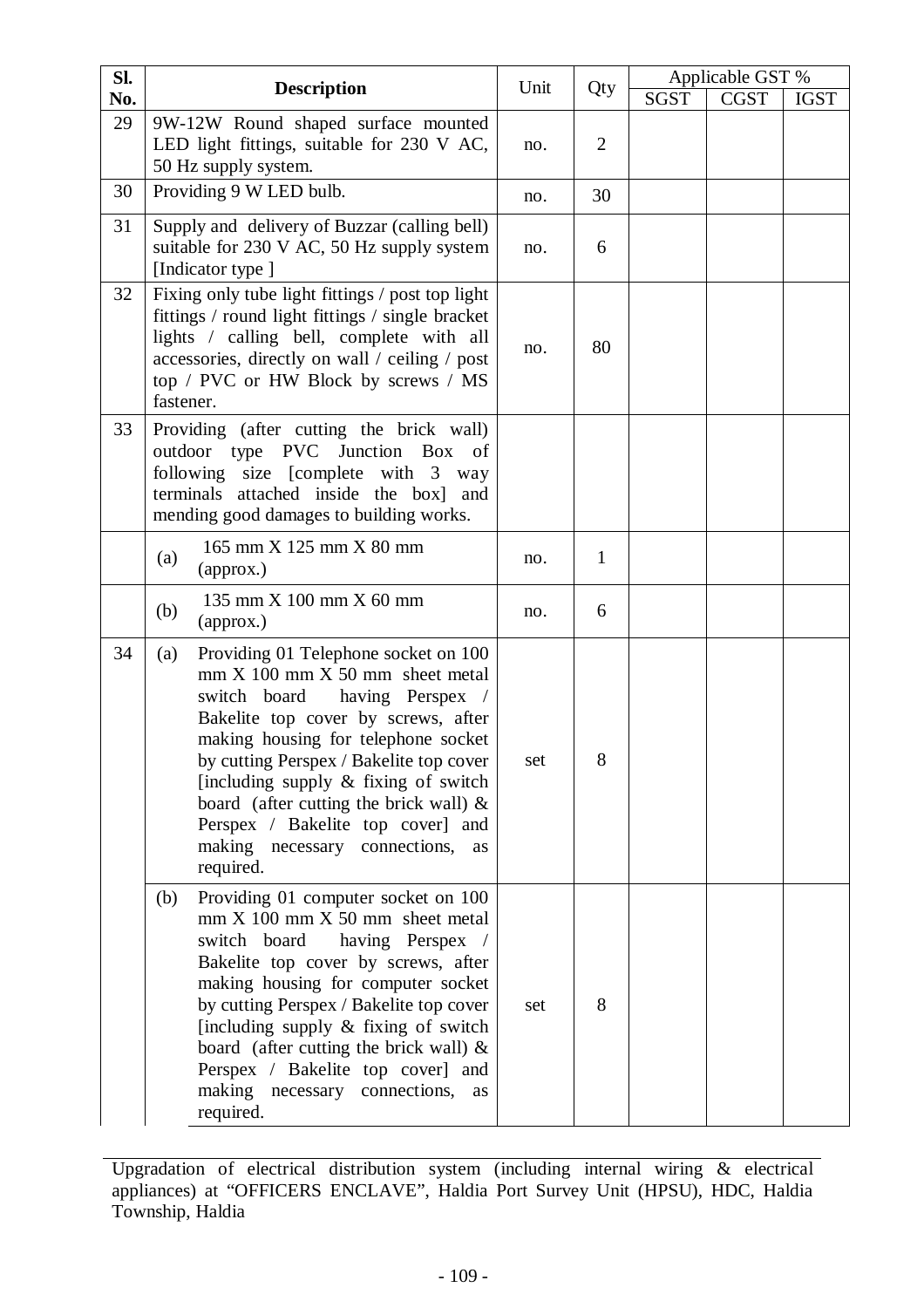| Sl. No. | Description | Unit | Qty | Applicable GST % | | |
|---|---|---|---|---|---|---|
| | | | | SGST | CGST | IGST |
| 29 | 9W-12W Round shaped surface mounted LED light fittings, suitable for 230 V AC, 50 Hz supply system. | no. | 2 | | | |
| 30 | Providing 9 W LED bulb. | no. | 30 | | | |
| 31 | Supply and delivery of Buzzar (calling bell) suitable for 230 V AC, 50 Hz supply system [Indicator type ] | no. | 6 | | | |
| 32 | Fixing only tube light fittings / post top light fittings / round light fittings / single bracket lights / calling bell, complete with all accessories, directly on wall / ceiling / post top / PVC or HW Block by screws / MS fastener. | no. | 80 | | | |
| 33 | Providing (after cutting the brick wall) outdoor type PVC Junction Box of following size [complete with 3 way terminals attached inside the box] and mending good damages to building works. | | | | | |
| | (a) 165 mm X 125 mm X 80 mm (approx.) | no. | 1 | | | |
| | (b) 135 mm X 100 mm X 60 mm (approx.) | no. | 6 | | | |
| 34 | (a) Providing 01 Telephone socket on 100 mm X 100 mm X 50 mm sheet metal switch board having Perspex / Bakelite top cover by screws, after making housing for telephone socket by cutting Perspex / Bakelite top cover [including supply & fixing of switch board (after cutting the brick wall) & Perspex / Bakelite top cover] and making necessary connections, as required. | set | 8 | | | |
| | (b) Providing 01 computer socket on 100 mm X 100 mm X 50 mm sheet metal switch board having Perspex / Bakelite top cover by screws, after making housing for computer socket by cutting Perspex / Bakelite top cover [including supply & fixing of switch board (after cutting the brick wall) & Perspex / Bakelite top cover] and making necessary connections, as required. | set | 8 | | | |

Upgradation of electrical distribution system (including internal wiring & electrical appliances) at "OFFICERS ENCLAVE", Haldia Port Survey Unit (HPSU), HDC, Haldia Township, Haldia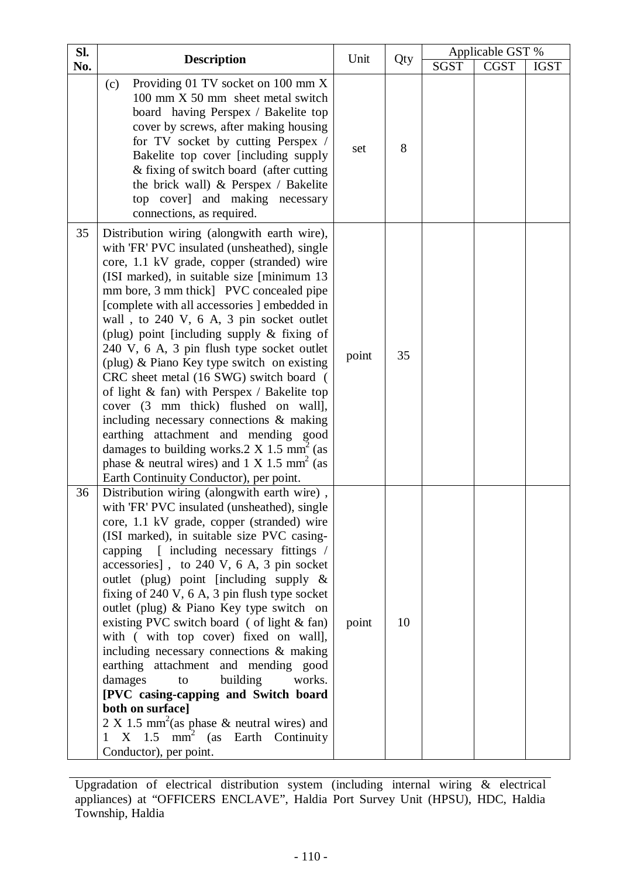| Sl. No. | Description | Unit | Qty | Applicable GST % | | |
|---|---|---|---|---|---|---|
| | | | | SGST | CGST | IGST |
| | (c) Providing 01 TV socket on 100 mm X 100 mm X 50 mm sheet metal switch board having Perspex / Bakelite top cover by screws, after making housing for TV socket by cutting Perspex / Bakelite top cover [including supply & fixing of switch board (after cutting the brick wall) & Perspex / Bakelite top cover] and making necessary connections, as required. | set | 8 | | | |
| 35 | Distribution wiring (alongwith earth wire), with 'FR' PVC insulated (unsheathed), single core, 1.1 kV grade, copper (stranded) wire (ISI marked), in suitable size [minimum 13 mm bore, 3 mm thick] PVC concealed pipe [complete with all accessories ] embedded in wall , to 240 V, 6 A, 3 pin socket outlet (plug) point [including supply & fixing of 240 V, 6 A, 3 pin flush type socket outlet (plug) & Piano Key type switch on existing CRC sheet metal (16 SWG) switch board ( of light & fan) with Perspex / Bakelite top cover (3 mm thick) flushed on wall], including necessary connections & making earthing attachment and mending good damages to building works.2 X 1.5 $mm^2$ (as phase & neutral wires) and 1 X 1.5 $mm^2$ (as Earth Continuity Conductor), per point. | point | 35 | | | |
| 36 | Distribution wiring (alongwith earth wire) , with 'FR' PVC insulated (unsheathed), single core, 1.1 kV grade, copper (stranded) wire (ISI marked), in suitable size PVC casing-capping [ including necessary fittings / accessories] , to 240 V, 6 A, 3 pin socket outlet (plug) point [including supply & fixing of 240 V, 6 A, 3 pin flush type socket outlet (plug) & Piano Key type switch on existing PVC switch board ( of light & fan) with ( with top cover) fixed on wall], including necessary connections & making earthing attachment and mending good damages to building works. **[PVC casing-capping and Switch board both on surface]** 2 X 1.5 $mm^2$(as phase & neutral wires) and 1 X 1.5 $mm^2$ (as Earth Continuity Conductor), per point. | point | 10 | | | |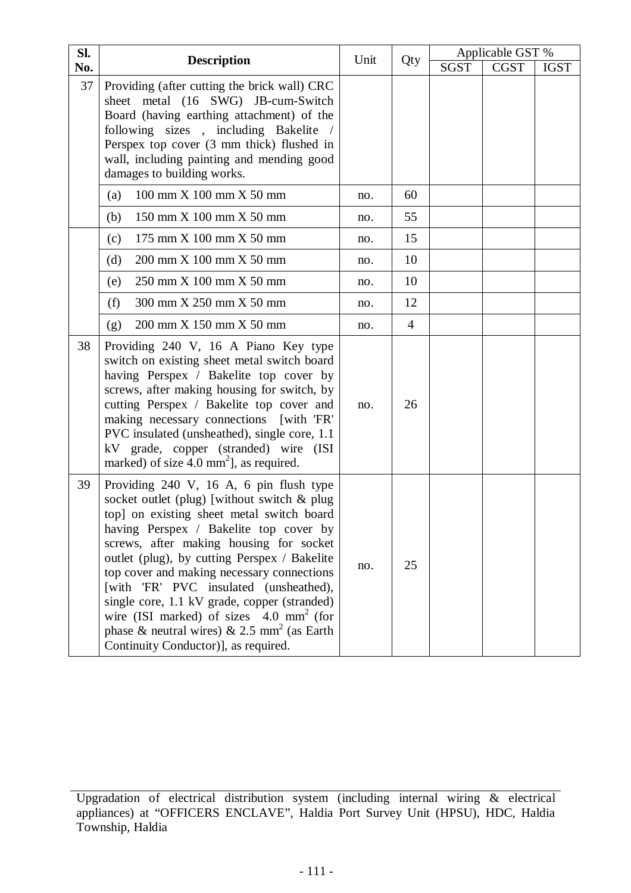| Sl. No. | Description | Unit | Qty | Applicable GST % | | |
|---|---|---|---|---|---|---|
| | | | | SGST | CGST | IGST |
| 37 | Providing (after cutting the brick wall) CRC sheet metal (16 SWG) JB-cum-Switch Board (having earthing attachment) of the following sizes , including Bakelite / Perspex top cover (3 mm thick) flushed in wall, including painting and mending good damages to building works. | | | | | |
| | (a) 100 mm X 100 mm X 50 mm | no. | 60 | | | |
| | (b) 150 mm X 100 mm X 50 mm | no. | 55 | | | |
| | (c) 175 mm X 100 mm X 50 mm | no. | 15 | | | |
| | (d) 200 mm X 100 mm X 50 mm | no. | 10 | | | |
| | (e) 250 mm X 100 mm X 50 mm | no. | 10 | | | |
| | (f) 300 mm X 250 mm X 50 mm | no. | 12 | | | |
| | (g) 200 mm X 150 mm X 50 mm | no. | 4 | | | |
| 38 | Providing 240 V, 16 A Piano Key type switch on existing sheet metal switch board having Perspex / Bakelite top cover by screws, after making housing for switch, by cutting Perspex / Bakelite top cover and making necessary connections [with 'FR' PVC insulated (unsheathed), single core, 1.1 kV grade, copper (stranded) wire (ISI marked) of size 4.0 mm$^2$], as required. | no. | 26 | | | |
| 39 | Providing 240 V, 16 A, 6 pin flush type socket outlet (plug) [without switch & plug top] on existing sheet metal switch board having Perspex / Bakelite top cover by screws, after making housing for socket outlet (plug), by cutting Perspex / Bakelite top cover and making necessary connections [with 'FR' PVC insulated (unsheathed), single core, 1.1 kV grade, copper (stranded) wire (ISI marked) of sizes 4.0 mm$^2$ (for phase & neutral wires) & 2.5 mm$^2$ (as Earth Continuity Conductor)], as required. | no. | 25 | | | |

Upgradation of electrical distribution system (including internal wiring & electrical appliances) at "OFFICERS ENCLAVE", Haldia Port Survey Unit (HPSU), HDC, Haldia Township, Haldia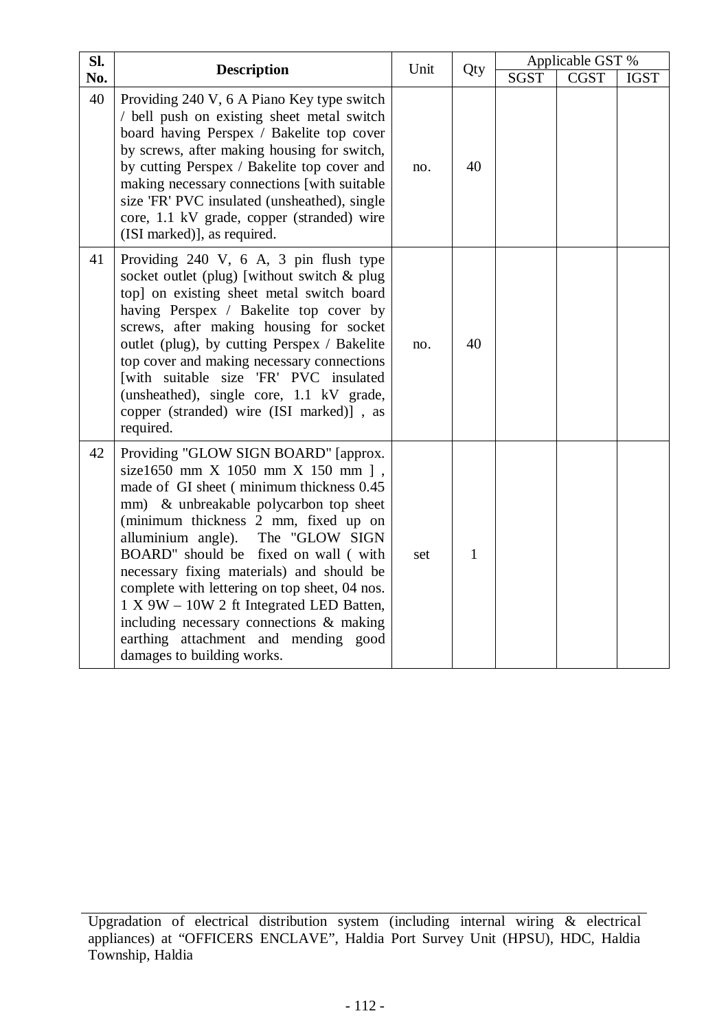| Sl. No. | Description | Unit | Qty | Applicable GST % | | |
|---|---|---|---|---|---|---|
| | | | | SGST | CGST | IGST |
| 40 | Providing 240 V, 6 A Piano Key type switch / bell push on existing sheet metal switch board having Perspex / Bakelite top cover by screws, after making housing for switch, by cutting Perspex / Bakelite top cover and making necessary connections [with suitable size 'FR' PVC insulated (unsheathed), single core, 1.1 kV grade, copper (stranded) wire (ISI marked)], as required. | no. | 40 | | | |
| 41 | Providing 240 V, 6 A, 3 pin flush type socket outlet (plug) [without switch & plug top] on existing sheet metal switch board having Perspex / Bakelite top cover by screws, after making housing for socket outlet (plug), by cutting Perspex / Bakelite top cover and making necessary connections [with suitable size 'FR' PVC insulated (unsheathed), single core, 1.1 kV grade, copper (stranded) wire (ISI marked)] , as required. | no. | 40 | | | |
| 42 | Providing "GLOW SIGN BOARD" [approx. size1650 mm X 1050 mm X 150 mm ] , made of GI sheet ( minimum thickness 0.45 mm) & unbreakable polycarbon top sheet (minimum thickness 2 mm, fixed up on alluminium angle). The "GLOW SIGN BOARD" should be fixed on wall ( with necessary fixing materials) and should be complete with lettering on top sheet, 04 nos. 1 X 9W – 10W 2 ft Integrated LED Batten, including necessary connections & making earthing attachment and mending good damages to building works. | set | 1 | | | |

Upgradation of electrical distribution system (including internal wiring & electrical appliances) at "OFFICERS ENCLAVE", Haldia Port Survey Unit (HPSU), HDC, Haldia Township, Haldia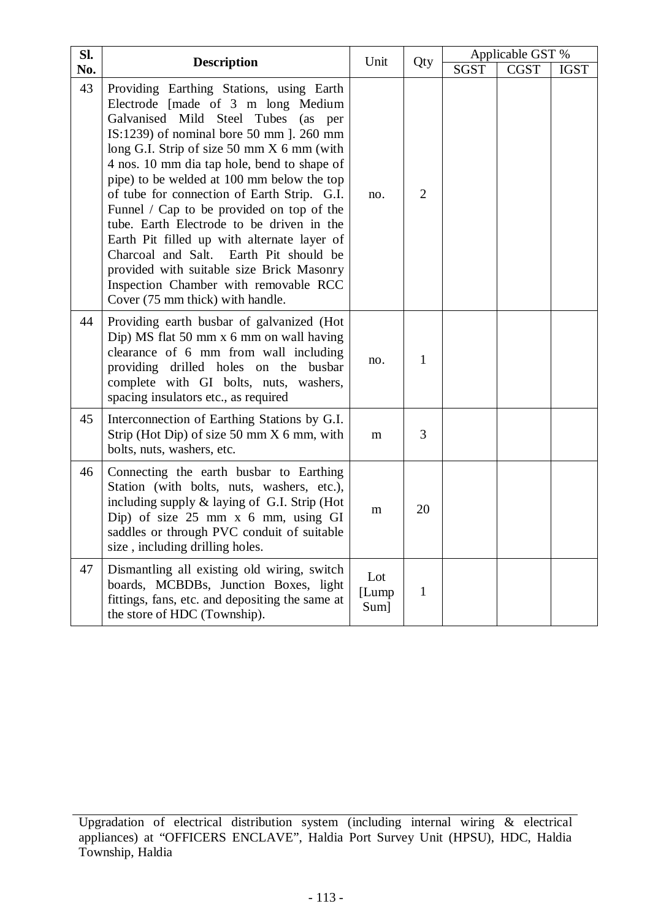| Sl. No. | Description | Unit | Qty | Applicable GST % | | |
|---|---|---|---|---|---|---|
| | | | | SGST | CGST | IGST |
| 43 | Providing Earthing Stations, using Earth Electrode [made of 3 m long Medium Galvanised Mild Steel Tubes (as per IS:1239) of nominal bore 50 mm ]. 260 mm long G.I. Strip of size 50 mm X 6 mm (with 4 nos. 10 mm dia tap hole, bend to shape of pipe) to be welded at 100 mm below the top of tube for connection of Earth Strip. G.I. Funnel / Cap to be provided on top of the tube. Earth Electrode to be driven in the Earth Pit filled up with alternate layer of Charcoal and Salt. Earth Pit should be provided with suitable size Brick Masonry Inspection Chamber with removable RCC Cover (75 mm thick) with handle. | no. | 2 | | | |
| 44 | Providing earth busbar of galvanized (Hot Dip) MS flat 50 mm x 6 mm on wall having clearance of 6 mm from wall including providing drilled holes on the busbar complete with GI bolts, nuts, washers, spacing insulators etc., as required | no. | 1 | | | |
| 45 | Interconnection of Earthing Stations by G.I. Strip (Hot Dip) of size 50 mm X 6 mm, with bolts, nuts, washers, etc. | m | 3 | | | |
| 46 | Connecting the earth busbar to Earthing Station (with bolts, nuts, washers, etc.), including supply & laying of G.I. Strip (Hot Dip) of size 25 mm x 6 mm, using GI saddles or through PVC conduit of suitable size , including drilling holes. | m | 20 | | | |
| 47 | Dismantling all existing old wiring, switch boards, MCBDBs, Junction Boxes, light fittings, fans, etc. and depositing the same at the store of HDC (Township). | Lot [Lump Sum] | 1 | | | |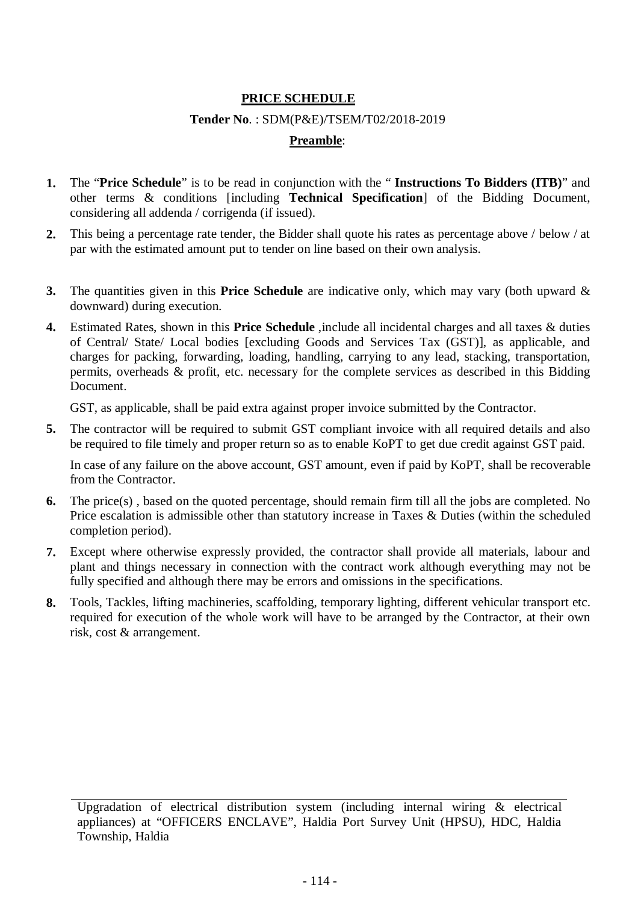## PRICE SCHEDULE

**Tender No**. : SDM(P&E)/TSEM/T02/2018-2019

**Preamble**:

1. The "**Price Schedule**" is to be read in conjunction with the " **Instructions To Bidders (ITB)**" and other terms & conditions [including **Technical Specification**] of the Bidding Document, considering all addenda / corrigenda (if issued).

2. This being a percentage rate tender, the Bidder shall quote his rates as percentage above / below / at par with the estimated amount put to tender on line based on their own analysis.

3. The quantities given in this **Price Schedule** are indicative only, which may vary (both upward & downward) during execution.

4. Estimated Rates, shown in this **Price Schedule** ,include all incidental charges and all taxes & duties of Central/ State/ Local bodies [excluding Goods and Services Tax (GST)], as applicable, and charges for packing, forwarding, loading, handling, carrying to any lead, stacking, transportation, permits, overheads & profit, etc. necessary for the complete services as described in this Bidding Document.

   GST, as applicable, shall be paid extra against proper invoice submitted by the Contractor.

5. The contractor will be required to submit GST compliant invoice with all required details and also be required to file timely and proper return so as to enable KoPT to get due credit against GST paid.

   In case of any failure on the above account, GST amount, even if paid by KoPT, shall be recoverable from the Contractor.

6. The price(s) , based on the quoted percentage, should remain firm till all the jobs are completed. No Price escalation is admissible other than statutory increase in Taxes & Duties (within the scheduled completion period).

7. Except where otherwise expressly provided, the contractor shall provide all materials, labour and plant and things necessary in connection with the contract work although everything may not be fully specified and although there may be errors and omissions in the specifications.

8. Tools, Tackles, lifting machineries, scaffolding, temporary lighting, different vehicular transport etc. required for execution of the whole work will have to be arranged by the Contractor, at their own risk, cost & arrangement.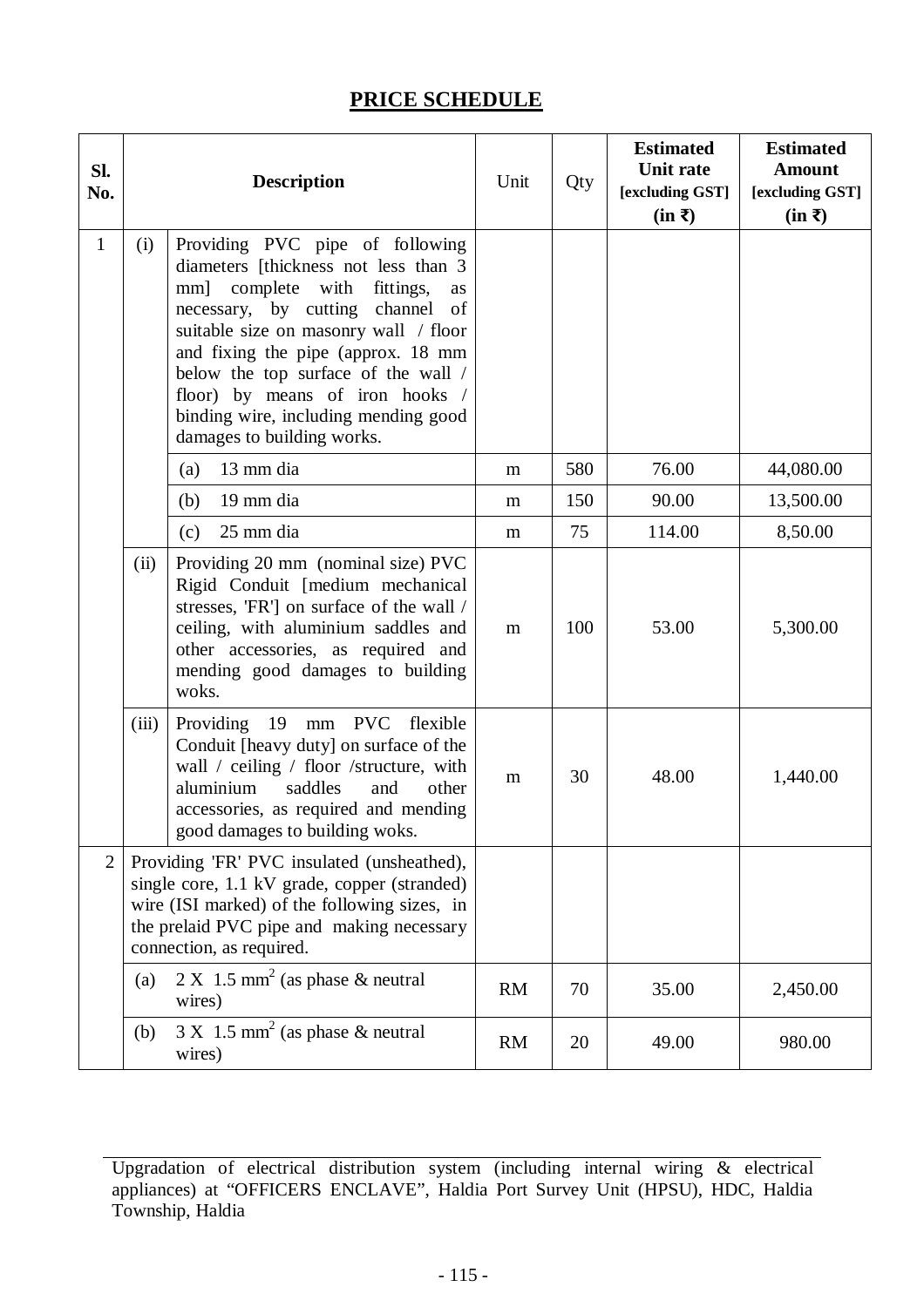## PRICE SCHEDULE

| Sl. No. | | Description | Unit | Qty | Estimated Unit rate [excluding GST] (in ₹) | Estimated Amount [excluding GST] (in ₹) |
|---|---|---|---|---|---|---|
| 1 | (i) | Providing PVC pipe of following diameters [thickness not less than 3 mm] complete with fittings, as necessary, by cutting channel of suitable size on masonry wall / floor and fixing the pipe (approx. 18 mm below the top surface of the wall / floor) by means of iron hooks / binding wire, including mending good damages to building works. | | | | |
| | | (a) 13 mm dia | m | 580 | 76.00 | 44,080.00 |
| | | (b) 19 mm dia | m | 150 | 90.00 | 13,500.00 |
| | | (c) 25 mm dia | m | 75 | 114.00 | 8,50.00 |
| | (ii) | Providing 20 mm (nominal size) PVC Rigid Conduit [medium mechanical stresses, 'FR'] on surface of the wall / ceiling, with aluminium saddles and other accessories, as required and mending good damages to building woks. | m | 100 | 53.00 | 5,300.00 |
| | (iii) | Providing 19 mm PVC flexible Conduit [heavy duty] on surface of the wall / ceiling / floor /structure, with aluminium saddles and other accessories, as required and mending good damages to building woks. | m | 30 | 48.00 | 1,440.00 |
| 2 | | Providing 'FR' PVC insulated (unsheathed), single core, 1.1 kV grade, copper (stranded) wire (ISI marked) of the following sizes, in the prelaid PVC pipe and making necessary connection, as required. | | | | |
| | (a) | 2 X 1.5 mm$^2$ (as phase & neutral wires) | RM | 70 | 35.00 | 2,450.00 |
| | (b) | 3 X 1.5 mm$^2$ (as phase & neutral wires) | RM | 20 | 49.00 | 980.00 |

Upgradation of electrical distribution system (including internal wiring & electrical appliances) at "OFFICERS ENCLAVE", Haldia Port Survey Unit (HPSU), HDC, Haldia Township, Haldia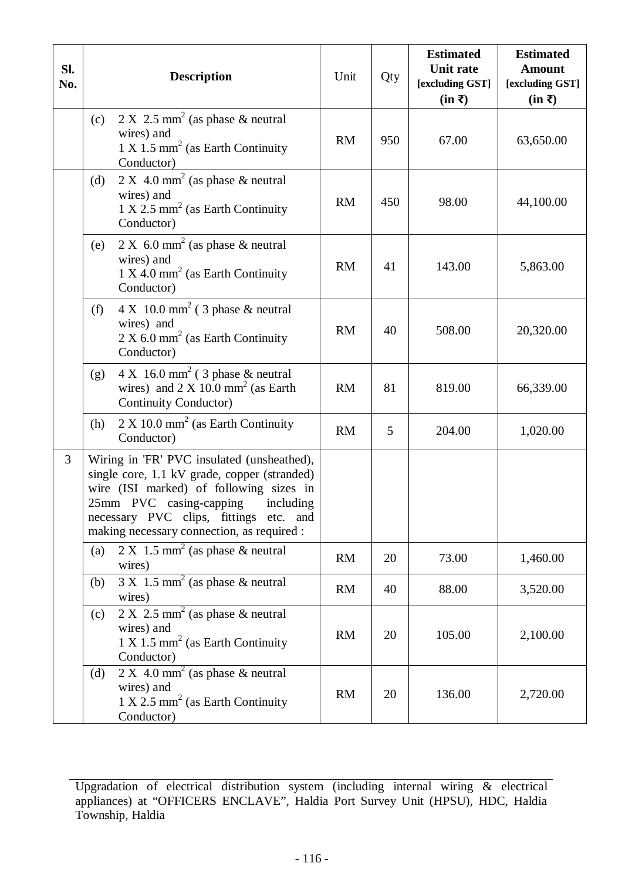| Sl. No. | Description | Unit | Qty | Estimated Unit rate [excluding GST] (in ₹) | Estimated Amount [excluding GST] (in ₹) |
|---|---|---|---|---|---|
| | (c) 2 X 2.5 mm$^2$ (as phase & neutral wires) and 1 X 1.5 mm$^2$ (as Earth Continuity Conductor) | RM | 950 | 67.00 | 63,650.00 |
| | (d) 2 X 4.0 mm$^2$ (as phase & neutral wires) and 1 X 2.5 mm$^2$ (as Earth Continuity Conductor) | RM | 450 | 98.00 | 44,100.00 |
| | (e) 2 X 6.0 mm$^2$ (as phase & neutral wires) and 1 X 4.0 mm$^2$ (as Earth Continuity Conductor) | RM | 41 | 143.00 | 5,863.00 |
| | (f) 4 X 10.0 mm$^2$ ( 3 phase & neutral wires) and 2 X 6.0 mm$^2$ (as Earth Continuity Conductor) | RM | 40 | 508.00 | 20,320.00 |
| | (g) 4 X 16.0 mm$^2$ ( 3 phase & neutral wires) and 2 X 10.0 mm$^2$ (as Earth Continuity Conductor) | RM | 81 | 819.00 | 66,339.00 |
| | (h) 2 X 10.0 mm$^2$ (as Earth Continuity Conductor) | RM | 5 | 204.00 | 1,020.00 |
| 3 | Wiring in 'FR' PVC insulated (unsheathed), single core, 1.1 kV grade, copper (stranded) wire (ISI marked) of following sizes in 25mm PVC casing-capping including necessary PVC clips, fittings etc. and making necessary connection, as required : | | | | |
| | (a) 2 X 1.5 mm$^2$ (as phase & neutral wires) | RM | 20 | 73.00 | 1,460.00 |
| | (b) 3 X 1.5 mm$^2$ (as phase & neutral wires) | RM | 40 | 88.00 | 3,520.00 |
| | (c) 2 X 2.5 mm$^2$ (as phase & neutral wires) and 1 X 1.5 mm$^2$ (as Earth Continuity Conductor) | RM | 20 | 105.00 | 2,100.00 |
| | (d) 2 X 4.0 mm$^2$ (as phase & neutral wires) and 1 X 2.5 mm$^2$ (as Earth Continuity Conductor) | RM | 20 | 136.00 | 2,720.00 |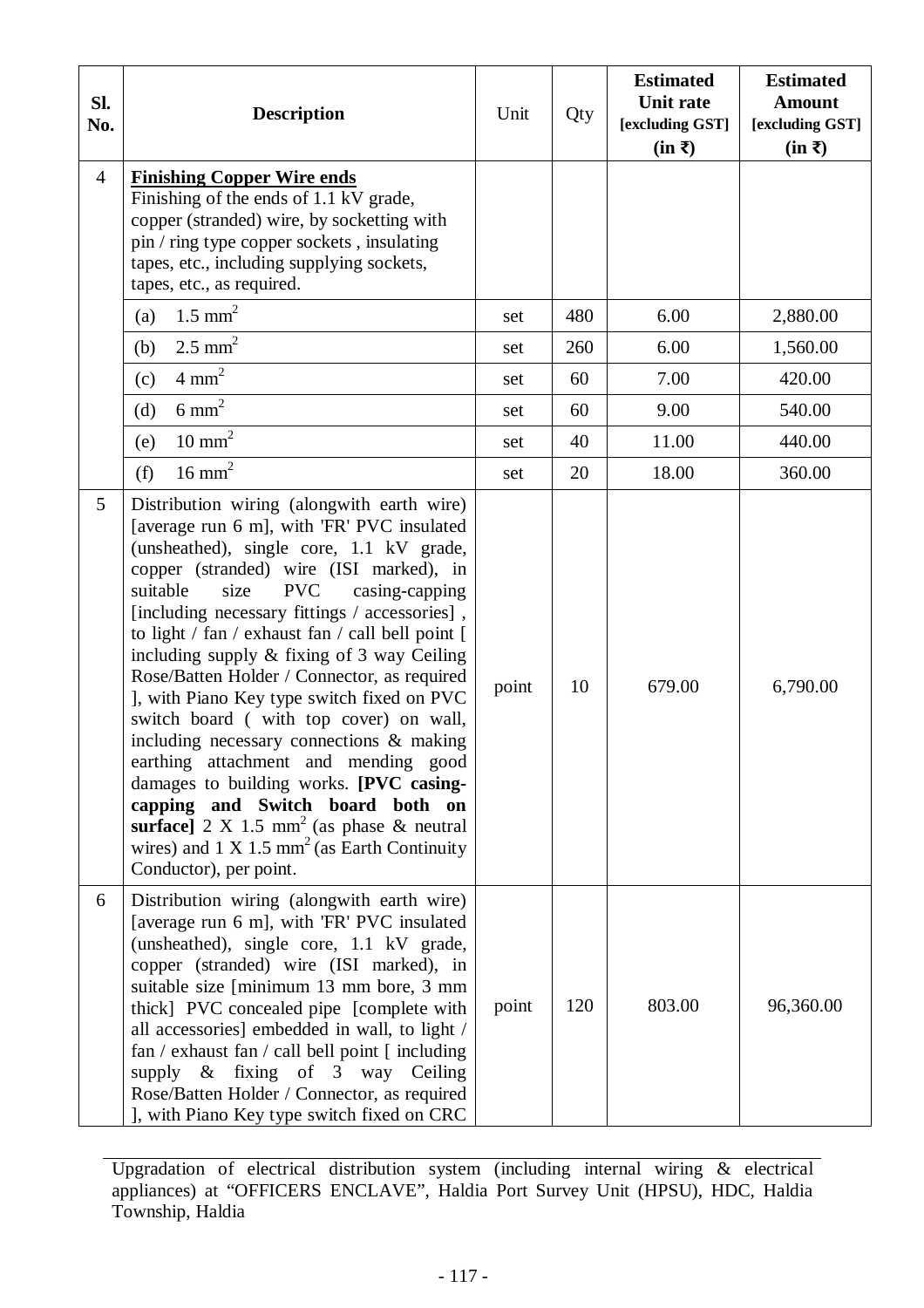| Sl. No. | Description | Unit | Qty | Estimated Unit rate [excluding GST] (in ₹) | Estimated Amount [excluding GST] (in ₹) |
|---|---|---|---|---|---|
| 4 | **<u>Finishing Copper Wire ends</u>** Finishing of the ends of 1.1 kV grade, copper (stranded) wire, by socketting with pin / ring type copper sockets , insulating tapes, etc., including supplying sockets, tapes, etc., as required. | | | | |
| | (a) 1.5 mm$^2$ | set | 480 | 6.00 | 2,880.00 |
| | (b) 2.5 mm$^2$ | set | 260 | 6.00 | 1,560.00 |
| | (c) 4 mm$^2$ | set | 60 | 7.00 | 420.00 |
| | (d) 6 mm$^2$ | set | 60 | 9.00 | 540.00 |
| | (e) 10 mm$^2$ | set | 40 | 11.00 | 440.00 |
| | (f) 16 mm$^2$ | set | 20 | 18.00 | 360.00 |
| 5 | Distribution wiring (alongwith earth wire) [average run 6 m], with 'FR' PVC insulated (unsheathed), single core, 1.1 kV grade, copper (stranded) wire (ISI marked), in suitable size PVC casing-capping [including necessary fittings / accessories] , to light / fan / exhaust fan / call bell point [ including supply & fixing of 3 way Ceiling Rose/Batten Holder / Connector, as required ], with Piano Key type switch fixed on PVC switch board ( with top cover) on wall, including necessary connections & making earthing attachment and mending good damages to building works. **[PVC casing-capping and Switch board both on surface]** 2 X 1.5 mm$^2$ (as phase & neutral wires) and 1 X 1.5 mm$^2$ (as Earth Continuity Conductor), per point. | point | 10 | 679.00 | 6,790.00 |
| 6 | Distribution wiring (alongwith earth wire) [average run 6 m], with 'FR' PVC insulated (unsheathed), single core, 1.1 kV grade, copper (stranded) wire (ISI marked), in suitable size [minimum 13 mm bore, 3 mm thick] PVC concealed pipe [complete with all accessories] embedded in wall, to light / fan / exhaust fan / call bell point [ including supply & fixing of 3 way Ceiling Rose/Batten Holder / Connector, as required ], with Piano Key type switch fixed on CRC | point | 120 | 803.00 | 96,360.00 |

Upgradation of electrical distribution system (including internal wiring & electrical appliances) at “OFFICERS ENCLAVE”, Haldia Port Survey Unit (HPSU), HDC, Haldia Township, Haldia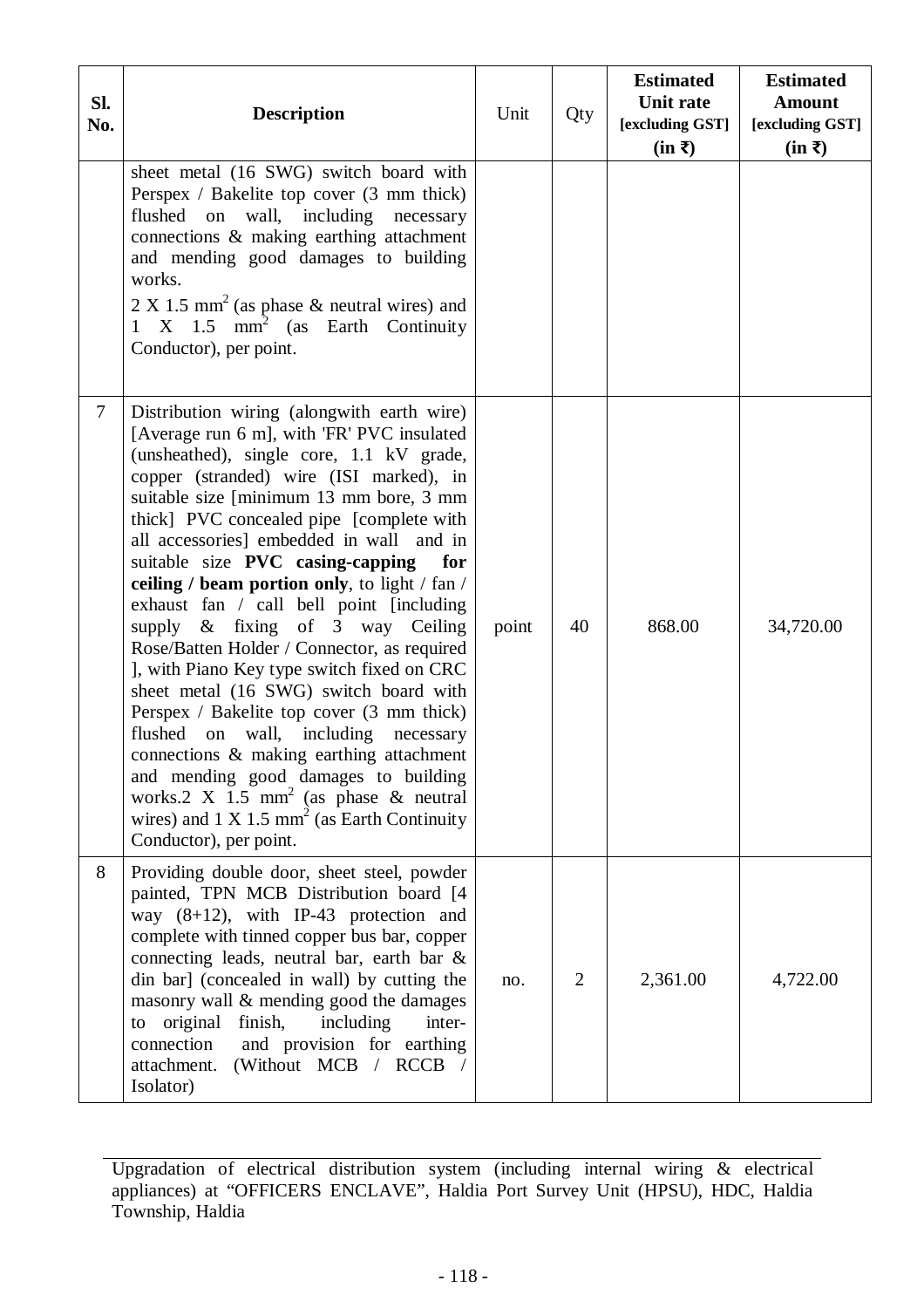| Sl. No. | Description | Unit | Qty | Estimated Unit rate [excluding GST] (in ₹) | Estimated Amount [excluding GST] (in ₹) |
|---|---|---|---|---|---|
| | sheet metal (16 SWG) switch board with Perspex / Bakelite top cover (3 mm thick) flushed on wall, including necessary connections & making earthing attachment and mending good damages to building works. 2 X 1.5 mm$^2$ (as phase & neutral wires) and 1 X 1.5 mm$^2$ (as Earth Continuity Conductor), per point. | | | | |
| 7 | Distribution wiring (alongwith earth wire) [Average run 6 m], with 'FR' PVC insulated (unsheathed), single core, 1.1 kV grade, copper (stranded) wire (ISI marked), in suitable size [minimum 13 mm bore, 3 mm thick] PVC concealed pipe [complete with all accessories] embedded in wall and in suitable size **PVC casing-capping for ceiling / beam portion only**, to light / fan / exhaust fan / call bell point [including supply & fixing of 3 way Ceiling Rose/Batten Holder / Connector, as required ], with Piano Key type switch fixed on CRC sheet metal (16 SWG) switch board with Perspex / Bakelite top cover (3 mm thick) flushed on wall, including necessary connections & making earthing attachment and mending good damages to building works.2 X 1.5 mm$^2$ (as phase & neutral wires) and 1 X 1.5 mm$^2$ (as Earth Continuity Conductor), per point. | point | 40 | 868.00 | 34,720.00 |
| 8 | Providing double door, sheet steel, powder painted, TPN MCB Distribution board [4 way (8+12), with IP-43 protection and complete with tinned copper bus bar, copper connecting leads, neutral bar, earth bar & din bar] (concealed in wall) by cutting the masonry wall & mending good the damages to original finish, including inter-connection and provision for earthing attachment. (Without MCB / RCCB / Isolator) | no. | 2 | 2,361.00 | 4,722.00 |

Upgradation of electrical distribution system (including internal wiring & electrical appliances) at "OFFICERS ENCLAVE", Haldia Port Survey Unit (HPSU), HDC, Haldia Township, Haldia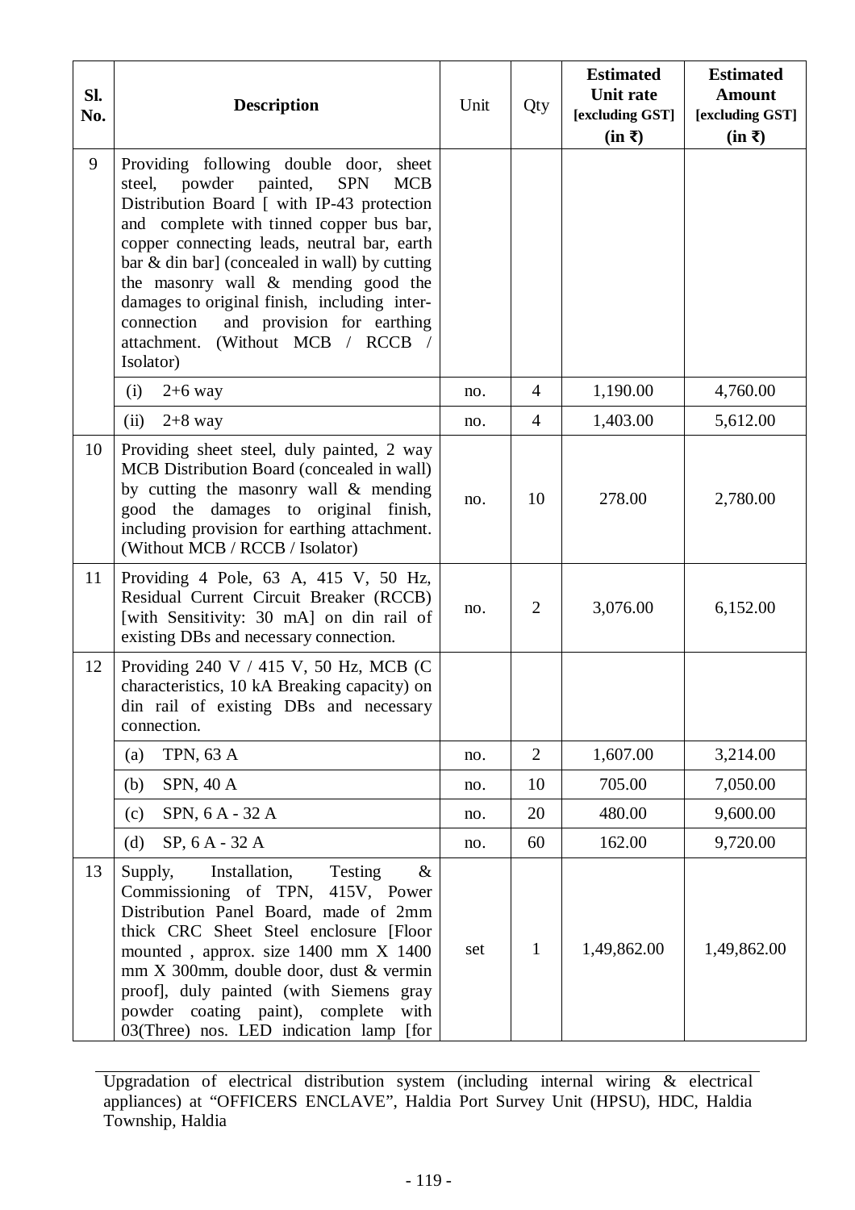| Sl. No. | Description | Unit | Qty | Estimated Unit rate [excluding GST] (in ₹) | Estimated Amount [excluding GST] (in ₹) |
|---|---|---|---|---|---|
| 9 | Providing following double door, sheet steel, powder painted, SPN MCB Distribution Board [ with IP-43 protection and complete with tinned copper bus bar, copper connecting leads, neutral bar, earth bar & din bar] (concealed in wall) by cutting the masonry wall & mending good the damages to original finish, including inter-connection and provision for earthing attachment. (Without MCB / RCCB / Isolator) | | | | |
| | (i) 2+6 way | no. | 4 | 1,190.00 | 4,760.00 |
| | (ii) 2+8 way | no. | 4 | 1,403.00 | 5,612.00 |
| 10 | Providing sheet steel, duly painted, 2 way MCB Distribution Board (concealed in wall) by cutting the masonry wall & mending good the damages to original finish, including provision for earthing attachment. (Without MCB / RCCB / Isolator) | no. | 10 | 278.00 | 2,780.00 |
| 11 | Providing 4 Pole, 63 A, 415 V, 50 Hz, Residual Current Circuit Breaker (RCCB) [with Sensitivity: 30 mA] on din rail of existing DBs and necessary connection. | no. | 2 | 3,076.00 | 6,152.00 |
| 12 | Providing 240 V / 415 V, 50 Hz, MCB (C characteristics, 10 kA Breaking capacity) on din rail of existing DBs and necessary connection. | | | | |
| | (a) TPN, 63 A | no. | 2 | 1,607.00 | 3,214.00 |
| | (b) SPN, 40 A | no. | 10 | 705.00 | 7,050.00 |
| | (c) SPN, 6 A - 32 A | no. | 20 | 480.00 | 9,600.00 |
| | (d) SP, 6 A - 32 A | no. | 60 | 162.00 | 9,720.00 |
| 13 | Supply, Installation, Testing & Commissioning of TPN, 415V, Power Distribution Panel Board, made of 2mm thick CRC Sheet Steel enclosure [Floor mounted , approx. size 1400 mm X 1400 mm X 300mm, double door, dust & vermin proof], duly painted (with Siemens gray powder coating paint), complete with 03(Three) nos. LED indication lamp [for | set | 1 | 1,49,862.00 | 1,49,862.00 |

Upgradation of electrical distribution system (including internal wiring & electrical appliances) at "OFFICERS ENCLAVE", Haldia Port Survey Unit (HPSU), HDC, Haldia Township, Haldia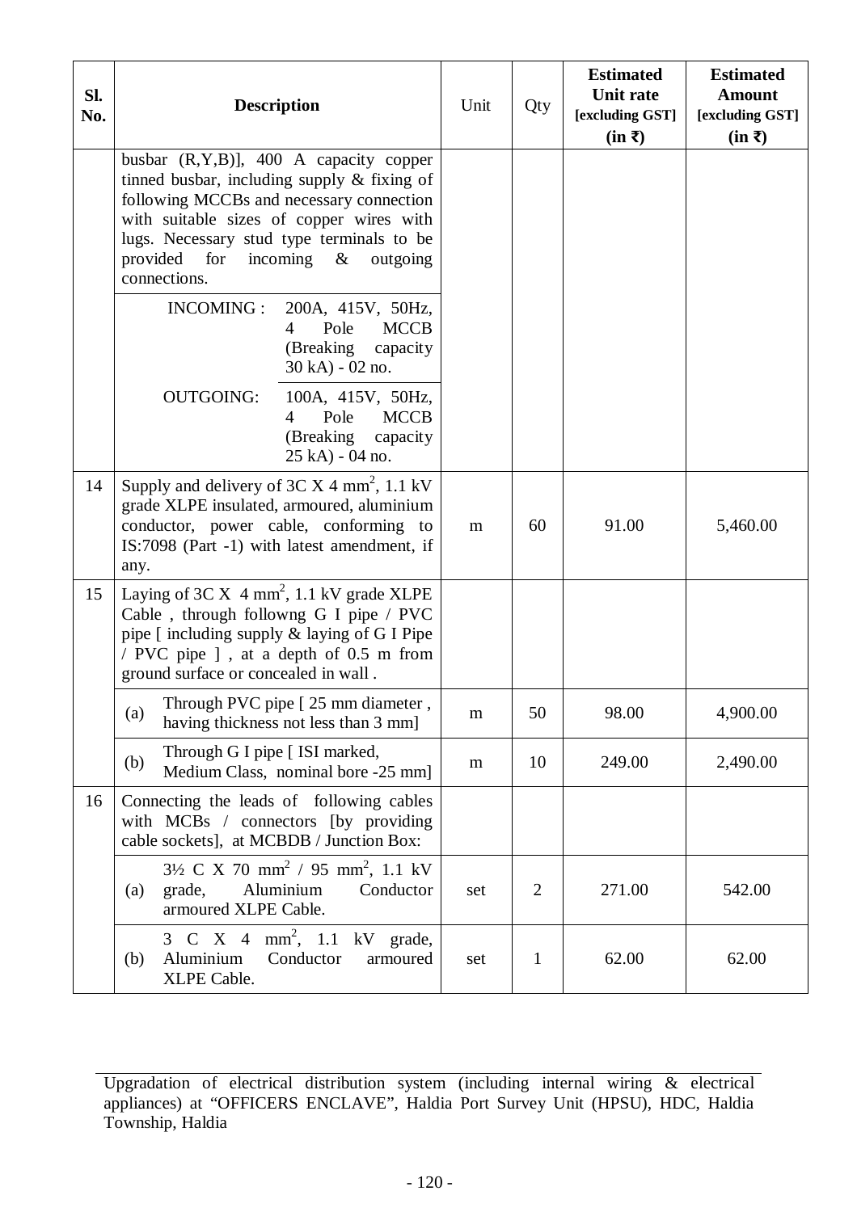| Sl. No. | Description | Unit | Qty | Estimated Unit rate [excluding GST] (in ₹) | Estimated Amount [excluding GST] (in ₹) |
|---|---|---|---|---|---|
| | busbar (R,Y,B)], 400 A capacity copper tinned busbar, including supply & fixing of following MCCBs and necessary connection with suitable sizes of copper wires with lugs. Necessary stud type terminals to be provided for incoming & outgoing connections. | | | | |
| | INCOMING : 200A, 415V, 50Hz, 4 Pole MCCB (Breaking capacity 30 kA) - 02 no. | | | | |
| | OUTGOING: 100A, 415V, 50Hz, 4 Pole MCCB (Breaking capacity 25 kA) - 04 no. | | | | |
| 14 | Supply and delivery of 3C X 4 $mm^2$, 1.1 kV grade XLPE insulated, armoured, aluminium conductor, power cable, conforming to IS:7098 (Part -1) with latest amendment, if any. | m | 60 | 91.00 | 5,460.00 |
| 15 | Laying of 3C X 4 $mm^2$, 1.1 kV grade XLPE Cable , through followng G I pipe / PVC pipe [ including supply & laying of G I Pipe / PVC pipe ] , at a depth of 0.5 m from ground surface or concealed in wall . | | | | |
| | (a) Through PVC pipe [ 25 mm diameter , having thickness not less than 3 mm] | m | 50 | 98.00 | 4,900.00 |
| | (b) Through G I pipe [ ISI marked, Medium Class, nominal bore -25 mm] | m | 10 | 249.00 | 2,490.00 |
| 16 | Connecting the leads of following cables with MCBs / connectors [by providing cable sockets], at MCBDB / Junction Box: | | | | |
| | (a) 3½ C X 70 $mm^2$ / 95 $mm^2$, 1.1 kV grade, Aluminium Conductor armoured XLPE Cable. | set | 2 | 271.00 | 542.00 |
| | (b) 3 C X 4 $mm^2$, 1.1 kV grade, Aluminium Conductor armoured XLPE Cable. | set | 1 | 62.00 | 62.00 |

Upgradation of electrical distribution system (including internal wiring & electrical appliances) at "OFFICERS ENCLAVE", Haldia Port Survey Unit (HPSU), HDC, Haldia Township, Haldia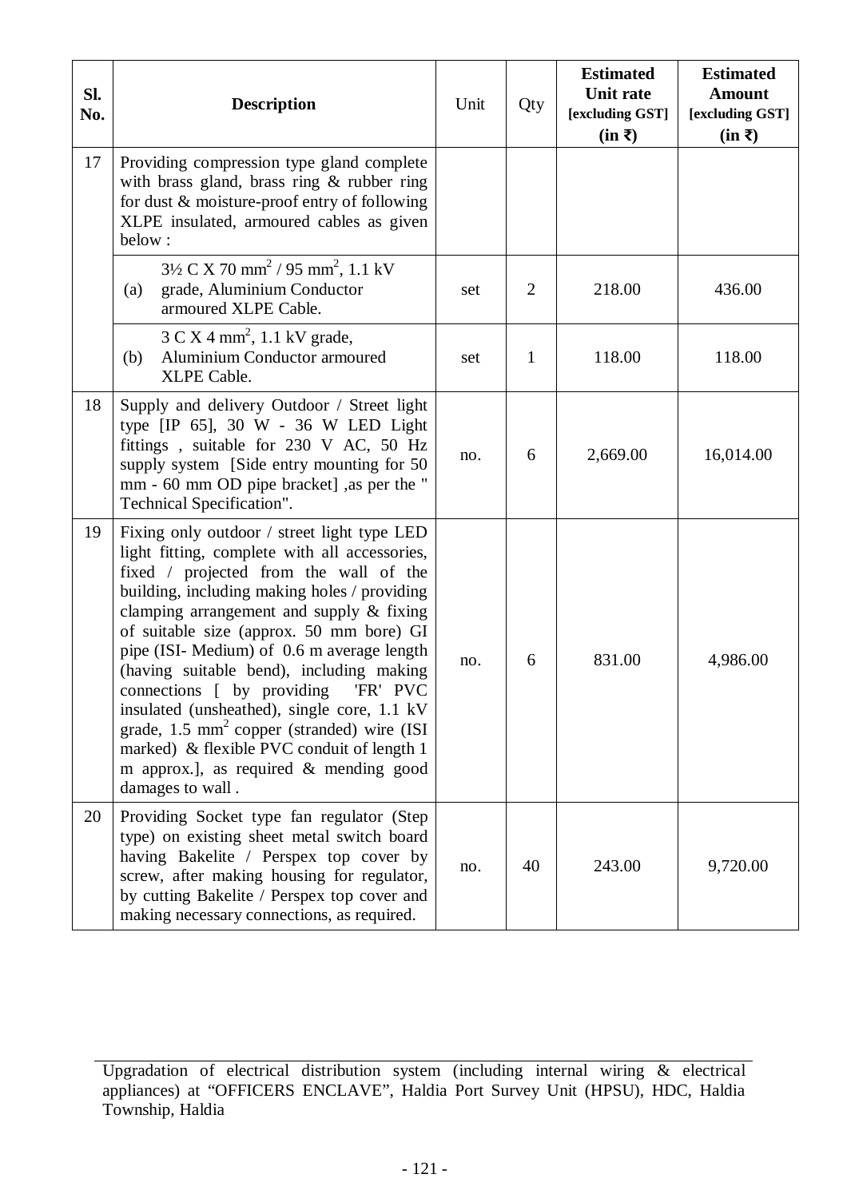| Sl. No. | Description | Unit | Qty | Estimated Unit rate [excluding GST] (in ₹) | Estimated Amount [excluding GST] (in ₹) |
|---|---|---|---|---|---|
| 17 | Providing compression type gland complete with brass gland, brass ring & rubber ring for dust & moisture-proof entry of following XLPE insulated, armoured cables as given below : | | | | |
| | (a) 3½ C X 70 $mm^2$ / 95 $mm^2$, 1.1 kV grade, Aluminium Conductor armoured XLPE Cable. | set | 2 | 218.00 | 436.00 |
| | (b) 3 C X 4 $mm^2$, 1.1 kV grade, Aluminium Conductor armoured XLPE Cable. | set | 1 | 118.00 | 118.00 |
| 18 | Supply and delivery Outdoor / Street light type [IP 65], 30 W - 36 W LED Light fittings , suitable for 230 V AC, 50 Hz supply system [Side entry mounting for 50 mm - 60 mm OD pipe bracket] ,as per the " Technical Specification". | no. | 6 | 2,669.00 | 16,014.00 |
| 19 | Fixing only outdoor / street light type LED light fitting, complete with all accessories, fixed / projected from the wall of the building, including making holes / providing clamping arrangement and supply & fixing of suitable size (approx. 50 mm bore) GI pipe (ISI- Medium) of 0.6 m average length (having suitable bend), including making connections [ by providing 'FR' PVC insulated (unsheathed), single core, 1.1 kV grade, 1.5 $mm^2$ copper (stranded) wire (ISI marked) & flexible PVC conduit of length 1 m approx.], as required & mending good damages to wall . | no. | 6 | 831.00 | 4,986.00 |
| 20 | Providing Socket type fan regulator (Step type) on existing sheet metal switch board having Bakelite / Perspex top cover by screw, after making housing for regulator, by cutting Bakelite / Perspex top cover and making necessary connections, as required. | no. | 40 | 243.00 | 9,720.00 |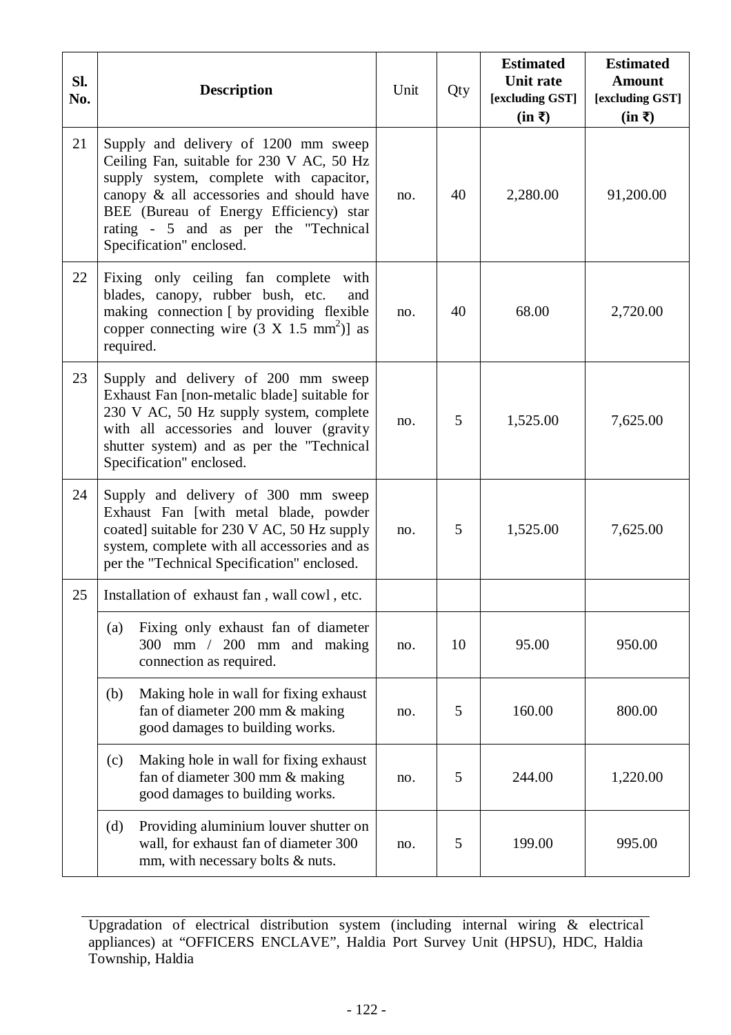| Sl. No. | Description | Unit | Qty | Estimated Unit rate [excluding GST] (in ₹) | Estimated Amount [excluding GST] (in ₹) |
|---|---|---|---|---|---|
| 21 | Supply and delivery of 1200 mm sweep Ceiling Fan, suitable for 230 V AC, 50 Hz supply system, complete with capacitor, canopy & all accessories and should have BEE (Bureau of Energy Efficiency) star rating - 5 and as per the "Technical Specification" enclosed. | no. | 40 | 2,280.00 | 91,200.00 |
| 22 | Fixing only ceiling fan complete with blades, canopy, rubber bush, etc. and making connection [ by providing flexible copper connecting wire (3 X 1.5 $mm^2$)] as required. | no. | 40 | 68.00 | 2,720.00 |
| 23 | Supply and delivery of 200 mm sweep Exhaust Fan [non-metalic blade] suitable for 230 V AC, 50 Hz supply system, complete with all accessories and louver (gravity shutter system) and as per the "Technical Specification" enclosed. | no. | 5 | 1,525.00 | 7,625.00 |
| 24 | Supply and delivery of 300 mm sweep Exhaust Fan [with metal blade, powder coated] suitable for 230 V AC, 50 Hz supply system, complete with all accessories and as per the "Technical Specification" enclosed. | no. | 5 | 1,525.00 | 7,625.00 |
| 25 | Installation of exhaust fan , wall cowl , etc. | | | | |
| | (a) Fixing only exhaust fan of diameter 300 mm / 200 mm and making connection as required. | no. | 10 | 95.00 | 950.00 |
| | (b) Making hole in wall for fixing exhaust fan of diameter 200 mm & making good damages to building works. | no. | 5 | 160.00 | 800.00 |
| | (c) Making hole in wall for fixing exhaust fan of diameter 300 mm & making good damages to building works. | no. | 5 | 244.00 | 1,220.00 |
| | (d) Providing aluminium louver shutter on wall, for exhaust fan of diameter 300 mm, with necessary bolts & nuts. | no. | 5 | 199.00 | 995.00 |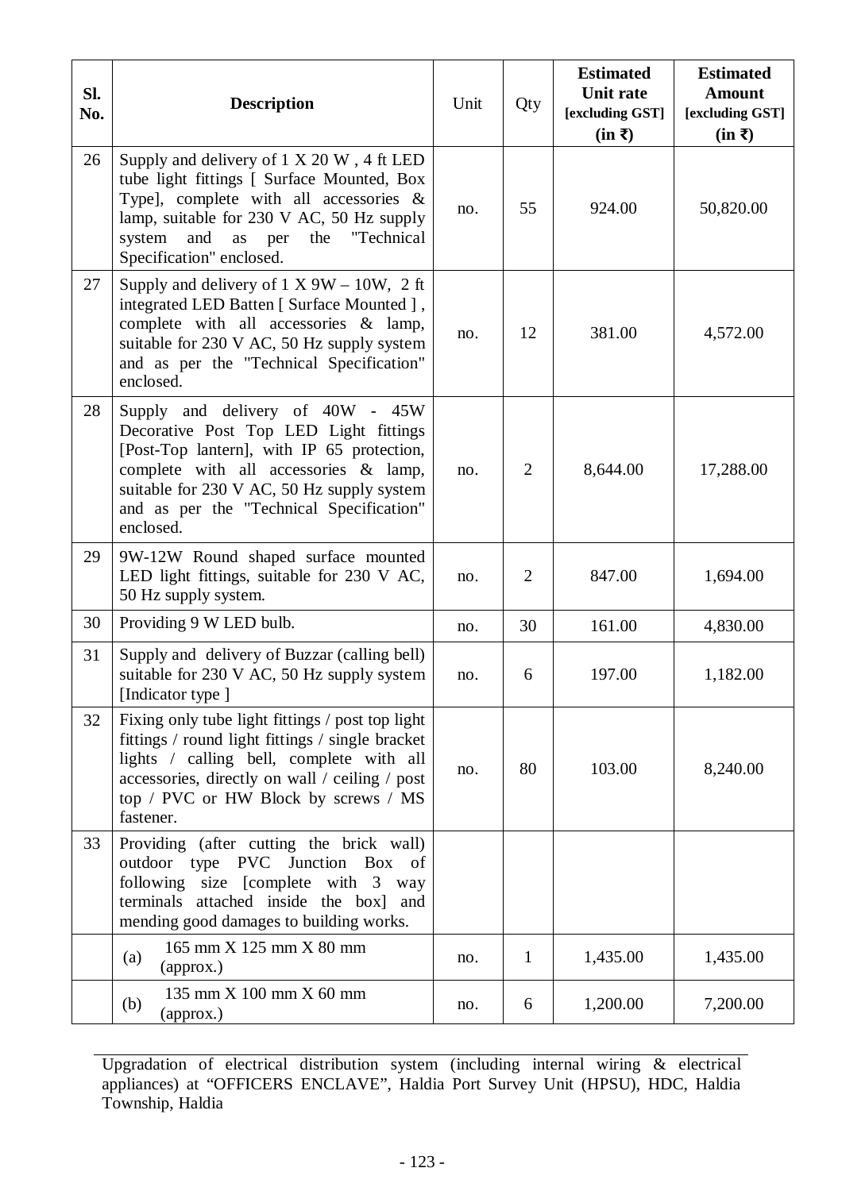| Sl. No. | Description | Unit | Qty | Estimated Unit rate [excluding GST] (in ₹) | Estimated Amount [excluding GST] (in ₹) |
|---|---|---|---|---|---|
| 26 | Supply and delivery of 1 X 20 W , 4 ft LED tube light fittings [ Surface Mounted, Box Type], complete with all accessories & lamp, suitable for 230 V AC, 50 Hz supply system and as per the "Technical Specification" enclosed. | no. | 55 | 924.00 | 50,820.00 |
| 27 | Supply and delivery of 1 X 9W – 10W, 2 ft integrated LED Batten [ Surface Mounted ] , complete with all accessories & lamp, suitable for 230 V AC, 50 Hz supply system and as per the "Technical Specification" enclosed. | no. | 12 | 381.00 | 4,572.00 |
| 28 | Supply and delivery of 40W - 45W Decorative Post Top LED Light fittings [Post-Top lantern], with IP 65 protection, complete with all accessories & lamp, suitable for 230 V AC, 50 Hz supply system and as per the "Technical Specification" enclosed. | no. | 2 | 8,644.00 | 17,288.00 |
| 29 | 9W-12W Round shaped surface mounted LED light fittings, suitable for 230 V AC, 50 Hz supply system. | no. | 2 | 847.00 | 1,694.00 |
| 30 | Providing 9 W LED bulb. | no. | 30 | 161.00 | 4,830.00 |
| 31 | Supply and delivery of Buzzar (calling bell) suitable for 230 V AC, 50 Hz supply system [Indicator type ] | no. | 6 | 197.00 | 1,182.00 |
| 32 | Fixing only tube light fittings / post top light fittings / round light fittings / single bracket lights / calling bell, complete with all accessories, directly on wall / ceiling / post top / PVC or HW Block by screws / MS fastener. | no. | 80 | 103.00 | 8,240.00 |
| 33 | Providing (after cutting the brick wall) outdoor type PVC Junction Box of following size [complete with 3 way terminals attached inside the box] and mending good damages to building works. | | | | |
| | (a) 165 mm X 125 mm X 80 mm (approx.) | no. | 1 | 1,435.00 | 1,435.00 |
| | (b) 135 mm X 100 mm X 60 mm (approx.) | no. | 6 | 1,200.00 | 7,200.00 |

Upgradation of electrical distribution system (including internal wiring & electrical appliances) at "OFFICERS ENCLAVE", Haldia Port Survey Unit (HPSU), HDC, Haldia Township, Haldia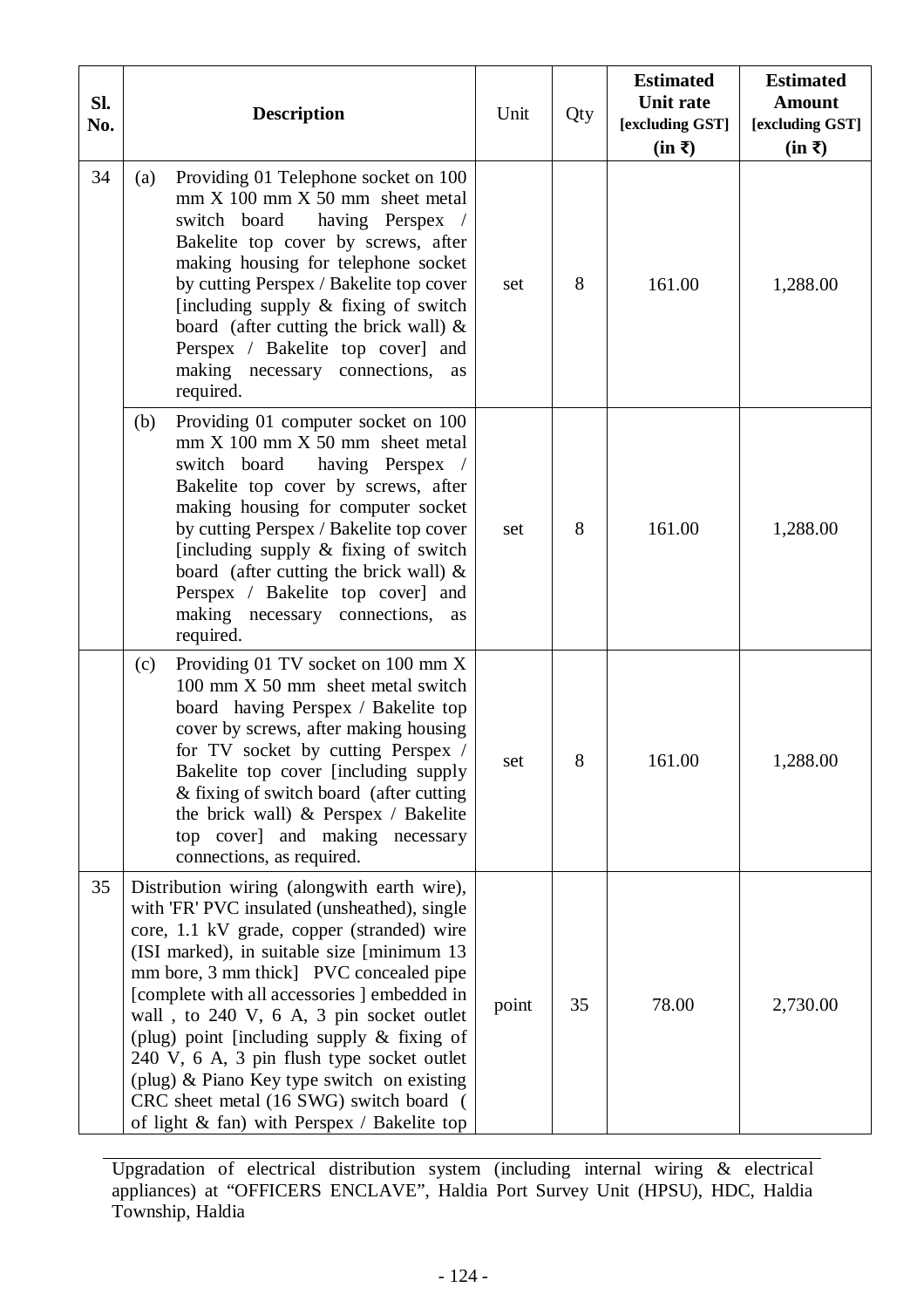| Sl. No. | Description | Unit | Qty | Estimated Unit rate [excluding GST] (in ₹) | Estimated Amount [excluding GST] (in ₹) |
|---|---|---|---|---|---|
| 34 | (a) Providing 01 Telephone socket on 100 mm X 100 mm X 50 mm sheet metal switch board having Perspex / Bakelite top cover by screws, after making housing for telephone socket by cutting Perspex / Bakelite top cover [including supply & fixing of switch board (after cutting the brick wall) & Perspex / Bakelite top cover] and making necessary connections, as required. | set | 8 | 161.00 | 1,288.00 |
| | (b) Providing 01 computer socket on 100 mm X 100 mm X 50 mm sheet metal switch board having Perspex / Bakelite top cover by screws, after making housing for computer socket by cutting Perspex / Bakelite top cover [including supply & fixing of switch board (after cutting the brick wall) & Perspex / Bakelite top cover] and making necessary connections, as required. | set | 8 | 161.00 | 1,288.00 |
| | (c) Providing 01 TV socket on 100 mm X 100 mm X 50 mm sheet metal switch board having Perspex / Bakelite top cover by screws, after making housing for TV socket by cutting Perspex / Bakelite top cover [including supply & fixing of switch board (after cutting the brick wall) & Perspex / Bakelite top cover] and making necessary connections, as required. | set | 8 | 161.00 | 1,288.00 |
| 35 | Distribution wiring (alongwith earth wire), with 'FR' PVC insulated (unsheathed), single core, 1.1 kV grade, copper (stranded) wire (ISI marked), in suitable size [minimum 13 mm bore, 3 mm thick] PVC concealed pipe [complete with all accessories ] embedded in wall , to 240 V, 6 A, 3 pin socket outlet (plug) point [including supply & fixing of 240 V, 6 A, 3 pin flush type socket outlet (plug) & Piano Key type switch on existing CRC sheet metal (16 SWG) switch board ( of light & fan) with Perspex / Bakelite top | point | 35 | 78.00 | 2,730.00 |

Upgradation of electrical distribution system (including internal wiring & electrical appliances) at "OFFICERS ENCLAVE", Haldia Port Survey Unit (HPSU), HDC, Haldia Township, Haldia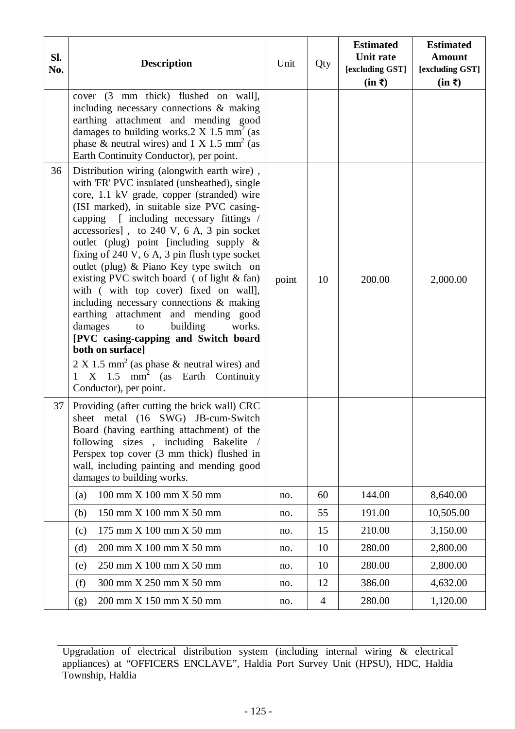| Sl. No. | Description | Unit | Qty | Estimated Unit rate [excluding GST] (in ₹) | Estimated Amount [excluding GST] (in ₹) |
|---|---|---|---|---|---|
| | cover (3 mm thick) flushed on wall], including necessary connections & making earthing attachment and mending good damages to building works.2 X 1.5 mm$^2$ (as phase & neutral wires) and 1 X 1.5 mm$^2$ (as Earth Continuity Conductor), per point. | | | | |
| 36 | Distribution wiring (alongwith earth wire) , with 'FR' PVC insulated (unsheathed), single core, 1.1 kV grade, copper (stranded) wire (ISI marked), in suitable size PVC casing-capping [ including necessary fittings / accessories] , to 240 V, 6 A, 3 pin socket outlet (plug) point [including supply & fixing of 240 V, 6 A, 3 pin flush type socket outlet (plug) & Piano Key type switch on existing PVC switch board ( of light & fan) with ( with top cover) fixed on wall], including necessary connections & making earthing attachment and mending good damages to building works. **[PVC casing-capping and Switch board both on surface]** 2 X 1.5 mm$^2$ (as phase & neutral wires) and 1 X 1.5 mm$^2$ (as Earth Continuity Conductor), per point. | point | 10 | 200.00 | 2,000.00 |
| 37 | Providing (after cutting the brick wall) CRC sheet metal (16 SWG) JB-cum-Switch Board (having earthing attachment) of the following sizes , including Bakelite / Perspex top cover (3 mm thick) flushed in wall, including painting and mending good damages to building works. | | | | |
| | (a) 100 mm X 100 mm X 50 mm | no. | 60 | 144.00 | 8,640.00 |
| | (b) 150 mm X 100 mm X 50 mm | no. | 55 | 191.00 | 10,505.00 |
| | (c) 175 mm X 100 mm X 50 mm | no. | 15 | 210.00 | 3,150.00 |
| | (d) 200 mm X 100 mm X 50 mm | no. | 10 | 280.00 | 2,800.00 |
| | (e) 250 mm X 100 mm X 50 mm | no. | 10 | 280.00 | 2,800.00 |
| | (f) 300 mm X 250 mm X 50 mm | no. | 12 | 386.00 | 4,632.00 |
| | (g) 200 mm X 150 mm X 50 mm | no. | 4 | 280.00 | 1,120.00 |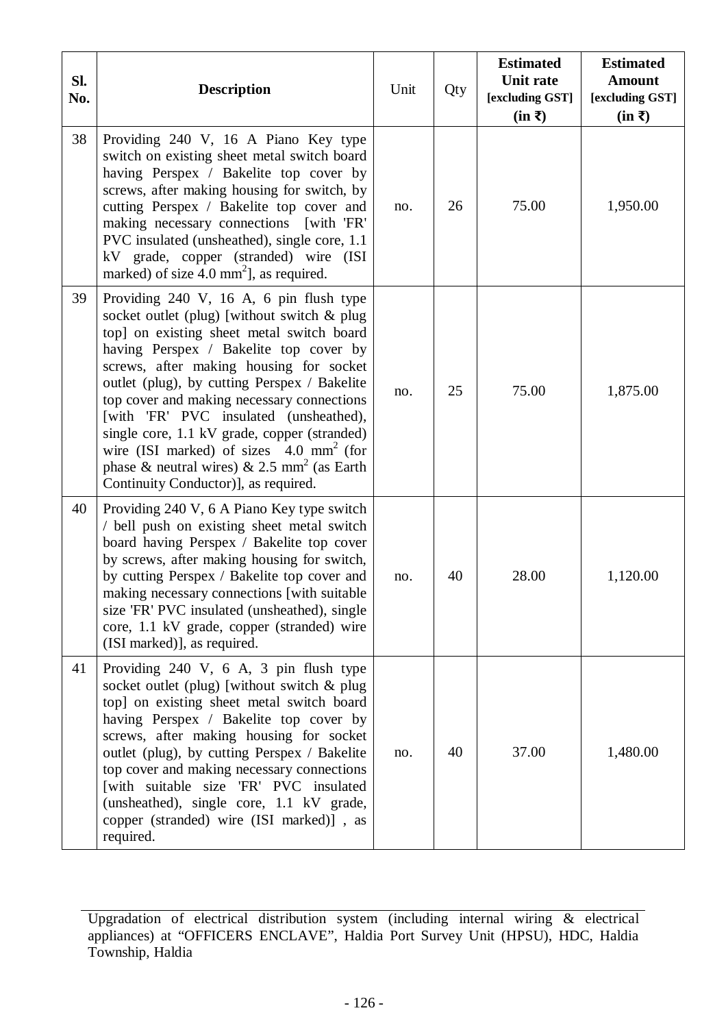| Sl. No. | Description | Unit | Qty | Estimated Unit rate [excluding GST] (in ₹) | Estimated Amount [excluding GST] (in ₹) |
|---|---|---|---|---|---|
| 38 | Providing 240 V, 16 A Piano Key type switch on existing sheet metal switch board having Perspex / Bakelite top cover by screws, after making housing for switch, by cutting Perspex / Bakelite top cover and making necessary connections [with 'FR' PVC insulated (unsheathed), single core, 1.1 kV grade, copper (stranded) wire (ISI marked) of size 4.0 $mm^2$], as required. | no. | 26 | 75.00 | 1,950.00 |
| 39 | Providing 240 V, 16 A, 6 pin flush type socket outlet (plug) [without switch & plug top] on existing sheet metal switch board having Perspex / Bakelite top cover by screws, after making housing for socket outlet (plug), by cutting Perspex / Bakelite top cover and making necessary connections [with 'FR' PVC insulated (unsheathed), single core, 1.1 kV grade, copper (stranded) wire (ISI marked) of sizes 4.0 $mm^2$ (for phase & neutral wires) & 2.5 $mm^2$ (as Earth Continuity Conductor)], as required. | no. | 25 | 75.00 | 1,875.00 |
| 40 | Providing 240 V, 6 A Piano Key type switch / bell push on existing sheet metal switch board having Perspex / Bakelite top cover by screws, after making housing for switch, by cutting Perspex / Bakelite top cover and making necessary connections [with suitable size 'FR' PVC insulated (unsheathed), single core, 1.1 kV grade, copper (stranded) wire (ISI marked)], as required. | no. | 40 | 28.00 | 1,120.00 |
| 41 | Providing 240 V, 6 A, 3 pin flush type socket outlet (plug) [without switch & plug top] on existing sheet metal switch board having Perspex / Bakelite top cover by screws, after making housing for socket outlet (plug), by cutting Perspex / Bakelite top cover and making necessary connections [with suitable size 'FR' PVC insulated (unsheathed), single core, 1.1 kV grade, copper (stranded) wire (ISI marked)] , as required. | no. | 40 | 37.00 | 1,480.00 |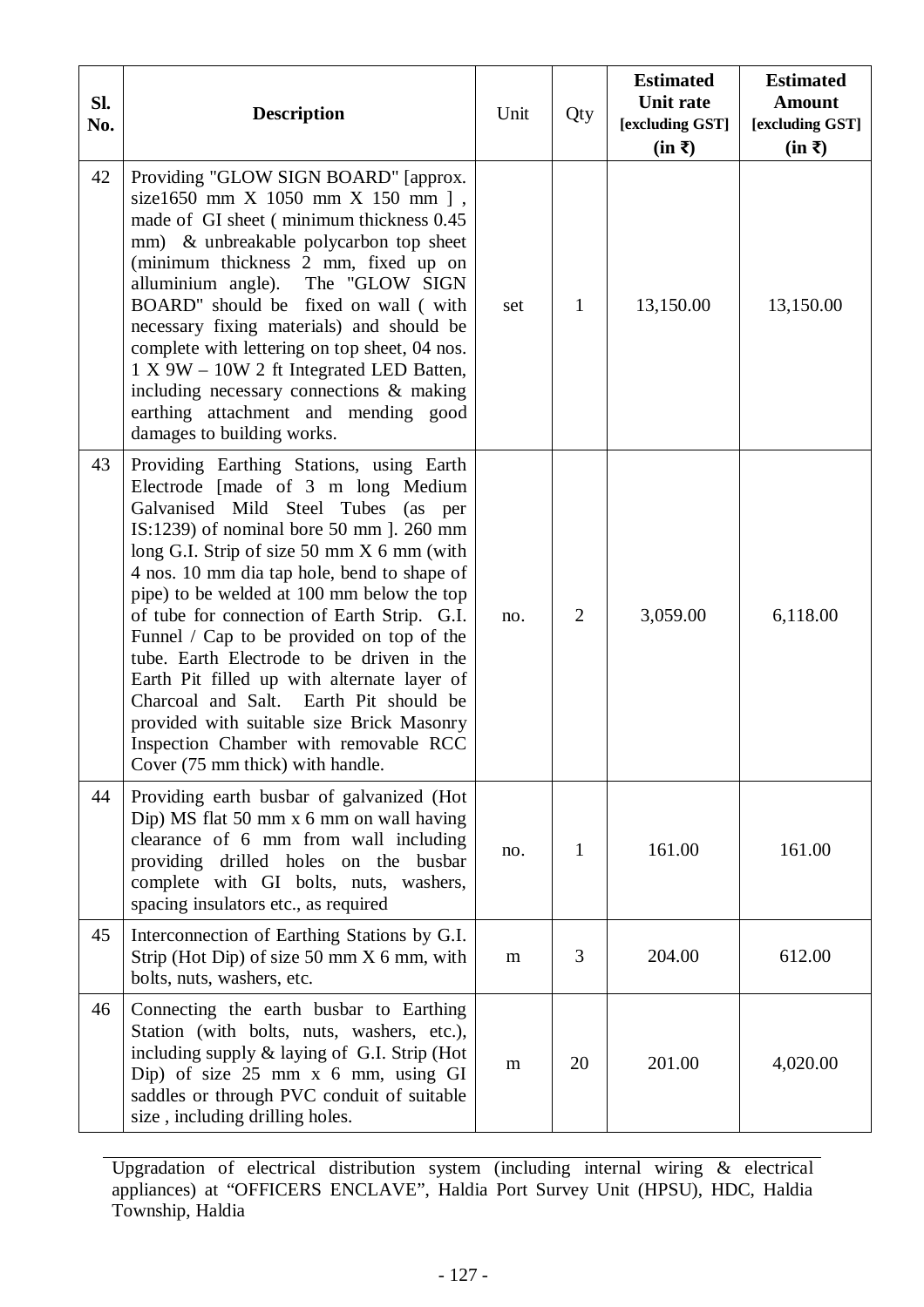| Sl. No. | Description | Unit | Qty | Estimated Unit rate [excluding GST] (in ₹) | Estimated Amount [excluding GST] (in ₹) |
|---|---|---|---|---|---|
| 42 | Providing "GLOW SIGN BOARD" [approx. size1650 mm X 1050 mm X 150 mm ] , made of GI sheet ( minimum thickness 0.45 mm) & unbreakable polycarbon top sheet (minimum thickness 2 mm, fixed up on alluminium angle). The "GLOW SIGN BOARD" should be fixed on wall ( with necessary fixing materials) and should be complete with lettering on top sheet, 04 nos. 1 X 9W – 10W 2 ft Integrated LED Batten, including necessary connections & making earthing attachment and mending good damages to building works. | set | 1 | 13,150.00 | 13,150.00 |
| 43 | Providing Earthing Stations, using Earth Electrode [made of 3 m long Medium Galvanised Mild Steel Tubes (as per IS:1239) of nominal bore 50 mm ]. 260 mm long G.I. Strip of size 50 mm X 6 mm (with 4 nos. 10 mm dia tap hole, bend to shape of pipe) to be welded at 100 mm below the top of tube for connection of Earth Strip. G.I. Funnel / Cap to be provided on top of the tube. Earth Electrode to be driven in the Earth Pit filled up with alternate layer of Charcoal and Salt. Earth Pit should be provided with suitable size Brick Masonry Inspection Chamber with removable RCC Cover (75 mm thick) with handle. | no. | 2 | 3,059.00 | 6,118.00 |
| 44 | Providing earth busbar of galvanized (Hot Dip) MS flat 50 mm x 6 mm on wall having clearance of 6 mm from wall including providing drilled holes on the busbar complete with GI bolts, nuts, washers, spacing insulators etc., as required | no. | 1 | 161.00 | 161.00 |
| 45 | Interconnection of Earthing Stations by G.I. Strip (Hot Dip) of size 50 mm X 6 mm, with bolts, nuts, washers, etc. | m | 3 | 204.00 | 612.00 |
| 46 | Connecting the earth busbar to Earthing Station (with bolts, nuts, washers, etc.), including supply & laying of G.I. Strip (Hot Dip) of size 25 mm x 6 mm, using GI saddles or through PVC conduit of suitable size , including drilling holes. | m | 20 | 201.00 | 4,020.00 |

Upgradation of electrical distribution system (including internal wiring & electrical appliances) at "OFFICERS ENCLAVE", Haldia Port Survey Unit (HPSU), HDC, Haldia Township, Haldia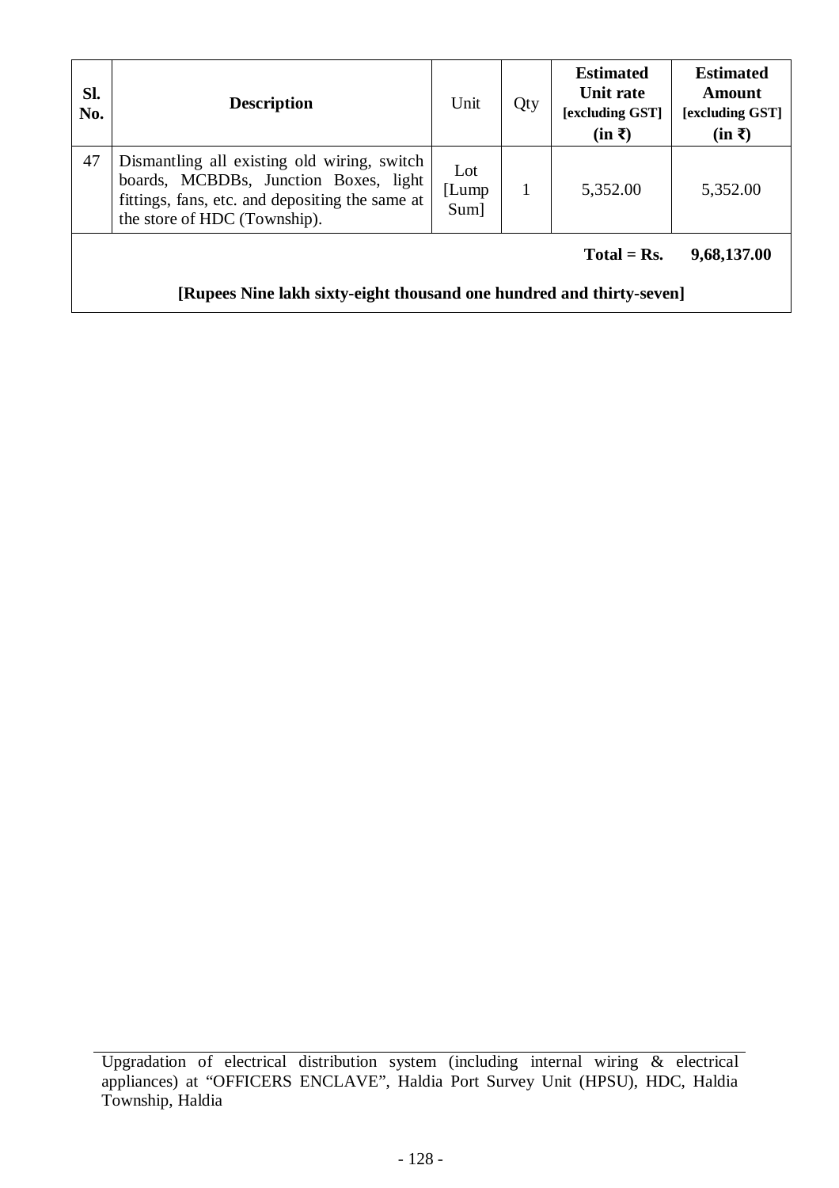| Sl. No. | Description | Unit | Qty | Estimated Unit rate [excluding GST] (in ₹) | Estimated Amount [excluding GST] (in ₹) |
|---|---|---|---|---|---|
| 47 | Dismantling all existing old wiring, switch boards, MCBDBs, Junction Boxes, light fittings, fans, etc. and depositing the same at the store of HDC (Township). | Lot [Lump Sum] | 1 | 5,352.00 | 5,352.00 |
| | | | | **Total = Rs.** | **9,68,137.00** |
| | **[Rupees Nine lakh sixty-eight thousand one hundred and thirty-seven]** | | | | |

Upgradation of electrical distribution system (including internal wiring & electrical appliances) at "OFFICERS ENCLAVE", Haldia Port Survey Unit (HPSU), HDC, Haldia Township, Haldia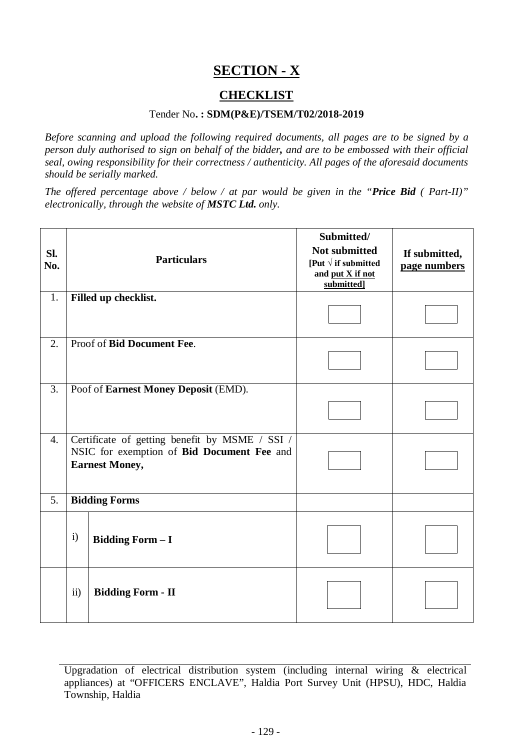# SECTION - X

## CHECKLIST

Tender No**. : SDM(P&E)/TSEM/T02/2018-2019**

*Before scanning and upload the following required documents, all pages are to be signed by a person duly authorised to sign on behalf of the bidder**,** and are to be embossed with their official seal, owing responsibility for their correctness / authenticity. All pages of the aforesaid documents should be serially marked.*

*The offered percentage above / below / at par would be given in the "**Price Bid** ( Part-II)" electronically, through the website of **MSTC Ltd.** only.*

| Sl. No. | Particulars | | Submitted/ Not submitted [Put √ if submitted and put X if not submitted] | If submitted, page numbers |
|---|---|---|---|---|
| 1. | **Filled up checklist.** | | | |
| 2. | Proof of **Bid Document Fee**. | | | |
| 3. | Poof of **Earnest Money Deposit** (EMD). | | | |
| 4. | Certificate of getting benefit by MSME / SSI / NSIC for exemption of **Bid Document Fee** and **Earnest Money,** | | | |
| 5. | **Bidding Forms** | | | |
| | i) | **Bidding Form – I** | | |
| | ii) | **Bidding Form - II** | | |

Upgradation of electrical distribution system (including internal wiring & electrical appliances) at "OFFICERS ENCLAVE", Haldia Port Survey Unit (HPSU), HDC, Haldia Township, Haldia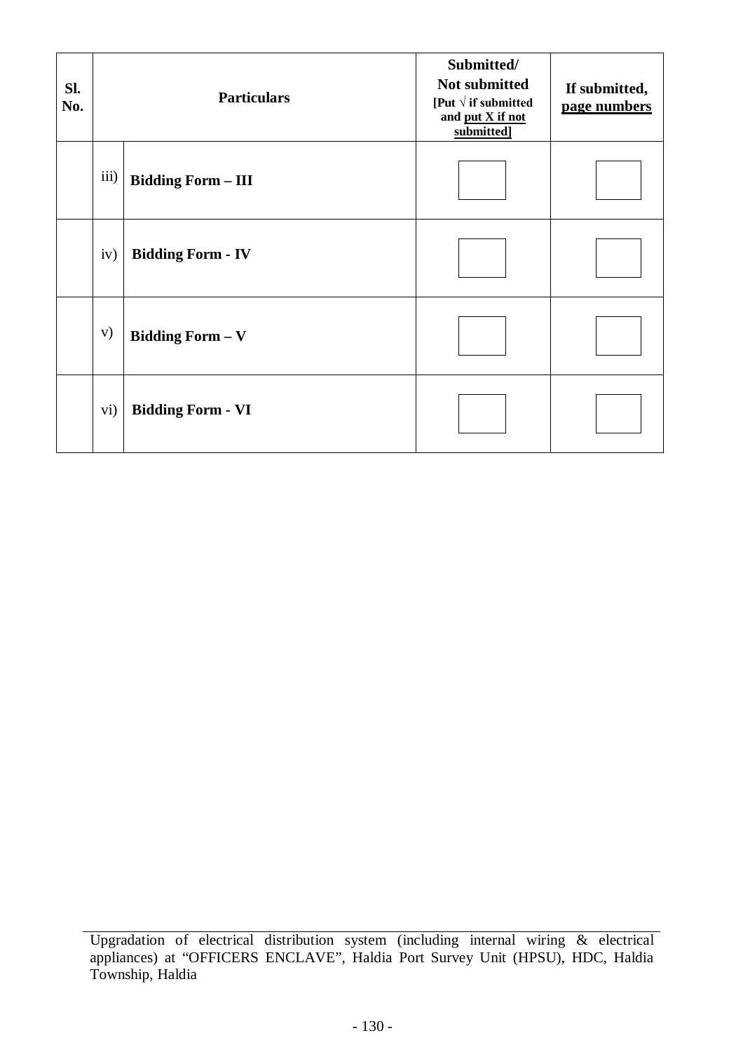| Sl. No. | Particulars | | Submitted/ Not submitted [Put √ if submitted and put X if not submitted] | If submitted, page numbers |
|---|---|---|---|---|
| | iii) | **Bidding Form – III** | | |
| | iv) | **Bidding Form - IV** | | |
| | v) | **Bidding Form – V** | | |
| | vi) | **Bidding Form - VI** | | |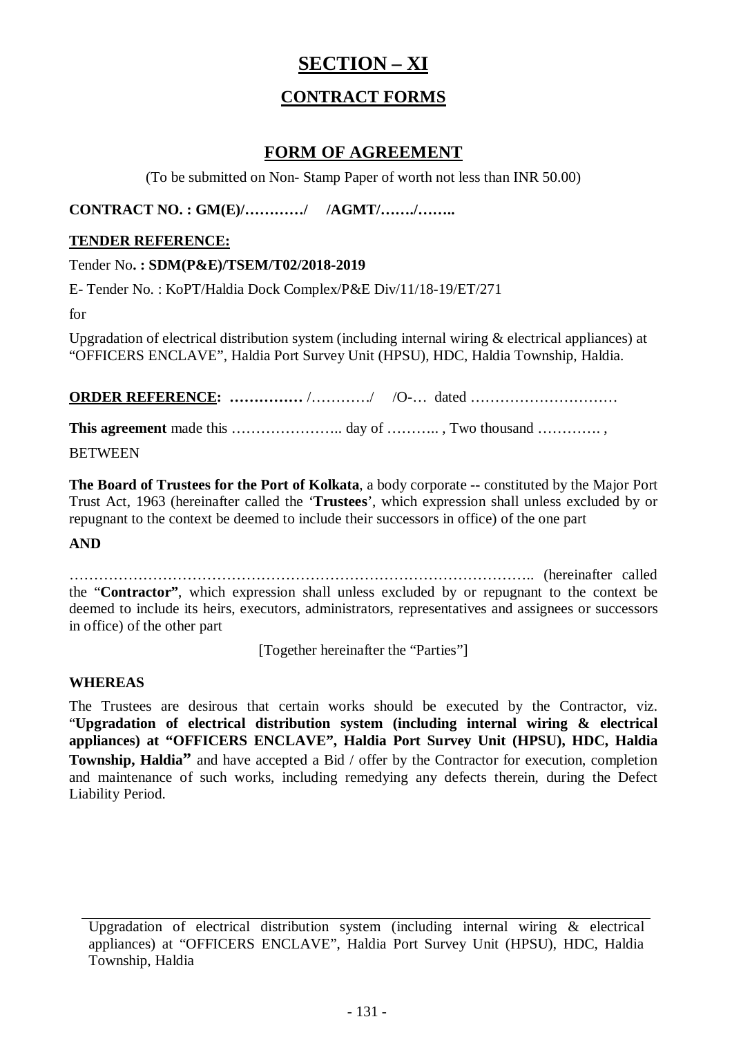# SECTION – XI

## CONTRACT FORMS

### FORM OF AGREEMENT

(To be submitted on Non- Stamp Paper of worth not less than INR 50.00)

**CONTRACT NO. : GM(E)/…………/ /AGMT/……./……..**

**TENDER REFERENCE:**

Tender No**. : SDM(P&E)/TSEM/T02/2018-2019**

E- Tender No. : KoPT/Haldia Dock Complex/P&E Div/11/18-19/ET/271

for

Upgradation of electrical distribution system (including internal wiring & electrical appliances) at "OFFICERS ENCLAVE", Haldia Port Survey Unit (HPSU), HDC, Haldia Township, Haldia.

**ORDER REFERENCE: ……………** /…………/ /O-… dated …………………………

**This agreement** made this ………………….. day of ……….. , Two thousand …………. ,

BETWEEN

**The Board of Trustees for the Port of Kolkata**, a body corporate -- constituted by the Major Port Trust Act, 1963 (hereinafter called the '**Trustees**', which expression shall unless excluded by or repugnant to the context be deemed to include their successors in office) of the one part

**AND**

……………………………………………………………………………….. (hereinafter called the "**Contractor"**, which expression shall unless excluded by or repugnant to the context be deemed to include its heirs, executors, administrators, representatives and assignees or successors in office) of the other part

[Together hereinafter the "Parties"]

**WHEREAS**

The Trustees are desirous that certain works should be executed by the Contractor, viz. "**Upgradation of electrical distribution system (including internal wiring & electrical appliances) at "OFFICERS ENCLAVE", Haldia Port Survey Unit (HPSU), HDC, Haldia Township, Haldia"** and have accepted a Bid / offer by the Contractor for execution, completion and maintenance of such works, including remedying any defects therein, during the Defect Liability Period.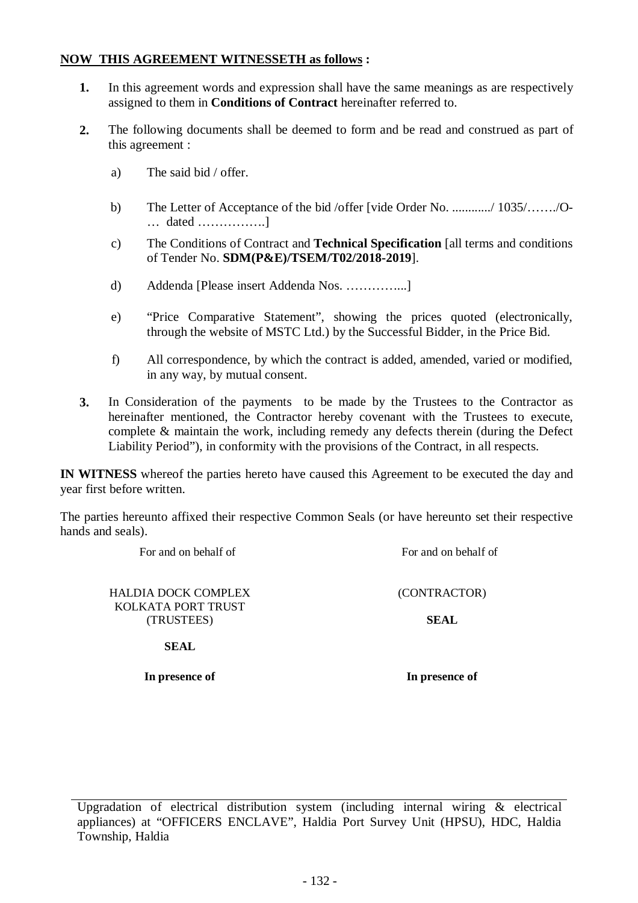**NOW THIS AGREEMENT WITNESSETH as follows :**

**1.** In this agreement words and expression shall have the same meanings as are respectively assigned to them in **Conditions of Contract** hereinafter referred to.

**2.** The following documents shall be deemed to form and be read and construed as part of this agreement :

a) The said bid / offer.

b) The Letter of Acceptance of the bid /offer [vide Order No. ............/ 1035/……./O-… dated …………….]

c) The Conditions of Contract and **Technical Specification** [all terms and conditions of Tender No. **SDM(P&E)/TSEM/T02/2018-2019**].

d) Addenda [Please insert Addenda Nos. …………...]

e) "Price Comparative Statement", showing the prices quoted (electronically, through the website of MSTC Ltd.) by the Successful Bidder, in the Price Bid.

f) All correspondence, by which the contract is added, amended, varied or modified, in any way, by mutual consent.

**3.** In Consideration of the payments to be made by the Trustees to the Contractor as hereinafter mentioned, the Contractor hereby covenant with the Trustees to execute, complete & maintain the work, including remedy any defects therein (during the Defect Liability Period"), in conformity with the provisions of the Contract, in all respects.

**IN WITNESS** whereof the parties hereto have caused this Agreement to be executed the day and year first before written.

The parties hereunto affixed their respective Common Seals (or have hereunto set their respective hands and seals).

| For and on behalf of | For and on behalf of |
|---|---|
| HALDIA DOCK COMPLEX<br>KOLKATA PORT TRUST<br>(TRUSTEES) | (CONTRACTOR) |
| **SEAL** | **SEAL** |
| **In presence of** | **In presence of** |

Upgradation of electrical distribution system (including internal wiring & electrical appliances) at "OFFICERS ENCLAVE", Haldia Port Survey Unit (HPSU), HDC, Haldia Township, Haldia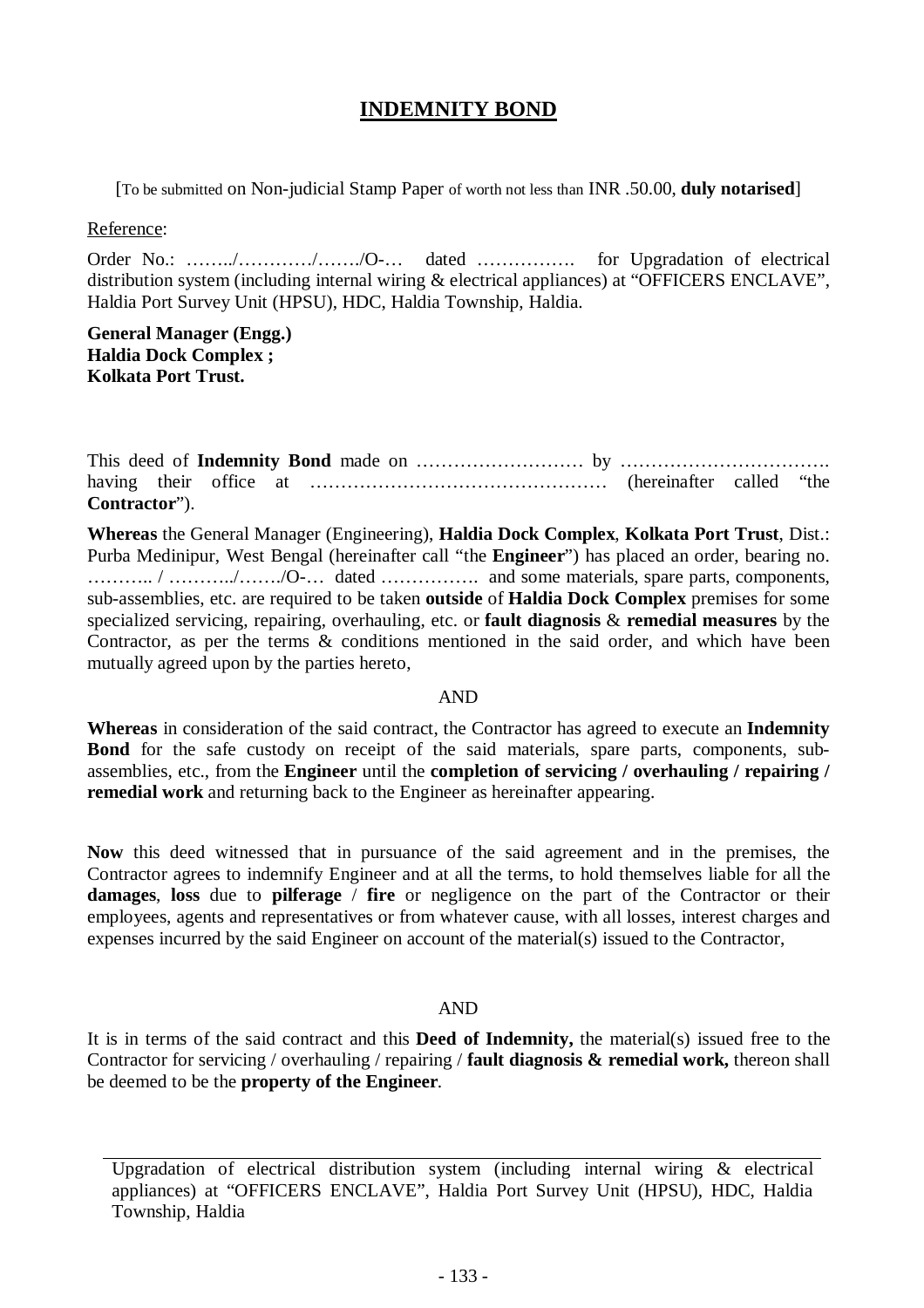# INDEMNITY BOND

[To be submitted on Non-judicial Stamp Paper of worth not less than INR .50.00, **duly notarised**]

Reference:

Order No.: ……../…………/……./O-… dated ……………. for Upgradation of electrical distribution system (including internal wiring & electrical appliances) at "OFFICERS ENCLAVE", Haldia Port Survey Unit (HPSU), HDC, Haldia Township, Haldia.

**General Manager (Engg.)**
**Haldia Dock Complex ;**
**Kolkata Port Trust.**

This deed of **Indemnity Bond** made on ……………………… by ……………………………. having their office at ………………………………………… (hereinafter called "the **Contractor**").

**Whereas** the General Manager (Engineering), **Haldia Dock Complex**, **Kolkata Port Trust**, Dist.: Purba Medinipur, West Bengal (hereinafter call "the **Engineer**") has placed an order, bearing no. ……….. / ………../……./O-… dated ……………. and some materials, spare parts, components, sub-assemblies, etc. are required to be taken **outside** of **Haldia Dock Complex** premises for some specialized servicing, repairing, overhauling, etc. or **fault diagnosis** & **remedial measures** by the Contractor, as per the terms & conditions mentioned in the said order, and which have been mutually agreed upon by the parties hereto,

AND

**Whereas** in consideration of the said contract, the Contractor has agreed to execute an **Indemnity Bond** for the safe custody on receipt of the said materials, spare parts, components, sub-assemblies, etc., from the **Engineer** until the **completion of servicing / overhauling / repairing / remedial work** and returning back to the Engineer as hereinafter appearing.

**Now** this deed witnessed that in pursuance of the said agreement and in the premises, the Contractor agrees to indemnify Engineer and at all the terms, to hold themselves liable for all the **damages**, **loss** due to **pilferage** / **fire** or negligence on the part of the Contractor or their employees, agents and representatives or from whatever cause, with all losses, interest charges and expenses incurred by the said Engineer on account of the material(s) issued to the Contractor,

AND

It is in terms of the said contract and this **Deed of Indemnity,** the material(s) issued free to the Contractor for servicing / overhauling / repairing / **fault diagnosis & remedial work,** thereon shall be deemed to be the **property of the Engineer**.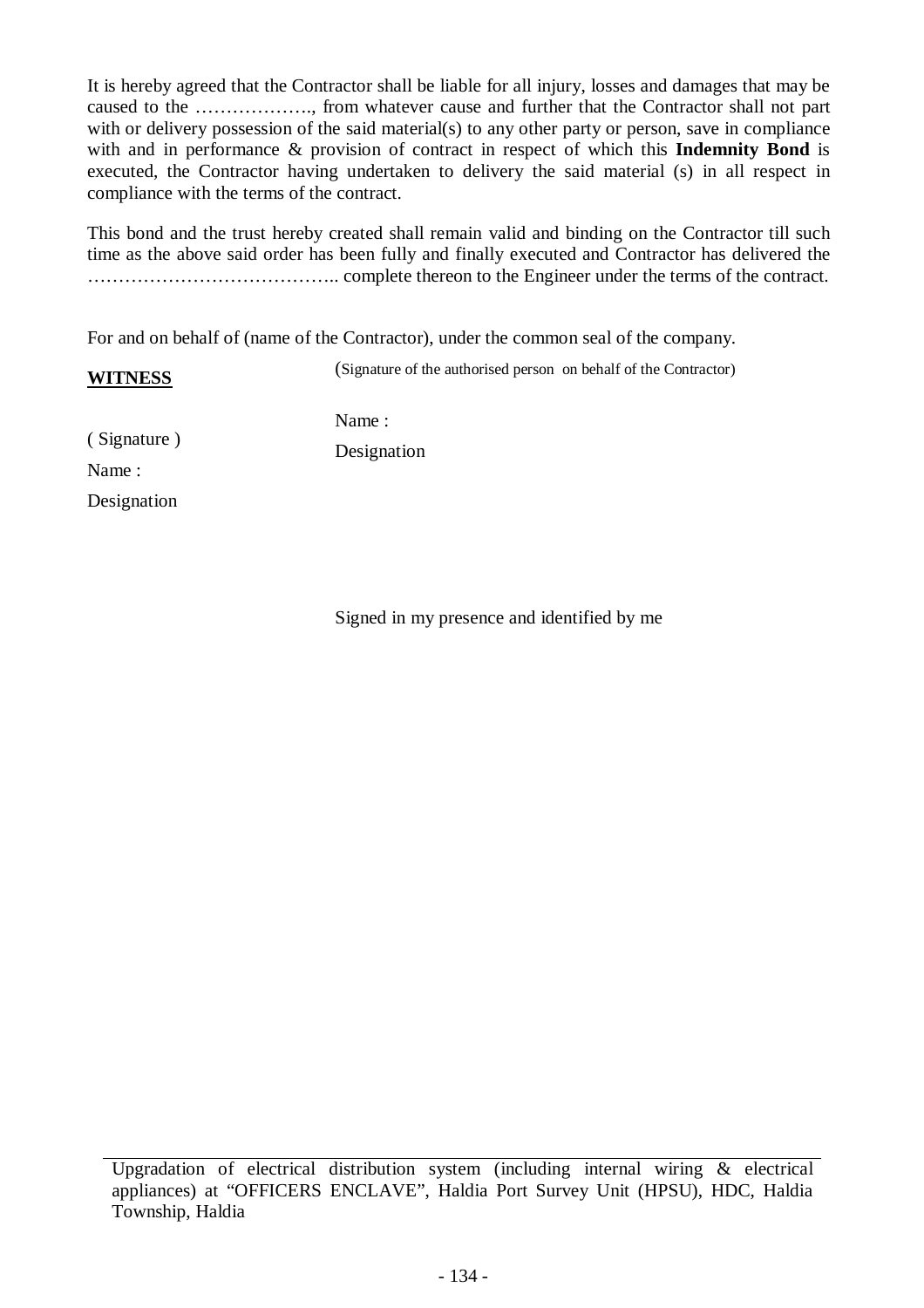It is hereby agreed that the Contractor shall be liable for all injury, losses and damages that may be caused to the ………………., from whatever cause and further that the Contractor shall not part with or delivery possession of the said material(s) to any other party or person, save in compliance with and in performance & provision of contract in respect of which this **Indemnity Bond** is executed, the Contractor having undertaken to delivery the said material (s) in all respect in compliance with the terms of the contract.

This bond and the trust hereby created shall remain valid and binding on the Contractor till such time as the above said order has been fully and finally executed and Contractor has delivered the ………………………………….. complete thereon to the Engineer under the terms of the contract.

For and on behalf of (name of the Contractor), under the common seal of the company.

(Signature of the authorised person on behalf of the Contractor)

Name :

Designation

**WITNESS**

( Signature )

Name :

Designation

Signed in my presence and identified by me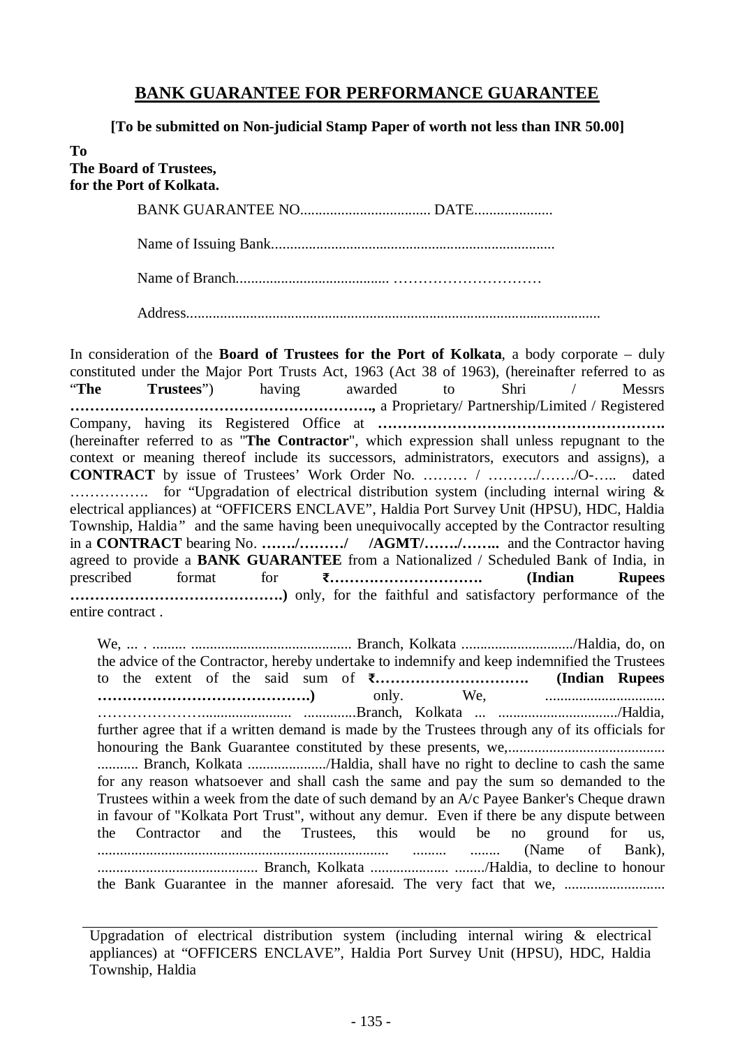## BANK GUARANTEE FOR PERFORMANCE GUARANTEE

**[To be submitted on Non-judicial Stamp Paper of worth not less than INR 50.00]**

**To**
**The Board of Trustees,**
**for the Port of Kolkata.**

BANK GUARANTEE NO.................................... DATE.....................

Name of Issuing Bank............................................................................

Name of Branch........................................ …………………………

Address..............................................................................................................

In consideration of the **Board of Trustees for the Port of Kolkata**, a body corporate – duly constituted under the Major Port Trusts Act, 1963 (Act 38 of 1963), (hereinafter referred to as "**The Trustees**") having awarded to Shri / Messrs **…………………………………………………….,** a Proprietary/ Partnership/Limited / Registered Company, having its Registered Office at **………………………………………………….** (hereinafter referred to as "**The Contractor**", which expression shall unless repugnant to the context or meaning thereof include its successors, administrators, executors and assigns), a **CONTRACT** by issue of Trustees' Work Order No. ……… / ………./……./O-….. dated ……………. for "Upgradation of electrical distribution system (including internal wiring & electrical appliances) at "OFFICERS ENCLAVE", Haldia Port Survey Unit (HPSU), HDC, Haldia Township, Haldia" and the same having been unequivocally accepted by the Contractor resulting in a **CONTRACT** bearing No. **……./………/ /AGMT/……./……..** and the Contractor having agreed to provide a **BANK GUARANTEE** from a Nationalized / Scheduled Bank of India, in prescribed format for **₹…………………………. (Indian Rupees …………………………………….)** only, for the faithful and satisfactory performance of the entire contract .

We, ... . ......... ........................................... Branch, Kolkata ............................../Haldia, do, on the advice of the Contractor, hereby undertake to indemnify and keep indemnified the Trustees to the extent of the said sum of **₹…………………………. (Indian Rupees …………………………………….)** only. We, ................................ ………………….................... ..............Branch, Kolkata ... ................................/Haldia, further agree that if a written demand is made by the Trustees through any of its officials for honouring the Bank Guarantee constituted by these presents, we,......................................... ........... Branch, Kolkata ...................../Haldia, shall have no right to decline to cash the same for any reason whatsoever and shall cash the same and pay the sum so demanded to the Trustees within a week from the date of such demand by an A/c Payee Banker's Cheque drawn in favour of "Kolkata Port Trust", without any demur. Even if there be any dispute between the Contractor and the Trustees, this would be no ground for us, ............................................................................. ......... ........ (Name of Bank), ........................................... Branch, Kolkata ..................... ......../Haldia, to decline to honour the Bank Guarantee in the manner aforesaid. The very fact that we, ...........................

Upgradation of electrical distribution system (including internal wiring & electrical appliances) at "OFFICERS ENCLAVE", Haldia Port Survey Unit (HPSU), HDC, Haldia Township, Haldia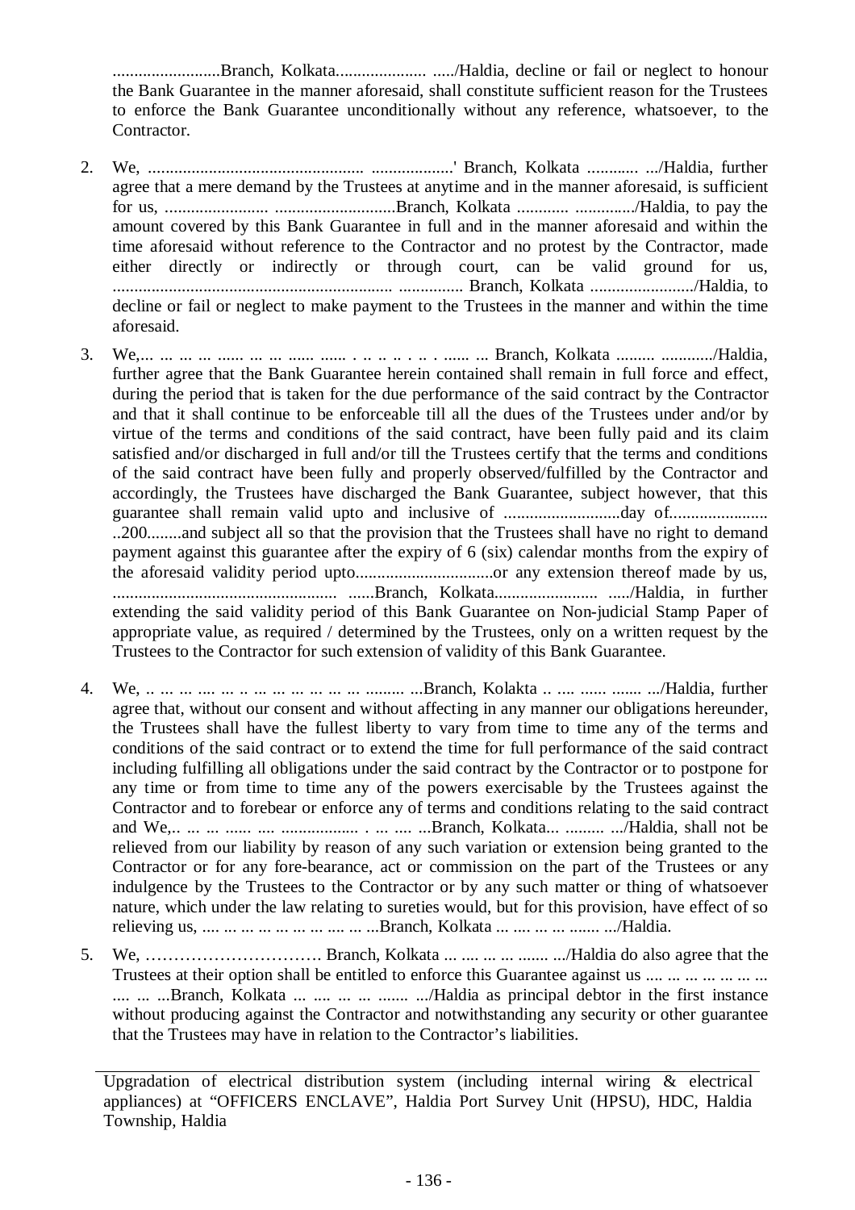.........................Branch, Kolkata..................... ...../Haldia, decline or fail or neglect to honour the Bank Guarantee in the manner aforesaid, shall constitute sufficient reason for the Trustees to enforce the Bank Guarantee unconditionally without any reference, whatsoever, to the Contractor.

2. We, ................................................... ...................' Branch, Kolkata ............ .../Haldia, further agree that a mere demand by the Trustees at anytime and in the manner aforesaid, is sufficient for us, ........................ ............................Branch, Kolkata ............ ............../Haldia, to pay the amount covered by this Bank Guarantee in full and in the manner aforesaid and within the time aforesaid without reference to the Contractor and no protest by the Contractor, made either directly or indirectly or through court, can be valid ground for us, ................................................................. ............... Branch, Kolkata ......................../Haldia, to decline or fail or neglect to make payment to the Trustees in the manner and within the time aforesaid.

3. We,... ... ... ... ...... ... ... ...... ...... . .. .. .. . .. . ...... ... Branch, Kolkata ......... ............/Haldia, further agree that the Bank Guarantee herein contained shall remain in full force and effect, during the period that is taken for the due performance of the said contract by the Contractor and that it shall continue to be enforceable till all the dues of the Trustees under and/or by virtue of the terms and conditions of the said contract, have been fully paid and its claim satisfied and/or discharged in full and/or till the Trustees certify that the terms and conditions of the said contract have been fully and properly observed/fulfilled by the Contractor and accordingly, the Trustees have discharged the Bank Guarantee, subject however, that this guarantee shall remain valid upto and inclusive of ...........................day of....................... ..200........and subject all so that the provision that the Trustees shall have no right to demand payment against this guarantee after the expiry of 6 (six) calendar months from the expiry of the aforesaid validity period upto................................or any extension thereof made by us, .................................................... ......Branch, Kolkata........................ ...../Haldia, in further extending the said validity period of this Bank Guarantee on Non-judicial Stamp Paper of appropriate value, as required / determined by the Trustees, only on a written request by the Trustees to the Contractor for such extension of validity of this Bank Guarantee.

4. We, .. ... ... .... ... .. ... ... ... ... ... ... ......... ...Branch, Kolakta .. .... ...... ....... .../Haldia, further agree that, without our consent and without affecting in any manner our obligations hereunder, the Trustees shall have the fullest liberty to vary from time to time any of the terms and conditions of the said contract or to extend the time for full performance of the said contract including fulfilling all obligations under the said contract by the Contractor or to postpone for any time or from time to time any of the powers exercisable by the Trustees against the Contractor and to forebear or enforce any of terms and conditions relating to the said contract and We,.. ... ... ...... .... .................. . ... .... ...Branch, Kolkata... ......... .../Haldia, shall not be relieved from our liability by reason of any such variation or extension being granted to the Contractor or for any fore-bearance, act or commission on the part of the Trustees or any indulgence by the Trustees to the Contractor or by any such matter or thing of whatsoever nature, which under the law relating to sureties would, but for this provision, have effect of so relieving us, .... ... ... ... ... ... ... .... ... ...Branch, Kolkata ... .... ... ... ....... .../Haldia.

5. We, …………………………. Branch, Kolkata ... .... ... ... ....... .../Haldia do also agree that the Trustees at their option shall be entitled to enforce this Guarantee against us .... ... ... ... ... ... ... .... ... ...Branch, Kolkata ... .... ... ... ....... .../Haldia as principal debtor in the first instance without producing against the Contractor and notwithstanding any security or other guarantee that the Trustees may have in relation to the Contractor's liabilities.

Upgradation of electrical distribution system (including internal wiring & electrical appliances) at "OFFICERS ENCLAVE", Haldia Port Survey Unit (HPSU), HDC, Haldia Township, Haldia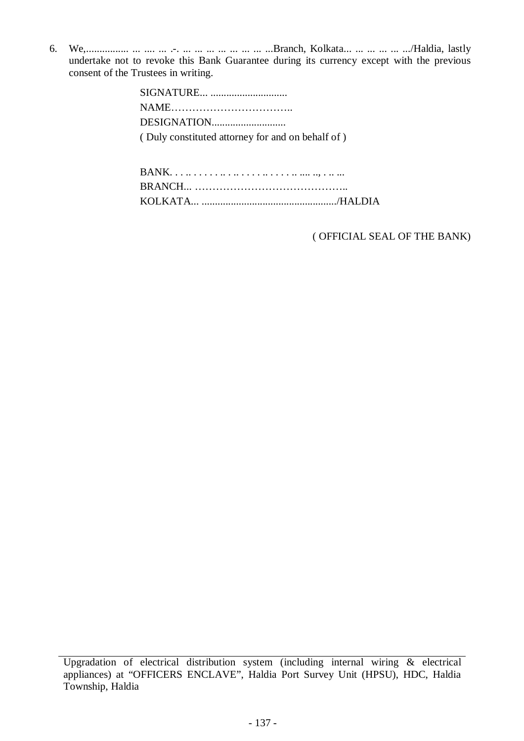6. We,................ ... .... ... .-. ... ... ... ... ... ... ... ...Branch, Kolkata... ... ... ... ... .../Haldia, lastly undertake not to revoke this Bank Guarantee during its currency except with the previous consent of the Trustees in writing.

SIGNATURE... .............................
NAME……………………………..
DESIGNATION............................
( Duly constituted attorney for and on behalf of )

BANK. . . .. . . . . . . .. . .. . . . . .. . . . . .. .... .., . .. ...
BRANCH... ……………………………………..
KOLKATA... .................................................../HALDIA

( OFFICIAL SEAL OF THE BANK)

Upgradation of electrical distribution system (including internal wiring & electrical appliances) at "OFFICERS ENCLAVE", Haldia Port Survey Unit (HPSU), HDC, Haldia Township, Haldia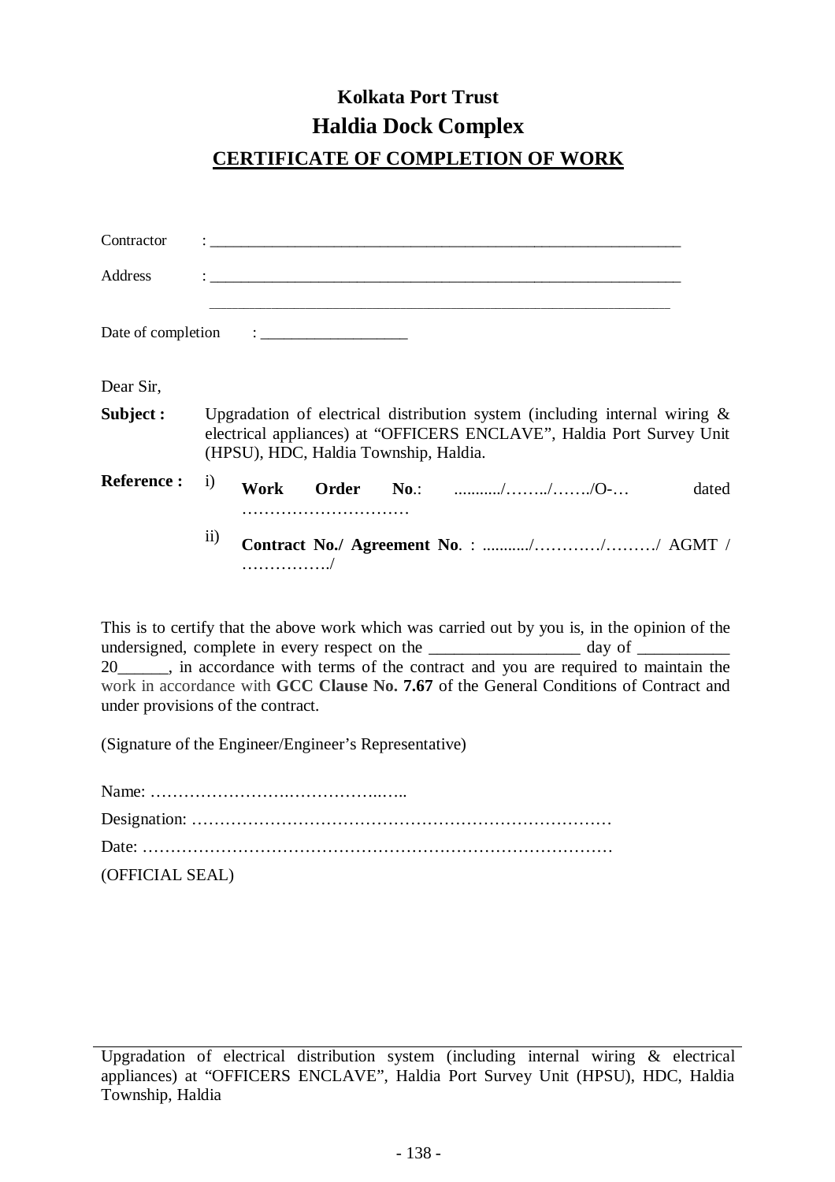# Kolkata Port Trust

## Haldia Dock Complex

### CERTIFICATE OF COMPLETION OF WORK

Contractor : \_\_\_\_\_\_\_\_\_\_\_\_\_\_\_\_\_\_\_\_\_\_\_\_\_\_\_\_\_\_\_\_\_\_\_\_\_\_\_\_\_\_\_\_\_\_\_\_\_\_\_\_\_\_\_\_\_\_\_\_

Address : \_\_\_\_\_\_\_\_\_\_\_\_\_\_\_\_\_\_\_\_\_\_\_\_\_\_\_\_\_\_\_\_\_\_\_\_\_\_\_\_\_\_\_\_\_\_\_\_\_\_\_\_\_\_\_\_\_\_\_\_

\_\_\_\_\_\_\_\_\_\_\_\_\_\_\_\_\_\_\_\_\_\_\_\_\_\_\_\_\_\_\_\_\_\_\_\_\_\_\_\_\_\_\_\_\_\_\_\_\_\_\_\_\_\_\_\_\_\_\_\_

Date of completion : \_\_\_\_\_\_\_\_\_\_\_\_\_\_\_\_\_\_\_

Dear Sir,

**Subject :** Upgradation of electrical distribution system (including internal wiring & electrical appliances) at "OFFICERS ENCLAVE", Haldia Port Survey Unit (HPSU), HDC, Haldia Township, Haldia.

**Reference :**
i) **Work Order No**.: .........../……../……./O-… dated …………………………
ii) **Contract No./ Agreement No**. : .........../…………/………/ AGMT / ……………./

This is to certify that the above work which was carried out by you is, in the opinion of the undersigned, complete in every respect on the \_\_\_\_\_\_\_\_\_\_\_\_\_\_\_\_\_\_ day of \_\_\_\_\_\_\_\_\_\_\_ 20\_\_\_\_\_\_, in accordance with terms of the contract and you are required to maintain the work in accordance with **GCC Clause No. 7.67** of the General Conditions of Contract and under provisions of the contract.

(Signature of the Engineer/Engineer's Representative)

Name: …………………….……………..…..

Designation: …………………………………………………………………

Date: …………………………………………………………………………

(OFFICIAL SEAL)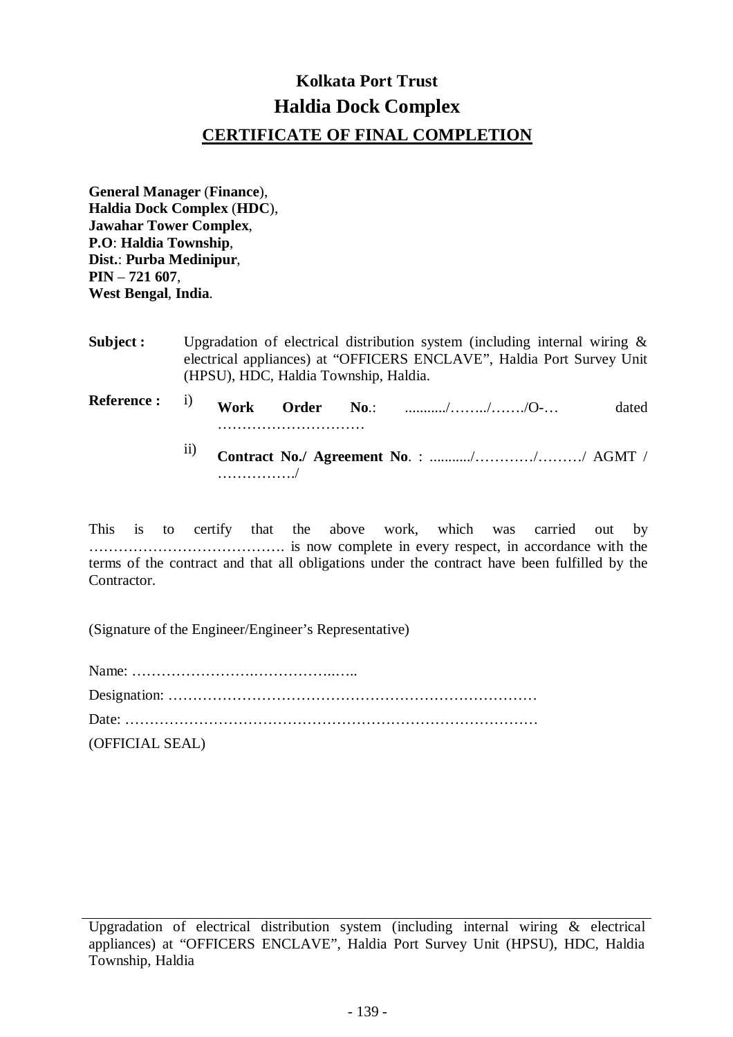# Kolkata Port Trust

## Haldia Dock Complex

## CERTIFICATE OF FINAL COMPLETION

**General Manager** (**Finance**),
**Haldia Dock Complex** (**HDC**),
**Jawahar Tower Complex**,
**P.O**: **Haldia Township**,
**Dist.**: **Purba Medinipur**,
**PIN** – **721 607**,
**West Bengal**, **India**.

**Subject :** Upgradation of electrical distribution system (including internal wiring & electrical appliances) at "OFFICERS ENCLAVE", Haldia Port Survey Unit (HPSU), HDC, Haldia Township, Haldia.

**Reference :**

i) **Work Order No**.: .........../……../……./O-… dated …………………………

ii) **Contract No./ Agreement No**. : .........../…………/………/ AGMT / ……………./

This is to certify that the above work, which was carried out by …………………………………. is now complete in every respect, in accordance with the terms of the contract and that all obligations under the contract have been fulfilled by the Contractor.

(Signature of the Engineer/Engineer's Representative)

Name: …………………….……………..…..

Designation: …………………………………………………………………

Date: …………………………………………………………………………

(OFFICIAL SEAL)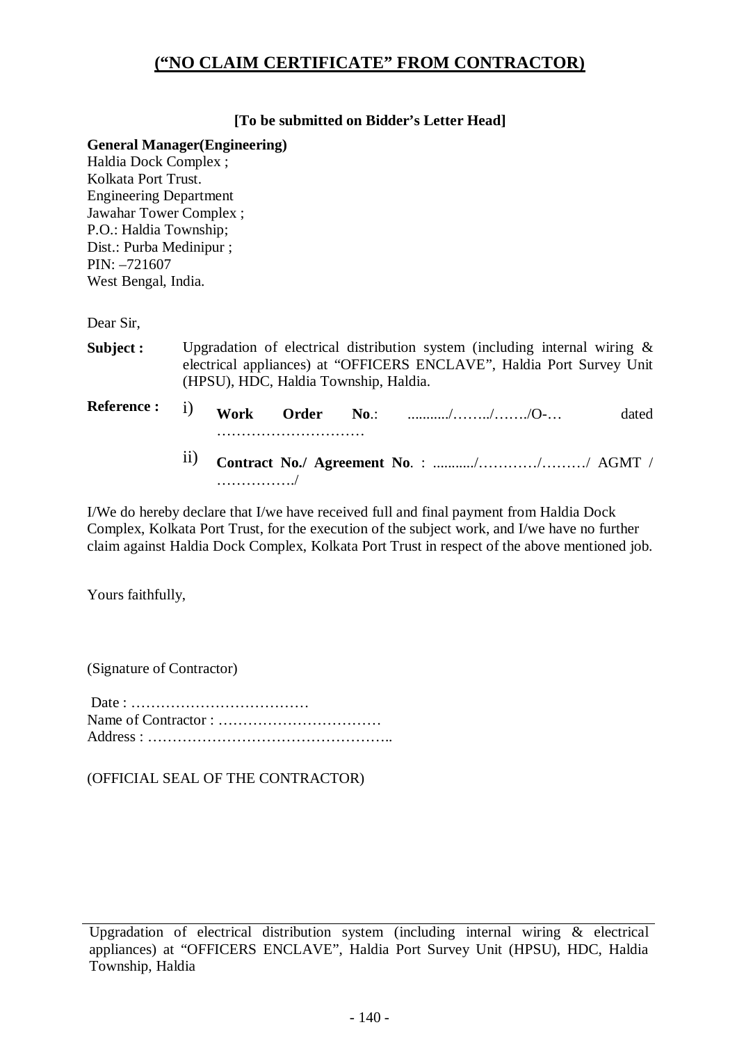# ("NO CLAIM CERTIFICATE" FROM CONTRACTOR)

**[To be submitted on Bidder's Letter Head]**

**General Manager(Engineering)**
Haldia Dock Complex ;
Kolkata Port Trust.
Engineering Department
Jawahar Tower Complex ;
P.O.: Haldia Township;
Dist.: Purba Medinipur ;
PIN: –721607
West Bengal, India.

Dear Sir,

**Subject :** Upgradation of electrical distribution system (including internal wiring & electrical appliances) at "OFFICERS ENCLAVE", Haldia Port Survey Unit (HPSU), HDC, Haldia Township, Haldia.

**Reference :**

i) **Work Order No**.: .........../……../……./O-… dated …………………………

ii) **Contract No./ Agreement No**. : .........../…………/………/ AGMT / ……………./

I/We do hereby declare that I/we have received full and final payment from Haldia Dock Complex, Kolkata Port Trust, for the execution of the subject work, and I/we have no further claim against Haldia Dock Complex, Kolkata Port Trust in respect of the above mentioned job.

Yours faithfully,

(Signature of Contractor)

Date : ………………………………
Name of Contractor : ……………………………
Address : …………………………………………..

(OFFICIAL SEAL OF THE CONTRACTOR)